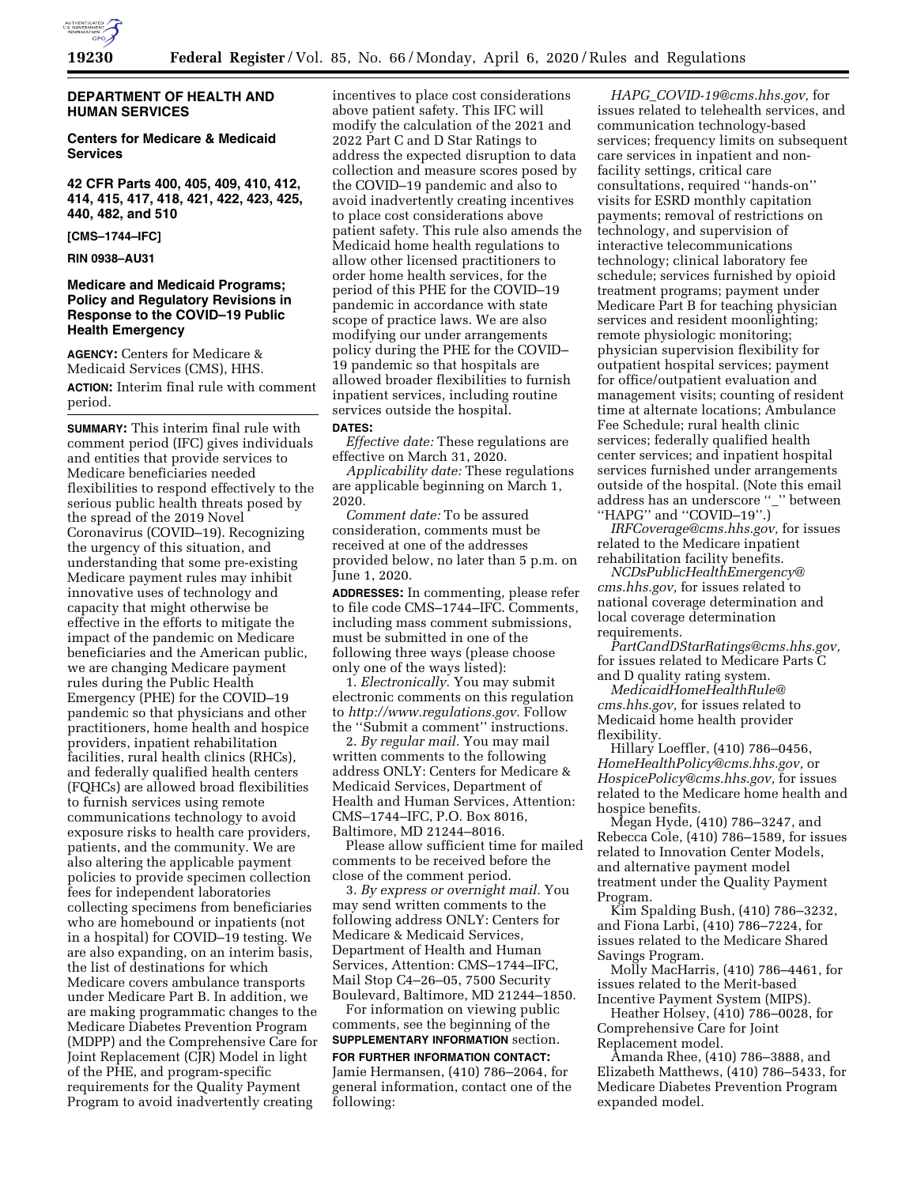**DEPARTMENT OF HEALTH AND HUMAN SERVICES**

**Centers for Medicare & Medicaid Services**

**42 CFR Parts 400, 405, 409, 410, 412, 414, 415, 417, 418, 421, 422, 423, 425, 440, 482, and 510**

**[CMS–1744–IFC]**

**RIN 0938–AU31**

## Medicare and Medicaid Programs; Policy and Regulatory Revisions in Response to the COVID–19 Public Health Emergency

**AGENCY:** Centers for Medicare & Medicaid Services (CMS), HHS.

**ACTION:** Interim final rule with comment period.

**SUMMARY:** This interim final rule with comment period (IFC) gives individuals and entities that provide services to Medicare beneficiaries needed flexibilities to respond effectively to the serious public health threats posed by the spread of the 2019 Novel Coronavirus (COVID–19). Recognizing the urgency of this situation, and understanding that some pre-existing Medicare payment rules may inhibit innovative uses of technology and capacity that might otherwise be effective in the efforts to mitigate the impact of the pandemic on Medicare beneficiaries and the American public, we are changing Medicare payment rules during the Public Health Emergency (PHE) for the COVID–19 pandemic so that physicians and other practitioners, home health and hospice providers, inpatient rehabilitation facilities, rural health clinics (RHCs), and federally qualified health centers (FQHCs) are allowed broad flexibilities to furnish services using remote communications technology to avoid exposure risks to health care providers, patients, and the community. We are also altering the applicable payment policies to provide specimen collection fees for independent laboratories collecting specimens from beneficiaries who are homebound or inpatients (not in a hospital) for COVID–19 testing. We are also expanding, on an interim basis, the list of destinations for which Medicare covers ambulance transports under Medicare Part B. In addition, we are making programmatic changes to the Medicare Diabetes Prevention Program (MDPP) and the Comprehensive Care for Joint Replacement (CJR) Model in light of the PHE, and program-specific requirements for the Quality Payment Program to avoid inadvertently creating incentives to place cost considerations above patient safety. This IFC will modify the calculation of the 2021 and 2022 Part C and D Star Ratings to address the expected disruption to data collection and measure scores posed by the COVID–19 pandemic and also to avoid inadvertently creating incentives to place cost considerations above patient safety. This rule also amends the Medicaid home health regulations to allow other licensed practitioners to order home health services, for the period of this PHE for the COVID–19 pandemic in accordance with state scope of practice laws. We are also modifying our under arrangements policy during the PHE for the COVID–19 pandemic so that hospitals are allowed broader flexibilities to furnish inpatient services, including routine services outside the hospital.

**DATES:**

*Effective date:* These regulations are effective on March 31, 2020.

*Applicability date:* These regulations are applicable beginning on March 1, 2020.

*Comment date:* To be assured consideration, comments must be received at one of the addresses provided below, no later than 5 p.m. on June 1, 2020.

**ADDRESSES:** In commenting, please refer to file code CMS–1744–IFC. Comments, including mass comment submissions, must be submitted in one of the following three ways (please choose only one of the ways listed):

1. *Electronically.* You may submit electronic comments on this regulation to *http://www.regulations.gov.* Follow the ''Submit a comment'' instructions.

2. *By regular mail.* You may mail written comments to the following address ONLY: Centers for Medicare & Medicaid Services, Department of Health and Human Services, Attention: CMS–1744–IFC, P.O. Box 8016, Baltimore, MD 21244–8016.

Please allow sufficient time for mailed comments to be received before the close of the comment period.

3. *By express or overnight mail.* You may send written comments to the following address ONLY: Centers for Medicare & Medicaid Services, Department of Health and Human Services, Attention: CMS–1744–IFC, Mail Stop C4–26–05, 7500 Security Boulevard, Baltimore, MD 21244–1850.

For information on viewing public comments, see the beginning of the **SUPPLEMENTARY INFORMATION** section.

**FOR FURTHER INFORMATION CONTACT:** Jamie Hermansen, (410) 786–2064, for general information, contact one of the following:

*HAPG_COVID-19@cms.hhs.gov,* for issues related to telehealth services, and communication technology-based services; frequency limits on subsequent care services in inpatient and non-facility settings, critical care consultations, required ''hands-on'' visits for ESRD monthly capitation payments; removal of restrictions on technology, and supervision of interactive telecommunications technology; clinical laboratory fee schedule; services furnished by opioid treatment programs; payment under Medicare Part B for teaching physician services and resident moonlighting; remote physiologic monitoring; physician supervision flexibility for outpatient hospital services; payment for office/outpatient evaluation and management visits; counting of resident time at alternate locations; Ambulance Fee Schedule; rural health clinic services; federally qualified health center services; and inpatient hospital services furnished under arrangements outside of the hospital. (Note this email address has an underscore ''_'' between ''HAPG'' and ''COVID–19''.)

*IRFCoverage@cms.hhs.gov,* for issues related to the Medicare inpatient rehabilitation facility benefits.

*NCDsPublicHealthEmergency@cms.hhs.gov,* for issues related to national coverage determination and local coverage determination requirements.

*PartCandDStarRatings@cms.hhs.gov,* for issues related to Medicare Parts C and D quality rating system.

*MedicaidHomeHealthRule@cms.hhs.gov,* for issues related to Medicaid home health provider flexibility.

Hillary Loeffler, (410) 786–0456, *HomeHealthPolicy@cms.hhs.gov,* or *HospicePolicy@cms.hhs.gov,* for issues related to the Medicare home health and hospice benefits.

Megan Hyde, (410) 786–3247, and Rebecca Cole, (410) 786–1589, for issues related to Innovation Center Models, and alternative payment model treatment under the Quality Payment Program.

Kim Spalding Bush, (410) 786–3232, and Fiona Larbi, (410) 786–7224, for issues related to the Medicare Shared Savings Program.

Molly MacHarris, (410) 786–4461, for issues related to the Merit-based Incentive Payment System (MIPS).

Heather Holsey, (410) 786–0028, for Comprehensive Care for Joint Replacement model.

Amanda Rhee, (410) 786–3888, and Elizabeth Matthews, (410) 786–5433, for Medicare Diabetes Prevention Program expanded model.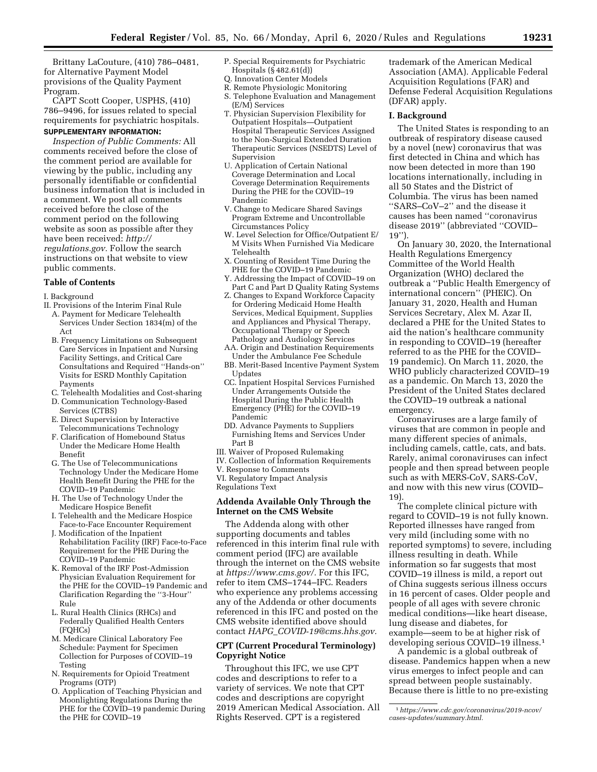Brittany LaCouture, (410) 786–0481, for Alternative Payment Model provisions of the Quality Payment Program.

CAPT Scott Cooper, USPHS, (410) 786–9496, for issues related to special requirements for psychiatric hospitals.

**SUPPLEMENTARY INFORMATION:**

*Inspection of Public Comments:* All comments received before the close of the comment period are available for viewing by the public, including any personally identifiable or confidential business information that is included in a comment. We post all comments received before the close of the comment period on the following website as soon as possible after they have been received: *http://regulations.gov.* Follow the search instructions on that website to view public comments.

**Table of Contents**

I. Background
II. Provisions of the Interim Final Rule
- A. Payment for Medicare Telehealth Services Under Section 1834(m) of the Act
- B. Frequency Limitations on Subsequent Care Services in Inpatient and Nursing Facility Settings, and Critical Care Consultations and Required "Hands-on" Visits for ESRD Monthly Capitation Payments
- C. Telehealth Modalities and Cost-sharing
- D. Communication Technology-Based Services (CTBS)
- E. Direct Supervision by Interactive Telecommunications Technology
- F. Clarification of Homebound Status Under the Medicare Home Health Benefit
- G. The Use of Telecommunications Technology Under the Medicare Home Health Benefit During the PHE for the COVID–19 Pandemic
- H. The Use of Technology Under the Medicare Hospice Benefit
- I. Telehealth and the Medicare Hospice Face-to-Face Encounter Requirement
- J. Modification of the Inpatient Rehabilitation Facility (IRF) Face-to-Face Requirement for the PHE During the COVID–19 Pandemic
- K. Removal of the IRF Post-Admission Physician Evaluation Requirement for the PHE for the COVID–19 Pandemic and Clarification Regarding the "3-Hour" Rule
- L. Rural Health Clinics (RHCs) and Federally Qualified Health Centers (FQHCs)
- M. Medicare Clinical Laboratory Fee Schedule: Payment for Specimen Collection for Purposes of COVID–19 Testing
- N. Requirements for Opioid Treatment Programs (OTP)
- O. Application of Teaching Physician and Moonlighting Regulations During the PHE for the COVID–19 pandemic During the PHE for COVID–19
- P. Special Requirements for Psychiatric Hospitals (§ 482.61(d))
- Q. Innovation Center Models
- R. Remote Physiologic Monitoring
- S. Telephone Evaluation and Management (E/M) Services
- T. Physician Supervision Flexibility for Outpatient Hospitals—Outpatient Hospital Therapeutic Services Assigned to the Non-Surgical Extended Duration Therapeutic Services (NSEDTS) Level of Supervision
- U. Application of Certain National Coverage Determination and Local Coverage Determination Requirements During the PHE for the COVID–19 Pandemic
- V. Change to Medicare Shared Savings Program Extreme and Uncontrollable Circumstances Policy
- W. Level Selection for Office/Outpatient E/M Visits When Furnished Via Medicare Telehealth
- X. Counting of Resident Time During the PHE for the COVID–19 Pandemic
- Y. Addressing the Impact of COVID–19 on Part C and Part D Quality Rating Systems
- Z. Changes to Expand Workforce Capacity for Ordering Medicaid Home Health Services, Medical Equipment, Supplies and Appliances and Physical Therapy, Occupational Therapy or Speech Pathology and Audiology Services
- AA. Origin and Destination Requirements Under the Ambulance Fee Schedule
- BB. Merit-Based Incentive Payment System Updates
- CC. Inpatient Hospital Services Furnished Under Arrangements Outside the Hospital During the Public Health Emergency (PHE) for the COVID–19 Pandemic
- DD. Advance Payments to Suppliers Furnishing Items and Services Under Part B

III. Waiver of Proposed Rulemaking
IV. Collection of Information Requirements
V. Response to Comments
VI. Regulatory Impact Analysis
Regulations Text

**Addenda Available Only Through the Internet on the CMS Website**

The Addenda along with other supporting documents and tables referenced in this interim final rule with comment period (IFC) are available through the internet on the CMS website at *https://www.cms.gov/.* For this IFC, refer to item CMS–1744–IFC. Readers who experience any problems accessing any of the Addenda or other documents referenced in this IFC and posted on the CMS website identified above should contact *HAPG_COVID-19@cms.hhs.gov.*

**CPT (Current Procedural Terminology) Copyright Notice**

Throughout this IFC, we use CPT codes and descriptions to refer to a variety of services. We note that CPT codes and descriptions are copyright 2019 American Medical Association. All Rights Reserved. CPT is a registered trademark of the American Medical Association (AMA). Applicable Federal Acquisition Regulations (FAR) and Defense Federal Acquisition Regulations (DFAR) apply.

## I. Background

The United States is responding to an outbreak of respiratory disease caused by a novel (new) coronavirus that was first detected in China and which has now been detected in more than 190 locations internationally, including in all 50 States and the District of Columbia. The virus has been named "SARS–CoV–2" and the disease it causes has been named "coronavirus disease 2019" (abbreviated "COVID–19").

On January 30, 2020, the International Health Regulations Emergency Committee of the World Health Organization (WHO) declared the outbreak a "Public Health Emergency of international concern" (PHEIC). On January 31, 2020, Health and Human Services Secretary, Alex M. Azar II, declared a PHE for the United States to aid the nation's healthcare community in responding to COVID–19 (hereafter referred to as the PHE for the COVID–19 pandemic). On March 11, 2020, the WHO publicly characterized COVID–19 as a pandemic. On March 13, 2020 the President of the United States declared the COVID–19 outbreak a national emergency.

Coronaviruses are a large family of viruses that are common in people and many different species of animals, including camels, cattle, cats, and bats. Rarely, animal coronaviruses can infect people and then spread between people such as with MERS-CoV, SARS-CoV, and now with this new virus (COVID–19).

The complete clinical picture with regard to COVID–19 is not fully known. Reported illnesses have ranged from very mild (including some with no reported symptoms) to severe, including illness resulting in death. While information so far suggests that most COVID–19 illness is mild, a report out of China suggests serious illness occurs in 16 percent of cases. Older people and people of all ages with severe chronic medical conditions—like heart disease, lung disease and diabetes, for example—seem to be at higher risk of developing serious COVID–19 illness.[1]

A pandemic is a global outbreak of disease. Pandemics happen when a new virus emerges to infect people and can spread between people sustainably. Because there is little to no pre-existing

[1] *https://www.cdc.gov/coronavirus/2019-ncov/cases-updates/summary.html.*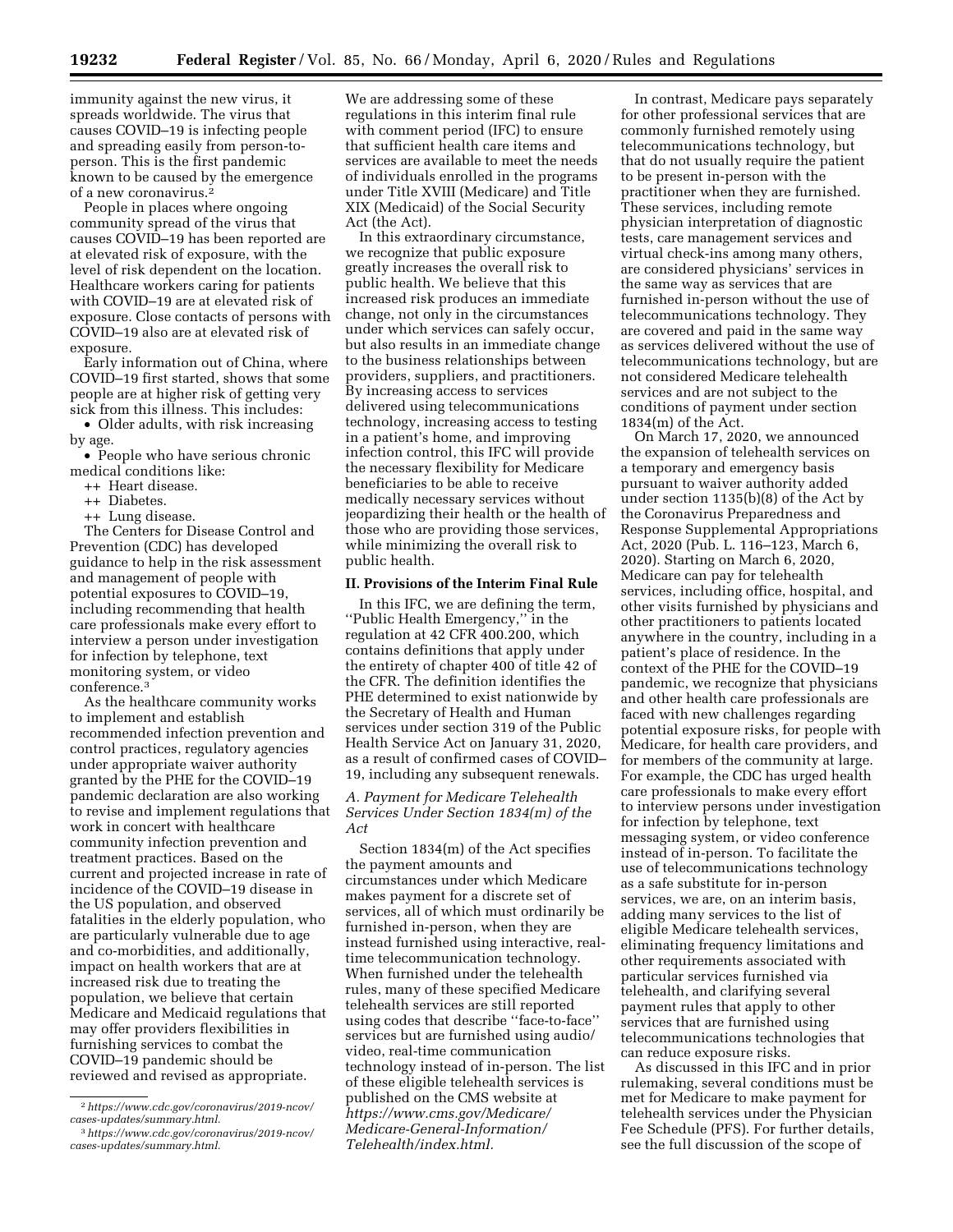immunity against the new virus, it spreads worldwide. The virus that causes COVID–19 is infecting people and spreading easily from person-to-person. This is the first pandemic known to be caused by the emergence of a new coronavirus.[2]

People in places where ongoing community spread of the virus that causes COVID–19 has been reported are at elevated risk of exposure, with the level of risk dependent on the location. Healthcare workers caring for patients with COVID–19 are at elevated risk of exposure. Close contacts of persons with COVID–19 also are at elevated risk of exposure.

Early information out of China, where COVID–19 first started, shows that some people are at higher risk of getting very sick from this illness. This includes:

- Older adults, with risk increasing by age.
- People who have serious chronic medical conditions like:
  - Heart disease.
  - Diabetes.
  - Lung disease.

The Centers for Disease Control and Prevention (CDC) has developed guidance to help in the risk assessment and management of people with potential exposures to COVID–19, including recommending that health care professionals make every effort to interview a person under investigation for infection by telephone, text monitoring system, or video conference.[3]

As the healthcare community works to implement and establish recommended infection prevention and control practices, regulatory agencies under appropriate waiver authority granted by the PHE for the COVID–19 pandemic declaration are also working to revise and implement regulations that work in concert with healthcare community infection prevention and treatment practices. Based on the current and projected increase in rate of incidence of the COVID–19 disease in the US population, and observed fatalities in the elderly population, who are particularly vulnerable due to age and co-morbidities, and additionally, impact on health workers that are at increased risk due to treating the population, we believe that certain Medicare and Medicaid regulations that may offer providers flexibilities in furnishing services to combat the COVID–19 pandemic should be reviewed and revised as appropriate. We are addressing some of these regulations in this interim final rule with comment period (IFC) to ensure that sufficient health care items and services are available to meet the needs of individuals enrolled in the programs under Title XVIII (Medicare) and Title XIX (Medicaid) of the Social Security Act (the Act).

In this extraordinary circumstance, we recognize that public exposure greatly increases the overall risk to public health. We believe that this increased risk produces an immediate change, not only in the circumstances under which services can safely occur, but also results in an immediate change to the business relationships between providers, suppliers, and practitioners. By increasing access to services delivered using telecommunications technology, increasing access to testing in a patient's home, and improving infection control, this IFC will provide the necessary flexibility for Medicare beneficiaries to be able to receive medically necessary services without jeopardizing their health or the health of those who are providing those services, while minimizing the overall risk to public health.

## II. Provisions of the Interim Final Rule

In this IFC, we are defining the term, "Public Health Emergency," in the regulation at 42 CFR 400.200, which contains definitions that apply under the entirety of chapter 400 of title 42 of the CFR. The definition identifies the PHE determined to exist nationwide by the Secretary of Health and Human services under section 319 of the Public Health Service Act on January 31, 2020, as a result of confirmed cases of COVID–19, including any subsequent renewals.

### *A. Payment for Medicare Telehealth Services Under Section 1834(m) of the Act*

Section 1834(m) of the Act specifies the payment amounts and circumstances under which Medicare makes payment for a discrete set of services, all of which must ordinarily be furnished in-person, when they are instead furnished using interactive, real-time telecommunication technology. When furnished under the telehealth rules, many of these specified Medicare telehealth services are still reported using codes that describe "face-to-face" services but are furnished using audio/video, real-time communication technology instead of in-person. The list of these eligible telehealth services is published on the CMS website at *https://www.cms.gov/Medicare/Medicare-General-Information/Telehealth/index.html.*

In contrast, Medicare pays separately for other professional services that are commonly furnished remotely using telecommunications technology, but that do not usually require the patient to be present in-person with the practitioner when they are furnished. These services, including remote physician interpretation of diagnostic tests, care management services and virtual check-ins among many others, are considered physicians' services in the same way as services that are furnished in-person without the use of telecommunications technology. They are covered and paid in the same way as services delivered without the use of telecommunications technology, but are not considered Medicare telehealth services and are not subject to the conditions of payment under section 1834(m) of the Act.

On March 17, 2020, we announced the expansion of telehealth services on a temporary and emergency basis pursuant to waiver authority added under section 1135(b)(8) of the Act by the Coronavirus Preparedness and Response Supplemental Appropriations Act, 2020 (Pub. L. 116–123, March 6, 2020). Starting on March 6, 2020, Medicare can pay for telehealth services, including office, hospital, and other visits furnished by physicians and other practitioners to patients located anywhere in the country, including in a patient's place of residence. In the context of the PHE for the COVID–19 pandemic, we recognize that physicians and other health care professionals are faced with new challenges regarding potential exposure risks, for people with Medicare, for health care providers, and for members of the community at large. For example, the CDC has urged health care professionals to make every effort to interview persons under investigation for infection by telephone, text messaging system, or video conference instead of in-person. To facilitate the use of telecommunications technology as a safe substitute for in-person services, we are, on an interim basis, adding many services to the list of eligible Medicare telehealth services, eliminating frequency limitations and other requirements associated with particular services furnished via telehealth, and clarifying several payment rules that apply to other services that are furnished using telecommunications technologies that can reduce exposure risks.

As discussed in this IFC and in prior rulemaking, several conditions must be met for Medicare to make payment for telehealth services under the Physician Fee Schedule (PFS). For further details, see the full discussion of the scope of

---

[2] *https://www.cdc.gov/coronavirus/2019-ncov/cases-updates/summary.html.*

[3] *https://www.cdc.gov/coronavirus/2019-ncov/cases-updates/summary.html.*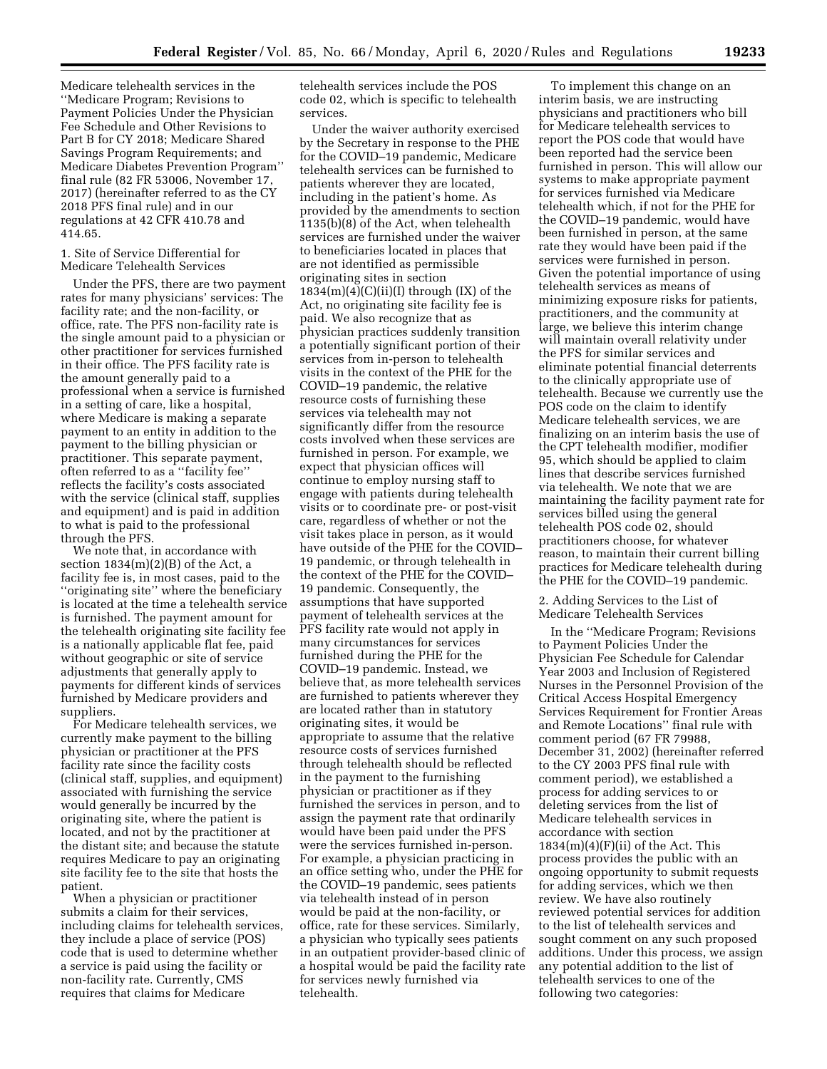Medicare telehealth services in the ''Medicare Program; Revisions to Payment Policies Under the Physician Fee Schedule and Other Revisions to Part B for CY 2018; Medicare Shared Savings Program Requirements; and Medicare Diabetes Prevention Program'' final rule (82 FR 53006, November 17, 2017) (hereinafter referred to as the CY 2018 PFS final rule) and in our regulations at 42 CFR 410.78 and 414.65.

1. Site of Service Differential for Medicare Telehealth Services

Under the PFS, there are two payment rates for many physicians' services: The facility rate; and the non-facility, or office, rate. The PFS non-facility rate is the single amount paid to a physician or other practitioner for services furnished in their office. The PFS facility rate is the amount generally paid to a professional when a service is furnished in a setting of care, like a hospital, where Medicare is making a separate payment to an entity in addition to the payment to the billing physician or practitioner. This separate payment, often referred to as a ''facility fee'' reflects the facility's costs associated with the service (clinical staff, supplies and equipment) and is paid in addition to what is paid to the professional through the PFS.

We note that, in accordance with section 1834(m)(2)(B) of the Act, a facility fee is, in most cases, paid to the ''originating site'' where the beneficiary is located at the time a telehealth service is furnished. The payment amount for the telehealth originating site facility fee is a nationally applicable flat fee, paid without geographic or site of service adjustments that generally apply to payments for different kinds of services furnished by Medicare providers and suppliers.

For Medicare telehealth services, we currently make payment to the billing physician or practitioner at the PFS facility rate since the facility costs (clinical staff, supplies, and equipment) associated with furnishing the service would generally be incurred by the originating site, where the patient is located, and not by the practitioner at the distant site; and because the statute requires Medicare to pay an originating site facility fee to the site that hosts the patient.

When a physician or practitioner submits a claim for their services, including claims for telehealth services, they include a place of service (POS) code that is used to determine whether a service is paid using the facility or non-facility rate. Currently, CMS requires that claims for Medicare telehealth services include the POS code 02, which is specific to telehealth services.

Under the waiver authority exercised by the Secretary in response to the PHE for the COVID–19 pandemic, Medicare telehealth services can be furnished to patients wherever they are located, including in the patient's home. As provided by the amendments to section 1135(b)(8) of the Act, when telehealth services are furnished under the waiver to beneficiaries located in places that are not identified as permissible originating sites in section 1834(m)(4)(C)(ii)(I) through (IX) of the Act, no originating site facility fee is paid. We also recognize that as physician practices suddenly transition a potentially significant portion of their services from in-person to telehealth visits in the context of the PHE for the COVID–19 pandemic, the relative resource costs of furnishing these services via telehealth may not significantly differ from the resource costs involved when these services are furnished in person. For example, we expect that physician offices will continue to employ nursing staff to engage with patients during telehealth visits or to coordinate pre- or post-visit care, regardless of whether or not the visit takes place in person, as it would have outside of the PHE for the COVID–19 pandemic, or through telehealth in the context of the PHE for the COVID–19 pandemic. Consequently, the assumptions that have supported payment of telehealth services at the PFS facility rate would not apply in many circumstances for services furnished during the PHE for the COVID–19 pandemic. Instead, we believe that, as more telehealth services are furnished to patients wherever they are located rather than in statutory originating sites, it would be appropriate to assume that the relative resource costs of services furnished through telehealth should be reflected in the payment to the furnishing physician or practitioner as if they furnished the services in person, and to assign the payment rate that ordinarily would have been paid under the PFS were the services furnished in-person. For example, a physician practicing in an office setting who, under the PHE for the COVID–19 pandemic, sees patients via telehealth instead of in person would be paid at the non-facility, or office, rate for these services. Similarly, a physician who typically sees patients in an outpatient provider-based clinic of a hospital would be paid the facility rate for services newly furnished via telehealth.

To implement this change on an interim basis, we are instructing physicians and practitioners who bill for Medicare telehealth services to report the POS code that would have been reported had the service been furnished in person. This will allow our systems to make appropriate payment for services furnished via Medicare telehealth which, if not for the PHE for the COVID–19 pandemic, would have been furnished in person, at the same rate they would have been paid if the services were furnished in person. Given the potential importance of using telehealth services as means of minimizing exposure risks for patients, practitioners, and the community at large, we believe this interim change will maintain overall relativity under the PFS for similar services and eliminate potential financial deterrents to the clinically appropriate use of telehealth. Because we currently use the POS code on the claim to identify Medicare telehealth services, we are finalizing on an interim basis the use of the CPT telehealth modifier, modifier 95, which should be applied to claim lines that describe services furnished via telehealth. We note that we are maintaining the facility payment rate for services billed using the general telehealth POS code 02, should practitioners choose, for whatever reason, to maintain their current billing practices for Medicare telehealth during the PHE for the COVID–19 pandemic.

2. Adding Services to the List of Medicare Telehealth Services

In the ''Medicare Program; Revisions to Payment Policies Under the Physician Fee Schedule for Calendar Year 2003 and Inclusion of Registered Nurses in the Personnel Provision of the Critical Access Hospital Emergency Services Requirement for Frontier Areas and Remote Locations'' final rule with comment period (67 FR 79988, December 31, 2002) (hereinafter referred to the CY 2003 PFS final rule with comment period), we established a process for adding services to or deleting services from the list of Medicare telehealth services in accordance with section 1834(m)(4)(F)(ii) of the Act. This process provides the public with an ongoing opportunity to submit requests for adding services, which we then review. We have also routinely reviewed potential services for addition to the list of telehealth services and sought comment on any such proposed additions. Under this process, we assign any potential addition to the list of telehealth services to one of the following two categories: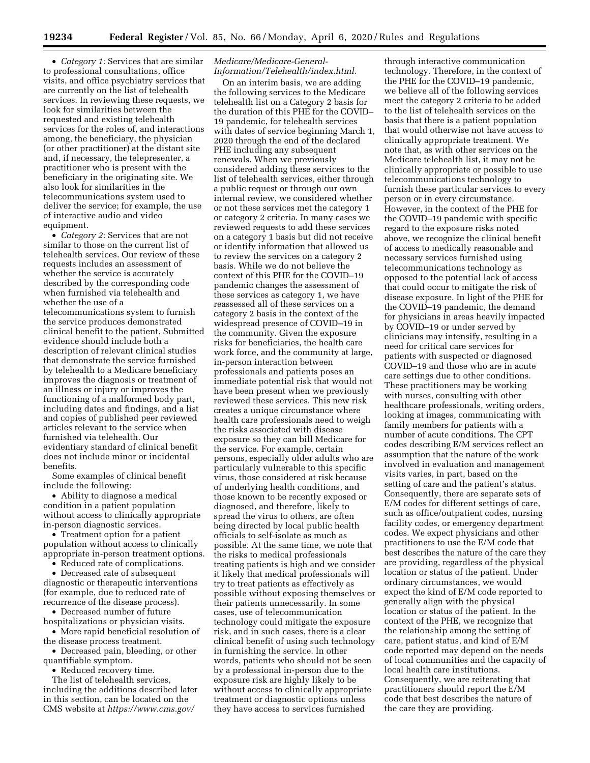• *Category 1:* Services that are similar to professional consultations, office visits, and office psychiatry services that are currently on the list of telehealth services. In reviewing these requests, we look for similarities between the requested and existing telehealth services for the roles of, and interactions among, the beneficiary, the physician (or other practitioner) at the distant site and, if necessary, the telepresenter, a practitioner who is present with the beneficiary in the originating site. We also look for similarities in the telecommunications system used to deliver the service; for example, the use of interactive audio and video equipment.

• *Category 2:* Services that are not similar to those on the current list of telehealth services. Our review of these requests includes an assessment of whether the service is accurately described by the corresponding code when furnished via telehealth and whether the use of a telecommunications system to furnish the service produces demonstrated clinical benefit to the patient. Submitted evidence should include both a description of relevant clinical studies that demonstrate the service furnished by telehealth to a Medicare beneficiary improves the diagnosis or treatment of an illness or injury or improves the functioning of a malformed body part, including dates and findings, and a list and copies of published peer reviewed articles relevant to the service when furnished via telehealth. Our evidentiary standard of clinical benefit does not include minor or incidental benefits.

Some examples of clinical benefit include the following:

• Ability to diagnose a medical condition in a patient population without access to clinically appropriate in-person diagnostic services.

• Treatment option for a patient population without access to clinically appropriate in-person treatment options.

• Reduced rate of complications.

• Decreased rate of subsequent diagnostic or therapeutic interventions (for example, due to reduced rate of recurrence of the disease process).

• Decreased number of future hospitalizations or physician visits.

• More rapid beneficial resolution of the disease process treatment.

• Decreased pain, bleeding, or other quantifiable symptom.

• Reduced recovery time.

The list of telehealth services, including the additions described later in this section, can be located on the CMS website at *https://www.cms.gov/Medicare/Medicare-General-Information/Telehealth/index.html.*

On an interim basis, we are adding the following services to the Medicare telehealth list on a Category 2 basis for the duration of this PHE for the COVID–19 pandemic, for telehealth services with dates of service beginning March 1, 2020 through the end of the declared PHE including any subsequent renewals. When we previously considered adding these services to the list of telehealth services, either through a public request or through our own internal review, we considered whether or not these services met the category 1 or category 2 criteria. In many cases we reviewed requests to add these services on a category 1 basis but did not receive or identify information that allowed us to review the services on a category 2 basis. While we do not believe the context of this PHE for the COVID–19 pandemic changes the assessment of these services as category 1, we have reassessed all of these services on a category 2 basis in the context of the widespread presence of COVID–19 in the community. Given the exposure risks for beneficiaries, the health care work force, and the community at large, in-person interaction between professionals and patients poses an immediate potential risk that would not have been present when we previously reviewed these services. This new risk creates a unique circumstance where health care professionals need to weigh the risks associated with disease exposure so they can bill Medicare for the service. For example, certain persons, especially older adults who are particularly vulnerable to this specific virus, those considered at risk because of underlying health conditions, and those known to be recently exposed or diagnosed, and therefore, likely to spread the virus to others, are often being directed by local public health officials to self-isolate as much as possible. At the same time, we note that the risks to medical professionals treating patients is high and we consider it likely that medical professionals will try to treat patients as effectively as possible without exposing themselves or their patients unnecessarily. In some cases, use of telecommunication technology could mitigate the exposure risk, and in such cases, there is a clear clinical benefit of using such technology in furnishing the service. In other words, patients who should not be seen by a professional in-person due to the exposure risk are highly likely to be without access to clinically appropriate treatment or diagnostic options unless they have access to services furnished through interactive communication technology. Therefore, in the context of the PHE for the COVID–19 pandemic, we believe all of the following services meet the category 2 criteria to be added to the list of telehealth services on the basis that there is a patient population that would otherwise not have access to clinically appropriate treatment. We note that, as with other services on the Medicare telehealth list, it may not be clinically appropriate or possible to use telecommunications technology to furnish these particular services to every person or in every circumstance. However, in the context of the PHE for the COVID–19 pandemic with specific regard to the exposure risks noted above, we recognize the clinical benefit of access to medically reasonable and necessary services furnished using telecommunications technology as opposed to the potential lack of access that could occur to mitigate the risk of disease exposure. In light of the PHE for the COVID–19 pandemic, the demand for physicians in areas heavily impacted by COVID–19 or under served by clinicians may intensify, resulting in a need for critical care services for patients with suspected or diagnosed COVID–19 and those who are in acute care settings due to other conditions. These practitioners may be working with nurses, consulting with other healthcare professionals, writing orders, looking at images, communicating with family members for patients with a number of acute conditions. The CPT codes describing E/M services reflect an assumption that the nature of the work involved in evaluation and management visits varies, in part, based on the setting of care and the patient's status. Consequently, there are separate sets of E/M codes for different settings of care, such as office/outpatient codes, nursing facility codes, or emergency department codes. We expect physicians and other practitioners to use the E/M code that best describes the nature of the care they are providing, regardless of the physical location or status of the patient. Under ordinary circumstances, we would expect the kind of E/M code reported to generally align with the physical location or status of the patient. In the context of the PHE, we recognize that the relationship among the setting of care, patient status, and kind of E/M code reported may depend on the needs of local communities and the capacity of local health care institutions. Consequently, we are reiterating that practitioners should report the E/M code that best describes the nature of the care they are providing.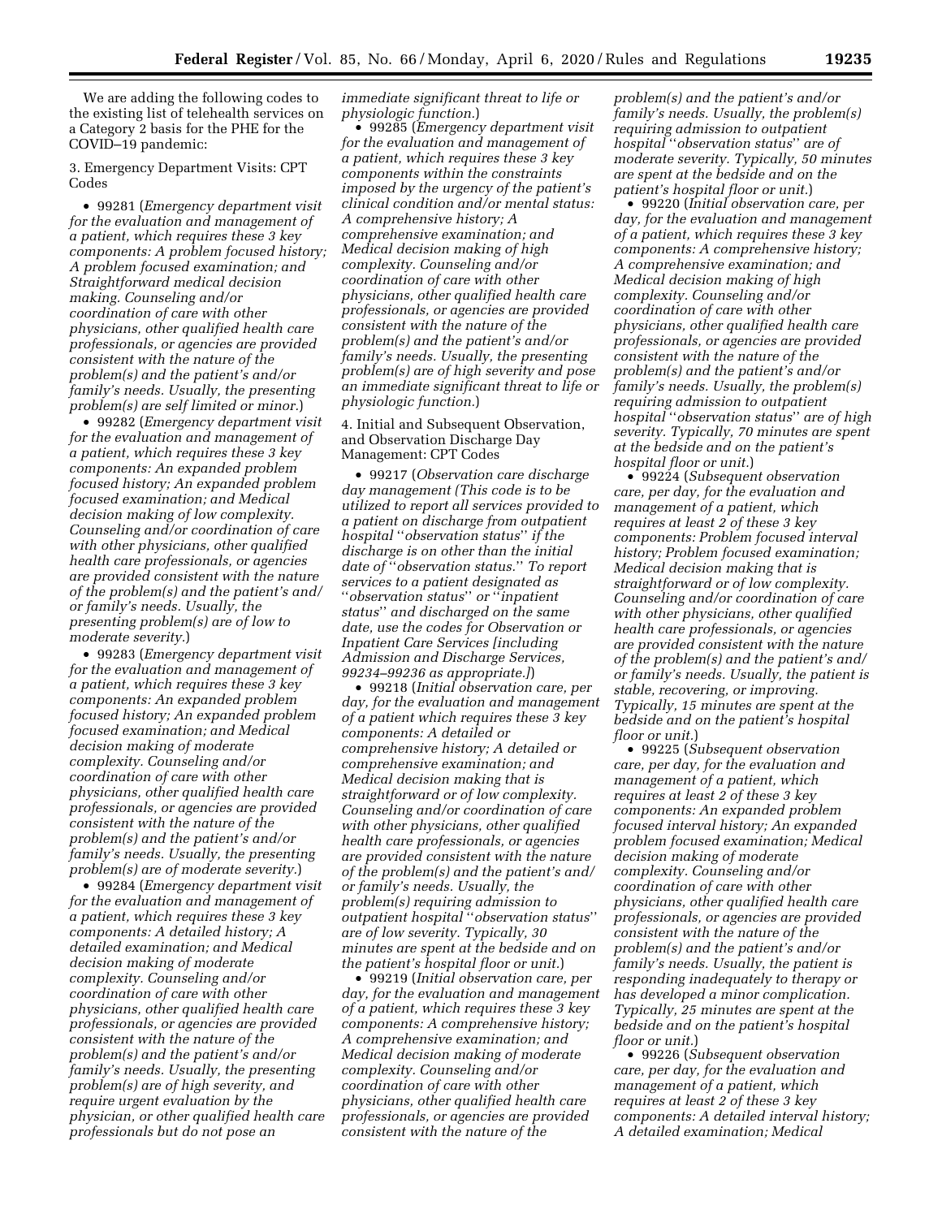We are adding the following codes to the existing list of telehealth services on a Category 2 basis for the PHE for the COVID–19 pandemic:

3. Emergency Department Visits: CPT Codes

- 99281 (*Emergency department visit for the evaluation and management of a patient, which requires these 3 key components: A problem focused history; A problem focused examination; and Straightforward medical decision making. Counseling and/or coordination of care with other physicians, other qualified health care professionals, or agencies are provided consistent with the nature of the problem(s) and the patient's and/or family's needs. Usually, the presenting problem(s) are self limited or minor.*)
- 99282 (*Emergency department visit for the evaluation and management of a patient, which requires these 3 key components: An expanded problem focused history; An expanded problem focused examination; and Medical decision making of low complexity. Counseling and/or coordination of care with other physicians, other qualified health care professionals, or agencies are provided consistent with the nature of the problem(s) and the patient's and/or family's needs. Usually, the presenting problem(s) are of low to moderate severity.*)
- 99283 (*Emergency department visit for the evaluation and management of a patient, which requires these 3 key components: An expanded problem focused history; An expanded problem focused examination; and Medical decision making of moderate complexity. Counseling and/or coordination of care with other physicians, other qualified health care professionals, or agencies are provided consistent with the nature of the problem(s) and the patient's and/or family's needs. Usually, the presenting problem(s) are of moderate severity.*)
- 99284 (*Emergency department visit for the evaluation and management of a patient, which requires these 3 key components: A detailed history; A detailed examination; and Medical decision making of moderate complexity. Counseling and/or coordination of care with other physicians, other qualified health care professionals, or agencies are provided consistent with the nature of the problem(s) and the patient's and/or family's needs. Usually, the presenting problem(s) are of high severity, and require urgent evaluation by the physician, or other qualified health care professionals but do not pose an immediate significant threat to life or physiologic function.*)
- 99285 (*Emergency department visit for the evaluation and management of a patient, which requires these 3 key components within the constraints imposed by the urgency of the patient's clinical condition and/or mental status: A comprehensive history; A comprehensive examination; and Medical decision making of high complexity. Counseling and/or coordination of care with other physicians, other qualified health care professionals, or agencies are provided consistent with the nature of the problem(s) and the patient's and/or family's needs. Usually, the presenting problem(s) are of high severity and pose an immediate significant threat to life or physiologic function.*)

4. Initial and Subsequent Observation, and Observation Discharge Day Management: CPT Codes

- 99217 (*Observation care discharge day management (This code is to be utilized to report all services provided to a patient on discharge from outpatient hospital "observation status" if the discharge is on other than the initial date of "observation status." To report services to a patient designated as "observation status" or "inpatient status" and discharged on the same date, use the codes for Observation or Inpatient Care Services [including Admission and Discharge Services, 99234–99236 as appropriate.]*)
- 99218 (*Initial observation care, per day, for the evaluation and management of a patient which requires these 3 key components: A detailed or comprehensive history; A detailed or comprehensive examination; and Medical decision making that is straightforward or of low complexity. Counseling and/or coordination of care with other physicians, other qualified health care professionals, or agencies are provided consistent with the nature of the problem(s) and the patient's and/or family's needs. Usually, the problem(s) requiring admission to outpatient hospital "observation status" are of low severity. Typically, 30 minutes are spent at the bedside and on the patient's hospital floor or unit.*)
- 99219 (*Initial observation care, per day, for the evaluation and management of a patient, which requires these 3 key components: A comprehensive history; A comprehensive examination; and Medical decision making of moderate complexity. Counseling and/or coordination of care with other physicians, other qualified health care professionals, or agencies are provided consistent with the nature of the problem(s) and the patient's and/or family's needs. Usually, the problem(s) requiring admission to outpatient hospital "observation status" are of moderate severity. Typically, 50 minutes are spent at the bedside and on the patient's hospital floor or unit.*)
- 99220 (*Initial observation care, per day, for the evaluation and management of a patient, which requires these 3 key components: A comprehensive history; A comprehensive examination; and Medical decision making of high complexity. Counseling and/or coordination of care with other physicians, other qualified health care professionals, or agencies are provided consistent with the nature of the problem(s) and the patient's and/or family's needs. Usually, the problem(s) requiring admission to outpatient hospital "observation status" are of high severity. Typically, 70 minutes are spent at the bedside and on the patient's hospital floor or unit.*)
- 99224 (*Subsequent observation care, per day, for the evaluation and management of a patient, which requires at least 2 of these 3 key components: Problem focused interval history; Problem focused examination; Medical decision making that is straightforward or of low complexity. Counseling and/or coordination of care with other physicians, other qualified health care professionals, or agencies are provided consistent with the nature of the problem(s) and the patient's and/or family's needs. Usually, the patient is stable, recovering, or improving. Typically, 15 minutes are spent at the bedside and on the patient's hospital floor or unit.*)
- 99225 (*Subsequent observation care, per day, for the evaluation and management of a patient, which requires at least 2 of these 3 key components: An expanded problem focused interval history; An expanded problem focused examination; Medical decision making of moderate complexity. Counseling and/or coordination of care with other physicians, other qualified health care professionals, or agencies are provided consistent with the nature of the problem(s) and the patient's and/or family's needs. Usually, the patient is responding inadequately to therapy or has developed a minor complication. Typically, 25 minutes are spent at the bedside and on the patient's hospital floor or unit.*)
- 99226 (*Subsequent observation care, per day, for the evaluation and management of a patient, which requires at least 2 of these 3 key components: A detailed interval history; A detailed examination; Medical*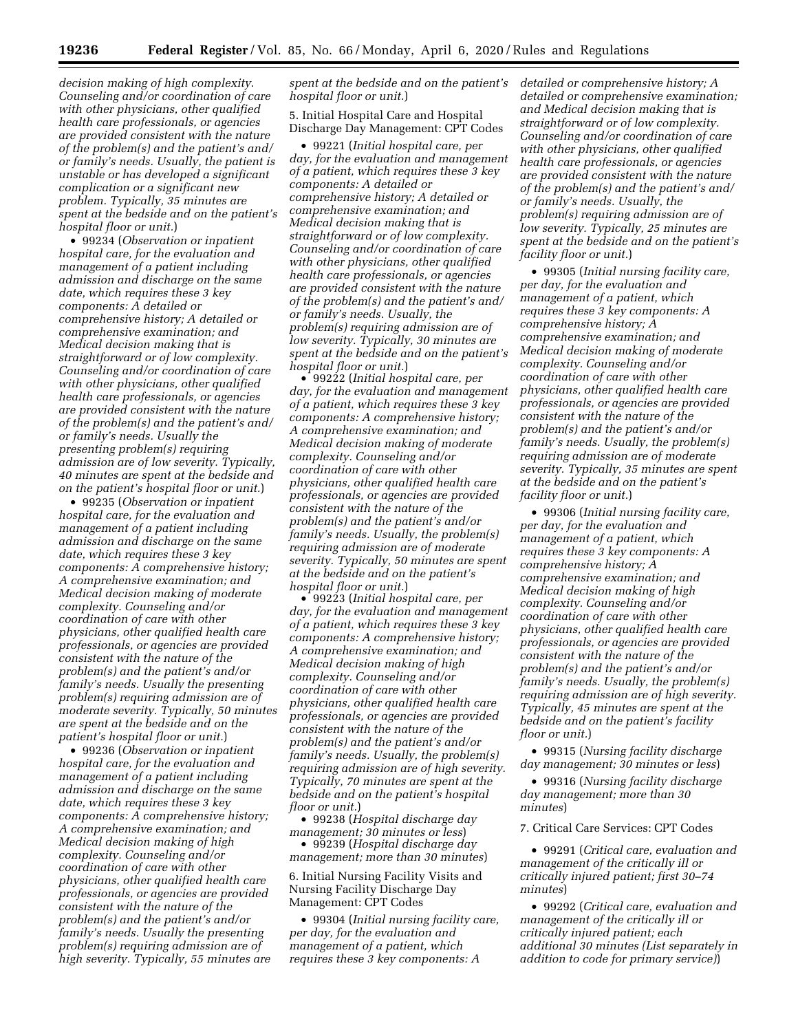*decision making of high complexity. Counseling and/or coordination of care with other physicians, other qualified health care professionals, or agencies are provided consistent with the nature of the problem(s) and the patient's and/or family's needs. Usually, the patient is unstable or has developed a significant complication or a significant new problem. Typically, 35 minutes are spent at the bedside and on the patient's hospital floor or unit.*)

- 99234 (*Observation or inpatient hospital care, for the evaluation and management of a patient including admission and discharge on the same date, which requires these 3 key components: A detailed or comprehensive history; A detailed or comprehensive examination; and Medical decision making that is straightforward or of low complexity. Counseling and/or coordination of care with other physicians, other qualified health care professionals, or agencies are provided consistent with the nature of the problem(s) and the patient's and/or family's needs. Usually the presenting problem(s) requiring admission are of low severity. Typically, 40 minutes are spent at the bedside and on the patient's hospital floor or unit.*)
- 99235 (*Observation or inpatient hospital care, for the evaluation and management of a patient including admission and discharge on the same date, which requires these 3 key components: A comprehensive history; A comprehensive examination; and Medical decision making of moderate complexity. Counseling and/or coordination of care with other physicians, other qualified health care professionals, or agencies are provided consistent with the nature of the problem(s) and the patient's and/or family's needs. Usually the presenting problem(s) requiring admission are of moderate severity. Typically, 50 minutes are spent at the bedside and on the patient's hospital floor or unit.*)
- 99236 (*Observation or inpatient hospital care, for the evaluation and management of a patient including admission and discharge on the same date, which requires these 3 key components: A comprehensive history; A comprehensive examination; and Medical decision making of high complexity. Counseling and/or coordination of care with other physicians, other qualified health care professionals, or agencies are provided consistent with the nature of the problem(s) and the patient's and/or family's needs. Usually the presenting problem(s) requiring admission are of high severity. Typically, 55 minutes are spent at the bedside and on the patient's hospital floor or unit.*)

5. Initial Hospital Care and Hospital Discharge Day Management: CPT Codes

- 99221 (*Initial hospital care, per day, for the evaluation and management of a patient, which requires these 3 key components: A detailed or comprehensive history; A detailed or comprehensive examination; and Medical decision making that is straightforward or of low complexity. Counseling and/or coordination of care with other physicians, other qualified health care professionals, or agencies are provided consistent with the nature of the problem(s) and the patient's and/or family's needs. Usually, the problem(s) requiring admission are of low severity. Typically, 30 minutes are spent at the bedside and on the patient's hospital floor or unit.*)
- 99222 (*Initial hospital care, per day, for the evaluation and management of a patient, which requires these 3 key components: A comprehensive history; A comprehensive examination; and Medical decision making of moderate complexity. Counseling and/or coordination of care with other physicians, other qualified health care professionals, or agencies are provided consistent with the nature of the problem(s) and the patient's and/or family's needs. Usually, the problem(s) requiring admission are of moderate severity. Typically, 50 minutes are spent at the bedside and on the patient's hospital floor or unit.*)
- 99223 (*Initial hospital care, per day, for the evaluation and management of a patient, which requires these 3 key components: A comprehensive history; A comprehensive examination; and Medical decision making of high complexity. Counseling and/or coordination of care with other physicians, other qualified health care professionals, or agencies are provided consistent with the nature of the problem(s) and the patient's and/or family's needs. Usually, the problem(s) requiring admission are of high severity. Typically, 70 minutes are spent at the bedside and on the patient's hospital floor or unit.*)
- 99238 (*Hospital discharge day management; 30 minutes or less*)
- 99239 (*Hospital discharge day management; more than 30 minutes*)

6. Initial Nursing Facility Visits and Nursing Facility Discharge Day Management: CPT Codes

- 99304 (*Initial nursing facility care, per day, for the evaluation and management of a patient, which requires these 3 key components: A detailed or comprehensive history; A detailed or comprehensive examination; and Medical decision making that is straightforward or of low complexity. Counseling and/or coordination of care with other physicians, other qualified health care professionals, or agencies are provided consistent with the nature of the problem(s) and the patient's and/or family's needs. Usually, the problem(s) requiring admission are of low severity. Typically, 25 minutes are spent at the bedside and on the patient's facility floor or unit.*)
- 99305 (*Initial nursing facility care, per day, for the evaluation and management of a patient, which requires these 3 key components: A comprehensive history; A comprehensive examination; and Medical decision making of moderate complexity. Counseling and/or coordination of care with other physicians, other qualified health care professionals, or agencies are provided consistent with the nature of the problem(s) and the patient's and/or family's needs. Usually, the problem(s) requiring admission are of moderate severity. Typically, 35 minutes are spent at the bedside and on the patient's facility floor or unit.*)
- 99306 (*Initial nursing facility care, per day, for the evaluation and management of a patient, which requires these 3 key components: A comprehensive history; A comprehensive examination; and Medical decision making of high complexity. Counseling and/or coordination of care with other physicians, other qualified health care professionals, or agencies are provided consistent with the nature of the problem(s) and the patient's and/or family's needs. Usually, the problem(s) requiring admission are of high severity. Typically, 45 minutes are spent at the bedside and on the patient's facility floor or unit.*)
- 99315 (*Nursing facility discharge day management; 30 minutes or less*)
- 99316 (*Nursing facility discharge day management; more than 30 minutes*)

7. Critical Care Services: CPT Codes

- 99291 (*Critical care, evaluation and management of the critically ill or critically injured patient; first 30–74 minutes*)
- 99292 (*Critical care, evaluation and management of the critically ill or critically injured patient; each additional 30 minutes (List separately in addition to code for primary service)*)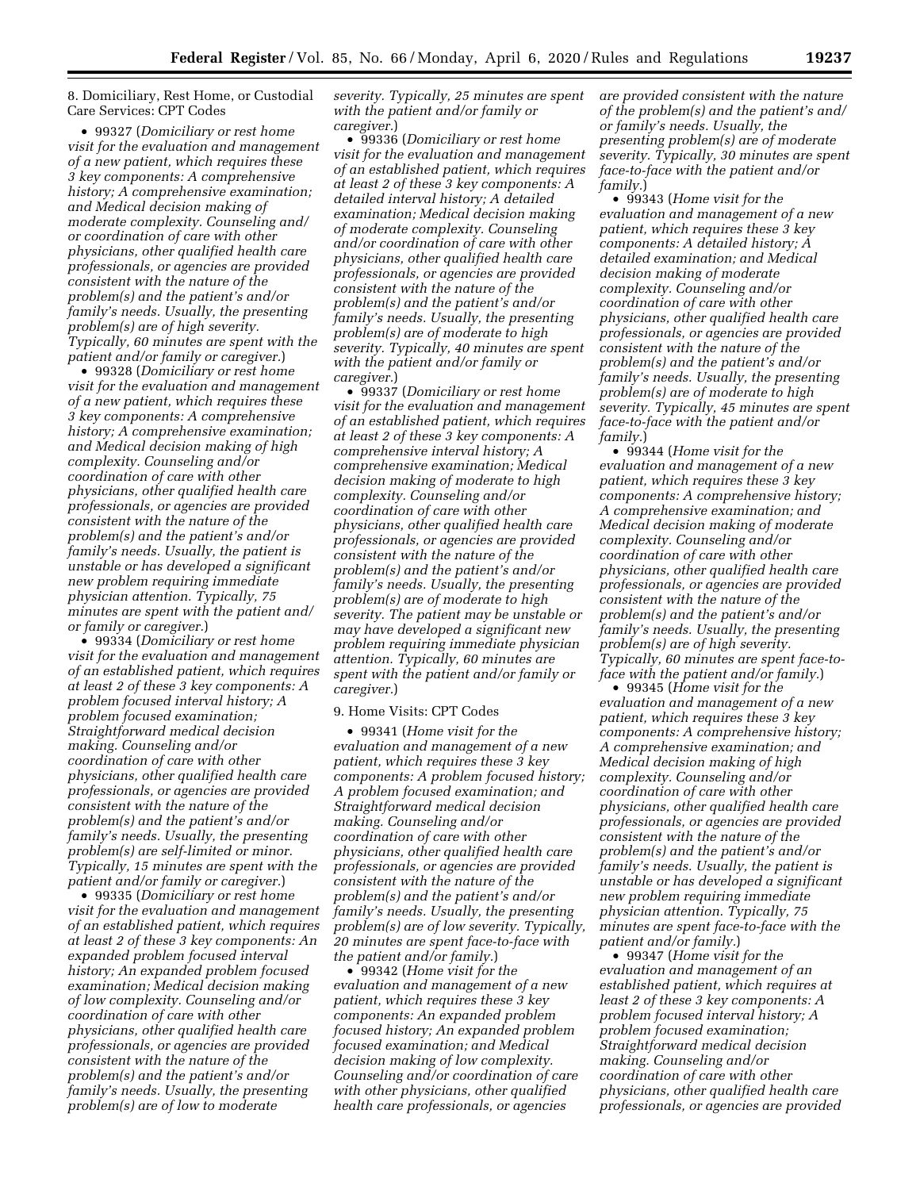8. Domiciliary, Rest Home, or Custodial Care Services: CPT Codes

- 99327 (*Domiciliary or rest home visit for the evaluation and management of a new patient, which requires these 3 key components: A comprehensive history; A comprehensive examination; and Medical decision making of moderate complexity. Counseling and/or coordination of care with other physicians, other qualified health care professionals, or agencies are provided consistent with the nature of the problem(s) and the patient's and/or family's needs. Usually, the presenting problem(s) are of high severity. Typically, 60 minutes are spent with the patient and/or family or caregiver.*)
- 99328 (*Domiciliary or rest home visit for the evaluation and management of a new patient, which requires these 3 key components: A comprehensive history; A comprehensive examination; and Medical decision making of high complexity. Counseling and/or coordination of care with other physicians, other qualified health care professionals, or agencies are provided consistent with the nature of the problem(s) and the patient's and/or family's needs. Usually, the patient is unstable or has developed a significant new problem requiring immediate physician attention. Typically, 75 minutes are spent with the patient and/or family or caregiver.*)
- 99334 (*Domiciliary or rest home visit for the evaluation and management of an established patient, which requires at least 2 of these 3 key components: A problem focused interval history; A problem focused examination; Straightforward medical decision making. Counseling and/or coordination of care with other physicians, other qualified health care professionals, or agencies are provided consistent with the nature of the problem(s) and the patient's and/or family's needs. Usually, the presenting problem(s) are self-limited or minor. Typically, 15 minutes are spent with the patient and/or family or caregiver.*)
- 99335 (*Domiciliary or rest home visit for the evaluation and management of an established patient, which requires at least 2 of these 3 key components: An expanded problem focused interval history; An expanded problem focused examination; Medical decision making of low complexity. Counseling and/or coordination of care with other physicians, other qualified health care professionals, or agencies are provided consistent with the nature of the problem(s) and the patient's and/or family's needs. Usually, the presenting problem(s) are of low to moderate severity. Typically, 25 minutes are spent with the patient and/or family or caregiver.*)
- 99336 (*Domiciliary or rest home visit for the evaluation and management of an established patient, which requires at least 2 of these 3 key components: A detailed interval history; A detailed examination; Medical decision making of moderate complexity. Counseling and/or coordination of care with other physicians, other qualified health care professionals, or agencies are provided consistent with the nature of the problem(s) and the patient's and/or family's needs. Usually, the presenting problem(s) are of moderate to high severity. Typically, 40 minutes are spent with the patient and/or family or caregiver.*)
- 99337 (*Domiciliary or rest home visit for the evaluation and management of an established patient, which requires at least 2 of these 3 key components: A comprehensive interval history; A comprehensive examination; Medical decision making of moderate to high complexity. Counseling and/or coordination of care with other physicians, other qualified health care professionals, or agencies are provided consistent with the nature of the problem(s) and the patient's and/or family's needs. Usually, the presenting problem(s) are of moderate to high severity. The patient may be unstable or may have developed a significant new problem requiring immediate physician attention. Typically, 60 minutes are spent with the patient and/or family or caregiver.*)

9. Home Visits: CPT Codes

- 99341 (*Home visit for the evaluation and management of a new patient, which requires these 3 key components: A problem focused history; A problem focused examination; and Straightforward medical decision making. Counseling and/or coordination of care with other physicians, other qualified health care professionals, or agencies are provided consistent with the nature of the problem(s) and the patient's and/or family's needs. Usually, the presenting problem(s) are of low severity. Typically, 20 minutes are spent face-to-face with the patient and/or family.*)
- 99342 (*Home visit for the evaluation and management of a new patient, which requires these 3 key components: An expanded problem focused history; An expanded problem focused examination; and Medical decision making of low complexity. Counseling and/or coordination of care with other physicians, other qualified health care professionals, or agencies are provided consistent with the nature of the problem(s) and the patient's and/or family's needs. Usually, the presenting problem(s) are of moderate severity. Typically, 30 minutes are spent face-to-face with the patient and/or family.*)
- 99343 (*Home visit for the evaluation and management of a new patient, which requires these 3 key components: A detailed history; A detailed examination; and Medical decision making of moderate complexity. Counseling and/or coordination of care with other physicians, other qualified health care professionals, or agencies are provided consistent with the nature of the problem(s) and the patient's and/or family's needs. Usually, the presenting problem(s) are of moderate to high severity. Typically, 45 minutes are spent face-to-face with the patient and/or family.*)
- 99344 (*Home visit for the evaluation and management of a new patient, which requires these 3 key components: A comprehensive history; A comprehensive examination; and Medical decision making of moderate complexity. Counseling and/or coordination of care with other physicians, other qualified health care professionals, or agencies are provided consistent with the nature of the problem(s) and the patient's and/or family's needs. Usually, the presenting problem(s) are of high severity. Typically, 60 minutes are spent face-to-face with the patient and/or family.*)
- 99345 (*Home visit for the evaluation and management of a new patient, which requires these 3 key components: A comprehensive history; A comprehensive examination; and Medical decision making of high complexity. Counseling and/or coordination of care with other physicians, other qualified health care professionals, or agencies are provided consistent with the nature of the problem(s) and the patient's and/or family's needs. Usually, the patient is unstable or has developed a significant new problem requiring immediate physician attention. Typically, 75 minutes are spent face-to-face with the patient and/or family.*)
- 99347 (*Home visit for the evaluation and management of an established patient, which requires at least 2 of these 3 key components: A problem focused interval history; A problem focused examination; Straightforward medical decision making. Counseling and/or coordination of care with other physicians, other qualified health care professionals, or agencies are provided*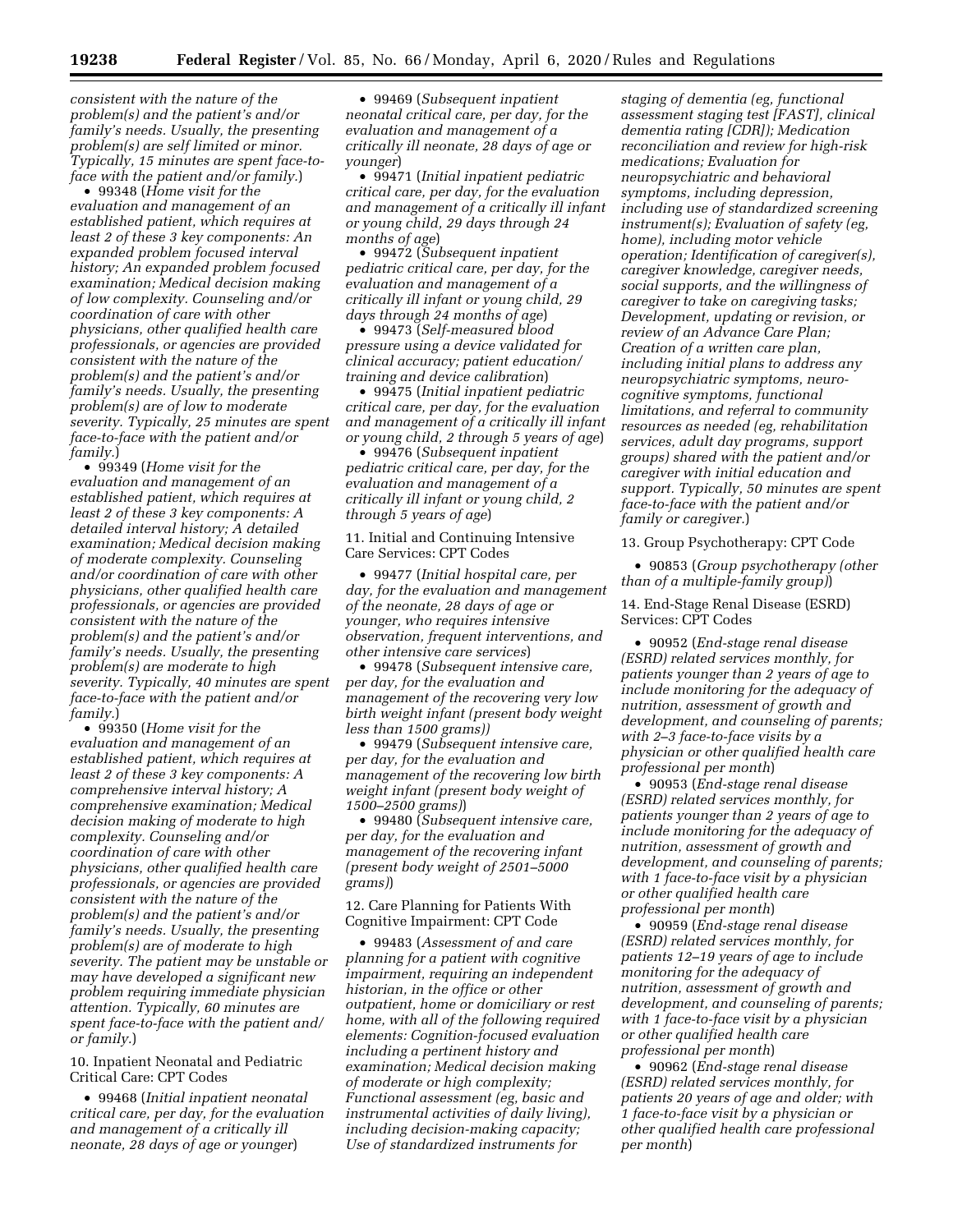*consistent with the nature of the problem(s) and the patient's and/or family's needs. Usually, the presenting problem(s) are self limited or minor. Typically, 15 minutes are spent face-to-face with the patient and/or family.*)

- 99348 (*Home visit for the evaluation and management of an established patient, which requires at least 2 of these 3 key components: An expanded problem focused interval history; An expanded problem focused examination; Medical decision making of low complexity. Counseling and/or coordination of care with other physicians, other qualified health care professionals, or agencies are provided consistent with the nature of the problem(s) and the patient's and/or family's needs. Usually, the presenting problem(s) are of low to moderate severity. Typically, 25 minutes are spent face-to-face with the patient and/or family.*)
- 99349 (*Home visit for the evaluation and management of an established patient, which requires at least 2 of these 3 key components: A detailed interval history; A detailed examination; Medical decision making of moderate complexity. Counseling and/or coordination of care with other physicians, other qualified health care professionals, or agencies are provided consistent with the nature of the problem(s) and the patient's and/or family's needs. Usually, the presenting problem(s) are moderate to high severity. Typically, 40 minutes are spent face-to-face with the patient and/or family.*)
- 99350 (*Home visit for the evaluation and management of an established patient, which requires at least 2 of these 3 key components: A comprehensive interval history; A comprehensive examination; Medical decision making of moderate to high complexity. Counseling and/or coordination of care with other physicians, other qualified health care professionals, or agencies are provided consistent with the nature of the problem(s) and the patient's and/or family's needs. Usually, the presenting problem(s) are of moderate to high severity. The patient may be unstable or may have developed a significant new problem requiring immediate physician attention. Typically, 60 minutes are spent face-to-face with the patient and/or family.*)

10. Inpatient Neonatal and Pediatric Critical Care: CPT Codes

- 99468 (*Initial inpatient neonatal critical care, per day, for the evaluation and management of a critically ill neonate, 28 days of age or younger*)
- 99469 (*Subsequent inpatient neonatal critical care, per day, for the evaluation and management of a critically ill neonate, 28 days of age or younger*)
- 99471 (*Initial inpatient pediatric critical care, per day, for the evaluation and management of a critically ill infant or young child, 29 days through 24 months of age*)
- 99472 (*Subsequent inpatient pediatric critical care, per day, for the evaluation and management of a critically ill infant or young child, 29 days through 24 months of age*)
- 99473 (*Self-measured blood pressure using a device validated for clinical accuracy; patient education/training and device calibration*)
- 99475 (*Initial inpatient pediatric critical care, per day, for the evaluation and management of a critically ill infant or young child, 2 through 5 years of age*)
- 99476 (*Subsequent inpatient pediatric critical care, per day, for the evaluation and management of a critically ill infant or young child, 2 through 5 years of age*)

11. Initial and Continuing Intensive Care Services: CPT Codes

- 99477 (*Initial hospital care, per day, for the evaluation and management of the neonate, 28 days of age or younger, who requires intensive observation, frequent interventions, and other intensive care services*)
- 99478 (*Subsequent intensive care, per day, for the evaluation and management of the recovering very low birth weight infant (present body weight less than 1500 grams)*)
- 99479 (*Subsequent intensive care, per day, for the evaluation and management of the recovering low birth weight infant (present body weight of 1500–2500 grams)*)
- 99480 (*Subsequent intensive care, per day, for the evaluation and management of the recovering infant (present body weight of 2501–5000 grams)*)

12. Care Planning for Patients With Cognitive Impairment: CPT Code

- 99483 (*Assessment of and care planning for a patient with cognitive impairment, requiring an independent historian, in the office or other outpatient, home or domiciliary or rest home, with all of the following required elements: Cognition-focused evaluation including a pertinent history and examination; Medical decision making of moderate or high complexity; Functional assessment (eg, basic and instrumental activities of daily living), including decision-making capacity; Use of standardized instruments for staging of dementia (eg, functional assessment staging test [FAST], clinical dementia rating [CDR]); Medication reconciliation and review for high-risk medications; Evaluation for neuropsychiatric and behavioral symptoms, including depression, including use of standardized screening instrument(s); Evaluation of safety (eg, home), including motor vehicle operation; Identification of caregiver(s), caregiver knowledge, caregiver needs, social supports, and the willingness of caregiver to take on caregiving tasks; Development, updating or revision, or review of an Advance Care Plan; Creation of a written care plan, including initial plans to address any neuropsychiatric symptoms, neuro-cognitive symptoms, functional limitations, and referral to community resources as needed (eg, rehabilitation services, adult day programs, support groups) shared with the patient and/or caregiver with initial education and support. Typically, 50 minutes are spent face-to-face with the patient and/or family or caregiver.*)

13. Group Psychotherapy: CPT Code

- 90853 (*Group psychotherapy (other than of a multiple-family group)*)

14. End-Stage Renal Disease (ESRD) Services: CPT Codes

- 90952 (*End-stage renal disease (ESRD) related services monthly, for patients younger than 2 years of age to include monitoring for the adequacy of nutrition, assessment of growth and development, and counseling of parents; with 2–3 face-to-face visits by a physician or other qualified health care professional per month*)
- 90953 (*End-stage renal disease (ESRD) related services monthly, for patients younger than 2 years of age to include monitoring for the adequacy of nutrition, assessment of growth and development, and counseling of parents; with 1 face-to-face visit by a physician or other qualified health care professional per month*)
- 90959 (*End-stage renal disease (ESRD) related services monthly, for patients 12–19 years of age to include monitoring for the adequacy of nutrition, assessment of growth and development, and counseling of parents; with 1 face-to-face visit by a physician or other qualified health care professional per month*)
- 90962 (*End-stage renal disease (ESRD) related services monthly, for patients 20 years of age and older; with 1 face-to-face visit by a physician or other qualified health care professional per month*)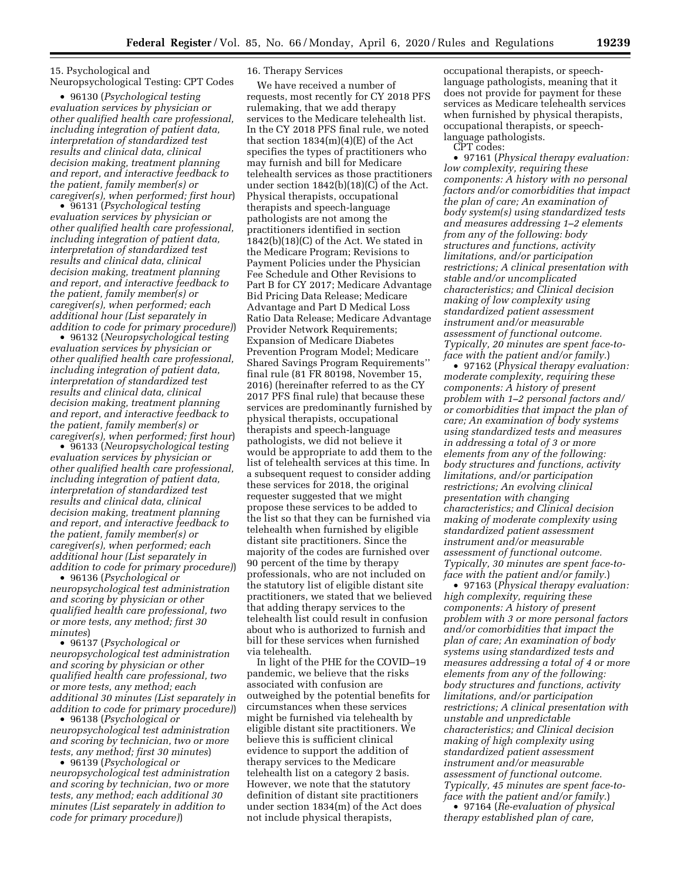15. Psychological and Neuropsychological Testing: CPT Codes

- 96130 (*Psychological testing evaluation services by physician or other qualified health care professional, including integration of patient data, interpretation of standardized test results and clinical data, clinical decision making, treatment planning and report, and interactive feedback to the patient, family member(s) or caregiver(s), when performed; first hour*)
- 96131 (*Psychological testing evaluation services by physician or other qualified health care professional, including integration of patient data, interpretation of standardized test results and clinical data, clinical decision making, treatment planning and report, and interactive feedback to the patient, family member(s) or caregiver(s), when performed; each additional hour (List separately in addition to code for primary procedure)*)
- 96132 (*Neuropsychological testing evaluation services by physician or other qualified health care professional, including integration of patient data, interpretation of standardized test results and clinical data, clinical decision making, treatment planning and report, and interactive feedback to the patient, family member(s) or caregiver(s), when performed; first hour*)
- 96133 (*Neuropsychological testing evaluation services by physician or other qualified health care professional, including integration of patient data, interpretation of standardized test results and clinical data, clinical decision making, treatment planning and report, and interactive feedback to the patient, family member(s) or caregiver(s), when performed; each additional hour (List separately in addition to code for primary procedure)*)
- 96136 (*Psychological or neuropsychological test administration and scoring by physician or other qualified health care professional, two or more tests, any method; first 30 minutes*)
- 96137 (*Psychological or neuropsychological test administration and scoring by physician or other qualified health care professional, two or more tests, any method; each additional 30 minutes (List separately in addition to code for primary procedure)*)
- 96138 (*Psychological or neuropsychological test administration and scoring by technician, two or more tests, any method; first 30 minutes*)
- 96139 (*Psychological or neuropsychological test administration and scoring by technician, two or more tests, any method; each additional 30 minutes (List separately in addition to code for primary procedure)*)

16. Therapy Services

We have received a number of requests, most recently for CY 2018 PFS rulemaking, that we add therapy services to the Medicare telehealth list. In the CY 2018 PFS final rule, we noted that section 1834(m)(4)(E) of the Act specifies the types of practitioners who may furnish and bill for Medicare telehealth services as those practitioners under section 1842(b)(18)(C) of the Act. Physical therapists, occupational therapists and speech-language pathologists are not among the practitioners identified in section 1842(b)(18)(C) of the Act. We stated in the Medicare Program; Revisions to Payment Policies under the Physician Fee Schedule and Other Revisions to Part B for CY 2017; Medicare Advantage Bid Pricing Data Release; Medicare Advantage and Part D Medical Loss Ratio Data Release; Medicare Advantage Provider Network Requirements; Expansion of Medicare Diabetes Prevention Program Model; Medicare Shared Savings Program Requirements'' final rule (81 FR 80198, November 15, 2016) (hereinafter referred to as the CY 2017 PFS final rule) that because these services are predominantly furnished by physical therapists, occupational therapists and speech-language pathologists, we did not believe it would be appropriate to add them to the list of telehealth services at this time. In a subsequent request to consider adding these services for 2018, the original requester suggested that we might propose these services to be added to the list so that they can be furnished via telehealth when furnished by eligible distant site practitioners. Since the majority of the codes are furnished over 90 percent of the time by therapy professionals, who are not included on the statutory list of eligible distant site practitioners, we stated that we believed that adding therapy services to the telehealth list could result in confusion about who is authorized to furnish and bill for these services when furnished via telehealth.

In light of the PHE for the COVID–19 pandemic, we believe that the risks associated with confusion are outweighed by the potential benefits for circumstances when these services might be furnished via telehealth by eligible distant site practitioners. We believe this is sufficient clinical evidence to support the addition of therapy services to the Medicare telehealth list on a category 2 basis. However, we note that the statutory definition of distant site practitioners under section 1834(m) of the Act does not include physical therapists, occupational therapists, or speech-language pathologists, meaning that it does not provide for payment for these services as Medicare telehealth services when furnished by physical therapists, occupational therapists, or speech-language pathologists.

CPT codes:

- 97161 (*Physical therapy evaluation: low complexity, requiring these components: A history with no personal factors and/or comorbidities that impact the plan of care; An examination of body system(s) using standardized tests and measures addressing 1–2 elements from any of the following: body structures and functions, activity limitations, and/or participation restrictions; A clinical presentation with stable and/or uncomplicated characteristics; and Clinical decision making of low complexity using standardized patient assessment instrument and/or measurable assessment of functional outcome. Typically, 20 minutes are spent face-to-face with the patient and/or family.*)
- 97162 (*Physical therapy evaluation: moderate complexity, requiring these components: A history of present problem with 1–2 personal factors and/or comorbidities that impact the plan of care; An examination of body systems using standardized tests and measures in addressing a total of 3 or more elements from any of the following: body structures and functions, activity limitations, and/or participation restrictions; An evolving clinical presentation with changing characteristics; and Clinical decision making of moderate complexity using standardized patient assessment instrument and/or measurable assessment of functional outcome. Typically, 30 minutes are spent face-to-face with the patient and/or family.*)
- 97163 (*Physical therapy evaluation: high complexity, requiring these components: A history of present problem with 3 or more personal factors and/or comorbidities that impact the plan of care; An examination of body systems using standardized tests and measures addressing a total of 4 or more elements from any of the following: body structures and functions, activity limitations, and/or participation restrictions; A clinical presentation with unstable and unpredictable characteristics; and Clinical decision making of high complexity using standardized patient assessment instrument and/or measurable assessment of functional outcome. Typically, 45 minutes are spent face-to-face with the patient and/or family.*)
- 97164 (*Re-evaluation of physical therapy established plan of care,*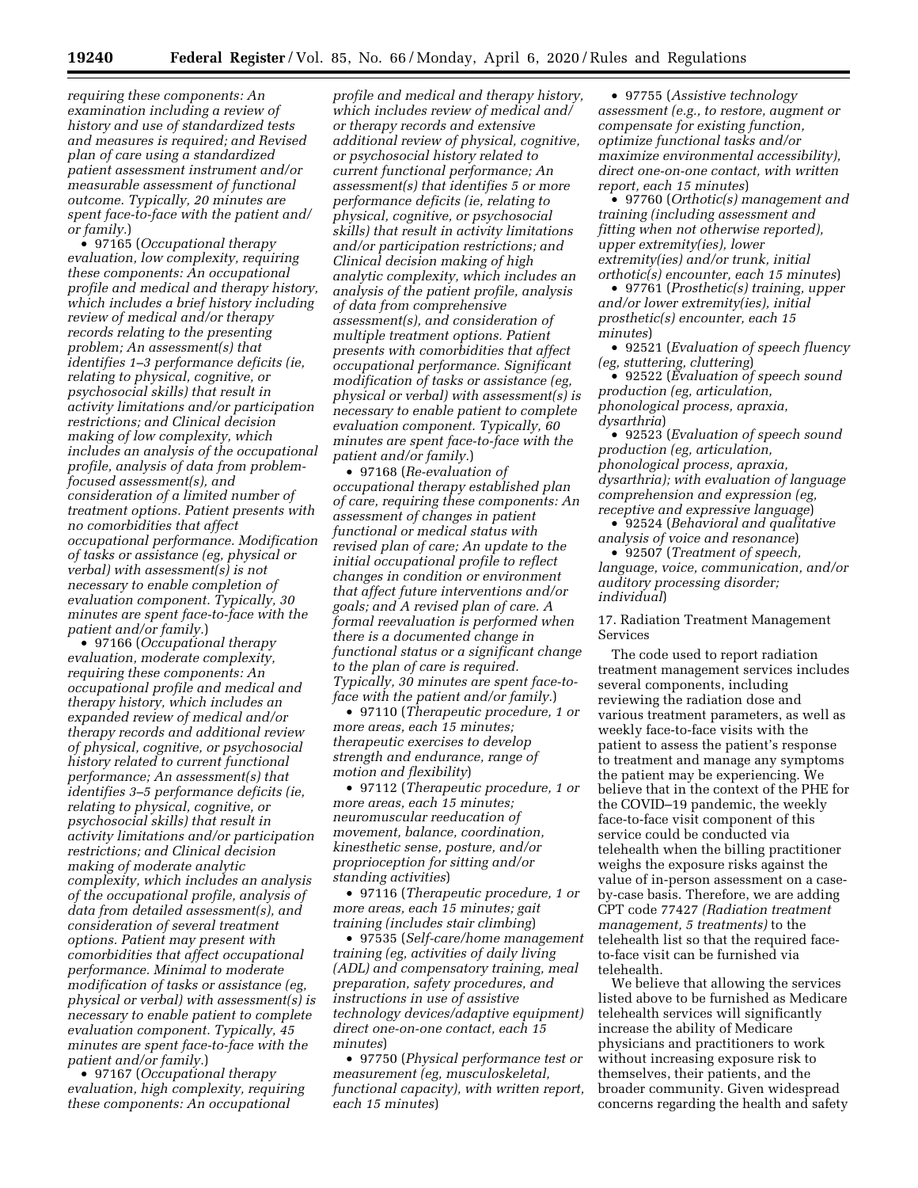*requiring these components: An examination including a review of history and use of standardized tests and measures is required; and Revised plan of care using a standardized patient assessment instrument and/or measurable assessment of functional outcome. Typically, 20 minutes are spent face-to-face with the patient and/or family.*)

- 97165 (*Occupational therapy evaluation, low complexity, requiring these components: An occupational profile and medical and therapy history, which includes a brief history including review of medical and/or therapy records relating to the presenting problem; An assessment(s) that identifies 1–3 performance deficits (ie, relating to physical, cognitive, or psychosocial skills) that result in activity limitations and/or participation restrictions; and Clinical decision making of low complexity, which includes an analysis of the occupational profile, analysis of data from problem-focused assessment(s), and consideration of a limited number of treatment options. Patient presents with no comorbidities that affect occupational performance. Modification of tasks or assistance (eg, physical or verbal) with assessment(s) is not necessary to enable completion of evaluation component. Typically, 30 minutes are spent face-to-face with the patient and/or family.*)
- 97166 (*Occupational therapy evaluation, moderate complexity, requiring these components: An occupational profile and medical and therapy history, which includes an expanded review of medical and/or therapy records and additional review of physical, cognitive, or psychosocial history related to current functional performance; An assessment(s) that identifies 3–5 performance deficits (ie, relating to physical, cognitive, or psychosocial skills) that result in activity limitations and/or participation restrictions; and Clinical decision making of moderate analytic complexity, which includes an analysis of the occupational profile, analysis of data from detailed assessment(s), and consideration of several treatment options. Patient may present with comorbidities that affect occupational performance. Minimal to moderate modification of tasks or assistance (eg, physical or verbal) with assessment(s) is necessary to enable patient to complete evaluation component. Typically, 45 minutes are spent face-to-face with the patient and/or family.*)
- 97167 (*Occupational therapy evaluation, high complexity, requiring these components: An occupational profile and medical and therapy history, which includes review of medical and/or therapy records and extensive additional review of physical, cognitive, or psychosocial history related to current functional performance; An assessment(s) that identifies 5 or more performance deficits (ie, relating to physical, cognitive, or psychosocial skills) that result in activity limitations and/or participation restrictions; and Clinical decision making of high analytic complexity, which includes an analysis of the patient profile, analysis of data from comprehensive assessment(s), and consideration of multiple treatment options. Patient presents with comorbidities that affect occupational performance. Significant modification of tasks or assistance (eg, physical or verbal) with assessment(s) is necessary to enable patient to complete evaluation component. Typically, 60 minutes are spent face-to-face with the patient and/or family.*)
- 97168 (*Re-evaluation of occupational therapy established plan of care, requiring these components: An assessment of changes in patient functional or medical status with revised plan of care; An update to the initial occupational profile to reflect changes in condition or environment that affect future interventions and/or goals; and A revised plan of care. A formal reevaluation is performed when there is a documented change in functional status or a significant change to the plan of care is required. Typically, 30 minutes are spent face-to-face with the patient and/or family.*)
- 97110 (*Therapeutic procedure, 1 or more areas, each 15 minutes; therapeutic exercises to develop strength and endurance, range of motion and flexibility*)
- 97112 (*Therapeutic procedure, 1 or more areas, each 15 minutes; neuromuscular reeducation of movement, balance, coordination, kinesthetic sense, posture, and/or proprioception for sitting and/or standing activities*)
- 97116 (*Therapeutic procedure, 1 or more areas, each 15 minutes; gait training (includes stair climbing)*)
- 97535 (*Self-care/home management training (eg, activities of daily living (ADL) and compensatory training, meal preparation, safety procedures, and instructions in use of assistive technology devices/adaptive equipment) direct one-on-one contact, each 15 minutes*)
- 97750 (*Physical performance test or measurement (eg, musculoskeletal, functional capacity), with written report, each 15 minutes*)
- 97755 (*Assistive technology assessment (e.g., to restore, augment or compensate for existing function, optimize functional tasks and/or maximize environmental accessibility), direct one-on-one contact, with written report, each 15 minutes*)
- 97760 (*Orthotic(s) management and training (including assessment and fitting when not otherwise reported), upper extremity(ies), lower extremity(ies) and/or trunk, initial orthotic(s) encounter, each 15 minutes*)
- 97761 (*Prosthetic(s) training, upper and/or lower extremity(ies), initial prosthetic(s) encounter, each 15 minutes*)
- 92521 (*Evaluation of speech fluency (eg, stuttering, cluttering*)
- 92522 (*Evaluation of speech sound production (eg, articulation, phonological process, apraxia, dysarthria*)
- 92523 (*Evaluation of speech sound production (eg, articulation, phonological process, apraxia, dysarthria); with evaluation of language comprehension and expression (eg, receptive and expressive language*)
- 92524 (*Behavioral and qualitative analysis of voice and resonance*)
- 92507 (*Treatment of speech, language, voice, communication, and/or auditory processing disorder; individual*)

17. Radiation Treatment Management Services

The code used to report radiation treatment management services includes several components, including reviewing the radiation dose and various treatment parameters, as well as weekly face-to-face visits with the patient to assess the patient's response to treatment and manage any symptoms the patient may be experiencing. We believe that in the context of the PHE for the COVID–19 pandemic, the weekly face-to-face visit component of this service could be conducted via telehealth when the billing practitioner weighs the exposure risks against the value of in-person assessment on a case-by-case basis. Therefore, we are adding CPT code 77427 *(Radiation treatment management, 5 treatments)* to the telehealth list so that the required face-to-face visit can be furnished via telehealth.

We believe that allowing the services listed above to be furnished as Medicare telehealth services will significantly increase the ability of Medicare physicians and practitioners to work without increasing exposure risk to themselves, their patients, and the broader community. Given widespread concerns regarding the health and safety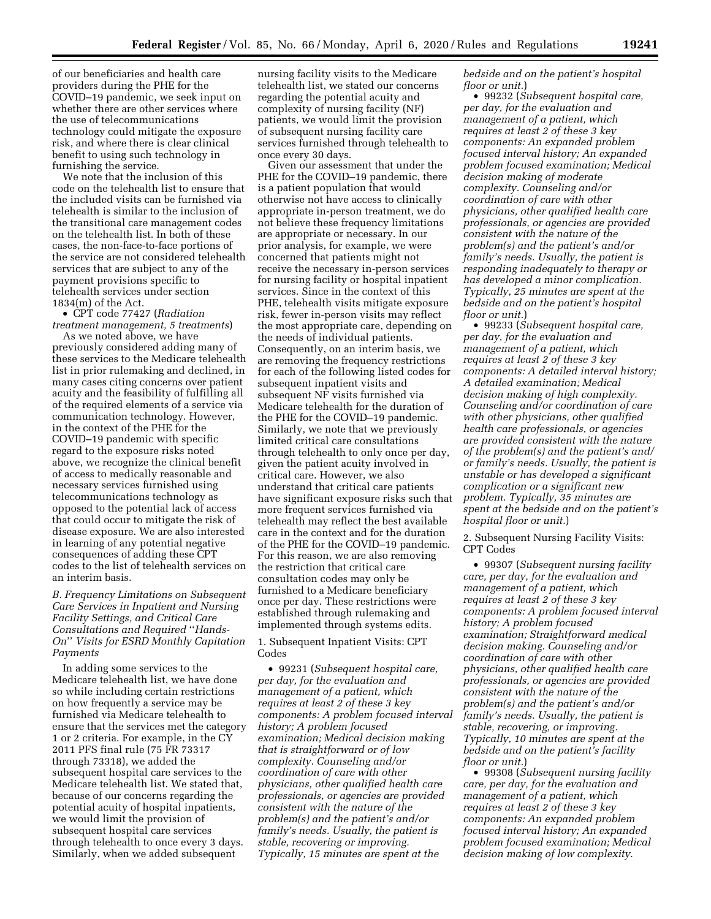of our beneficiaries and health care providers during the PHE for the COVID–19 pandemic, we seek input on whether there are other services where the use of telecommunications technology could mitigate the exposure risk, and where there is clear clinical benefit to using such technology in furnishing the service.

We note that the inclusion of this code on the telehealth list to ensure that the included visits can be furnished via telehealth is similar to the inclusion of the transitional care management codes on the telehealth list. In both of these cases, the non-face-to-face portions of the service are not considered telehealth services that are subject to any of the payment provisions specific to telehealth services under section 1834(m) of the Act.

- CPT code 77427 (*Radiation treatment management, 5 treatments*)

As we noted above, we have previously considered adding many of these services to the Medicare telehealth list in prior rulemaking and declined, in many cases citing concerns over patient acuity and the feasibility of fulfilling all of the required elements of a service via communication technology. However, in the context of the PHE for the COVID–19 pandemic with specific regard to the exposure risks noted above, we recognize the clinical benefit of access to medically reasonable and necessary services furnished using telecommunications technology as opposed to the potential lack of access that could occur to mitigate the risk of disease exposure. We are also interested in learning of any potential negative consequences of adding these CPT codes to the list of telehealth services on an interim basis.

### *B. Frequency Limitations on Subsequent Care Services in Inpatient and Nursing Facility Settings, and Critical Care Consultations and Required "Hands-On" Visits for ESRD Monthly Capitation Payments*

In adding some services to the Medicare telehealth list, we have done so while including certain restrictions on how frequently a service may be furnished via Medicare telehealth to ensure that the services met the category 1 or 2 criteria. For example, in the CY 2011 PFS final rule (75 FR 73317 through 73318), we added the subsequent hospital care services to the Medicare telehealth list. We stated that, because of our concerns regarding the potential acuity of hospital inpatients, we would limit the provision of subsequent hospital care services through telehealth to once every 3 days. Similarly, when we added subsequent nursing facility visits to the Medicare telehealth list, we stated our concerns regarding the potential acuity and complexity of nursing facility (NF) patients, we would limit the provision of subsequent nursing facility care services furnished through telehealth to once every 30 days.

Given our assessment that under the PHE for the COVID–19 pandemic, there is a patient population that would otherwise not have access to clinically appropriate in-person treatment, we do not believe these frequency limitations are appropriate or necessary. In our prior analysis, for example, we were concerned that patients might not receive the necessary in-person services for nursing facility or hospital inpatient services. Since in the context of this PHE, telehealth visits mitigate exposure risk, fewer in-person visits may reflect the most appropriate care, depending on the needs of individual patients. Consequently, on an interim basis, we are removing the frequency restrictions for each of the following listed codes for subsequent inpatient visits and subsequent NF visits furnished via Medicare telehealth for the duration of the PHE for the COVID–19 pandemic. Similarly, we note that we previously limited critical care consultations through telehealth to only once per day, given the patient acuity involved in critical care. However, we also understand that critical care patients have significant exposure risks such that more frequent services furnished via telehealth may reflect the best available care in the context and for the duration of the PHE for the COVID–19 pandemic. For this reason, we are also removing the restriction that critical care consultation codes may only be furnished to a Medicare beneficiary once per day. These restrictions were established through rulemaking and implemented through systems edits.

#### 1. Subsequent Inpatient Visits: CPT Codes

- 99231 (*Subsequent hospital care, per day, for the evaluation and management of a patient, which requires at least 2 of these 3 key components: A problem focused interval history; A problem focused examination; Medical decision making that is straightforward or of low complexity. Counseling and/or coordination of care with other physicians, other qualified health care professionals, or agencies are provided consistent with the nature of the problem(s) and the patient's and/or family's needs. Usually, the patient is stable, recovering or improving. Typically, 15 minutes are spent at the bedside and on the patient's hospital floor or unit.*)
- 99232 (*Subsequent hospital care, per day, for the evaluation and management of a patient, which requires at least 2 of these 3 key components: An expanded problem focused interval history; An expanded problem focused examination; Medical decision making of moderate complexity. Counseling and/or coordination of care with other physicians, other qualified health care professionals, or agencies are provided consistent with the nature of the problem(s) and the patient's and/or family's needs. Usually, the patient is responding inadequately to therapy or has developed a minor complication. Typically, 25 minutes are spent at the bedside and on the patient's hospital floor or unit.*)
- 99233 (*Subsequent hospital care, per day, for the evaluation and management of a patient, which requires at least 2 of these 3 key components: A detailed interval history; A detailed examination; Medical decision making of high complexity. Counseling and/or coordination of care with other physicians, other qualified health care professionals, or agencies are provided consistent with the nature of the problem(s) and the patient's and/or family's needs. Usually, the patient is unstable or has developed a significant complication or a significant new problem. Typically, 35 minutes are spent at the bedside and on the patient's hospital floor or unit.*)

#### 2. Subsequent Nursing Facility Visits: CPT Codes

- 99307 (*Subsequent nursing facility care, per day, for the evaluation and management of a patient, which requires at least 2 of these 3 key components: A problem focused interval history; A problem focused examination; Straightforward medical decision making. Counseling and/or coordination of care with other physicians, other qualified health care professionals, or agencies are provided consistent with the nature of the problem(s) and the patient's and/or family's needs. Usually, the patient is stable, recovering, or improving. Typically, 10 minutes are spent at the bedside and on the patient's facility floor or unit.*)
- 99308 (*Subsequent nursing facility care, per day, for the evaluation and management of a patient, which requires at least 2 of these 3 key components: An expanded problem focused interval history; An expanded problem focused examination; Medical decision making of low complexity.*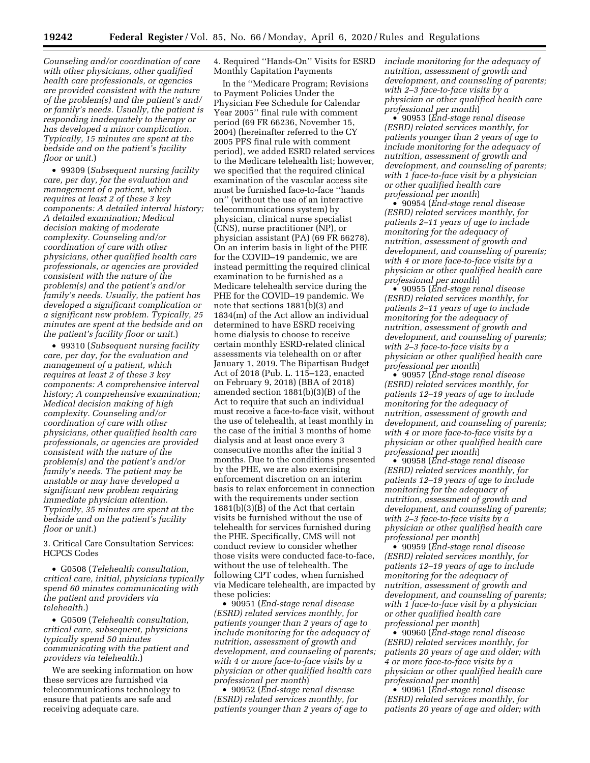*Counseling and/or coordination of care with other physicians, other qualified health care professionals, or agencies are provided consistent with the nature of the problem(s) and the patient's and/or family's needs. Usually, the patient is responding inadequately to therapy or has developed a minor complication. Typically, 15 minutes are spent at the bedside and on the patient's facility floor or unit.*)

- 99309 (*Subsequent nursing facility care, per day, for the evaluation and management of a patient, which requires at least 2 of these 3 key components: A detailed interval history; A detailed examination; Medical decision making of moderate complexity. Counseling and/or coordination of care with other physicians, other qualified health care professionals, or agencies are provided consistent with the nature of the problem(s) and the patient's and/or family's needs. Usually, the patient has developed a significant complication or a significant new problem. Typically, 25 minutes are spent at the bedside and on the patient's facility floor or unit.*)
- 99310 (*Subsequent nursing facility care, per day, for the evaluation and management of a patient, which requires at least 2 of these 3 key components: A comprehensive interval history; A comprehensive examination; Medical decision making of high complexity. Counseling and/or coordination of care with other physicians, other qualified health care professionals, or agencies are provided consistent with the nature of the problem(s) and the patient's and/or family's needs. The patient may be unstable or may have developed a significant new problem requiring immediate physician attention. Typically, 35 minutes are spent at the bedside and on the patient's facility floor or unit.*)

3. Critical Care Consultation Services: HCPCS Codes

- G0508 (*Telehealth consultation, critical care, initial, physicians typically spend 60 minutes communicating with the patient and providers via telehealth.*)
- G0509 (*Telehealth consultation, critical care, subsequent, physicians typically spend 50 minutes communicating with the patient and providers via telehealth.*)

We are seeking information on how these services are furnished via telecommunications technology to ensure that patients are safe and receiving adequate care.

4. Required "Hands-On" Visits for ESRD Monthly Capitation Payments

In the "Medicare Program; Revisions to Payment Policies Under the Physician Fee Schedule for Calendar Year 2005" final rule with comment period (69 FR 66236, November 15, 2004) (hereinafter referred to the CY 2005 PFS final rule with comment period), we added ESRD related services to the Medicare telehealth list; however, we specified that the required clinical examination of the vascular access site must be furnished face-to-face "hands on" (without the use of an interactive telecommunications system) by physician, clinical nurse specialist (CNS), nurse practitioner (NP), or physician assistant (PA) (69 FR 66278). On an interim basis in light of the PHE for the COVID–19 pandemic, we are instead permitting the required clinical examination to be furnished as a Medicare telehealth service during the PHE for the COVID–19 pandemic. We note that sections 1881(b)(3) and 1834(m) of the Act allow an individual determined to have ESRD receiving home dialysis to choose to receive certain monthly ESRD-related clinical assessments via telehealth on or after January 1, 2019. The Bipartisan Budget Act of 2018 (Pub. L. 115–123, enacted on February 9, 2018) (BBA of 2018) amended section 1881(b)(3)(B) of the Act to require that such an individual must receive a face-to-face visit, without the use of telehealth, at least monthly in the case of the initial 3 months of home dialysis and at least once every 3 consecutive months after the initial 3 months. Due to the conditions presented by the PHE, we are also exercising enforcement discretion on an interim basis to relax enforcement in connection with the requirements under section 1881(b)(3)(B) of the Act that certain visits be furnished without the use of telehealth for services furnished during the PHE. Specifically, CMS will not conduct review to consider whether those visits were conducted face-to-face, without the use of telehealth. The following CPT codes, when furnished via Medicare telehealth, are impacted by these policies:

- 90951 (*End-stage renal disease (ESRD) related services monthly, for patients younger than 2 years of age to include monitoring for the adequacy of nutrition, assessment of growth and development, and counseling of parents; with 4 or more face-to-face visits by a physician or other qualified health care professional per month*)
- 90952 (*End-stage renal disease (ESRD) related services monthly, for patients younger than 2 years of age to include monitoring for the adequacy of nutrition, assessment of growth and development, and counseling of parents; with 2–3 face-to-face visits by a physician or other qualified health care professional per month*)
- 90953 (*End-stage renal disease (ESRD) related services monthly, for patients younger than 2 years of age to include monitoring for the adequacy of nutrition, assessment of growth and development, and counseling of parents; with 1 face-to-face visit by a physician or other qualified health care professional per month*)
- 90954 (*End-stage renal disease (ESRD) related services monthly, for patients 2–11 years of age to include monitoring for the adequacy of nutrition, assessment of growth and development, and counseling of parents; with 4 or more face-to-face visits by a physician or other qualified health care professional per month*)
- 90955 (*End-stage renal disease (ESRD) related services monthly, for patients 2–11 years of age to include monitoring for the adequacy of nutrition, assessment of growth and development, and counseling of parents; with 2–3 face-to-face visits by a physician or other qualified health care professional per month*)
- 90957 (*End-stage renal disease (ESRD) related services monthly, for patients 12–19 years of age to include monitoring for the adequacy of nutrition, assessment of growth and development, and counseling of parents; with 4 or more face-to-face visits by a physician or other qualified health care professional per month*)
- 90958 (*End-stage renal disease (ESRD) related services monthly, for patients 12–19 years of age to include monitoring for the adequacy of nutrition, assessment of growth and development, and counseling of parents; with 2–3 face-to-face visits by a physician or other qualified health care professional per month*)
- 90959 (*End-stage renal disease (ESRD) related services monthly, for patients 12–19 years of age to include monitoring for the adequacy of nutrition, assessment of growth and development, and counseling of parents; with 1 face-to-face visit by a physician or other qualified health care professional per month*)
- 90960 (*End-stage renal disease (ESRD) related services monthly, for patients 20 years of age and older; with 4 or more face-to-face visits by a physician or other qualified health care professional per month*)
- 90961 (*End-stage renal disease (ESRD) related services monthly, for patients 20 years of age and older; with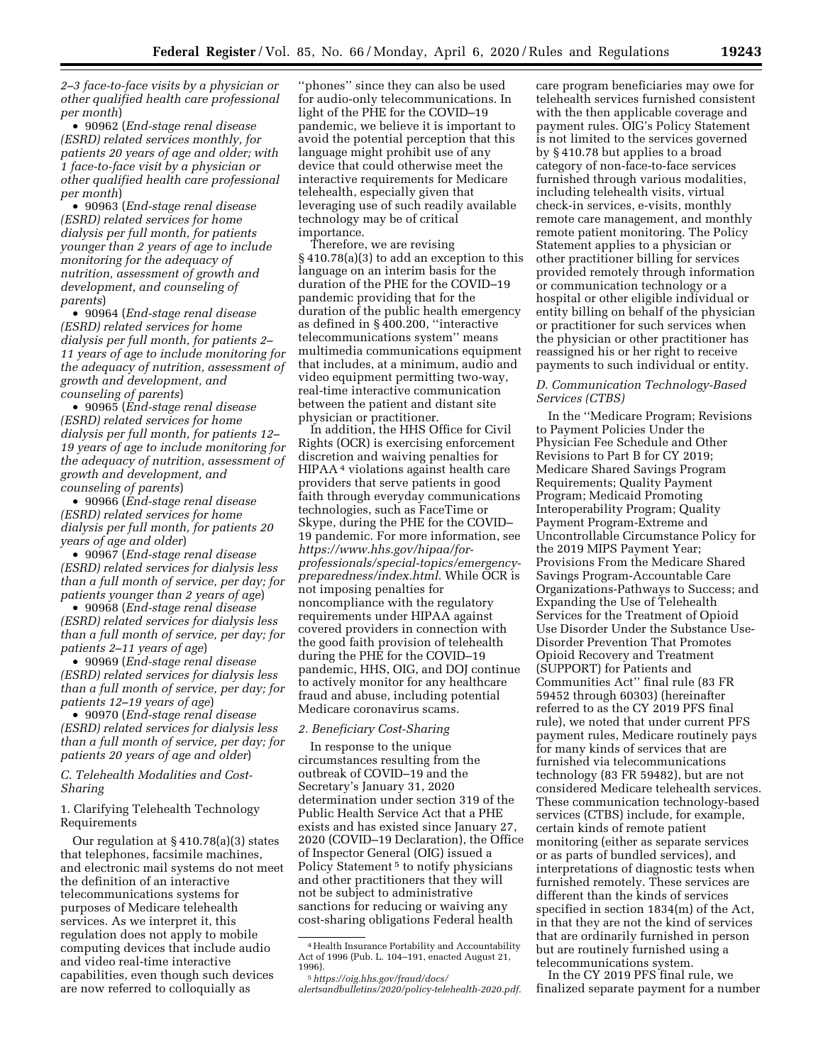*2–3 face-to-face visits by a physician or other qualified health care professional per month*)

- 90962 (*End-stage renal disease (ESRD) related services monthly, for patients 20 years of age and older; with 1 face-to-face visit by a physician or other qualified health care professional per month*)
- 90963 (*End-stage renal disease (ESRD) related services for home dialysis per full month, for patients younger than 2 years of age to include monitoring for the adequacy of nutrition, assessment of growth and development, and counseling of parents*)
- 90964 (*End-stage renal disease (ESRD) related services for home dialysis per full month, for patients 2–11 years of age to include monitoring for the adequacy of nutrition, assessment of growth and development, and counseling of parents*)
- 90965 (*End-stage renal disease (ESRD) related services for home dialysis per full month, for patients 12–19 years of age to include monitoring for the adequacy of nutrition, assessment of growth and development, and counseling of parents*)
- 90966 (*End-stage renal disease (ESRD) related services for home dialysis per full month, for patients 20 years of age and older*)
- 90967 (*End-stage renal disease (ESRD) related services for dialysis less than a full month of service, per day; for patients younger than 2 years of age*)
- 90968 (*End-stage renal disease (ESRD) related services for dialysis less than a full month of service, per day; for patients 2–11 years of age*)
- 90969 (*End-stage renal disease (ESRD) related services for dialysis less than a full month of service, per day; for patients 12–19 years of age*)
- 90970 (*End-stage renal disease (ESRD) related services for dialysis less than a full month of service, per day; for patients 20 years of age and older*)

### *C. Telehealth Modalities and Cost-Sharing*

#### 1. Clarifying Telehealth Technology Requirements

Our regulation at § 410.78(a)(3) states that telephones, facsimile machines, and electronic mail systems do not meet the definition of an interactive telecommunications systems for purposes of Medicare telehealth services. As we interpret it, this regulation does not apply to mobile computing devices that include audio and video real-time interactive capabilities, even though such devices are now referred to colloquially as ''phones'' since they can also be used for audio-only telecommunications. In light of the PHE for the COVID–19 pandemic, we believe it is important to avoid the potential perception that this language might prohibit use of any device that could otherwise meet the interactive requirements for Medicare telehealth, especially given that leveraging use of such readily available technology may be of critical importance.

Therefore, we are revising § 410.78(a)(3) to add an exception to this language on an interim basis for the duration of the PHE for the COVID–19 pandemic providing that for the duration of the public health emergency as defined in § 400.200, ''interactive telecommunications system'' means multimedia communications equipment that includes, at a minimum, audio and video equipment permitting two-way, real-time interactive communication between the patient and distant site physician or practitioner.

In addition, the HHS Office for Civil Rights (OCR) is exercising enforcement discretion and waiving penalties for HIPAA[4] violations against health care providers that serve patients in good faith through everyday communications technologies, such as FaceTime or Skype, during the PHE for the COVID–19 pandemic. For more information, see *https://www.hhs.gov/hipaa/for-professionals/special-topics/emergency-preparedness/index.html.* While OCR is not imposing penalties for noncompliance with the regulatory requirements under HIPAA against covered providers in connection with the good faith provision of telehealth during the PHE for the COVID–19 pandemic, HHS, OIG, and DOJ continue to actively monitor for any healthcare fraud and abuse, including potential Medicare coronavirus scams.

#### *2. Beneficiary Cost-Sharing*

In response to the unique circumstances resulting from the outbreak of COVID–19 and the Secretary's January 31, 2020 determination under section 319 of the Public Health Service Act that a PHE exists and has existed since January 27, 2020 (COVID–19 Declaration), the Office of Inspector General (OIG) issued a Policy Statement[5] to notify physicians and other practitioners that they will not be subject to administrative sanctions for reducing or waiving any cost-sharing obligations Federal health care program beneficiaries may owe for telehealth services furnished consistent with the then applicable coverage and payment rules. OIG's Policy Statement is not limited to the services governed by § 410.78 but applies to a broad category of non-face-to-face services furnished through various modalities, including telehealth visits, virtual check-in services, e-visits, monthly remote care management, and monthly remote patient monitoring. The Policy Statement applies to a physician or other practitioner billing for services provided remotely through information or communication technology or a hospital or other eligible individual or entity billing on behalf of the physician or practitioner for such services when the physician or other practitioner has reassigned his or her right to receive payments to such individual or entity.

### *D. Communication Technology-Based Services (CTBS)*

In the ''Medicare Program; Revisions to Payment Policies Under the Physician Fee Schedule and Other Revisions to Part B for CY 2019; Medicare Shared Savings Program Requirements; Quality Payment Program; Medicaid Promoting Interoperability Program; Quality Payment Program-Extreme and Uncontrollable Circumstance Policy for the 2019 MIPS Payment Year; Provisions From the Medicare Shared Savings Program-Accountable Care Organizations-Pathways to Success; and Expanding the Use of Telehealth Services for the Treatment of Opioid Use Disorder Under the Substance Use-Disorder Prevention That Promotes Opioid Recovery and Treatment (SUPPORT) for Patients and Communities Act'' final rule (83 FR 59452 through 60303) (hereinafter referred to as the CY 2019 PFS final rule), we noted that under current PFS payment rules, Medicare routinely pays for many kinds of services that are furnished via telecommunications technology (83 FR 59482), but are not considered Medicare telehealth services. These communication technology-based services (CTBS) include, for example, certain kinds of remote patient monitoring (either as separate services or as parts of bundled services), and interpretations of diagnostic tests when furnished remotely. These services are different than the kinds of services specified in section 1834(m) of the Act, in that they are not the kind of services that are ordinarily furnished in person but are routinely furnished using a telecommunications system.

In the CY 2019 PFS final rule, we finalized separate payment for a number

---

[4] Health Insurance Portability and Accountability Act of 1996 (Pub. L. 104–191, enacted August 21, 1996).

[5] *https://oig.hhs.gov/fraud/docs/alertsandbulletins/2020/policy-telehealth-2020.pdf.*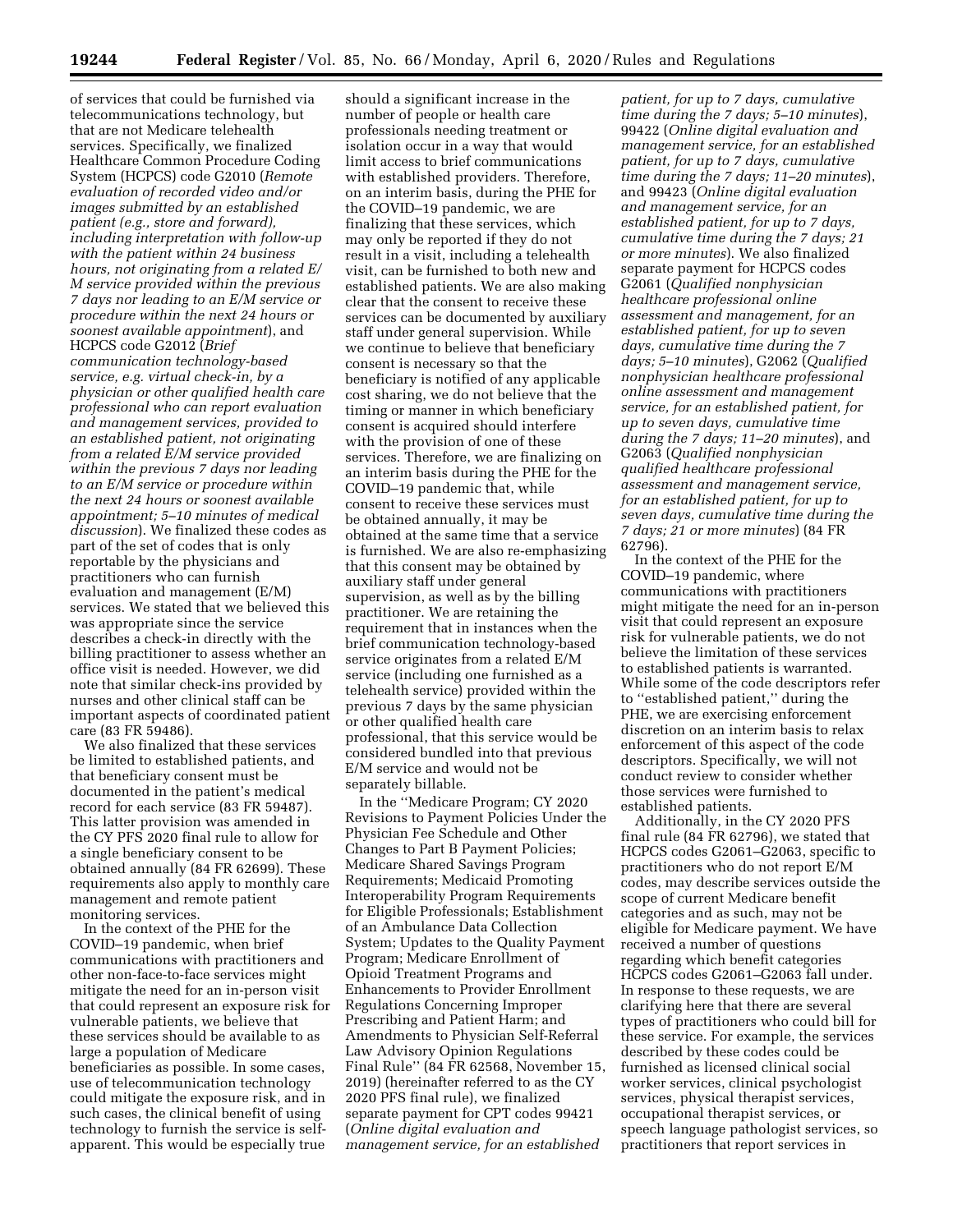of services that could be furnished via telecommunications technology, but that are not Medicare telehealth services. Specifically, we finalized Healthcare Common Procedure Coding System (HCPCS) code G2010 (*Remote evaluation of recorded video and/or images submitted by an established patient (e.g., store and forward), including interpretation with follow-up with the patient within 24 business hours, not originating from a related E/M service provided within the previous 7 days nor leading to an E/M service or procedure within the next 24 hours or soonest available appointment*), and HCPCS code G2012 (*Brief communication technology-based service, e.g. virtual check-in, by a physician or other qualified health care professional who can report evaluation and management services, provided to an established patient, not originating from a related E/M service provided within the previous 7 days nor leading to an E/M service or procedure within the next 24 hours or soonest available appointment; 5–10 minutes of medical discussion*). We finalized these codes as part of the set of codes that is only reportable by the physicians and practitioners who can furnish evaluation and management (E/M) services. We stated that we believed this was appropriate since the service describes a check-in directly with the billing practitioner to assess whether an office visit is needed. However, we did note that similar check-ins provided by nurses and other clinical staff can be important aspects of coordinated patient care (83 FR 59486).

We also finalized that these services be limited to established patients, and that beneficiary consent must be documented in the patient's medical record for each service (83 FR 59487). This latter provision was amended in the CY PFS 2020 final rule to allow for a single beneficiary consent to be obtained annually (84 FR 62699). These requirements also apply to monthly care management and remote patient monitoring services.

In the context of the PHE for the COVID–19 pandemic, when brief communications with practitioners and other non-face-to-face services might mitigate the need for an in-person visit that could represent an exposure risk for vulnerable patients, we believe that these services should be available to as large a population of Medicare beneficiaries as possible. In some cases, use of telecommunication technology could mitigate the exposure risk, and in such cases, the clinical benefit of using technology to furnish the service is self-apparent. This would be especially true should a significant increase in the number of people or health care professionals needing treatment or isolation occur in a way that would limit access to brief communications with established providers. Therefore, on an interim basis, during the PHE for the COVID–19 pandemic, we are finalizing that these services, which may only be reported if they do not result in a visit, including a telehealth visit, can be furnished to both new and established patients. We are also making clear that the consent to receive these services can be documented by auxiliary staff under general supervision. While we continue to believe that beneficiary consent is necessary so that the beneficiary is notified of any applicable cost sharing, we do not believe that the timing or manner in which beneficiary consent is acquired should interfere with the provision of one of these services. Therefore, we are finalizing on an interim basis during the PHE for the COVID–19 pandemic that, while consent to receive these services must be obtained annually, it may be obtained at the same time that a service is furnished. We are also re-emphasizing that this consent may be obtained by auxiliary staff under general supervision, as well as by the billing practitioner. We are retaining the requirement that in instances when the brief communication technology-based service originates from a related E/M service (including one furnished as a telehealth service) provided within the previous 7 days by the same physician or other qualified health care professional, that this service would be considered bundled into that previous E/M service and would not be separately billable.

In the ''Medicare Program; CY 2020 Revisions to Payment Policies Under the Physician Fee Schedule and Other Changes to Part B Payment Policies; Medicare Shared Savings Program Requirements; Medicaid Promoting Interoperability Program Requirements for Eligible Professionals; Establishment of an Ambulance Data Collection System; Updates to the Quality Payment Program; Medicare Enrollment of Opioid Treatment Programs and Enhancements to Provider Enrollment Regulations Concerning Improper Prescribing and Patient Harm; and Amendments to Physician Self-Referral Law Advisory Opinion Regulations Final Rule'' (84 FR 62568, November 15, 2019) (hereinafter referred to as the CY 2020 PFS final rule), we finalized separate payment for CPT codes 99421 (*Online digital evaluation and management service, for an established patient, for up to 7 days, cumulative time during the 7 days; 5–10 minutes*), 99422 (*Online digital evaluation and management service, for an established patient, for up to 7 days, cumulative time during the 7 days; 11–20 minutes*), and 99423 (*Online digital evaluation and management service, for an established patient, for up to 7 days, cumulative time during the 7 days; 21 or more minutes*). We also finalized separate payment for HCPCS codes G2061 (*Qualified nonphysician healthcare professional online assessment and management, for an established patient, for up to seven days, cumulative time during the 7 days; 5–10 minutes*), G2062 (*Qualified nonphysician healthcare professional online assessment and management service, for an established patient, for up to seven days, cumulative time during the 7 days; 11–20 minutes*), and G2063 (*Qualified nonphysician qualified healthcare professional assessment and management service, for an established patient, for up to seven days, cumulative time during the 7 days; 21 or more minutes*) (84 FR 62796).

In the context of the PHE for the COVID–19 pandemic, where communications with practitioners might mitigate the need for an in-person visit that could represent an exposure risk for vulnerable patients, we do not believe the limitation of these services to established patients is warranted. While some of the code descriptors refer to ''established patient,'' during the PHE, we are exercising enforcement discretion on an interim basis to relax enforcement of this aspect of the code descriptors. Specifically, we will not conduct review to consider whether those services were furnished to established patients.

Additionally, in the CY 2020 PFS final rule (84 FR 62796), we stated that HCPCS codes G2061–G2063, specific to practitioners who do not report E/M codes, may describe services outside the scope of current Medicare benefit categories and as such, may not be eligible for Medicare payment. We have received a number of questions regarding which benefit categories HCPCS codes G2061–G2063 fall under. In response to these requests, we are clarifying here that there are several types of practitioners who could bill for these service. For example, the services described by these codes could be furnished as licensed clinical social worker services, clinical psychologist services, physical therapist services, occupational therapist services, or speech language pathologist services, so practitioners that report services in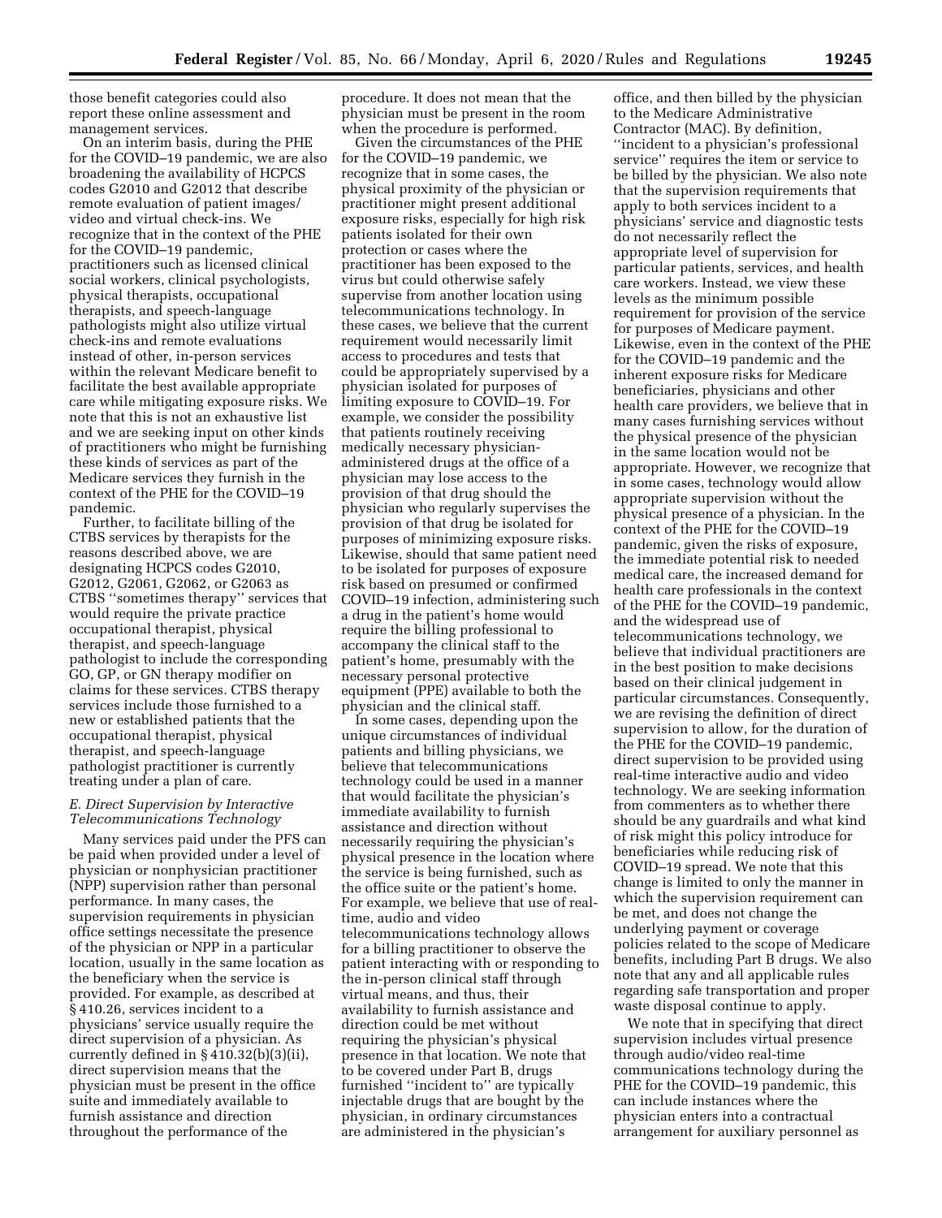those benefit categories could also report these online assessment and management services.

On an interim basis, during the PHE for the COVID–19 pandemic, we are also broadening the availability of HCPCS codes G2010 and G2012 that describe remote evaluation of patient images/video and virtual check-ins. We recognize that in the context of the PHE for the COVID–19 pandemic, practitioners such as licensed clinical social workers, clinical psychologists, physical therapists, occupational therapists, and speech-language pathologists might also utilize virtual check-ins and remote evaluations instead of other, in-person services within the relevant Medicare benefit to facilitate the best available appropriate care while mitigating exposure risks. We note that this is not an exhaustive list and we are seeking input on other kinds of practitioners who might be furnishing these kinds of services as part of the Medicare services they furnish in the context of the PHE for the COVID–19 pandemic.

Further, to facilitate billing of the CTBS services by therapists for the reasons described above, we are designating HCPCS codes G2010, G2012, G2061, G2062, or G2063 as CTBS ''sometimes therapy'' services that would require the private practice occupational therapist, physical therapist, and speech-language pathologist to include the corresponding GO, GP, or GN therapy modifier on claims for these services. CTBS therapy services include those furnished to a new or established patients that the occupational therapist, physical therapist, and speech-language pathologist practitioner is currently treating under a plan of care.

### *E. Direct Supervision by Interactive Telecommunications Technology*

Many services paid under the PFS can be paid when provided under a level of physician or nonphysician practitioner (NPP) supervision rather than personal performance. In many cases, the supervision requirements in physician office settings necessitate the presence of the physician or NPP in a particular location, usually in the same location as the beneficiary when the service is provided. For example, as described at § 410.26, services incident to a physicians' service usually require the direct supervision of a physician. As currently defined in § 410.32(b)(3)(ii), direct supervision means that the physician must be present in the office suite and immediately available to furnish assistance and direction throughout the performance of the procedure. It does not mean that the physician must be present in the room when the procedure is performed.

Given the circumstances of the PHE for the COVID–19 pandemic, we recognize that in some cases, the physical proximity of the physician or practitioner might present additional exposure risks, especially for high risk patients isolated for their own protection or cases where the practitioner has been exposed to the virus but could otherwise safely supervise from another location using telecommunications technology. In these cases, we believe that the current requirement would necessarily limit access to procedures and tests that could be appropriately supervised by a physician isolated for purposes of limiting exposure to COVID–19. For example, we consider the possibility that patients routinely receiving medically necessary physician-administered drugs at the office of a physician may lose access to the provision of that drug should the physician who regularly supervises the provision of that drug be isolated for purposes of minimizing exposure risks. Likewise, should that same patient need to be isolated for purposes of exposure risk based on presumed or confirmed COVID–19 infection, administering such a drug in the patient's home would require the billing professional to accompany the clinical staff to the patient's home, presumably with the necessary personal protective equipment (PPE) available to both the physician and the clinical staff.

In some cases, depending upon the unique circumstances of individual patients and billing physicians, we believe that telecommunications technology could be used in a manner that would facilitate the physician's immediate availability to furnish assistance and direction without necessarily requiring the physician's physical presence in the location where the service is being furnished, such as the office suite or the patient's home. For example, we believe that use of real-time, audio and video telecommunications technology allows for a billing practitioner to observe the patient interacting with or responding to the in-person clinical staff through virtual means, and thus, their availability to furnish assistance and direction could be met without requiring the physician's physical presence in that location. We note that to be covered under Part B, drugs furnished ''incident to'' are typically injectable drugs that are bought by the physician, in ordinary circumstances are administered in the physician's office, and then billed by the physician to the Medicare Administrative Contractor (MAC). By definition, ''incident to a physician's professional service'' requires the item or service to be billed by the physician. We also note that the supervision requirements that apply to both services incident to a physicians' service and diagnostic tests do not necessarily reflect the appropriate level of supervision for particular patients, services, and health care workers. Instead, we view these levels as the minimum possible requirement for provision of the service for purposes of Medicare payment. Likewise, even in the context of the PHE for the COVID–19 pandemic and the inherent exposure risks for Medicare beneficiaries, physicians and other health care providers, we believe that in many cases furnishing services without the physical presence of the physician in the same location would not be appropriate. However, we recognize that in some cases, technology would allow appropriate supervision without the physical presence of a physician. In the context of the PHE for the COVID–19 pandemic, given the risks of exposure, the immediate potential risk to needed medical care, the increased demand for health care professionals in the context of the PHE for the COVID–19 pandemic, and the widespread use of telecommunications technology, we believe that individual practitioners are in the best position to make decisions based on their clinical judgement in particular circumstances. Consequently, we are revising the definition of direct supervision to allow, for the duration of the PHE for the COVID–19 pandemic, direct supervision to be provided using real-time interactive audio and video technology. We are seeking information from commenters as to whether there should be any guardrails and what kind of risk might this policy introduce for beneficiaries while reducing risk of COVID–19 spread. We note that this change is limited to only the manner in which the supervision requirement can be met, and does not change the underlying payment or coverage policies related to the scope of Medicare benefits, including Part B drugs. We also note that any and all applicable rules regarding safe transportation and proper waste disposal continue to apply.

We note that in specifying that direct supervision includes virtual presence through audio/video real-time communications technology during the PHE for the COVID–19 pandemic, this can include instances where the physician enters into a contractual arrangement for auxiliary personnel as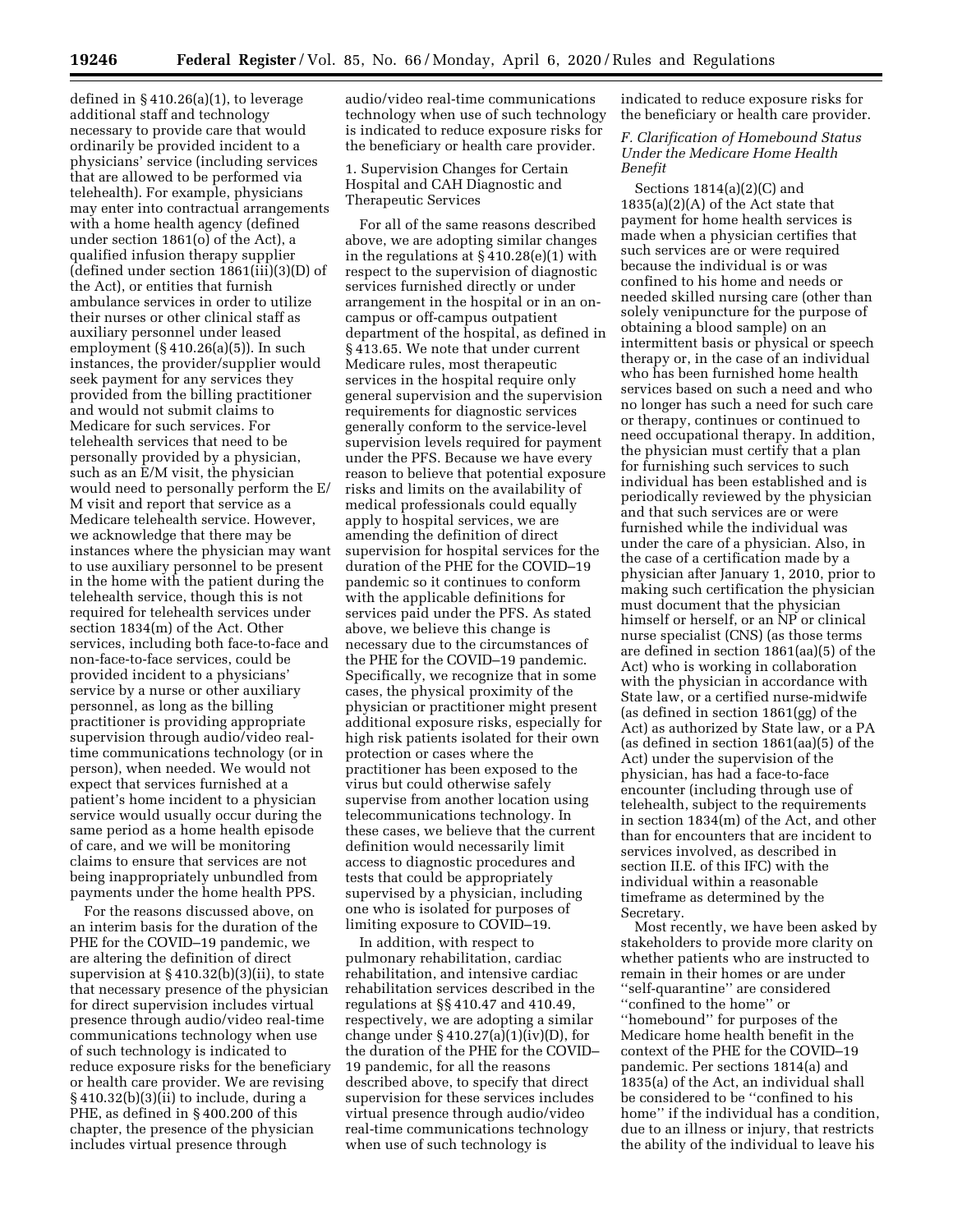defined in § 410.26(a)(1), to leverage additional staff and technology necessary to provide care that would ordinarily be provided incident to a physicians' service (including services that are allowed to be performed via telehealth). For example, physicians may enter into contractual arrangements with a home health agency (defined under section 1861(o) of the Act), a qualified infusion therapy supplier (defined under section 1861(iii)(3)(D) of the Act), or entities that furnish ambulance services in order to utilize their nurses or other clinical staff as auxiliary personnel under leased employment (§ 410.26(a)(5)). In such instances, the provider/supplier would seek payment for any services they provided from the billing practitioner and would not submit claims to Medicare for such services. For telehealth services that need to be personally provided by a physician, such as an E/M visit, the physician would need to personally perform the E/M visit and report that service as a Medicare telehealth service. However, we acknowledge that there may be instances where the physician may want to use auxiliary personnel to be present in the home with the patient during the telehealth service, though this is not required for telehealth services under section 1834(m) of the Act. Other services, including both face-to-face and non-face-to-face services, could be provided incident to a physicians' service by a nurse or other auxiliary personnel, as long as the billing practitioner is providing appropriate supervision through audio/video real-time communications technology (or in person), when needed. We would not expect that services furnished at a patient's home incident to a physician service would usually occur during the same period as a home health episode of care, and we will be monitoring claims to ensure that services are not being inappropriately unbundled from payments under the home health PPS.

For the reasons discussed above, on an interim basis for the duration of the PHE for the COVID–19 pandemic, we are altering the definition of direct supervision at § 410.32(b)(3)(ii), to state that necessary presence of the physician for direct supervision includes virtual presence through audio/video real-time communications technology when use of such technology is indicated to reduce exposure risks for the beneficiary or health care provider. We are revising § 410.32(b)(3)(ii) to include, during a PHE, as defined in § 400.200 of this chapter, the presence of the physician includes virtual presence through audio/video real-time communications technology when use of such technology is indicated to reduce exposure risks for the beneficiary or health care provider.

1. Supervision Changes for Certain Hospital and CAH Diagnostic and Therapeutic Services

For all of the same reasons described above, we are adopting similar changes in the regulations at § 410.28(e)(1) with respect to the supervision of diagnostic services furnished directly or under arrangement in the hospital or in an on-campus or off-campus outpatient department of the hospital, as defined in § 413.65. We note that under current Medicare rules, most therapeutic services in the hospital require only general supervision and the supervision requirements for diagnostic services generally conform to the service-level supervision levels required for payment under the PFS. Because we have every reason to believe that potential exposure risks and limits on the availability of medical professionals could equally apply to hospital services, we are amending the definition of direct supervision for hospital services for the duration of the PHE for the COVID–19 pandemic so it continues to conform with the applicable definitions for services paid under the PFS. As stated above, we believe this change is necessary due to the circumstances of the PHE for the COVID–19 pandemic. Specifically, we recognize that in some cases, the physical proximity of the physician or practitioner might present additional exposure risks, especially for high risk patients isolated for their own protection or cases where the practitioner has been exposed to the virus but could otherwise safely supervise from another location using telecommunications technology. In these cases, we believe that the current definition would necessarily limit access to diagnostic procedures and tests that could be appropriately supervised by a physician, including one who is isolated for purposes of limiting exposure to COVID–19.

In addition, with respect to pulmonary rehabilitation, cardiac rehabilitation, and intensive cardiac rehabilitation services described in the regulations at §§ 410.47 and 410.49, respectively, we are adopting a similar change under § 410.27(a)(1)(iv)(D), for the duration of the PHE for the COVID–19 pandemic, for all the reasons described above, to specify that direct supervision for these services includes virtual presence through audio/video real-time communications technology when use of such technology is indicated to reduce exposure risks for the beneficiary or health care provider.

### F. Clarification of Homebound Status Under the Medicare Home Health Benefit

Sections 1814(a)(2)(C) and 1835(a)(2)(A) of the Act state that payment for home health services is made when a physician certifies that such services are or were required because the individual is or was confined to his home and needs or needed skilled nursing care (other than solely venipuncture for the purpose of obtaining a blood sample) on an intermittent basis or physical or speech therapy or, in the case of an individual who has been furnished home health services based on such a need and who no longer has such a need for such care or therapy, continues or continued to need occupational therapy. In addition, the physician must certify that a plan for furnishing such services to such individual has been established and is periodically reviewed by the physician and that such services are or were furnished while the individual was under the care of a physician. Also, in the case of a certification made by a physician after January 1, 2010, prior to making such certification the physician must document that the physician himself or herself, or an NP or clinical nurse specialist (CNS) (as those terms are defined in section 1861(aa)(5) of the Act) who is working in collaboration with the physician in accordance with State law, or a certified nurse-midwife (as defined in section 1861(gg) of the Act) as authorized by State law, or a PA (as defined in section 1861(aa)(5) of the Act) under the supervision of the physician, has had a face-to-face encounter (including through use of telehealth, subject to the requirements in section 1834(m) of the Act, and other than for encounters that are incident to services involved, as described in section II.E. of this IFC) with the individual within a reasonable timeframe as determined by the Secretary.

Most recently, we have been asked by stakeholders to provide more clarity on whether patients who are instructed to remain in their homes or are under "self-quarantine" are considered "confined to the home" or "homebound" for purposes of the Medicare home health benefit in the context of the PHE for the COVID–19 pandemic. Per sections 1814(a) and 1835(a) of the Act, an individual shall be considered to be "confined to his home" if the individual has a condition, due to an illness or injury, that restricts the ability of the individual to leave his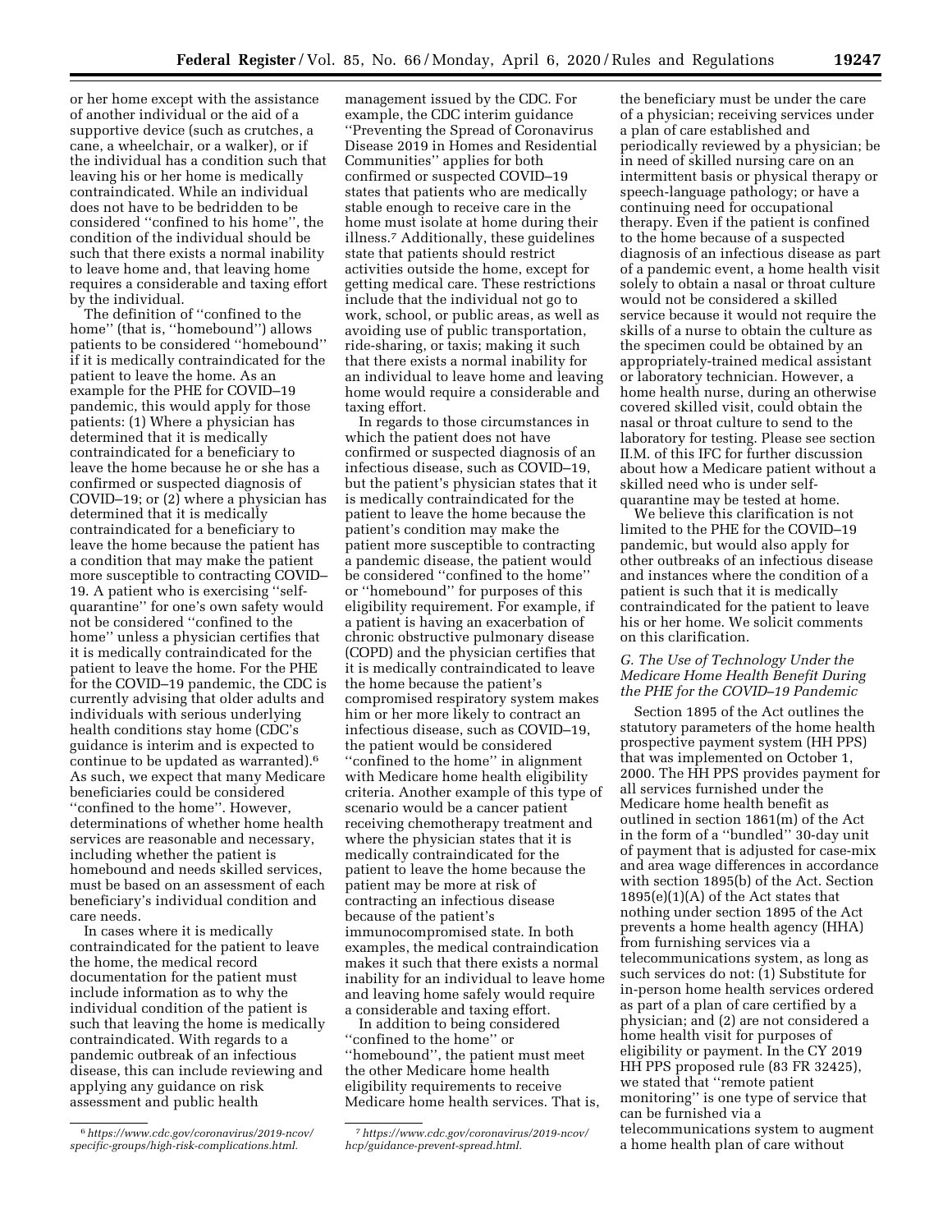or her home except with the assistance of another individual or the aid of a supportive device (such as crutches, a cane, a wheelchair, or a walker), or if the individual has a condition such that leaving his or her home is medically contraindicated. While an individual does not have to be bedridden to be considered ''confined to his home'', the condition of the individual should be such that there exists a normal inability to leave home and, that leaving home requires a considerable and taxing effort by the individual.

The definition of ''confined to the home'' (that is, ''homebound'') allows patients to be considered ''homebound'' if it is medically contraindicated for the patient to leave the home. As an example for the PHE for COVID–19 pandemic, this would apply for those patients: (1) Where a physician has determined that it is medically contraindicated for a beneficiary to leave the home because he or she has a confirmed or suspected diagnosis of COVID–19; or (2) where a physician has determined that it is medically contraindicated for a beneficiary to leave the home because the patient has a condition that may make the patient more susceptible to contracting COVID–19. A patient who is exercising ''self-quarantine'' for one's own safety would not be considered ''confined to the home'' unless a physician certifies that it is medically contraindicated for the patient to leave the home. For the PHE for the COVID–19 pandemic, the CDC is currently advising that older adults and individuals with serious underlying health conditions stay home (CDC's guidance is interim and is expected to continue to be updated as warranted).[6] As such, we expect that many Medicare beneficiaries could be considered ''confined to the home''. However, determinations of whether home health services are reasonable and necessary, including whether the patient is homebound and needs skilled services, must be based on an assessment of each beneficiary's individual condition and care needs.

In cases where it is medically contraindicated for the patient to leave the home, the medical record documentation for the patient must include information as to why the individual condition of the patient is such that leaving the home is medically contraindicated. With regards to a pandemic outbreak of an infectious disease, this can include reviewing and applying any guidance on risk assessment and public health management issued by the CDC. For example, the CDC interim guidance ''Preventing the Spread of Coronavirus Disease 2019 in Homes and Residential Communities'' applies for both confirmed or suspected COVID–19 states that patients who are medically stable enough to receive care in the home must isolate at home during their illness.[7] Additionally, these guidelines state that patients should restrict activities outside the home, except for getting medical care. These restrictions include that the individual not go to work, school, or public areas, as well as avoiding use of public transportation, ride-sharing, or taxis; making it such that there exists a normal inability for an individual to leave home and leaving home would require a considerable and taxing effort.

In regards to those circumstances in which the patient does not have confirmed or suspected diagnosis of an infectious disease, such as COVID–19, but the patient's physician states that it is medically contraindicated for the patient to leave the home because the patient's condition may make the patient more susceptible to contracting a pandemic disease, the patient would be considered ''confined to the home'' or ''homebound'' for purposes of this eligibility requirement. For example, if a patient is having an exacerbation of chronic obstructive pulmonary disease (COPD) and the physician certifies that it is medically contraindicated to leave the home because the patient's compromised respiratory system makes him or her more likely to contract an infectious disease, such as COVID–19, the patient would be considered ''confined to the home'' in alignment with Medicare home health eligibility criteria. Another example of this type of scenario would be a cancer patient receiving chemotherapy treatment and where the physician states that it is medically contraindicated for the patient to leave the home because the patient may be more at risk of contracting an infectious disease because of the patient's immunocompromised state. In both examples, the medical contraindication makes it such that there exists a normal inability for an individual to leave home and leaving home safely would require a considerable and taxing effort.

In addition to being considered ''confined to the home'' or ''homebound'', the patient must meet the other Medicare home health eligibility requirements to receive Medicare home health services. That is, the beneficiary must be under the care of a physician; receiving services under a plan of care established and periodically reviewed by a physician; be in need of skilled nursing care on an intermittent basis or physical therapy or speech-language pathology; or have a continuing need for occupational therapy. Even if the patient is confined to the home because of a suspected diagnosis of an infectious disease as part of a pandemic event, a home health visit solely to obtain a nasal or throat culture would not be considered a skilled service because it would not require the skills of a nurse to obtain the culture as the specimen could be obtained by an appropriately-trained medical assistant or laboratory technician. However, a home health nurse, during an otherwise covered skilled visit, could obtain the nasal or throat culture to send to the laboratory for testing. Please see section II.M. of this IFC for further discussion about how a Medicare patient without a skilled need who is under self-quarantine may be tested at home.

We believe this clarification is not limited to the PHE for the COVID–19 pandemic, but would also apply for other outbreaks of an infectious disease and instances where the condition of a patient is such that it is medically contraindicated for the patient to leave his or her home. We solicit comments on this clarification.

### *G. The Use of Technology Under the Medicare Home Health Benefit During the PHE for the COVID–19 Pandemic*

Section 1895 of the Act outlines the statutory parameters of the home health prospective payment system (HH PPS) that was implemented on October 1, 2000. The HH PPS provides payment for all services furnished under the Medicare home health benefit as outlined in section 1861(m) of the Act in the form of a ''bundled'' 30-day unit of payment that is adjusted for case-mix and area wage differences in accordance with section 1895(b) of the Act. Section 1895(e)(1)(A) of the Act states that nothing under section 1895 of the Act prevents a home health agency (HHA) from furnishing services via a telecommunications system, as long as such services do not: (1) Substitute for in-person home health services ordered as part of a plan of care certified by a physician; and (2) are not considered a home health visit for purposes of eligibility or payment. In the CY 2019 HH PPS proposed rule (83 FR 32425), we stated that ''remote patient monitoring'' is one type of service that can be furnished via a telecommunications system to augment a home health plan of care without

[6] *https://www.cdc.gov/coronavirus/2019-ncov/specific-groups/high-risk-complications.html.*

[7] *https://www.cdc.gov/coronavirus/2019-ncov/hcp/guidance-prevent-spread.html.*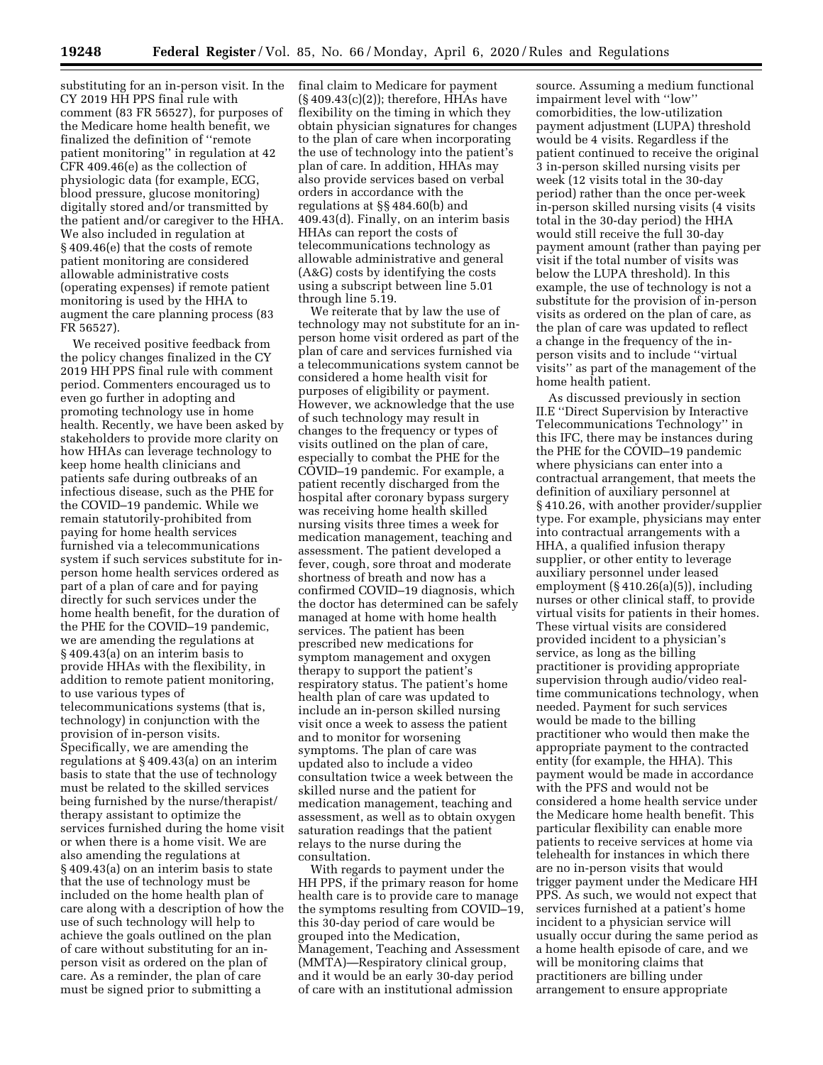substituting for an in-person visit. In the CY 2019 HH PPS final rule with comment (83 FR 56527), for purposes of the Medicare home health benefit, we finalized the definition of ''remote patient monitoring'' in regulation at 42 CFR 409.46(e) as the collection of physiologic data (for example, ECG, blood pressure, glucose monitoring) digitally stored and/or transmitted by the patient and/or caregiver to the HHA. We also included in regulation at § 409.46(e) that the costs of remote patient monitoring are considered allowable administrative costs (operating expenses) if remote patient monitoring is used by the HHA to augment the care planning process (83 FR 56527).

We received positive feedback from the policy changes finalized in the CY 2019 HH PPS final rule with comment period. Commenters encouraged us to even go further in adopting and promoting technology use in home health. Recently, we have been asked by stakeholders to provide more clarity on how HHAs can leverage technology to keep home health clinicians and patients safe during outbreaks of an infectious disease, such as the PHE for the COVID–19 pandemic. While we remain statutorily-prohibited from paying for home health services furnished via a telecommunications system if such services substitute for in-person home health services ordered as part of a plan of care and for paying directly for such services under the home health benefit, for the duration of the PHE for the COVID–19 pandemic, we are amending the regulations at § 409.43(a) on an interim basis to provide HHAs with the flexibility, in addition to remote patient monitoring, to use various types of telecommunications systems (that is, technology) in conjunction with the provision of in-person visits. Specifically, we are amending the regulations at § 409.43(a) on an interim basis to state that the use of technology must be related to the skilled services being furnished by the nurse/therapist/therapy assistant to optimize the services furnished during the home visit or when there is a home visit. We are also amending the regulations at § 409.43(a) on an interim basis to state that the use of technology must be included on the home health plan of care along with a description of how the use of such technology will help to achieve the goals outlined on the plan of care without substituting for an in-person visit as ordered on the plan of care. As a reminder, the plan of care must be signed prior to submitting a final claim to Medicare for payment (§ 409.43(c)(2)); therefore, HHAs have flexibility on the timing in which they obtain physician signatures for changes to the plan of care when incorporating the use of technology into the patient's plan of care. In addition, HHAs may also provide services based on verbal orders in accordance with the regulations at §§ 484.60(b) and 409.43(d). Finally, on an interim basis HHAs can report the costs of telecommunications technology as allowable administrative and general (A&G) costs by identifying the costs using a subscript between line 5.01 through line 5.19.

We reiterate that by law the use of technology may not substitute for an in-person home visit ordered as part of the plan of care and services furnished via a telecommunications system cannot be considered a home health visit for purposes of eligibility or payment. However, we acknowledge that the use of such technology may result in changes to the frequency or types of visits outlined on the plan of care, especially to combat the PHE for the COVID–19 pandemic. For example, a patient recently discharged from the hospital after coronary bypass surgery was receiving home health skilled nursing visits three times a week for medication management, teaching and assessment. The patient developed a fever, cough, sore throat and moderate shortness of breath and now has a confirmed COVID–19 diagnosis, which the doctor has determined can be safely managed at home with home health services. The patient has been prescribed new medications for symptom management and oxygen therapy to support the patient's respiratory status. The patient's home health plan of care was updated to include an in-person skilled nursing visit once a week to assess the patient and to monitor for worsening symptoms. The plan of care was updated also to include a video consultation twice a week between the skilled nurse and the patient for medication management, teaching and assessment, as well as to obtain oxygen saturation readings that the patient relays to the nurse during the consultation.

With regards to payment under the HH PPS, if the primary reason for home health care is to provide care to manage the symptoms resulting from COVID–19, this 30-day period of care would be grouped into the Medication, Management, Teaching and Assessment (MMTA)—Respiratory clinical group, and it would be an early 30-day period of care with an institutional admission source. Assuming a medium functional impairment level with ''low'' comorbidities, the low-utilization payment adjustment (LUPA) threshold would be 4 visits. Regardless if the patient continued to receive the original 3 in-person skilled nursing visits per week (12 visits total in the 30-day period) rather than the once per-week in-person skilled nursing visits (4 visits total in the 30-day period) the HHA would still receive the full 30-day payment amount (rather than paying per visit if the total number of visits was below the LUPA threshold). In this example, the use of technology is not a substitute for the provision of in-person visits as ordered on the plan of care, as the plan of care was updated to reflect a change in the frequency of the in-person visits and to include ''virtual visits'' as part of the management of the home health patient.

As discussed previously in section II.E ''Direct Supervision by Interactive Telecommunications Technology'' in this IFC, there may be instances during the PHE for the COVID–19 pandemic where physicians can enter into a contractual arrangement, that meets the definition of auxiliary personnel at § 410.26, with another provider/supplier type. For example, physicians may enter into contractual arrangements with a HHA, a qualified infusion therapy supplier, or other entity to leverage auxiliary personnel under leased employment (§ 410.26(a)(5)), including nurses or other clinical staff, to provide virtual visits for patients in their homes. These virtual visits are considered provided incident to a physician's service, as long as the billing practitioner is providing appropriate supervision through audio/video real-time communications technology, when needed. Payment for such services would be made to the billing practitioner who would then make the appropriate payment to the contracted entity (for example, the HHA). This payment would be made in accordance with the PFS and would not be considered a home health service under the Medicare home health benefit. This particular flexibility can enable more patients to receive services at home via telehealth for instances in which there are no in-person visits that would trigger payment under the Medicare HH PPS. As such, we would not expect that services furnished at a patient's home incident to a physician service will usually occur during the same period as a home health episode of care, and we will be monitoring claims that practitioners are billing under arrangement to ensure appropriate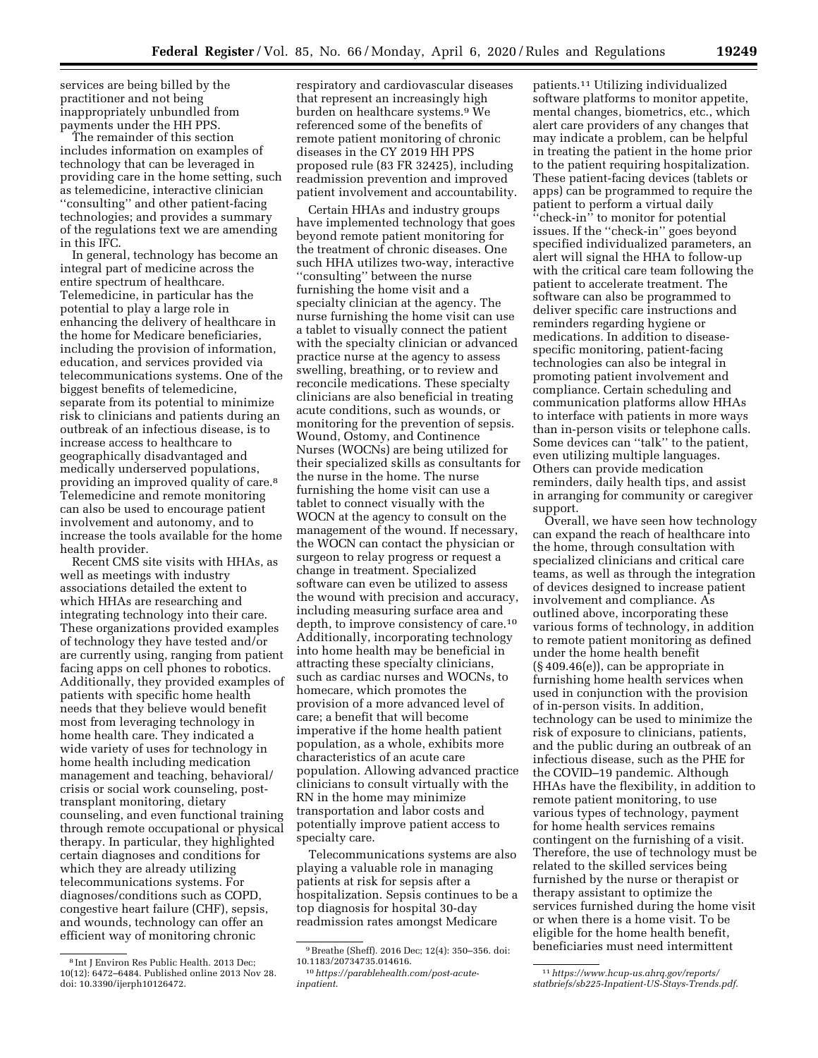services are being billed by the practitioner and not being inappropriately unbundled from payments under the HH PPS.

The remainder of this section includes information on examples of technology that can be leveraged in providing care in the home setting, such as telemedicine, interactive clinician "consulting" and other patient-facing technologies; and provides a summary of the regulations text we are amending in this IFC.

In general, technology has become an integral part of medicine across the entire spectrum of healthcare. Telemedicine, in particular has the potential to play a large role in enhancing the delivery of healthcare in the home for Medicare beneficiaries, including the provision of information, education, and services provided via telecommunications systems. One of the biggest benefits of telemedicine, separate from its potential to minimize risk to clinicians and patients during an outbreak of an infectious disease, is to increase access to healthcare to geographically disadvantaged and medically underserved populations, providing an improved quality of care.[8] Telemedicine and remote monitoring can also be used to encourage patient involvement and autonomy, and to increase the tools available for the home health provider.

Recent CMS site visits with HHAs, as well as meetings with industry associations detailed the extent to which HHAs are researching and integrating technology into their care. These organizations provided examples of technology they have tested and/or are currently using, ranging from patient facing apps on cell phones to robotics. Additionally, they provided examples of patients with specific home health needs that they believe would benefit most from leveraging technology in home health care. They indicated a wide variety of uses for technology in home health including medication management and teaching, behavioral/crisis or social work counseling, post-transplant monitoring, dietary counseling, and even functional training through remote occupational or physical therapy. In particular, they highlighted certain diagnoses and conditions for which they are already utilizing telecommunications systems. For diagnoses/conditions such as COPD, congestive heart failure (CHF), sepsis, and wounds, technology can offer an efficient way of monitoring chronic respiratory and cardiovascular diseases that represent an increasingly high burden on healthcare systems.[9] We referenced some of the benefits of remote patient monitoring of chronic diseases in the CY 2019 HH PPS proposed rule (83 FR 32425), including readmission prevention and improved patient involvement and accountability.

Certain HHAs and industry groups have implemented technology that goes beyond remote patient monitoring for the treatment of chronic diseases. One such HHA utilizes two-way, interactive "consulting" between the nurse furnishing the home visit and a specialty clinician at the agency. The nurse furnishing the home visit can use a tablet to visually connect the patient with the specialty clinician or advanced practice nurse at the agency to assess swelling, breathing, or to review and reconcile medications. These specialty clinicians are also beneficial in treating acute conditions, such as wounds, or monitoring for the prevention of sepsis. Wound, Ostomy, and Continence Nurses (WOCNs) are being utilized for their specialized skills as consultants for the nurse in the home. The nurse furnishing the home visit can use a tablet to connect visually with the WOCN at the agency to consult on the management of the wound. If necessary, the WOCN can contact the physician or surgeon to relay progress or request a change in treatment. Specialized software can even be utilized to assess the wound with precision and accuracy, including measuring surface area and depth, to improve consistency of care.[10] Additionally, incorporating technology into home health may be beneficial in attracting these specialty clinicians, such as cardiac nurses and WOCNs, to homecare, which promotes the provision of a more advanced level of care; a benefit that will become imperative if the home health patient population, as a whole, exhibits more characteristics of an acute care population. Allowing advanced practice clinicians to consult virtually with the RN in the home may minimize transportation and labor costs and potentially improve patient access to specialty care.

Telecommunications systems are also playing a valuable role in managing patients at risk for sepsis after a hospitalization. Sepsis continues to be a top diagnosis for hospital 30-day readmission rates amongst Medicare patients.[11] Utilizing individualized software platforms to monitor appetite, mental changes, biometrics, etc., which alert care providers of any changes that may indicate a problem, can be helpful in treating the patient in the home prior to the patient requiring hospitalization. These patient-facing devices (tablets or apps) can be programmed to require the patient to perform a virtual daily "check-in" to monitor for potential issues. If the "check-in" goes beyond specified individualized parameters, an alert will signal the HHA to follow-up with the critical care team following the patient to accelerate treatment. The software can also be programmed to deliver specific care instructions and reminders regarding hygiene or medications. In addition to disease-specific monitoring, patient-facing technologies can also be integral in promoting patient involvement and compliance. Certain scheduling and communication platforms allow HHAs to interface with patients in more ways than in-person visits or telephone calls. Some devices can "talk" to the patient, even utilizing multiple languages. Others can provide medication reminders, daily health tips, and assist in arranging for community or caregiver support.

Overall, we have seen how technology can expand the reach of healthcare into the home, through consultation with specialized clinicians and critical care teams, as well as through the integration of devices designed to increase patient involvement and compliance. As outlined above, incorporating these various forms of technology, in addition to remote patient monitoring as defined under the home health benefit (§ 409.46(e)), can be appropriate in furnishing home health services when used in conjunction with the provision of in-person visits. In addition, technology can be used to minimize the risk of exposure to clinicians, patients, and the public during an outbreak of an infectious disease, such as the PHE for the COVID–19 pandemic. Although HHAs have the flexibility, in addition to remote patient monitoring, to use various types of technology, payment for home health services remains contingent on the furnishing of a visit. Therefore, the use of technology must be related to the skilled services being furnished by the nurse or therapist or therapy assistant to optimize the services furnished during the home visit or when there is a home visit. To be eligible for the home health benefit, beneficiaries must need intermittent

[8] Int J Environ Res Public Health. 2013 Dec; 10(12): 6472–6484. Published online 2013 Nov 28. doi: 10.3390/ijerph10126472.

[9] Breathe (Sheff). 2016 Dec; 12(4): 350–356. doi: 10.1183/20734735.014616.

[10] *https://parablehealth.com/post-acute-inpatient.*

[11] *https://www.hcup-us.ahrq.gov/reports/statbriefs/sb225-Inpatient-US-Stays-Trends.pdf.*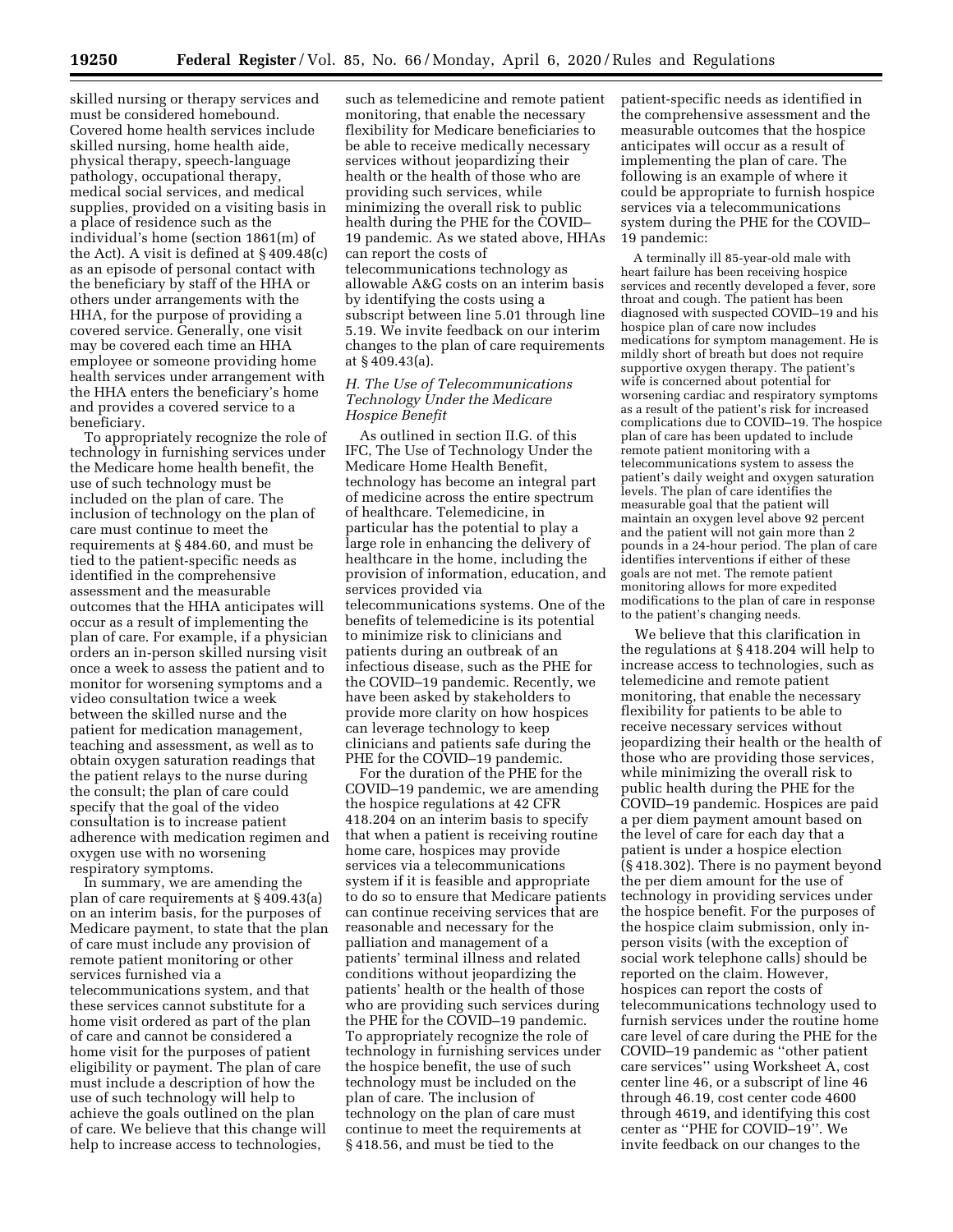skilled nursing or therapy services and must be considered homebound. Covered home health services include skilled nursing, home health aide, physical therapy, speech-language pathology, occupational therapy, medical social services, and medical supplies, provided on a visiting basis in a place of residence such as the individual's home (section 1861(m) of the Act). A visit is defined at § 409.48(c) as an episode of personal contact with the beneficiary by staff of the HHA or others under arrangements with the HHA, for the purpose of providing a covered service. Generally, one visit may be covered each time an HHA employee or someone providing home health services under arrangement with the HHA enters the beneficiary's home and provides a covered service to a beneficiary.

To appropriately recognize the role of technology in furnishing services under the Medicare home health benefit, the use of such technology must be included on the plan of care. The inclusion of technology on the plan of care must continue to meet the requirements at § 484.60, and must be tied to the patient-specific needs as identified in the comprehensive assessment and the measurable outcomes that the HHA anticipates will occur as a result of implementing the plan of care. For example, if a physician orders an in-person skilled nursing visit once a week to assess the patient and to monitor for worsening symptoms and a video consultation twice a week between the skilled nurse and the patient for medication management, teaching and assessment, as well as to obtain oxygen saturation readings that the patient relays to the nurse during the consult; the plan of care could specify that the goal of the video consultation is to increase patient adherence with medication regimen and oxygen use with no worsening respiratory symptoms.

In summary, we are amending the plan of care requirements at § 409.43(a) on an interim basis, for the purposes of Medicare payment, to state that the plan of care must include any provision of remote patient monitoring or other services furnished via a telecommunications system, and that these services cannot substitute for a home visit ordered as part of the plan of care and cannot be considered a home visit for the purposes of patient eligibility or payment. The plan of care must include a description of how the use of such technology will help to achieve the goals outlined on the plan of care. We believe that this change will help to increase access to technologies, such as telemedicine and remote patient monitoring, that enable the necessary flexibility for Medicare beneficiaries to be able to receive medically necessary services without jeopardizing their health or the health of those who are providing such services, while minimizing the overall risk to public health during the PHE for the COVID–19 pandemic. As we stated above, HHAs can report the costs of telecommunications technology as allowable A&G costs on an interim basis by identifying the costs using a subscript between line 5.01 through line 5.19. We invite feedback on our interim changes to the plan of care requirements at § 409.43(a).

### *H. The Use of Telecommunications Technology Under the Medicare Hospice Benefit*

As outlined in section II.G. of this IFC, The Use of Technology Under the Medicare Home Health Benefit, technology has become an integral part of medicine across the entire spectrum of healthcare. Telemedicine, in particular has the potential to play a large role in enhancing the delivery of healthcare in the home, including the provision of information, education, and services provided via telecommunications systems. One of the benefits of telemedicine is its potential to minimize risk to clinicians and patients during an outbreak of an infectious disease, such as the PHE for the COVID–19 pandemic. Recently, we have been asked by stakeholders to provide more clarity on how hospices can leverage technology to keep clinicians and patients safe during the PHE for the COVID–19 pandemic.

For the duration of the PHE for the COVID–19 pandemic, we are amending the hospice regulations at 42 CFR 418.204 on an interim basis to specify that when a patient is receiving routine home care, hospices may provide services via a telecommunications system if it is feasible and appropriate to do so to ensure that Medicare patients can continue receiving services that are reasonable and necessary for the palliation and management of a patients' terminal illness and related conditions without jeopardizing the patients' health or the health of those who are providing such services during the PHE for the COVID–19 pandemic. To appropriately recognize the role of technology in furnishing services under the hospice benefit, the use of such technology must be included on the plan of care. The inclusion of technology on the plan of care must continue to meet the requirements at § 418.56, and must be tied to the patient-specific needs as identified in the comprehensive assessment and the measurable outcomes that the hospice anticipates will occur as a result of implementing the plan of care. The following is an example of where it could be appropriate to furnish hospice services via a telecommunications system during the PHE for the COVID–19 pandemic:

> A terminally ill 85-year-old male with heart failure has been receiving hospice services and recently developed a fever, sore throat and cough. The patient has been diagnosed with suspected COVID–19 and his hospice plan of care now includes medications for symptom management. He is mildly short of breath but does not require supportive oxygen therapy. The patient's wife is concerned about potential for worsening cardiac and respiratory symptoms as a result of the patient's risk for increased complications due to COVID–19. The hospice plan of care has been updated to include remote patient monitoring with a telecommunications system to assess the patient's daily weight and oxygen saturation levels. The plan of care identifies the measurable goal that the patient will maintain an oxygen level above 92 percent and the patient will not gain more than 2 pounds in a 24-hour period. The plan of care identifies interventions if either of these goals are not met. The remote patient monitoring allows for more expedited modifications to the plan of care in response to the patient's changing needs.

We believe that this clarification in the regulations at § 418.204 will help to increase access to technologies, such as telemedicine and remote patient monitoring, that enable the necessary flexibility for patients to be able to receive necessary services without jeopardizing their health or the health of those who are providing those services, while minimizing the overall risk to public health during the PHE for the COVID–19 pandemic. Hospices are paid a per diem payment amount based on the level of care for each day that a patient is under a hospice election (§ 418.302). There is no payment beyond the per diem amount for the use of technology in providing services under the hospice benefit. For the purposes of the hospice claim submission, only in-person visits (with the exception of social work telephone calls) should be reported on the claim. However, hospices can report the costs of telecommunications technology used to furnish services under the routine home care level of care during the PHE for the COVID–19 pandemic as ''other patient care services'' using Worksheet A, cost center line 46, or a subscript of line 46 through 46.19, cost center code 4600 through 4619, and identifying this cost center as ''PHE for COVID–19''. We invite feedback on our changes to the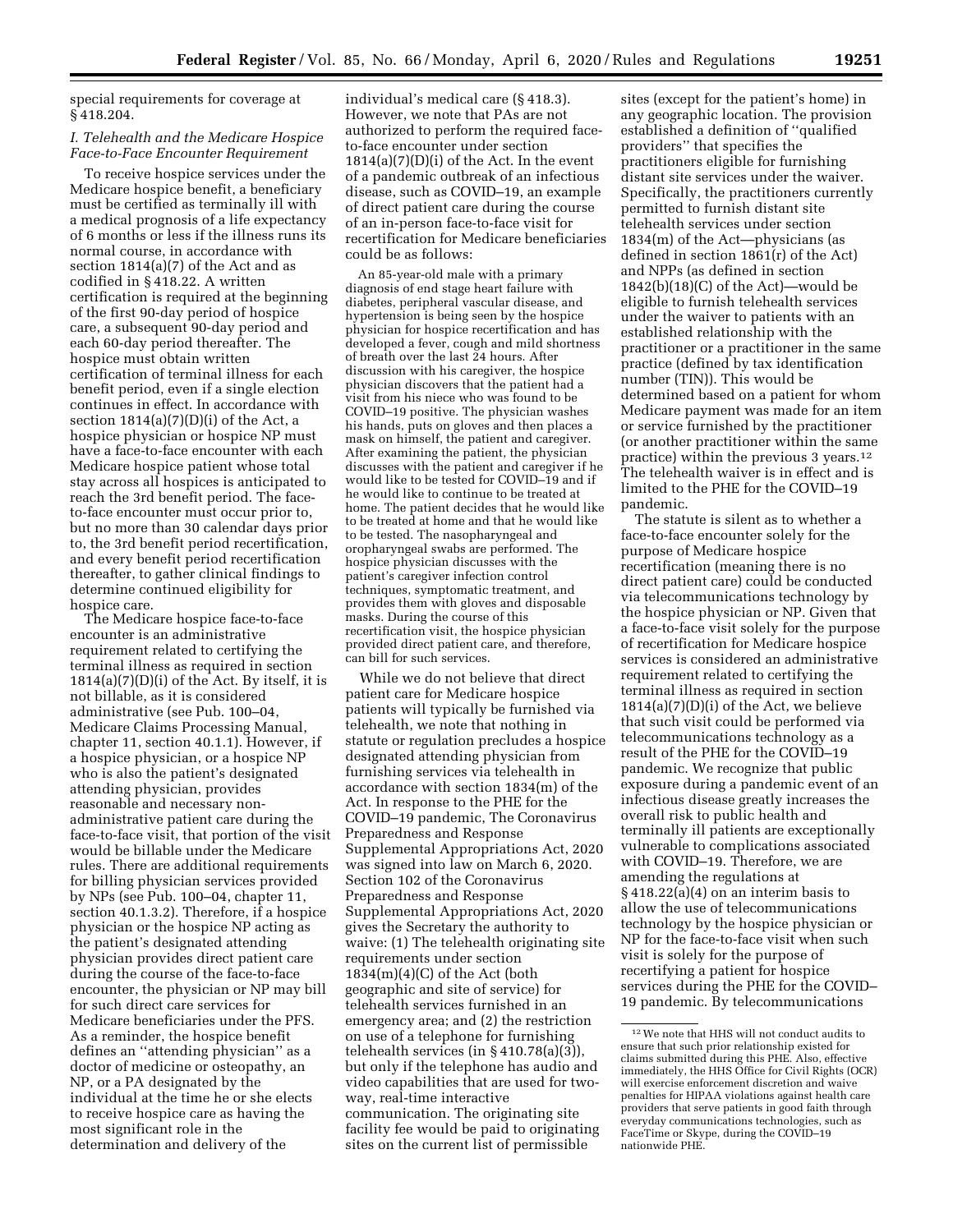special requirements for coverage at § 418.204.

### *I. Telehealth and the Medicare Hospice Face-to-Face Encounter Requirement*

To receive hospice services under the Medicare hospice benefit, a beneficiary must be certified as terminally ill with a medical prognosis of a life expectancy of 6 months or less if the illness runs its normal course, in accordance with section 1814(a)(7) of the Act and as codified in § 418.22. A written certification is required at the beginning of the first 90-day period of hospice care, a subsequent 90-day period and each 60-day period thereafter. The hospice must obtain written certification of terminal illness for each benefit period, even if a single election continues in effect. In accordance with section 1814(a)(7)(D)(i) of the Act, a hospice physician or hospice NP must have a face-to-face encounter with each Medicare hospice patient whose total stay across all hospices is anticipated to reach the 3rd benefit period. The face-to-face encounter must occur prior to, but no more than 30 calendar days prior to, the 3rd benefit period recertification, and every benefit period recertification thereafter, to gather clinical findings to determine continued eligibility for hospice care.

The Medicare hospice face-to-face encounter is an administrative requirement related to certifying the terminal illness as required in section 1814(a)(7)(D)(i) of the Act. By itself, it is not billable, as it is considered administrative (see Pub. 100–04, Medicare Claims Processing Manual, chapter 11, section 40.1.1). However, if a hospice physician, or a hospice NP who is also the patient's designated attending physician, provides reasonable and necessary non-administrative patient care during the face-to-face visit, that portion of the visit would be billable under the Medicare rules. There are additional requirements for billing physician services provided by NPs (see Pub. 100–04, chapter 11, section 40.1.3.2). Therefore, if a hospice physician or the hospice NP acting as the patient's designated attending physician provides direct patient care during the course of the face-to-face encounter, the physician or NP may bill for such direct care services for Medicare beneficiaries under the PFS. As a reminder, the hospice benefit defines an ''attending physician'' as a doctor of medicine or osteopathy, an NP, or a PA designated by the individual at the time he or she elects to receive hospice care as having the most significant role in the determination and delivery of the individual's medical care (§ 418.3). However, we note that PAs are not authorized to perform the required face-to-face encounter under section 1814(a)(7)(D)(i) of the Act. In the event of a pandemic outbreak of an infectious disease, such as COVID–19, an example of direct patient care during the course of an in-person face-to-face visit for recertification for Medicare beneficiaries could be as follows:

> An 85-year-old male with a primary diagnosis of end stage heart failure with diabetes, peripheral vascular disease, and hypertension is being seen by the hospice physician for hospice recertification and has developed a fever, cough and mild shortness of breath over the last 24 hours. After discussion with his caregiver, the hospice physician discovers that the patient had a visit from his niece who was found to be COVID–19 positive. The physician washes his hands, puts on gloves and then places a mask on himself, the patient and caregiver. After examining the patient, the physician discusses with the patient and caregiver if he would like to be tested for COVID–19 and if he would like to continue to be treated at home. The patient decides that he would like to be treated at home and that he would like to be tested. The nasopharyngeal and oropharyngeal swabs are performed. The hospice physician discusses with the patient's caregiver infection control techniques, symptomatic treatment, and provides them with gloves and disposable masks. During the course of this recertification visit, the hospice physician provided direct patient care, and therefore, can bill for such services.

While we do not believe that direct patient care for Medicare hospice patients will typically be furnished via telehealth, we note that nothing in statute or regulation precludes a hospice designated attending physician from furnishing services via telehealth in accordance with section 1834(m) of the Act. In response to the PHE for the COVID–19 pandemic, The Coronavirus Preparedness and Response Supplemental Appropriations Act, 2020 was signed into law on March 6, 2020. Section 102 of the Coronavirus Preparedness and Response Supplemental Appropriations Act, 2020 gives the Secretary the authority to waive: (1) The telehealth originating site requirements under section 1834(m)(4)(C) of the Act (both geographic and site of service) for telehealth services furnished in an emergency area; and (2) the restriction on use of a telephone for furnishing telehealth services (in § 410.78(a)(3)), but only if the telephone has audio and video capabilities that are used for two-way, real-time interactive communication. The originating site facility fee would be paid to originating sites on the current list of permissible sites (except for the patient's home) in any geographic location. The provision established a definition of ''qualified providers'' that specifies the practitioners eligible for furnishing distant site services under the waiver. Specifically, the practitioners currently permitted to furnish distant site telehealth services under section 1834(m) of the Act—physicians (as defined in section 1861(r) of the Act) and NPPs (as defined in section 1842(b)(18)(C) of the Act)—would be eligible to furnish telehealth services under the waiver to patients with an established relationship with the practitioner or a practitioner in the same practice (defined by tax identification number (TIN)). This would be determined based on a patient for whom Medicare payment was made for an item or service furnished by the practitioner (or another practitioner within the same practice) within the previous 3 years.[12] The telehealth waiver is in effect and is limited to the PHE for the COVID–19 pandemic.

The statute is silent as to whether a face-to-face encounter solely for the purpose of Medicare hospice recertification (meaning there is no direct patient care) could be conducted via telecommunications technology by the hospice physician or NP. Given that a face-to-face visit solely for the purpose of recertification for Medicare hospice services is considered an administrative requirement related to certifying the terminal illness as required in section 1814(a)(7)(D)(i) of the Act, we believe that such visit could be performed via telecommunications technology as a result of the PHE for the COVID–19 pandemic. We recognize that public exposure during a pandemic event of an infectious disease greatly increases the overall risk to public health and terminally ill patients are exceptionally vulnerable to complications associated with COVID–19. Therefore, we are amending the regulations at § 418.22(a)(4) on an interim basis to allow the use of telecommunications technology by the hospice physician or NP for the face-to-face visit when such visit is solely for the purpose of recertifying a patient for hospice services during the PHE for the COVID–19 pandemic. By telecommunications

[12] We note that HHS will not conduct audits to ensure that such prior relationship existed for claims submitted during this PHE. Also, effective immediately, the HHS Office for Civil Rights (OCR) will exercise enforcement discretion and waive penalties for HIPAA violations against health care providers that serve patients in good faith through everyday communications technologies, such as FaceTime or Skype, during the COVID–19 nationwide PHE.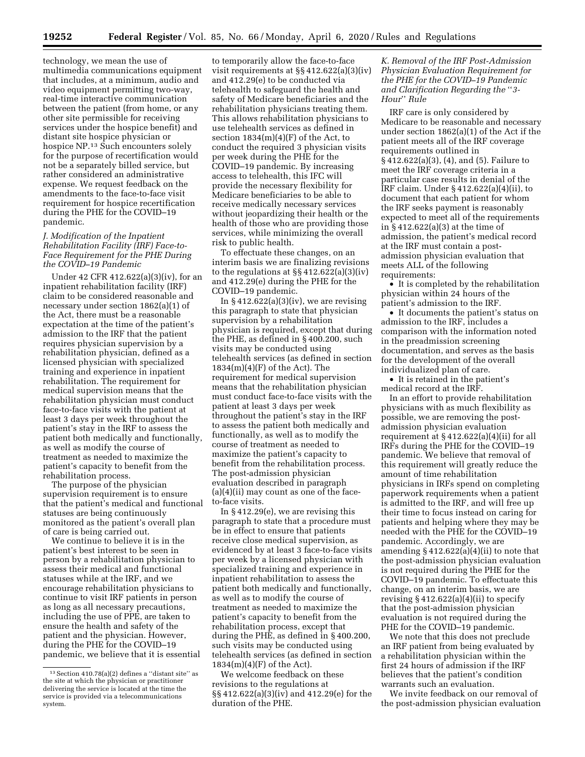technology, we mean the use of multimedia communications equipment that includes, at a minimum, audio and video equipment permitting two-way, real-time interactive communication between the patient (from home, or any other site permissible for receiving services under the hospice benefit) and distant site hospice physician or hospice NP.[13] Such encounters solely for the purpose of recertification would not be a separately billed service, but rather considered an administrative expense. We request feedback on the amendments to the face-to-face visit requirement for hospice recertification during the PHE for the COVID–19 pandemic.

### J. Modification of the Inpatient Rehabilitation Facility (IRF) Face-to-Face Requirement for the PHE During the COVID–19 Pandemic

Under 42 CFR 412.622(a)(3)(iv), for an inpatient rehabilitation facility (IRF) claim to be considered reasonable and necessary under section 1862(a)(1) of the Act, there must be a reasonable expectation at the time of the patient's admission to the IRF that the patient requires physician supervision by a rehabilitation physician, defined as a licensed physician with specialized training and experience in inpatient rehabilitation. The requirement for medical supervision means that the rehabilitation physician must conduct face-to-face visits with the patient at least 3 days per week throughout the patient's stay in the IRF to assess the patient both medically and functionally, as well as modify the course of treatment as needed to maximize the patient's capacity to benefit from the rehabilitation process.

The purpose of the physician supervision requirement is to ensure that the patient's medical and functional statuses are being continuously monitored as the patient's overall plan of care is being carried out.

We continue to believe it is in the patient's best interest to be seen in person by a rehabilitation physician to assess their medical and functional statuses while at the IRF, and we encourage rehabilitation physicians to continue to visit IRF patients in person as long as all necessary precautions, including the use of PPE, are taken to ensure the health and safety of the patient and the physician. However, during the PHE for the COVID–19 pandemic, we believe that it is essential to temporarily allow the face-to-face visit requirements at §§ 412.622(a)(3)(iv) and 412.29(e) to be conducted via telehealth to safeguard the health and safety of Medicare beneficiaries and the rehabilitation physicians treating them. This allows rehabilitation physicians to use telehealth services as defined in section 1834(m)(4)(F) of the Act, to conduct the required 3 physician visits per week during the PHE for the COVID–19 pandemic. By increasing access to telehealth, this IFC will provide the necessary flexibility for Medicare beneficiaries to be able to receive medically necessary services without jeopardizing their health or the health of those who are providing those services, while minimizing the overall risk to public health.

To effectuate these changes, on an interim basis we are finalizing revisions to the regulations at §§ 412.622(a)(3)(iv) and 412.29(e) during the PHE for the COVID–19 pandemic.

In § 412.622(a)(3)(iv), we are revising this paragraph to state that physician supervision by a rehabilitation physician is required, except that during the PHE, as defined in § 400.200, such visits may be conducted using telehealth services (as defined in section 1834(m)(4)(F) of the Act). The requirement for medical supervision means that the rehabilitation physician must conduct face-to-face visits with the patient at least 3 days per week throughout the patient's stay in the IRF to assess the patient both medically and functionally, as well as to modify the course of treatment as needed to maximize the patient's capacity to benefit from the rehabilitation process. The post-admission physician evaluation described in paragraph (a)(4)(ii) may count as one of the face-to-face visits.

In § 412.29(e), we are revising this paragraph to state that a procedure must be in effect to ensure that patients receive close medical supervision, as evidenced by at least 3 face-to-face visits per week by a licensed physician with specialized training and experience in inpatient rehabilitation to assess the patient both medically and functionally, as well as to modify the course of treatment as needed to maximize the patient's capacity to benefit from the rehabilitation process, except that during the PHE, as defined in § 400.200, such visits may be conducted using telehealth services (as defined in section 1834(m)(4)(F) of the Act).

We welcome feedback on these revisions to the regulations at §§ 412.622(a)(3)(iv) and 412.29(e) for the duration of the PHE.

### K. Removal of the IRF Post-Admission Physician Evaluation Requirement for the PHE for the COVID–19 Pandemic and Clarification Regarding the "3-Hour" Rule

IRF care is only considered by Medicare to be reasonable and necessary under section 1862(a)(1) of the Act if the patient meets all of the IRF coverage requirements outlined in § 412.622(a)(3), (4), and (5). Failure to meet the IRF coverage criteria in a particular case results in denial of the IRF claim. Under § 412.622(a)(4)(ii), to document that each patient for whom the IRF seeks payment is reasonably expected to meet all of the requirements in § 412.622(a)(3) at the time of admission, the patient's medical record at the IRF must contain a post-admission physician evaluation that meets ALL of the following requirements:

- It is completed by the rehabilitation physician within 24 hours of the patient's admission to the IRF.
- It documents the patient's status on admission to the IRF, includes a comparison with the information noted in the preadmission screening documentation, and serves as the basis for the development of the overall individualized plan of care.
- It is retained in the patient's medical record at the IRF.

In an effort to provide rehabilitation physicians with as much flexibility as possible, we are removing the post-admission physician evaluation requirement at § 412.622(a)(4)(ii) for all IRFs during the PHE for the COVID–19 pandemic. We believe that removal of this requirement will greatly reduce the amount of time rehabilitation physicians in IRFs spend on completing paperwork requirements when a patient is admitted to the IRF, and will free up their time to focus instead on caring for patients and helping where they may be needed with the PHE for the COVID–19 pandemic. Accordingly, we are amending § 412.622(a)(4)(ii) to note that the post-admission physician evaluation is not required during the PHE for the COVID–19 pandemic. To effectuate this change, on an interim basis, we are revising § 412.622(a)(4)(ii) to specify that the post-admission physician evaluation is not required during the PHE for the COVID–19 pandemic.

We note that this does not preclude an IRF patient from being evaluated by a rehabilitation physician within the first 24 hours of admission if the IRF believes that the patient's condition warrants such an evaluation.

We invite feedback on our removal of the post-admission physician evaluation

[13] Section 410.78(a)(2) defines a "distant site" as the site at which the physician or practitioner delivering the service is located at the time the service is provided via a telecommunications system.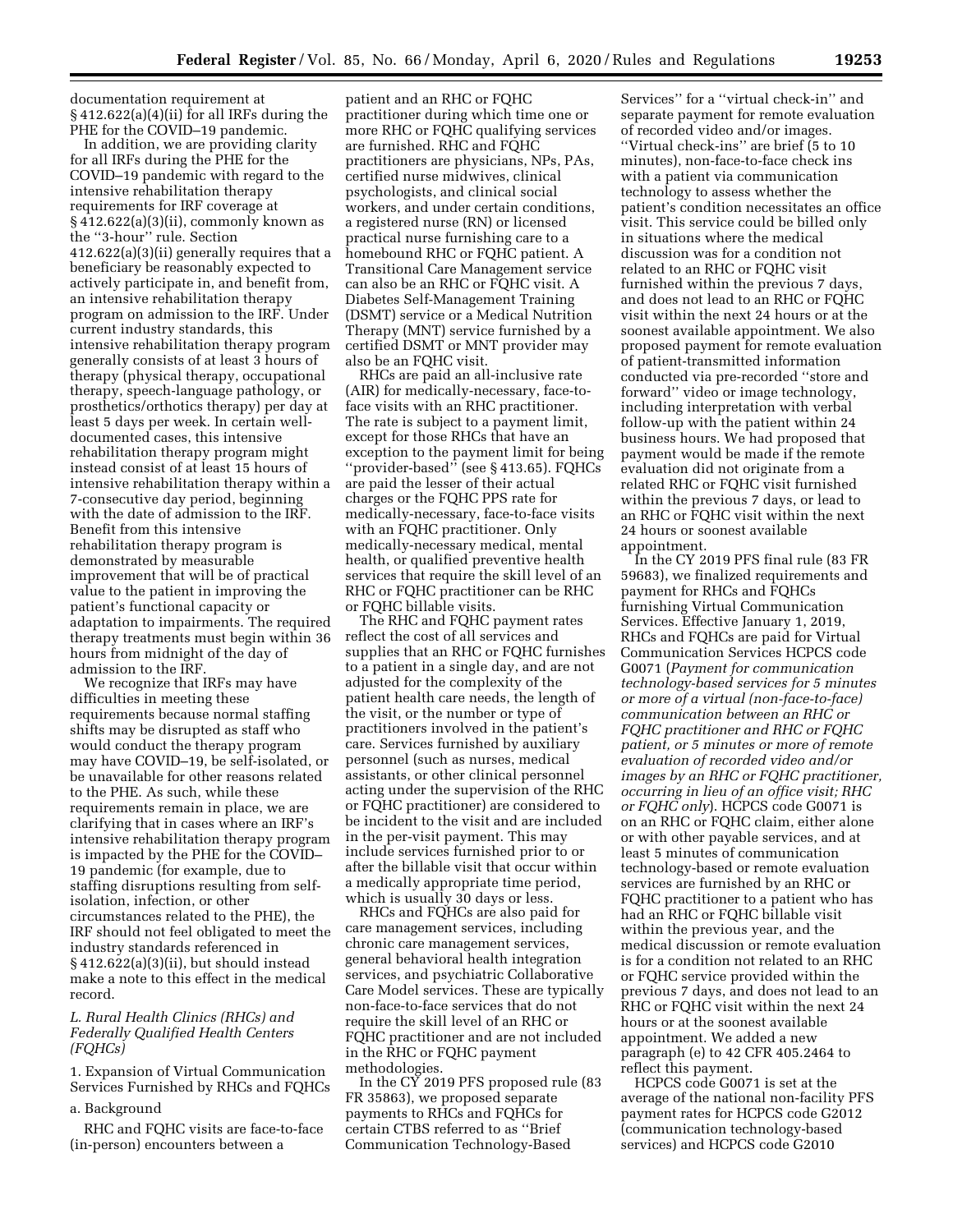documentation requirement at § 412.622(a)(4)(ii) for all IRFs during the PHE for the COVID–19 pandemic.

In addition, we are providing clarity for all IRFs during the PHE for the COVID–19 pandemic with regard to the intensive rehabilitation therapy requirements for IRF coverage at § 412.622(a)(3)(ii), commonly known as the ''3-hour'' rule. Section 412.622(a)(3)(ii) generally requires that a beneficiary be reasonably expected to actively participate in, and benefit from, an intensive rehabilitation therapy program on admission to the IRF. Under current industry standards, this intensive rehabilitation therapy program generally consists of at least 3 hours of therapy (physical therapy, occupational therapy, speech-language pathology, or prosthetics/orthotics therapy) per day at least 5 days per week. In certain well-documented cases, this intensive rehabilitation therapy program might instead consist of at least 15 hours of intensive rehabilitation therapy within a 7-consecutive day period, beginning with the date of admission to the IRF. Benefit from this intensive rehabilitation therapy program is demonstrated by measurable improvement that will be of practical value to the patient in improving the patient's functional capacity or adaptation to impairments. The required therapy treatments must begin within 36 hours from midnight of the day of admission to the IRF.

We recognize that IRFs may have difficulties in meeting these requirements because normal staffing shifts may be disrupted as staff who would conduct the therapy program may have COVID–19, be self-isolated, or be unavailable for other reasons related to the PHE. As such, while these requirements remain in place, we are clarifying that in cases where an IRF's intensive rehabilitation therapy program is impacted by the PHE for the COVID–19 pandemic (for example, due to staffing disruptions resulting from self-isolation, infection, or other circumstances related to the PHE), the IRF should not feel obligated to meet the industry standards referenced in § 412.622(a)(3)(ii), but should instead make a note to this effect in the medical record.

### L. Rural Health Clinics (RHCs) and Federally Qualified Health Centers (FQHCs)

1. Expansion of Virtual Communication Services Furnished by RHCs and FQHCs

a. Background

RHC and FQHC visits are face-to-face (in-person) encounters between a patient and an RHC or FQHC practitioner during which time one or more RHC or FQHC qualifying services are furnished. RHC and FQHC practitioners are physicians, NPs, PAs, certified nurse midwives, clinical psychologists, and clinical social workers, and under certain conditions, a registered nurse (RN) or licensed practical nurse furnishing care to a homebound RHC or FQHC patient. A Transitional Care Management service can also be an RHC or FQHC visit. A Diabetes Self-Management Training (DSMT) service or a Medical Nutrition Therapy (MNT) service furnished by a certified DSMT or MNT provider may also be an FQHC visit.

RHCs are paid an all-inclusive rate (AIR) for medically-necessary, face-to-face visits with an RHC practitioner. The rate is subject to a payment limit, except for those RHCs that have an exception to the payment limit for being ''provider-based'' (see § 413.65). FQHCs are paid the lesser of their actual charges or the FQHC PPS rate for medically-necessary, face-to-face visits with an FQHC practitioner. Only medically-necessary medical, mental health, or qualified preventive health services that require the skill level of an RHC or FQHC practitioner can be RHC or FQHC billable visits.

The RHC and FQHC payment rates reflect the cost of all services and supplies that an RHC or FQHC furnishes to a patient in a single day, and are not adjusted for the complexity of the patient health care needs, the length of the visit, or the number or type of practitioners involved in the patient's care. Services furnished by auxiliary personnel (such as nurses, medical assistants, or other clinical personnel acting under the supervision of the RHC or FQHC practitioner) are considered to be incident to the visit and are included in the per-visit payment. This may include services furnished prior to or after the billable visit that occur within a medically appropriate time period, which is usually 30 days or less.

RHCs and FQHCs are also paid for care management services, including chronic care management services, general behavioral health integration services, and psychiatric Collaborative Care Model services. These are typically non-face-to-face services that do not require the skill level of an RHC or FQHC practitioner and are not included in the RHC or FQHC payment methodologies.

In the CY 2019 PFS proposed rule (83 FR 35863), we proposed separate payments to RHCs and FQHCs for certain CTBS referred to as ''Brief Communication Technology-Based Services'' for a ''virtual check-in'' and separate payment for remote evaluation of recorded video and/or images. ''Virtual check-ins'' are brief (5 to 10 minutes), non-face-to-face check ins with a patient via communication technology to assess whether the patient's condition necessitates an office visit. This service could be billed only in situations where the medical discussion was for a condition not related to an RHC or FQHC visit furnished within the previous 7 days, and does not lead to an RHC or FQHC visit within the next 24 hours or at the soonest available appointment. We also proposed payment for remote evaluation of patient-transmitted information conducted via pre-recorded ''store and forward'' video or image technology, including interpretation with verbal follow-up with the patient within 24 business hours. We had proposed that payment would be made if the remote evaluation did not originate from a related RHC or FQHC visit furnished within the previous 7 days, or lead to an RHC or FQHC visit within the next 24 hours or soonest available appointment.

In the CY 2019 PFS final rule (83 FR 59683), we finalized requirements and payment for RHCs and FQHCs furnishing Virtual Communication Services. Effective January 1, 2019, RHCs and FQHCs are paid for Virtual Communication Services HCPCS code G0071 (*Payment for communication technology-based services for 5 minutes or more of a virtual (non-face-to-face) communication between an RHC or FQHC practitioner and RHC or FQHC patient, or 5 minutes or more of remote evaluation of recorded video and/or images by an RHC or FQHC practitioner, occurring in lieu of an office visit; RHC or FQHC only*). HCPCS code G0071 is on an RHC or FQHC claim, either alone or with other payable services, and at least 5 minutes of communication technology-based or remote evaluation services are furnished by an RHC or FQHC practitioner to a patient who has had an RHC or FQHC billable visit within the previous year, and the medical discussion or remote evaluation is for a condition not related to an RHC or FQHC service provided within the previous 7 days, and does not lead to an RHC or FQHC visit within the next 24 hours or at the soonest available appointment. We added a new paragraph (e) to 42 CFR 405.2464 to reflect this payment.

HCPCS code G0071 is set at the average of the national non-facility PFS payment rates for HCPCS code G2012 (communication technology-based services) and HCPCS code G2010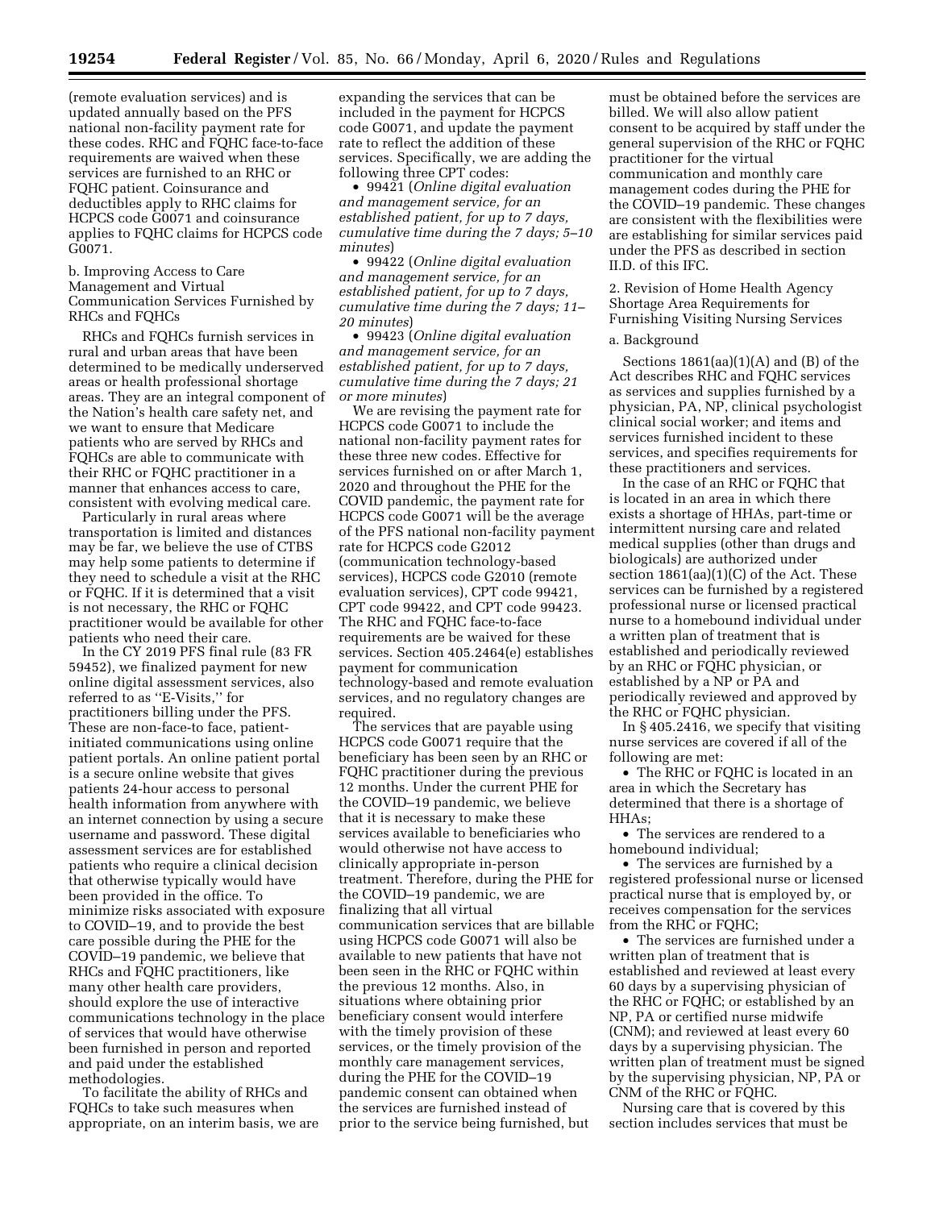(remote evaluation services) and is updated annually based on the PFS national non-facility payment rate for these codes. RHC and FQHC face-to-face requirements are waived when these services are furnished to an RHC or FQHC patient. Coinsurance and deductibles apply to RHC claims for HCPCS code G0071 and coinsurance applies to FQHC claims for HCPCS code G0071.

b. Improving Access to Care Management and Virtual Communication Services Furnished by RHCs and FQHCs

RHCs and FQHCs furnish services in rural and urban areas that have been determined to be medically underserved areas or health professional shortage areas. They are an integral component of the Nation's health care safety net, and we want to ensure that Medicare patients who are served by RHCs and FQHCs are able to communicate with their RHC or FQHC practitioner in a manner that enhances access to care, consistent with evolving medical care.

Particularly in rural areas where transportation is limited and distances may be far, we believe the use of CTBS may help some patients to determine if they need to schedule a visit at the RHC or FQHC. If it is determined that a visit is not necessary, the RHC or FQHC practitioner would be available for other patients who need their care.

In the CY 2019 PFS final rule (83 FR 59452), we finalized payment for new online digital assessment services, also referred to as "E-Visits," for practitioners billing under the PFS. These are non-face-to face, patient-initiated communications using online patient portals. An online patient portal is a secure online website that gives patients 24-hour access to personal health information from anywhere with an internet connection by using a secure username and password. These digital assessment services are for established patients who require a clinical decision that otherwise typically would have been provided in the office. To minimize risks associated with exposure to COVID–19, and to provide the best care possible during the PHE for the COVID–19 pandemic, we believe that RHCs and FQHC practitioners, like many other health care providers, should explore the use of interactive communications technology in the place of services that would have otherwise been furnished in person and reported and paid under the established methodologies.

To facilitate the ability of RHCs and FQHCs to take such measures when appropriate, on an interim basis, we are expanding the services that can be included in the payment for HCPCS code G0071, and update the payment rate to reflect the addition of these services. Specifically, we are adding the following three CPT codes:

- 99421 (*Online digital evaluation and management service, for an established patient, for up to 7 days, cumulative time during the 7 days; 5–10 minutes*)
- 99422 (*Online digital evaluation and management service, for an established patient, for up to 7 days, cumulative time during the 7 days; 11–20 minutes*)
- 99423 (*Online digital evaluation and management service, for an established patient, for up to 7 days, cumulative time during the 7 days; 21 or more minutes*)

We are revising the payment rate for HCPCS code G0071 to include the national non-facility payment rates for these three new codes. Effective for services furnished on or after March 1, 2020 and throughout the PHE for the COVID pandemic, the payment rate for HCPCS code G0071 will be the average of the PFS national non-facility payment rate for HCPCS code G2012 (communication technology-based services), HCPCS code G2010 (remote evaluation services), CPT code 99421, CPT code 99422, and CPT code 99423. The RHC and FQHC face-to-face requirements are be waived for these services. Section 405.2464(e) establishes payment for communication technology-based and remote evaluation services, and no regulatory changes are required.

The services that are payable using HCPCS code G0071 require that the beneficiary has been seen by an RHC or FQHC practitioner during the previous 12 months. Under the current PHE for the COVID–19 pandemic, we believe that it is necessary to make these services available to beneficiaries who would otherwise not have access to clinically appropriate in-person treatment. Therefore, during the PHE for the COVID–19 pandemic, we are finalizing that all virtual communication services that are billable using HCPCS code G0071 will also be available to new patients that have not been seen in the RHC or FQHC within the previous 12 months. Also, in situations where obtaining prior beneficiary consent would interfere with the timely provision of these services, or the timely provision of the monthly care management services, during the PHE for the COVID–19 pandemic consent can obtained when the services are furnished instead of prior to the service being furnished, but must be obtained before the services are billed. We will also allow patient consent to be acquired by staff under the general supervision of the RHC or FQHC practitioner for the virtual communication and monthly care management codes during the PHE for the COVID–19 pandemic. These changes are consistent with the flexibilities were are establishing for similar services paid under the PFS as described in section II.D. of this IFC.

2. Revision of Home Health Agency Shortage Area Requirements for Furnishing Visiting Nursing Services

a. Background

Sections 1861(aa)(1)(A) and (B) of the Act describes RHC and FQHC services as services and supplies furnished by a physician, PA, NP, clinical psychologist clinical social worker; and items and services furnished incident to these services, and specifies requirements for these practitioners and services.

In the case of an RHC or FQHC that is located in an area in which there exists a shortage of HHAs, part-time or intermittent nursing care and related medical supplies (other than drugs and biologicals) are authorized under section 1861(aa)(1)(C) of the Act. These services can be furnished by a registered professional nurse or licensed practical nurse to a homebound individual under a written plan of treatment that is established and periodically reviewed by an RHC or FQHC physician, or established by a NP or PA and periodically reviewed and approved by the RHC or FQHC physician.

In § 405.2416, we specify that visiting nurse services are covered if all of the following are met:

- The RHC or FQHC is located in an area in which the Secretary has determined that there is a shortage of HHAs;
- The services are rendered to a homebound individual;
- The services are furnished by a registered professional nurse or licensed practical nurse that is employed by, or receives compensation for the services from the RHC or FQHC;
- The services are furnished under a written plan of treatment that is established and reviewed at least every 60 days by a supervising physician of the RHC or FQHC; or established by an NP, PA or certified nurse midwife (CNM); and reviewed at least every 60 days by a supervising physician. The written plan of treatment must be signed by the supervising physician, NP, PA or CNM of the RHC or FQHC.

Nursing care that is covered by this section includes services that must be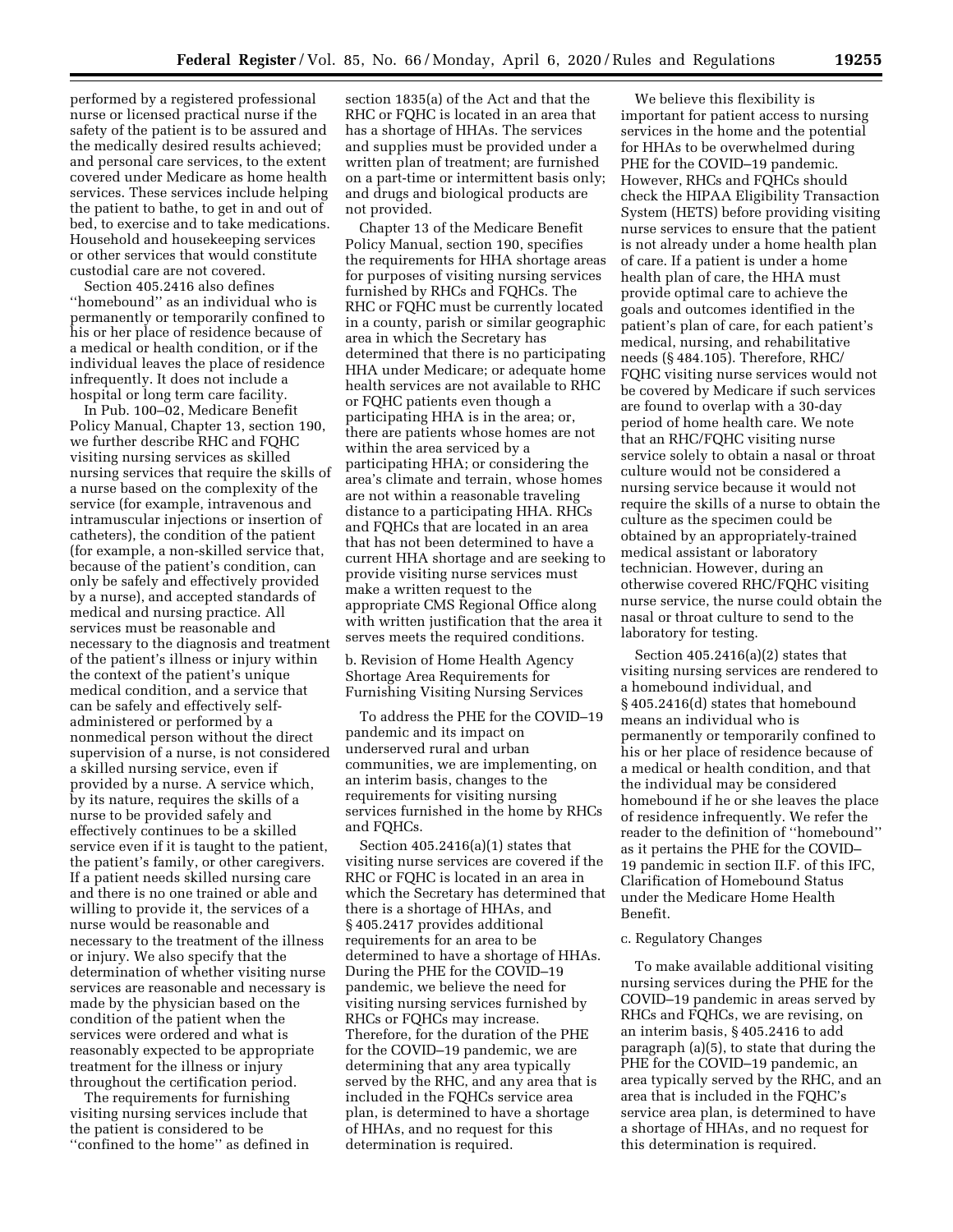performed by a registered professional nurse or licensed practical nurse if the safety of the patient is to be assured and the medically desired results achieved; and personal care services, to the extent covered under Medicare as home health services. These services include helping the patient to bathe, to get in and out of bed, to exercise and to take medications. Household and housekeeping services or other services that would constitute custodial care are not covered.

Section 405.2416 also defines ''homebound'' as an individual who is permanently or temporarily confined to his or her place of residence because of a medical or health condition, or if the individual leaves the place of residence infrequently. It does not include a hospital or long term care facility.

In Pub. 100–02, Medicare Benefit Policy Manual, Chapter 13, section 190, we further describe RHC and FQHC visiting nursing services as skilled nursing services that require the skills of a nurse based on the complexity of the service (for example, intravenous and intramuscular injections or insertion of catheters), the condition of the patient (for example, a non-skilled service that, because of the patient's condition, can only be safely and effectively provided by a nurse), and accepted standards of medical and nursing practice. All services must be reasonable and necessary to the diagnosis and treatment of the patient's illness or injury within the context of the patient's unique medical condition, and a service that can be safely and effectively self-administered or performed by a nonmedical person without the direct supervision of a nurse, is not considered a skilled nursing service, even if provided by a nurse. A service which, by its nature, requires the skills of a nurse to be provided safely and effectively continues to be a skilled service even if it is taught to the patient, the patient's family, or other caregivers. If a patient needs skilled nursing care and there is no one trained or able and willing to provide it, the services of a nurse would be reasonable and necessary to the treatment of the illness or injury. We also specify that the determination of whether visiting nurse services are reasonable and necessary is made by the physician based on the condition of the patient when the services were ordered and what is reasonably expected to be appropriate treatment for the illness or injury throughout the certification period.

The requirements for furnishing visiting nursing services include that the patient is considered to be ''confined to the home'' as defined in section 1835(a) of the Act and that the RHC or FQHC is located in an area that has a shortage of HHAs. The services and supplies must be provided under a written plan of treatment; are furnished on a part-time or intermittent basis only; and drugs and biological products are not provided.

Chapter 13 of the Medicare Benefit Policy Manual, section 190, specifies the requirements for HHA shortage areas for purposes of visiting nursing services furnished by RHCs and FQHCs. The RHC or FQHC must be currently located in a county, parish or similar geographic area in which the Secretary has determined that there is no participating HHA under Medicare; or adequate home health services are not available to RHC or FQHC patients even though a participating HHA is in the area; or, there are patients whose homes are not within the area serviced by a participating HHA; or considering the area's climate and terrain, whose homes are not within a reasonable traveling distance to a participating HHA. RHCs and FQHCs that are located in an area that has not been determined to have a current HHA shortage and are seeking to provide visiting nurse services must make a written request to the appropriate CMS Regional Office along with written justification that the area it serves meets the required conditions.

b. Revision of Home Health Agency Shortage Area Requirements for Furnishing Visiting Nursing Services

To address the PHE for the COVID–19 pandemic and its impact on underserved rural and urban communities, we are implementing, on an interim basis, changes to the requirements for visiting nursing services furnished in the home by RHCs and FQHCs.

Section 405.2416(a)(1) states that visiting nurse services are covered if the RHC or FQHC is located in an area in which the Secretary has determined that there is a shortage of HHAs, and § 405.2417 provides additional requirements for an area to be determined to have a shortage of HHAs. During the PHE for the COVID–19 pandemic, we believe the need for visiting nursing services furnished by RHCs or FQHCs may increase. Therefore, for the duration of the PHE for the COVID–19 pandemic, we are determining that any area typically served by the RHC, and any area that is included in the FQHCs service area plan, is determined to have a shortage of HHAs, and no request for this determination is required.

We believe this flexibility is important for patient access to nursing services in the home and the potential for HHAs to be overwhelmed during PHE for the COVID–19 pandemic. However, RHCs and FQHCs should check the HIPAA Eligibility Transaction System (HETS) before providing visiting nurse services to ensure that the patient is not already under a home health plan of care. If a patient is under a home health plan of care, the HHA must provide optimal care to achieve the goals and outcomes identified in the patient's plan of care, for each patient's medical, nursing, and rehabilitative needs (§ 484.105). Therefore, RHC/FQHC visiting nurse services would not be covered by Medicare if such services are found to overlap with a 30-day period of home health care. We note that an RHC/FQHC visiting nurse service solely to obtain a nasal or throat culture would not be considered a nursing service because it would not require the skills of a nurse to obtain the culture as the specimen could be obtained by an appropriately-trained medical assistant or laboratory technician. However, during an otherwise covered RHC/FQHC visiting nurse service, the nurse could obtain the nasal or throat culture to send to the laboratory for testing.

Section 405.2416(a)(2) states that visiting nursing services are rendered to a homebound individual, and § 405.2416(d) states that homebound means an individual who is permanently or temporarily confined to his or her place of residence because of a medical or health condition, and that the individual may be considered homebound if he or she leaves the place of residence infrequently. We refer the reader to the definition of ''homebound'' as it pertains the PHE for the COVID–19 pandemic in section II.F. of this IFC, Clarification of Homebound Status under the Medicare Home Health Benefit.

c. Regulatory Changes

To make available additional visiting nursing services during the PHE for the COVID–19 pandemic in areas served by RHCs and FQHCs, we are revising, on an interim basis, § 405.2416 to add paragraph (a)(5), to state that during the PHE for the COVID–19 pandemic, an area typically served by the RHC, and an area that is included in the FQHC's service area plan, is determined to have a shortage of HHAs, and no request for this determination is required.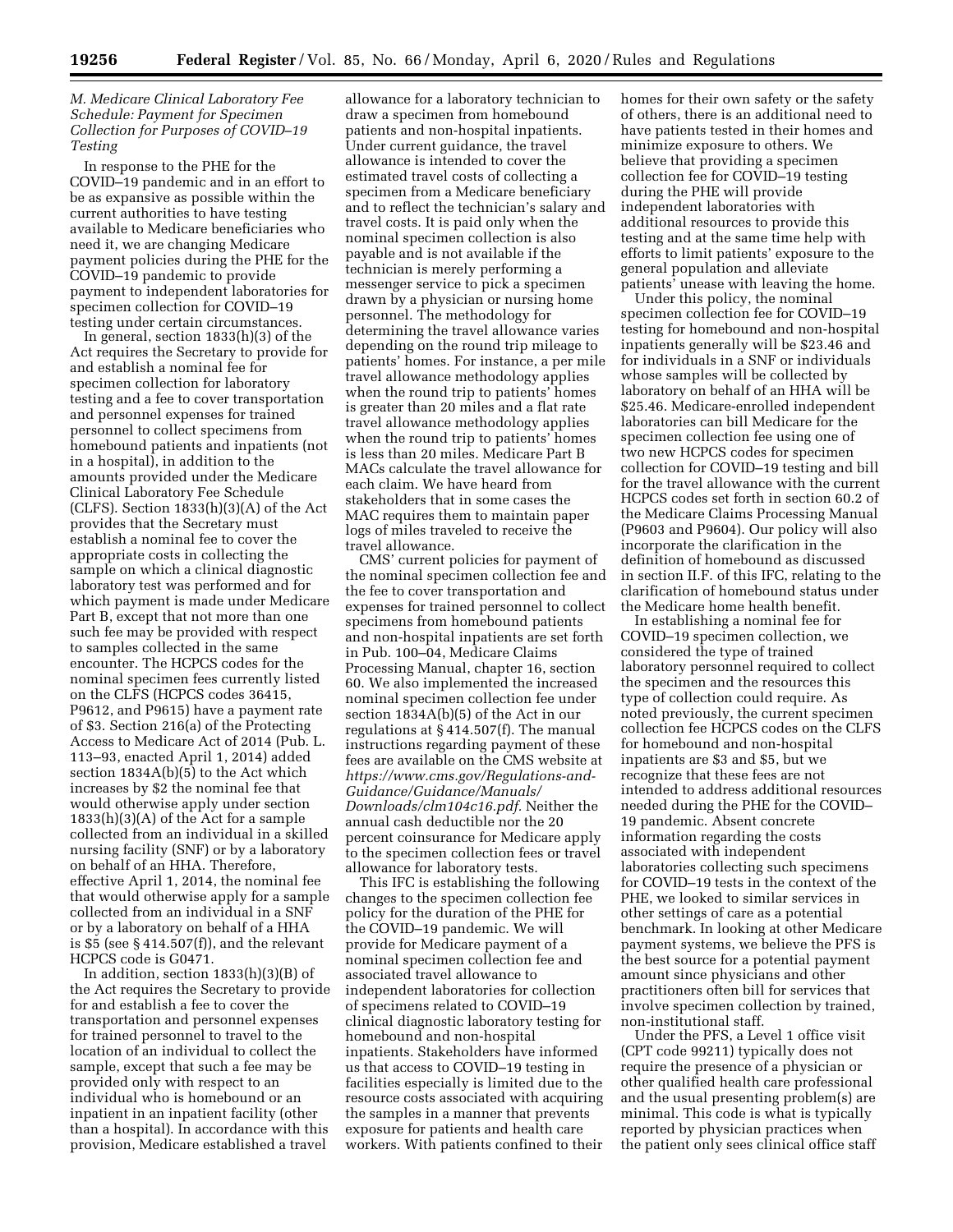### *M. Medicare Clinical Laboratory Fee Schedule: Payment for Specimen Collection for Purposes of COVID–19 Testing*

In response to the PHE for the COVID–19 pandemic and in an effort to be as expansive as possible within the current authorities to have testing available to Medicare beneficiaries who need it, we are changing Medicare payment policies during the PHE for the COVID–19 pandemic to provide payment to independent laboratories for specimen collection for COVID–19 testing under certain circumstances.

In general, section 1833(h)(3) of the Act requires the Secretary to provide for and establish a nominal fee for specimen collection for laboratory testing and a fee to cover transportation and personnel expenses for trained personnel to collect specimens from homebound patients and inpatients (not in a hospital), in addition to the amounts provided under the Medicare Clinical Laboratory Fee Schedule (CLFS). Section 1833(h)(3)(A) of the Act provides that the Secretary must establish a nominal fee to cover the appropriate costs in collecting the sample on which a clinical diagnostic laboratory test was performed and for which payment is made under Medicare Part B, except that not more than one such fee may be provided with respect to samples collected in the same encounter. The HCPCS codes for the nominal specimen fees currently listed on the CLFS (HCPCS codes 36415, P9612, and P9615) have a payment rate of $3. Section 216(a) of the Protecting Access to Medicare Act of 2014 (Pub. L. 113–93, enacted April 1, 2014) added section 1834A(b)(5) to the Act which increases by $2 the nominal fee that would otherwise apply under section 1833(h)(3)(A) of the Act for a sample collected from an individual in a skilled nursing facility (SNF) or by a laboratory on behalf of an HHA. Therefore, effective April 1, 2014, the nominal fee that would otherwise apply for a sample collected from an individual in a SNF or by a laboratory on behalf of a HHA is $5 (see § 414.507(f)), and the relevant HCPCS code is G0471.

In addition, section 1833(h)(3)(B) of the Act requires the Secretary to provide for and establish a fee to cover the transportation and personnel expenses for trained personnel to travel to the location of an individual to collect the sample, except that such a fee may be provided only with respect to an individual who is homebound or an inpatient in an inpatient facility (other than a hospital). In accordance with this provision, Medicare established a travel allowance for a laboratory technician to draw a specimen from homebound patients and non-hospital inpatients. Under current guidance, the travel allowance is intended to cover the estimated travel costs of collecting a specimen from a Medicare beneficiary and to reflect the technician's salary and travel costs. It is paid only when the nominal specimen collection is also payable and is not available if the technician is merely performing a messenger service to pick a specimen drawn by a physician or nursing home personnel. The methodology for determining the travel allowance varies depending on the round trip mileage to patients' homes. For instance, a per mile travel allowance methodology applies when the round trip to patients' homes is greater than 20 miles and a flat rate travel allowance methodology applies when the round trip to patients' homes is less than 20 miles. Medicare Part B MACs calculate the travel allowance for each claim. We have heard from stakeholders that in some cases the MAC requires them to maintain paper logs of miles traveled to receive the travel allowance.

CMS' current policies for payment of the nominal specimen collection fee and the fee to cover transportation and expenses for trained personnel to collect specimens from homebound patients and non-hospital inpatients are set forth in Pub. 100–04, Medicare Claims Processing Manual, chapter 16, section 60. We also implemented the increased nominal specimen collection fee under section 1834A(b)(5) of the Act in our regulations at § 414.507(f). The manual instructions regarding payment of these fees are available on the CMS website at *https://www.cms.gov/Regulations-and-Guidance/Guidance/Manuals/Downloads/clm104c16.pdf.* Neither the annual cash deductible nor the 20 percent coinsurance for Medicare apply to the specimen collection fees or travel allowance for laboratory tests.

This IFC is establishing the following changes to the specimen collection fee policy for the duration of the PHE for the COVID–19 pandemic. We will provide for Medicare payment of a nominal specimen collection fee and associated travel allowance to independent laboratories for collection of specimens related to COVID–19 clinical diagnostic laboratory testing for homebound and non-hospital inpatients. Stakeholders have informed us that access to COVID–19 testing in facilities especially is limited due to the resource costs associated with acquiring the samples in a manner that prevents exposure for patients and health care workers. With patients confined to their homes for their own safety or the safety of others, there is an additional need to have patients tested in their homes and minimize exposure to others. We believe that providing a specimen collection fee for COVID–19 testing during the PHE will provide independent laboratories with additional resources to provide this testing and at the same time help with efforts to limit patients' exposure to the general population and alleviate patients' unease with leaving the home.

Under this policy, the nominal specimen collection fee for COVID–19 testing for homebound and non-hospital inpatients generally will be $23.46 and for individuals in a SNF or individuals whose samples will be collected by laboratory on behalf of an HHA will be $25.46. Medicare-enrolled independent laboratories can bill Medicare for the specimen collection fee using one of two new HCPCS codes for specimen collection for COVID–19 testing and bill for the travel allowance with the current HCPCS codes set forth in section 60.2 of the Medicare Claims Processing Manual (P9603 and P9604). Our policy will also incorporate the clarification in the definition of homebound as discussed in section II.F. of this IFC, relating to the clarification of homebound status under the Medicare home health benefit.

In establishing a nominal fee for COVID–19 specimen collection, we considered the type of trained laboratory personnel required to collect the specimen and the resources this type of collection could require. As noted previously, the current specimen collection fee HCPCS codes on the CLFS for homebound and non-hospital inpatients are $3 and $5, but we recognize that these fees are not intended to address additional resources needed during the PHE for the COVID–19 pandemic. Absent concrete information regarding the costs associated with independent laboratories collecting such specimens for COVID–19 tests in the context of the PHE, we looked to similar services in other settings of care as a potential benchmark. In looking at other Medicare payment systems, we believe the PFS is the best source for a potential payment amount since physicians and other practitioners often bill for services that involve specimen collection by trained, non-institutional staff.

Under the PFS, a Level 1 office visit (CPT code 99211) typically does not require the presence of a physician or other qualified health care professional and the usual presenting problem(s) are minimal. This code is what is typically reported by physician practices when the patient only sees clinical office staff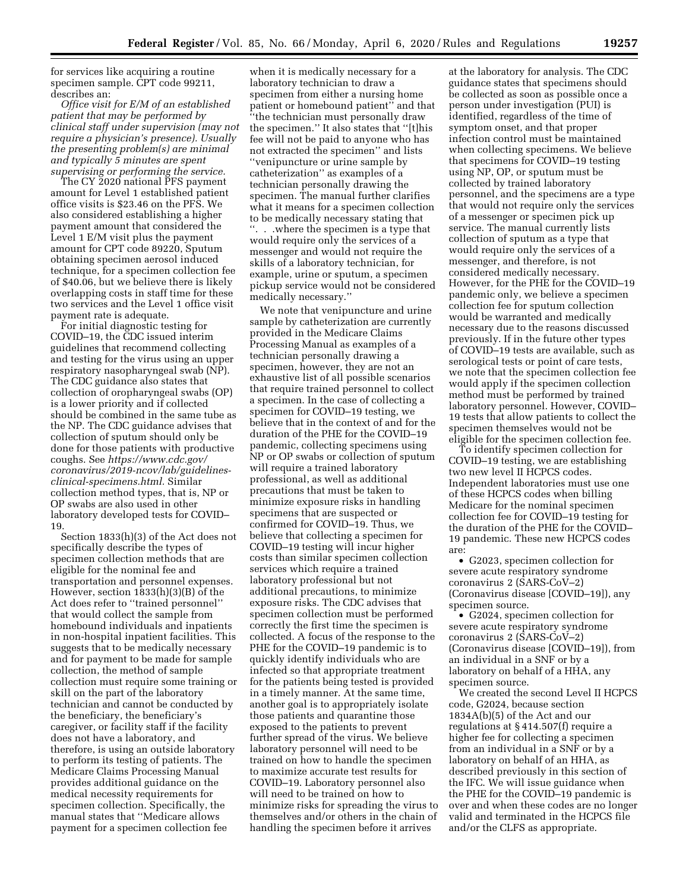for services like acquiring a routine specimen sample. CPT code 99211, describes an:

*Office visit for E/M of an established patient that may be performed by clinical staff under supervision (may not require a physician's presence). Usually the presenting problem(s) are minimal and typically 5 minutes are spent supervising or performing the service.*

The CY 2020 national PFS payment amount for Level 1 established patient office visits is $23.46 on the PFS. We also considered establishing a higher payment amount that considered the Level 1 E/M visit plus the payment amount for CPT code 89220, Sputum obtaining specimen aerosol induced technique, for a specimen collection fee of $40.06, but we believe there is likely overlapping costs in staff time for these two services and the Level 1 office visit payment rate is adequate.

For initial diagnostic testing for COVID–19, the CDC issued interim guidelines that recommend collecting and testing for the virus using an upper respiratory nasopharyngeal swab (NP). The CDC guidance also states that collection of oropharyngeal swabs (OP) is a lower priority and if collected should be combined in the same tube as the NP. The CDC guidance advises that collection of sputum should only be done for those patients with productive coughs. See *https://www.cdc.gov/coronavirus/2019-ncov/lab/guidelines-clinical-specimens.html.* Similar collection method types, that is, NP or OP swabs are also used in other laboratory developed tests for COVID–19.

Section 1833(h)(3) of the Act does not specifically describe the types of specimen collection methods that are eligible for the nominal fee and transportation and personnel expenses. However, section 1833(h)(3)(B) of the Act does refer to ''trained personnel'' that would collect the sample from homebound individuals and inpatients in non-hospital inpatient facilities. This suggests that to be medically necessary and for payment to be made for sample collection, the method of sample collection must require some training or skill on the part of the laboratory technician and cannot be conducted by the beneficiary, the beneficiary's caregiver, or facility staff if the facility does not have a laboratory, and therefore, is using an outside laboratory to perform its testing of patients. The Medicare Claims Processing Manual provides additional guidance on the medical necessity requirements for specimen collection. Specifically, the manual states that ''Medicare allows payment for a specimen collection fee when it is medically necessary for a laboratory technician to draw a specimen from either a nursing home patient or homebound patient'' and that ''the technician must personally draw the specimen.'' It also states that ''[t]his fee will not be paid to anyone who has not extracted the specimen'' and lists ''venipuncture or urine sample by catheterization'' as examples of a technician personally drawing the specimen. The manual further clarifies what it means for a specimen collection to be medically necessary stating that ''. . .where the specimen is a type that would require only the services of a messenger and would not require the skills of a laboratory technician, for example, urine or sputum, a specimen pickup service would not be considered medically necessary.''

We note that venipuncture and urine sample by catheterization are currently provided in the Medicare Claims Processing Manual as examples of a technician personally drawing a specimen, however, they are not an exhaustive list of all possible scenarios that require trained personnel to collect a specimen. In the case of collecting a specimen for COVID–19 testing, we believe that in the context of and for the duration of the PHE for the COVID–19 pandemic, collecting specimens using NP or OP swabs or collection of sputum will require a trained laboratory professional, as well as additional precautions that must be taken to minimize exposure risks in handling specimens that are suspected or confirmed for COVID–19. Thus, we believe that collecting a specimen for COVID–19 testing will incur higher costs than similar specimen collection services which require a trained laboratory professional but not additional precautions, to minimize exposure risks. The CDC advises that specimen collection must be performed correctly the first time the specimen is collected. A focus of the response to the PHE for the COVID–19 pandemic is to quickly identify individuals who are infected so that appropriate treatment for the patients being tested is provided in a timely manner. At the same time, another goal is to appropriately isolate those patients and quarantine those exposed to the patients to prevent further spread of the virus. We believe laboratory personnel will need to be trained on how to handle the specimen to maximize accurate test results for COVID–19. Laboratory personnel also will need to be trained on how to minimize risks for spreading the virus to themselves and/or others in the chain of handling the specimen before it arrives at the laboratory for analysis. The CDC guidance states that specimens should be collected as soon as possible once a person under investigation (PUI) is identified, regardless of the time of symptom onset, and that proper infection control must be maintained when collecting specimens. We believe that specimens for COVID–19 testing using NP, OP, or sputum must be collected by trained laboratory personnel, and the specimens are a type that would not require only the services of a messenger or specimen pick up service. The manual currently lists collection of sputum as a type that would require only the services of a messenger, and therefore, is not considered medically necessary. However, for the PHE for the COVID–19 pandemic only, we believe a specimen collection fee for sputum collection would be warranted and medically necessary due to the reasons discussed previously. If in the future other types of COVID–19 tests are available, such as serological tests or point of care tests, we note that the specimen collection fee would apply if the specimen collection method must be performed by trained laboratory personnel. However, COVID–19 tests that allow patients to collect the specimen themselves would not be eligible for the specimen collection fee.

To identify specimen collection for COVID–19 testing, we are establishing two new level II HCPCS codes. Independent laboratories must use one of these HCPCS codes when billing Medicare for the nominal specimen collection fee for COVID–19 testing for the duration of the PHE for the COVID–19 pandemic. These new HCPCS codes are:

- G2023, specimen collection for severe acute respiratory syndrome coronavirus 2 (SARS-CoV–2) (Coronavirus disease [COVID–19]), any specimen source.
- G2024, specimen collection for severe acute respiratory syndrome coronavirus 2 (SARS-CoV–2) (Coronavirus disease [COVID–19]), from an individual in a SNF or by a laboratory on behalf of a HHA, any specimen source.

We created the second Level II HCPCS code, G2024, because section 1834A(b)(5) of the Act and our regulations at § 414.507(f) require a higher fee for collecting a specimen from an individual in a SNF or by a laboratory on behalf of an HHA, as described previously in this section of the IFC. We will issue guidance when the PHE for the COVID–19 pandemic is over and when these codes are no longer valid and terminated in the HCPCS file and/or the CLFS as appropriate.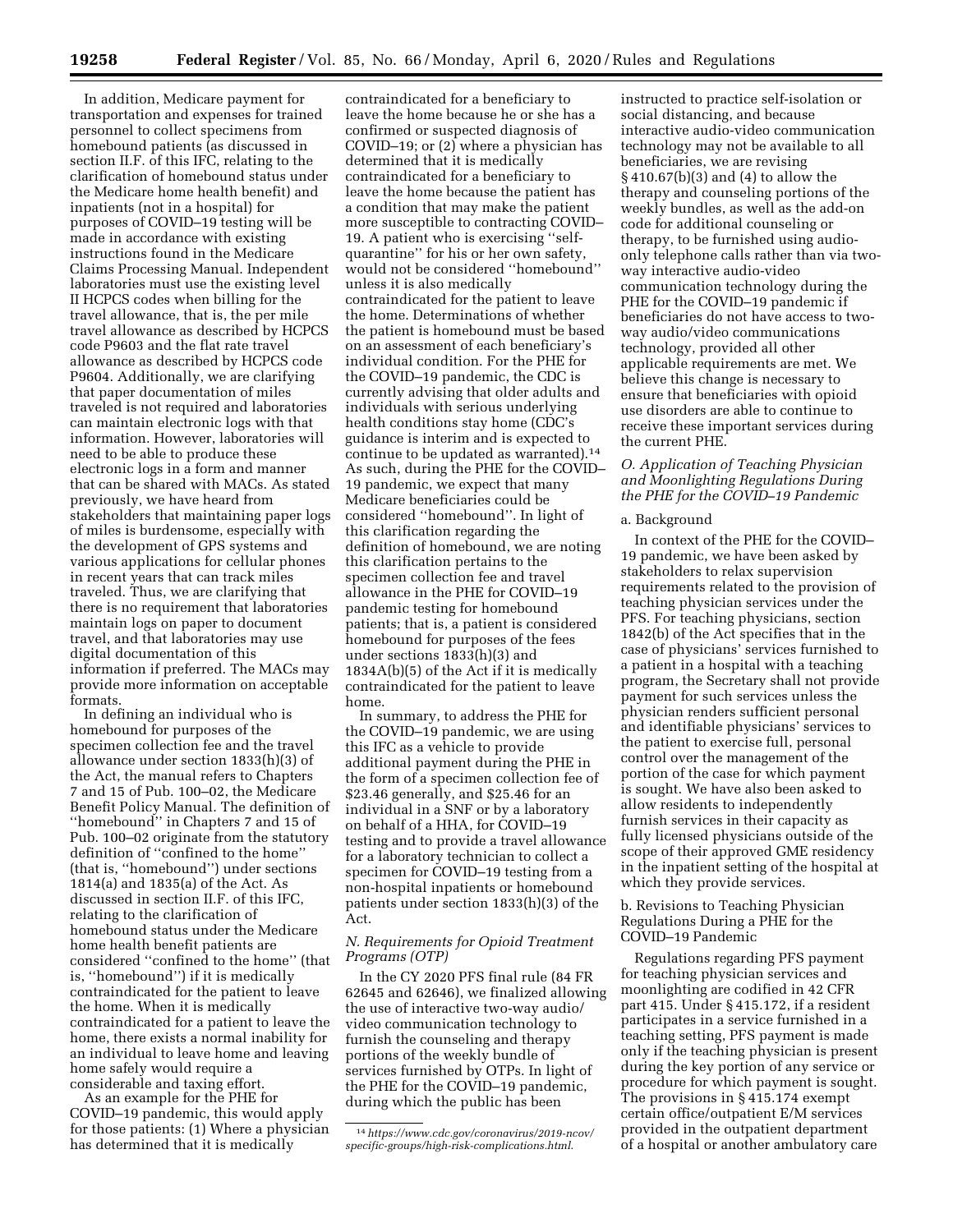In addition, Medicare payment for transportation and expenses for trained personnel to collect specimens from homebound patients (as discussed in section II.F. of this IFC, relating to the clarification of homebound status under the Medicare home health benefit) and inpatients (not in a hospital) for purposes of COVID–19 testing will be made in accordance with existing instructions found in the Medicare Claims Processing Manual. Independent laboratories must use the existing level II HCPCS codes when billing for the travel allowance, that is, the per mile travel allowance as described by HCPCS code P9603 and the flat rate travel allowance as described by HCPCS code P9604. Additionally, we are clarifying that paper documentation of miles traveled is not required and laboratories can maintain electronic logs with that information. However, laboratories will need to be able to produce these electronic logs in a form and manner that can be shared with MACs. As stated previously, we have heard from stakeholders that maintaining paper logs of miles is burdensome, especially with the development of GPS systems and various applications for cellular phones in recent years that can track miles traveled. Thus, we are clarifying that there is no requirement that laboratories maintain logs on paper to document travel, and that laboratories may use digital documentation of this information if preferred. The MACs may provide more information on acceptable formats.

In defining an individual who is homebound for purposes of the specimen collection fee and the travel allowance under section 1833(h)(3) of the Act, the manual refers to Chapters 7 and 15 of Pub. 100–02, the Medicare Benefit Policy Manual. The definition of "homebound" in Chapters 7 and 15 of Pub. 100–02 originate from the statutory definition of "confined to the home" (that is, "homebound") under sections 1814(a) and 1835(a) of the Act. As discussed in section II.F. of this IFC, relating to the clarification of homebound status under the Medicare home health benefit patients are considered "confined to the home" (that is, "homebound") if it is medically contraindicated for the patient to leave the home. When it is medically contraindicated for a patient to leave the home, there exists a normal inability for an individual to leave home and leaving home safely would require a considerable and taxing effort.

As an example for the PHE for COVID–19 pandemic, this would apply for those patients: (1) Where a physician has determined that it is medically contraindicated for a beneficiary to leave the home because he or she has a confirmed or suspected diagnosis of COVID–19; or (2) where a physician has determined that it is medically contraindicated for a beneficiary to leave the home because the patient has a condition that may make the patient more susceptible to contracting COVID–19. A patient who is exercising "self-quarantine" for his or her own safety, would not be considered "homebound" unless it is also medically contraindicated for the patient to leave the home. Determinations of whether the patient is homebound must be based on an assessment of each beneficiary's individual condition. For the PHE for the COVID–19 pandemic, the CDC is currently advising that older adults and individuals with serious underlying health conditions stay home (CDC's guidance is interim and is expected to continue to be updated as warranted).[14] As such, during the PHE for the COVID–19 pandemic, we expect that many Medicare beneficiaries could be considered "homebound". In light of this clarification regarding the definition of homebound, we are noting this clarification pertains to the specimen collection fee and travel allowance in the PHE for COVID–19 pandemic testing for homebound patients; that is, a patient is considered homebound for purposes of the fees under sections 1833(h)(3) and 1834A(b)(5) of the Act if it is medically contraindicated for the patient to leave home.

In summary, to address the PHE for the COVID–19 pandemic, we are using this IFC as a vehicle to provide additional payment during the PHE in the form of a specimen collection fee of $23.46 generally, and $25.46 for an individual in a SNF or by a laboratory on behalf of a HHA, for COVID–19 testing and to provide a travel allowance for a laboratory technician to collect a specimen for COVID–19 testing from a non-hospital inpatients or homebound patients under section 1833(h)(3) of the Act.

### N. Requirements for Opioid Treatment Programs (OTP)

In the CY 2020 PFS final rule (84 FR 62645 and 62646), we finalized allowing the use of interactive two-way audio/video communication technology to furnish the counseling and therapy portions of the weekly bundle of services furnished by OTPs. In light of the PHE for the COVID–19 pandemic, during which the public has been instructed to practice self-isolation or social distancing, and because interactive audio-video communication technology may not be available to all beneficiaries, we are revising § 410.67(b)(3) and (4) to allow the therapy and counseling portions of the weekly bundles, as well as the add-on code for additional counseling or therapy, to be furnished using audio-only telephone calls rather than via two-way interactive audio-video communication technology during the PHE for the COVID–19 pandemic if beneficiaries do not have access to two-way audio/video communications technology, provided all other applicable requirements are met. We believe this change is necessary to ensure that beneficiaries with opioid use disorders are able to continue to receive these important services during the current PHE.

### O. Application of Teaching Physician and Moonlighting Regulations During the PHE for the COVID–19 Pandemic

#### a. Background

In context of the PHE for the COVID–19 pandemic, we have been asked by stakeholders to relax supervision requirements related to the provision of teaching physician services under the PFS. For teaching physicians, section 1842(b) of the Act specifies that in the case of physicians' services furnished to a patient in a hospital with a teaching program, the Secretary shall not provide payment for such services unless the physician renders sufficient personal and identifiable physicians' services to the patient to exercise full, personal control over the management of the portion of the case for which payment is sought. We have also been asked to allow residents to independently furnish services in their capacity as fully licensed physicians outside of the scope of their approved GME residency in the inpatient setting of the hospital at which they provide services.

#### b. Revisions to Teaching Physician Regulations During a PHE for the COVID–19 Pandemic

Regulations regarding PFS payment for teaching physician services and moonlighting are codified in 42 CFR part 415. Under § 415.172, if a resident participates in a service furnished in a teaching setting, PFS payment is made only if the teaching physician is present during the key portion of any service or procedure for which payment is sought. The provisions in § 415.174 exempt certain office/outpatient E/M services provided in the outpatient department of a hospital or another ambulatory care

---

[14] *https://www.cdc.gov/coronavirus/2019-ncov/specific-groups/high-risk-complications.html.*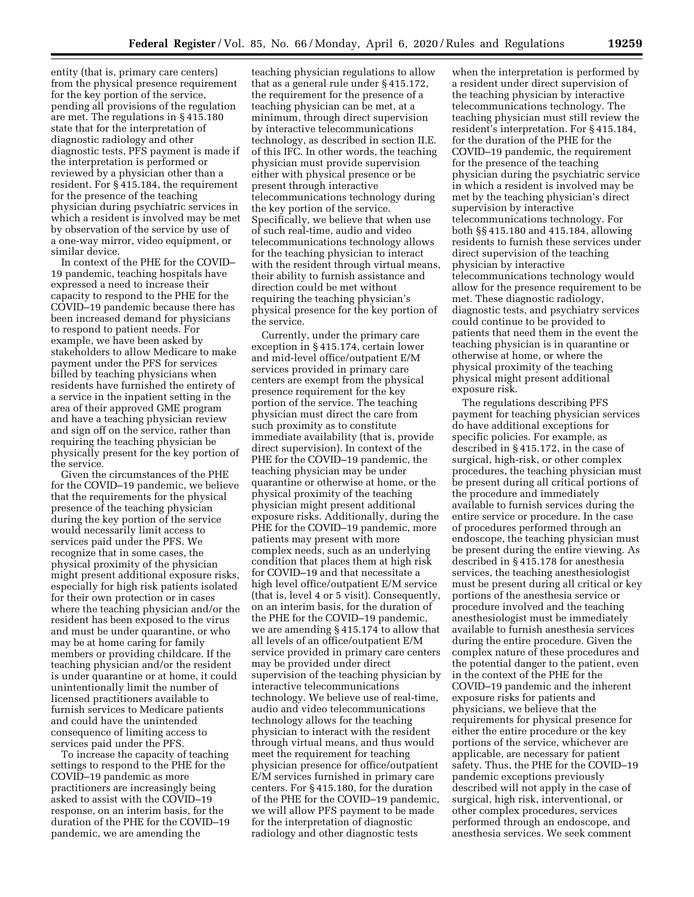entity (that is, primary care centers) from the physical presence requirement for the key portion of the service, pending all provisions of the regulation are met. The regulations in § 415.180 state that for the interpretation of diagnostic radiology and other diagnostic tests, PFS payment is made if the interpretation is performed or reviewed by a physician other than a resident. For § 415.184, the requirement for the presence of the teaching physician during psychiatric services in which a resident is involved may be met by observation of the service by use of a one-way mirror, video equipment, or similar device.

In context of the PHE for the COVID–19 pandemic, teaching hospitals have expressed a need to increase their capacity to respond to the PHE for the COVID–19 pandemic because there has been increased demand for physicians to respond to patient needs. For example, we have been asked by stakeholders to allow Medicare to make payment under the PFS for services billed by teaching physicians when residents have furnished the entirety of a service in the inpatient setting in the area of their approved GME program and have a teaching physician review and sign off on the service, rather than requiring the teaching physician be physically present for the key portion of the service.

Given the circumstances of the PHE for the COVID–19 pandemic, we believe that the requirements for the physical presence of the teaching physician during the key portion of the service would necessarily limit access to services paid under the PFS. We recognize that in some cases, the physical proximity of the physician might present additional exposure risks, especially for high risk patients isolated for their own protection or in cases where the teaching physician and/or the resident has been exposed to the virus and must be under quarantine, or who may be at home caring for family members or providing childcare. If the teaching physician and/or the resident is under quarantine or at home, it could unintentionally limit the number of licensed practitioners available to furnish services to Medicare patients and could have the unintended consequence of limiting access to services paid under the PFS.

To increase the capacity of teaching settings to respond to the PHE for the COVID–19 pandemic as more practitioners are increasingly being asked to assist with the COVID–19 response, on an interim basis, for the duration of the PHE for the COVID–19 pandemic, we are amending the teaching physician regulations to allow that as a general rule under § 415.172, the requirement for the presence of a teaching physician can be met, at a minimum, through direct supervision by interactive telecommunications technology, as described in section II.E. of this IFC. In other words, the teaching physician must provide supervision either with physical presence or be present through interactive telecommunications technology during the key portion of the service. Specifically, we believe that when use of such real-time, audio and video telecommunications technology allows for the teaching physician to interact with the resident through virtual means, their ability to furnish assistance and direction could be met without requiring the teaching physician's physical presence for the key portion of the service.

Currently, under the primary care exception in § 415.174, certain lower and mid-level office/outpatient E/M services provided in primary care centers are exempt from the physical presence requirement for the key portion of the service. The teaching physician must direct the care from such proximity as to constitute immediate availability (that is, provide direct supervision). In context of the PHE for the COVID–19 pandemic, the teaching physician may be under quarantine or otherwise at home, or the physical proximity of the teaching physician might present additional exposure risks. Additionally, during the PHE for the COVID–19 pandemic, more patients may present with more complex needs, such as an underlying condition that places them at high risk for COVID–19 and that necessitate a high level office/outpatient E/M service (that is, level 4 or 5 visit). Consequently, on an interim basis, for the duration of the PHE for the COVID–19 pandemic, we are amending § 415.174 to allow that all levels of an office/outpatient E/M service provided in primary care centers may be provided under direct supervision of the teaching physician by interactive telecommunications technology. We believe use of real-time, audio and video telecommunications technology allows for the teaching physician to interact with the resident through virtual means, and thus would meet the requirement for teaching physician presence for office/outpatient E/M services furnished in primary care centers. For § 415.180, for the duration of the PHE for the COVID–19 pandemic, we will allow PFS payment to be made for the interpretation of diagnostic radiology and other diagnostic tests when the interpretation is performed by a resident under direct supervision of the teaching physician by interactive telecommunications technology. The teaching physician must still review the resident's interpretation. For § 415.184, for the duration of the PHE for the COVID–19 pandemic, the requirement for the presence of the teaching physician during the psychiatric service in which a resident is involved may be met by the teaching physician's direct supervision by interactive telecommunications technology. For both §§ 415.180 and 415.184, allowing residents to furnish these services under direct supervision of the teaching physician by interactive telecommunications technology would allow for the presence requirement to be met. These diagnostic radiology, diagnostic tests, and psychiatry services could continue to be provided to patients that need them in the event the teaching physician is in quarantine or otherwise at home, or where the physical proximity of the teaching physical might present additional exposure risk.

The regulations describing PFS payment for teaching physician services do have additional exceptions for specific policies. For example, as described in § 415.172, in the case of surgical, high-risk, or other complex procedures, the teaching physician must be present during all critical portions of the procedure and immediately available to furnish services during the entire service or procedure. In the case of procedures performed through an endoscope, the teaching physician must be present during the entire viewing. As described in § 415.178 for anesthesia services, the teaching anesthesiologist must be present during all critical or key portions of the anesthesia service or procedure involved and the teaching anesthesiologist must be immediately available to furnish anesthesia services during the entire procedure. Given the complex nature of these procedures and the potential danger to the patient, even in the context of the PHE for the COVID–19 pandemic and the inherent exposure risks for patients and physicians, we believe that the requirements for physical presence for either the entire procedure or the key portions of the service, whichever are applicable, are necessary for patient safety. Thus, the PHE for the COVID–19 pandemic exceptions previously described will not apply in the case of surgical, high risk, interventional, or other complex procedures, services performed through an endoscope, and anesthesia services. We seek comment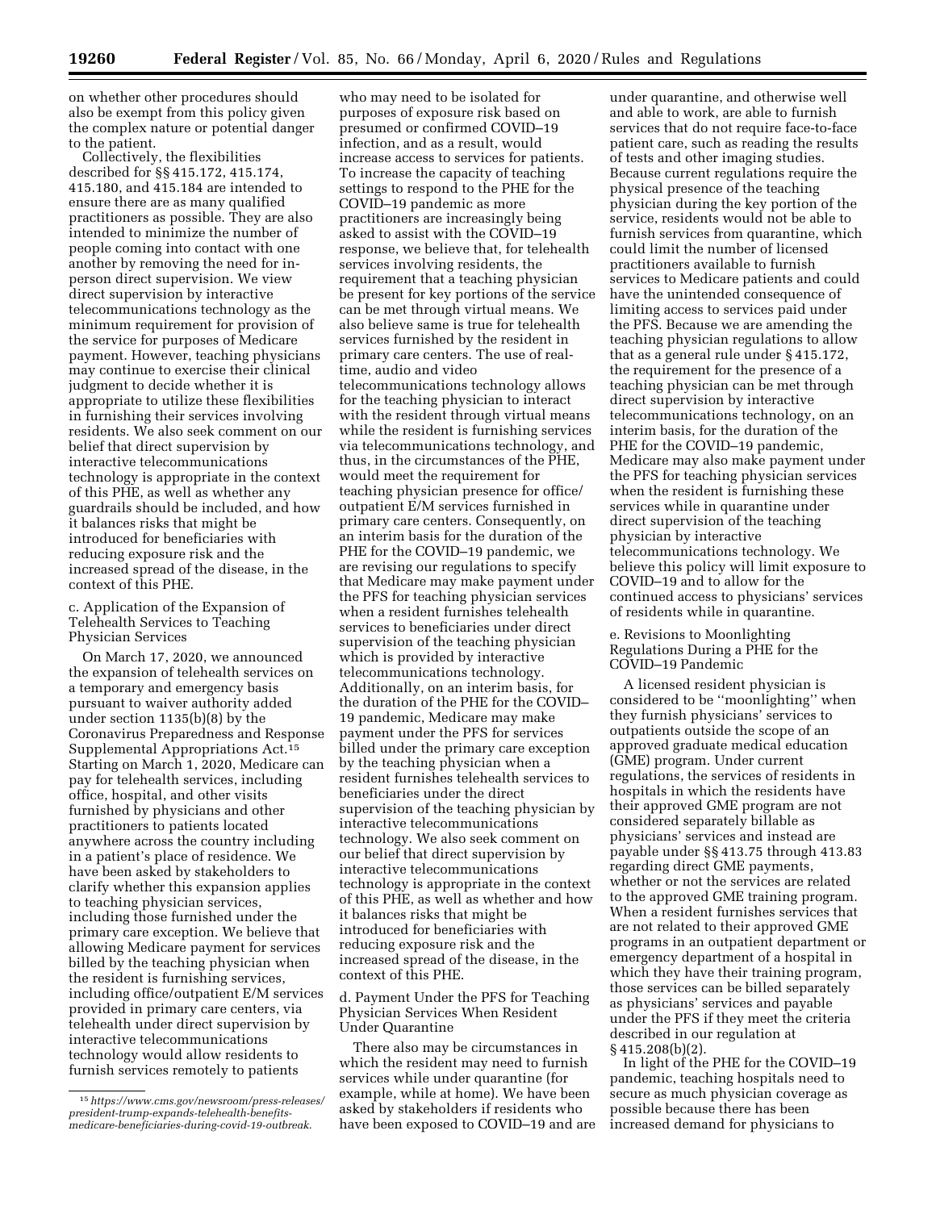on whether other procedures should also be exempt from this policy given the complex nature or potential danger to the patient.

Collectively, the flexibilities described for §§ 415.172, 415.174, 415.180, and 415.184 are intended to ensure there are as many qualified practitioners as possible. They are also intended to minimize the number of people coming into contact with one another by removing the need for in-person direct supervision. We view direct supervision by interactive telecommunications technology as the minimum requirement for provision of the service for purposes of Medicare payment. However, teaching physicians may continue to exercise their clinical judgment to decide whether it is appropriate to utilize these flexibilities in furnishing their services involving residents. We also seek comment on our belief that direct supervision by interactive telecommunications technology is appropriate in the context of this PHE, as well as whether any guardrails should be included, and how it balances risks that might be introduced for beneficiaries with reducing exposure risk and the increased spread of the disease, in the context of this PHE.

c. Application of the Expansion of Telehealth Services to Teaching Physician Services

On March 17, 2020, we announced the expansion of telehealth services on a temporary and emergency basis pursuant to waiver authority added under section 1135(b)(8) by the Coronavirus Preparedness and Response Supplemental Appropriations Act.[15] Starting on March 1, 2020, Medicare can pay for telehealth services, including office, hospital, and other visits furnished by physicians and other practitioners to patients located anywhere across the country including in a patient's place of residence. We have been asked by stakeholders to clarify whether this expansion applies to teaching physician services, including those furnished under the primary care exception. We believe that allowing Medicare payment for services billed by the teaching physician when the resident is furnishing services, including office/outpatient E/M services provided in primary care centers, via telehealth under direct supervision by interactive telecommunications technology would allow residents to furnish services remotely to patients who may need to be isolated for purposes of exposure risk based on presumed or confirmed COVID–19 infection, and as a result, would increase access to services for patients. To increase the capacity of teaching settings to respond to the PHE for the COVID–19 pandemic as more practitioners are increasingly being asked to assist with the COVID–19 response, we believe that, for telehealth services involving residents, the requirement that a teaching physician be present for key portions of the service can be met through virtual means. We also believe same is true for telehealth services furnished by the resident in primary care centers. The use of real-time, audio and video telecommunications technology allows for the teaching physician to interact with the resident through virtual means while the resident is furnishing services via telecommunications technology, and thus, in the circumstances of the PHE, would meet the requirement for teaching physician presence for office/outpatient E/M services furnished in primary care centers. Consequently, on an interim basis for the duration of the PHE for the COVID–19 pandemic, we are revising our regulations to specify that Medicare may make payment under the PFS for teaching physician services when a resident furnishes telehealth services to beneficiaries under direct supervision of the teaching physician which is provided by interactive telecommunications technology. Additionally, on an interim basis, for the duration of the PHE for the COVID–19 pandemic, Medicare may make payment under the PFS for services billed under the primary care exception by the teaching physician when a resident furnishes telehealth services to beneficiaries under the direct supervision of the teaching physician by interactive telecommunications technology. We also seek comment on our belief that direct supervision by interactive telecommunications technology is appropriate in the context of this PHE, as well as whether and how it balances risks that might be introduced for beneficiaries with reducing exposure risk and the increased spread of the disease, in the context of this PHE.

d. Payment Under the PFS for Teaching Physician Services When Resident Under Quarantine

There also may be circumstances in which the resident may need to furnish services while under quarantine (for example, while at home). We have been asked by stakeholders if residents who have been exposed to COVID–19 and are under quarantine, and otherwise well and able to work, are able to furnish services that do not require face-to-face patient care, such as reading the results of tests and other imaging studies. Because current regulations require the physical presence of the teaching physician during the key portion of the service, residents would not be able to furnish services from quarantine, which could limit the number of licensed practitioners available to furnish services to Medicare patients and could have the unintended consequence of limiting access to services paid under the PFS. Because we are amending the teaching physician regulations to allow that as a general rule under § 415.172, the requirement for the presence of a teaching physician can be met through direct supervision by interactive telecommunications technology, on an interim basis, for the duration of the PHE for the COVID–19 pandemic, Medicare may also make payment under the PFS for teaching physician services when the resident is furnishing these services while in quarantine under direct supervision of the teaching physician by interactive telecommunications technology. We believe this policy will limit exposure to COVID–19 and to allow for the continued access to physicians' services of residents while in quarantine.

e. Revisions to Moonlighting Regulations During a PHE for the COVID–19 Pandemic

A licensed resident physician is considered to be ''moonlighting'' when they furnish physicians' services to outpatients outside the scope of an approved graduate medical education (GME) program. Under current regulations, the services of residents in hospitals in which the residents have their approved GME program are not considered separately billable as physicians' services and instead are payable under §§ 413.75 through 413.83 regarding direct GME payments, whether or not the services are related to the approved GME training program. When a resident furnishes services that are not related to their approved GME programs in an outpatient department or emergency department of a hospital in which they have their training program, those services can be billed separately as physicians' services and payable under the PFS if they meet the criteria described in our regulation at § 415.208(b)(2).

In light of the PHE for the COVID–19 pandemic, teaching hospitals need to secure as much physician coverage as possible because there has been increased demand for physicians to

[15] *https://www.cms.gov/newsroom/press-releases/president-trump-expands-telehealth-benefits-medicare-beneficiaries-during-covid-19-outbreak.*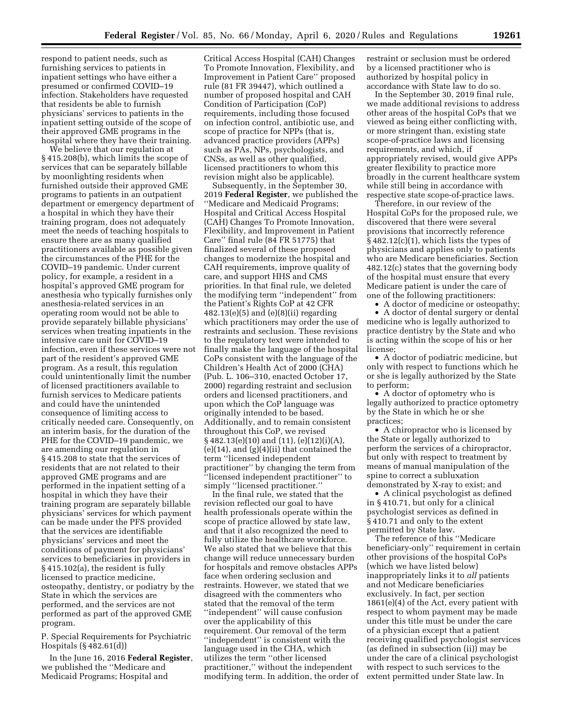respond to patient needs, such as furnishing services to patients in inpatient settings who have either a presumed or confirmed COVID–19 infection. Stakeholders have requested that residents be able to furnish physicians' services to patients in the inpatient setting outside of the scope of their approved GME programs in the hospital where they have their training.

We believe that our regulation at § 415.208(b), which limits the scope of services that can be separately billable by moonlighting residents when furnished outside their approved GME programs to patients in an outpatient department or emergency department of a hospital in which they have their training program, does not adequately meet the needs of teaching hospitals to ensure there are as many qualified practitioners available as possible given the circumstances of the PHE for the COVID–19 pandemic. Under current policy, for example, a resident in a hospital's approved GME program for anesthesia who typically furnishes only anesthesia-related services in an operating room would not be able to provide separately billable physicians' services when treating inpatients in the intensive care unit for COVID–19 infection, even if these services were not part of the resident's approved GME program. As a result, this regulation could unintentionally limit the number of licensed practitioners available to furnish services to Medicare patients and could have the unintended consequence of limiting access to critically needed care. Consequently, on an interim basis, for the duration of the PHE for the COVID–19 pandemic, we are amending our regulation in § 415.208 to state that the services of residents that are not related to their approved GME programs and are performed in the inpatient setting of a hospital in which they have their training program are separately billable physicians' services for which payment can be made under the PFS provided that the services are identifiable physicians' services and meet the conditions of payment for physicians' services to beneficiaries in providers in § 415.102(a), the resident is fully licensed to practice medicine, osteopathy, dentistry, or podiatry by the State in which the services are performed, and the services are not performed as part of the approved GME program.

## P. Special Requirements for Psychiatric Hospitals (§ 482.61(d))

In the June 16, 2016 **Federal Register**, we published the ''Medicare and Medicaid Programs; Hospital and Critical Access Hospital (CAH) Changes To Promote Innovation, Flexibility, and Improvement in Patient Care'' proposed rule (81 FR 39447), which outlined a number of proposed hospital and CAH Condition of Participation (CoP) requirements, including those focused on infection control, antibiotic use, and scope of practice for NPPs (that is, advanced practice providers (APPs) such as PAs, NPs, psychologists, and CNSs, as well as other qualified, licensed practitioners to whom this revision might also be applicable).

Subsequently, in the September 30, 2019 **Federal Register**, we published the ''Medicare and Medicaid Programs; Hospital and Critical Access Hospital (CAH) Changes To Promote Innovation, Flexibility, and Improvement in Patient Care'' final rule (84 FR 51775) that finalized several of these proposed changes to modernize the hospital and CAH requirements, improve quality of care, and support HHS and CMS priorities. In that final rule, we deleted the modifying term ''independent'' from the Patient's Rights CoP at 42 CFR 482.13(e)(5) and (e)(8)(ii) regarding which practitioners may order the use of restraints and seclusion. These revisions to the regulatory text were intended to finally make the language of the hospital CoPs consistent with the language of the Children's Health Act of 2000 (CHA) (Pub. L. 106–310, enacted October 17, 2000) regarding restraint and seclusion orders and licensed practitioners, and upon which the CoP language was originally intended to be based. Additionally, and to remain consistent throughout this CoP, we revised § 482.13(e)(10) and (11), (e)(12)(i)(A), (e)(14), and (g)(4)(ii) that contained the term ''licensed independent practitioner'' by changing the term from ''licensed independent practitioner'' to simply ''licensed practitioner.''

In the final rule, we stated that the revision reflected our goal to have health professionals operate within the scope of practice allowed by state law, and that it also recognized the need to fully utilize the healthcare workforce. We also stated that we believe that this change will reduce unnecessary burden for hospitals and remove obstacles APPs face when ordering seclusion and restraints. However, we stated that we disagreed with the commenters who stated that the removal of the term ''independent'' will cause confusion over the applicability of this requirement. Our removal of the term ''independent'' is consistent with the language used in the CHA, which utilizes the term ''other licensed practitioner,'' without the independent modifying term. In addition, the order of restraint or seclusion must be ordered by a licensed practitioner who is authorized by hospital policy in accordance with State law to do so.

In the September 30, 2019 final rule, we made additional revisions to address other areas of the hospital CoPs that we viewed as being either conflicting with, or more stringent than, existing state scope-of-practice laws and licensing requirements, and which, if appropriately revised, would give APPs greater flexibility to practice more broadly in the current healthcare system while still being in accordance with respective state scope-of-practice laws.

Therefore, in our review of the Hospital CoPs for the proposed rule, we discovered that there were several provisions that incorrectly reference § 482.12(c)(1), which lists the types of physicians and applies only to patients who are Medicare beneficiaries. Section 482.12(c) states that the governing body of the hospital must ensure that every Medicare patient is under the care of one of the following practitioners:

- A doctor of medicine or osteopathy;
- A doctor of dental surgery or dental medicine who is legally authorized to practice dentistry by the State and who is acting within the scope of his or her license;
- A doctor of podiatric medicine, but only with respect to functions which he or she is legally authorized by the State to perform;
- A doctor of optometry who is legally authorized to practice optometry by the State in which he or she practices;
- A chiropractor who is licensed by the State or legally authorized to perform the services of a chiropractor, but only with respect to treatment by means of manual manipulation of the spine to correct a subluxation demonstrated by X-ray to exist; and
- A clinical psychologist as defined in § 410.71, but only for a clinical psychologist services as defined in § 410.71 and only to the extent permitted by State law.

The reference of this ''Medicare beneficiary-only'' requirement in certain other provisions of the hospital CoPs (which we have listed below) inappropriately links it to *all* patients and not Medicare beneficiaries exclusively. In fact, per section 1861(e)(4) of the Act, every patient with respect to whom payment may be made under this title must be under the care of a physician except that a patient receiving qualified psychologist services (as defined in subsection (ii)) may be under the care of a clinical psychologist with respect to such services to the extent permitted under State law. In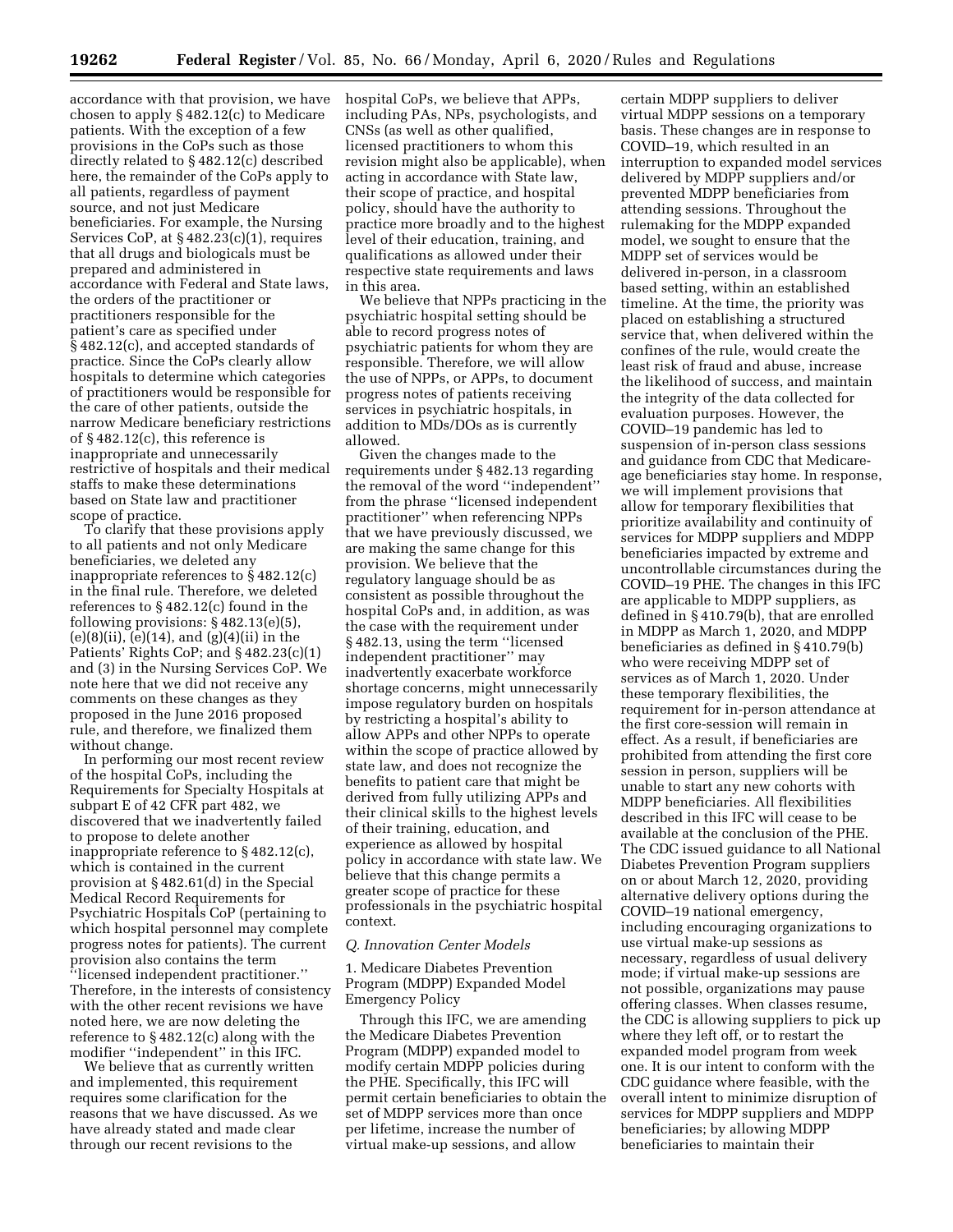accordance with that provision, we have chosen to apply § 482.12(c) to Medicare patients. With the exception of a few provisions in the CoPs such as those directly related to § 482.12(c) described here, the remainder of the CoPs apply to all patients, regardless of payment source, and not just Medicare beneficiaries. For example, the Nursing Services CoP, at § 482.23(c)(1), requires that all drugs and biologicals must be prepared and administered in accordance with Federal and State laws, the orders of the practitioner or practitioners responsible for the patient's care as specified under § 482.12(c), and accepted standards of practice. Since the CoPs clearly allow hospitals to determine which categories of practitioners would be responsible for the care of other patients, outside the narrow Medicare beneficiary restrictions of § 482.12(c), this reference is inappropriate and unnecessarily restrictive of hospitals and their medical staffs to make these determinations based on State law and practitioner scope of practice.

To clarify that these provisions apply to all patients and not only Medicare beneficiaries, we deleted any inappropriate references to § 482.12(c) in the final rule. Therefore, we deleted references to § 482.12(c) found in the following provisions: § 482.13(e)(5), (e)(8)(ii), (e)(14), and (g)(4)(ii) in the Patients' Rights CoP; and § 482.23(c)(1) and (3) in the Nursing Services CoP. We note here that we did not receive any comments on these changes as they proposed in the June 2016 proposed rule, and therefore, we finalized them without change.

In performing our most recent review of the hospital CoPs, including the Requirements for Specialty Hospitals at subpart E of 42 CFR part 482, we discovered that we inadvertently failed to propose to delete another inappropriate reference to § 482.12(c), which is contained in the current provision at § 482.61(d) in the Special Medical Record Requirements for Psychiatric Hospitals CoP (pertaining to which hospital personnel may complete progress notes for patients). The current provision also contains the term "licensed independent practitioner." Therefore, in the interests of consistency with the other recent revisions we have noted here, we are now deleting the reference to § 482.12(c) along with the modifier "independent" in this IFC.

We believe that as currently written and implemented, this requirement requires some clarification for the reasons that we have discussed. As we have already stated and made clear through our recent revisions to the hospital CoPs, we believe that APPs, including PAs, NPs, psychologists, and CNSs (as well as other qualified, licensed practitioners to whom this revision might also be applicable), when acting in accordance with State law, their scope of practice, and hospital policy, should have the authority to practice more broadly and to the highest level of their education, training, and qualifications as allowed under their respective state requirements and laws in this area.

We believe that NPPs practicing in the psychiatric hospital setting should be able to record progress notes of psychiatric patients for whom they are responsible. Therefore, we will allow the use of NPPs, or APPs, to document progress notes of patients receiving services in psychiatric hospitals, in addition to MDs/DOs as is currently allowed.

Given the changes made to the requirements under § 482.13 regarding the removal of the word "independent" from the phrase "licensed independent practitioner" when referencing NPPs that we have previously discussed, we are making the same change for this provision. We believe that the regulatory language should be as consistent as possible throughout the hospital CoPs and, in addition, as was the case with the requirement under § 482.13, using the term "licensed independent practitioner" may inadvertently exacerbate workforce shortage concerns, might unnecessarily impose regulatory burden on hospitals by restricting a hospital's ability to allow APPs and other NPPs to operate within the scope of practice allowed by state law, and does not recognize the benefits to patient care that might be derived from fully utilizing APPs and their clinical skills to the highest levels of their training, education, and experience as allowed by hospital policy in accordance with state law. We believe that this change permits a greater scope of practice for these professionals in the psychiatric hospital context.

### *Q. Innovation Center Models*

#### 1. Medicare Diabetes Prevention Program (MDPP) Expanded Model Emergency Policy

Through this IFC, we are amending the Medicare Diabetes Prevention Program (MDPP) expanded model to modify certain MDPP policies during the PHE. Specifically, this IFC will permit certain beneficiaries to obtain the set of MDPP services more than once per lifetime, increase the number of virtual make-up sessions, and allow certain MDPP suppliers to deliver virtual MDPP sessions on a temporary basis. These changes are in response to COVID–19, which resulted in an interruption to expanded model services delivered by MDPP suppliers and/or prevented MDPP beneficiaries from attending sessions. Throughout the rulemaking for the MDPP expanded model, we sought to ensure that the MDPP set of services would be delivered in-person, in a classroom based setting, within an established timeline. At the time, the priority was placed on establishing a structured service that, when delivered within the confines of the rule, would create the least risk of fraud and abuse, increase the likelihood of success, and maintain the integrity of the data collected for evaluation purposes. However, the COVID–19 pandemic has led to suspension of in-person class sessions and guidance from CDC that Medicare-age beneficiaries stay home. In response, we will implement provisions that allow for temporary flexibilities that prioritize availability and continuity of services for MDPP suppliers and MDPP beneficiaries impacted by extreme and uncontrollable circumstances during the COVID–19 PHE. The changes in this IFC are applicable to MDPP suppliers, as defined in § 410.79(b), that are enrolled in MDPP as March 1, 2020, and MDPP beneficiaries as defined in § 410.79(b) who were receiving MDPP set of services as of March 1, 2020. Under these temporary flexibilities, the requirement for in-person attendance at the first core-session will remain in effect. As a result, if beneficiaries are prohibited from attending the first core session in person, suppliers will be unable to start any new cohorts with MDPP beneficiaries. All flexibilities described in this IFC will cease to be available at the conclusion of the PHE. The CDC issued guidance to all National Diabetes Prevention Program suppliers on or about March 12, 2020, providing alternative delivery options during the COVID–19 national emergency, including encouraging organizations to use virtual make-up sessions as necessary, regardless of usual delivery mode; if virtual make-up sessions are not possible, organizations may pause offering classes. When classes resume, the CDC is allowing suppliers to pick up where they left off, or to restart the expanded model program from week one. It is our intent to conform with the CDC guidance where feasible, with the overall intent to minimize disruption of services for MDPP suppliers and MDPP beneficiaries; by allowing MDPP beneficiaries to maintain their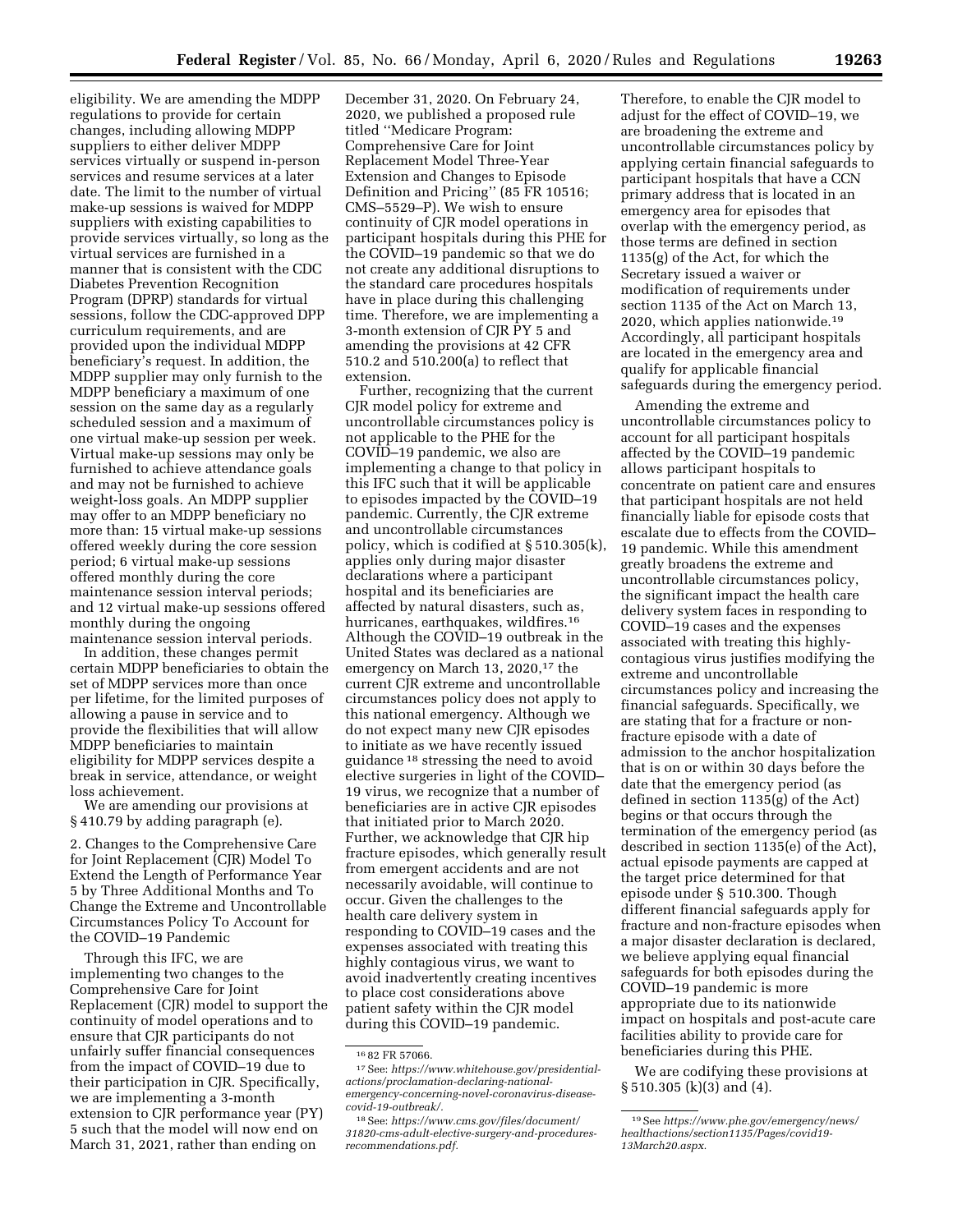eligibility. We are amending the MDPP regulations to provide for certain changes, including allowing MDPP suppliers to either deliver MDPP services virtually or suspend in-person services and resume services at a later date. The limit to the number of virtual make-up sessions is waived for MDPP suppliers with existing capabilities to provide services virtually, so long as the virtual services are furnished in a manner that is consistent with the CDC Diabetes Prevention Recognition Program (DPRP) standards for virtual sessions, follow the CDC-approved DPP curriculum requirements, and are provided upon the individual MDPP beneficiary's request. In addition, the MDPP supplier may only furnish to the MDPP beneficiary a maximum of one session on the same day as a regularly scheduled session and a maximum of one virtual make-up session per week. Virtual make-up sessions may only be furnished to achieve attendance goals and may not be furnished to achieve weight-loss goals. An MDPP supplier may offer to an MDPP beneficiary no more than: 15 virtual make-up sessions offered weekly during the core session period; 6 virtual make-up sessions offered monthly during the core maintenance session interval periods; and 12 virtual make-up sessions offered monthly during the ongoing maintenance session interval periods.

In addition, these changes permit certain MDPP beneficiaries to obtain the set of MDPP services more than once per lifetime, for the limited purposes of allowing a pause in service and to provide the flexibilities that will allow MDPP beneficiaries to maintain eligibility for MDPP services despite a break in service, attendance, or weight loss achievement.

We are amending our provisions at § 410.79 by adding paragraph (e).

2. Changes to the Comprehensive Care for Joint Replacement (CJR) Model To Extend the Length of Performance Year 5 by Three Additional Months and To Change the Extreme and Uncontrollable Circumstances Policy To Account for the COVID–19 Pandemic

Through this IFC, we are implementing two changes to the Comprehensive Care for Joint Replacement (CJR) model to support the continuity of model operations and to ensure that CJR participants do not unfairly suffer financial consequences from the impact of COVID–19 due to their participation in CJR. Specifically, we are implementing a 3-month extension to CJR performance year (PY) 5 such that the model will now end on March 31, 2021, rather than ending on December 31, 2020. On February 24, 2020, we published a proposed rule titled ''Medicare Program: Comprehensive Care for Joint Replacement Model Three-Year Extension and Changes to Episode Definition and Pricing'' (85 FR 10516; CMS–5529–P). We wish to ensure continuity of CJR model operations in participant hospitals during this PHE for the COVID–19 pandemic so that we do not create any additional disruptions to the standard care procedures hospitals have in place during this challenging time. Therefore, we are implementing a 3-month extension of CJR PY 5 and amending the provisions at 42 CFR 510.2 and 510.200(a) to reflect that extension.

Further, recognizing that the current CJR model policy for extreme and uncontrollable circumstances policy is not applicable to the PHE for the COVID–19 pandemic, we also are implementing a change to that policy in this IFC such that it will be applicable to episodes impacted by the COVID–19 pandemic. Currently, the CJR extreme and uncontrollable circumstances policy, which is codified at § 510.305(k), applies only during major disaster declarations where a participant hospital and its beneficiaries are affected by natural disasters, such as, hurricanes, earthquakes, wildfires.[16] Although the COVID–19 outbreak in the United States was declared as a national emergency on March 13, 2020,[17] the current CJR extreme and uncontrollable circumstances policy does not apply to this national emergency. Although we do not expect many new CJR episodes to initiate as we have recently issued guidance [18] stressing the need to avoid elective surgeries in light of the COVID–19 virus, we recognize that a number of beneficiaries are in active CJR episodes that initiated prior to March 2020. Further, we acknowledge that CJR hip fracture episodes, which generally result from emergent accidents and are not necessarily avoidable, will continue to occur. Given the challenges to the health care delivery system in responding to COVID–19 cases and the expenses associated with treating this highly contagious virus, we want to avoid inadvertently creating incentives to place cost considerations above patient safety within the CJR model during this COVID–19 pandemic.

Therefore, to enable the CJR model to adjust for the effect of COVID–19, we are broadening the extreme and uncontrollable circumstances policy by applying certain financial safeguards to participant hospitals that have a CCN primary address that is located in an emergency area for episodes that overlap with the emergency period, as those terms are defined in section 1135(g) of the Act, for which the Secretary issued a waiver or modification of requirements under section 1135 of the Act on March 13, 2020, which applies nationwide.[19] Accordingly, all participant hospitals are located in the emergency area and qualify for applicable financial safeguards during the emergency period.

Amending the extreme and uncontrollable circumstances policy to account for all participant hospitals affected by the COVID–19 pandemic allows participant hospitals to concentrate on patient care and ensures that participant hospitals are not held financially liable for episode costs that escalate due to effects from the COVID–19 pandemic. While this amendment greatly broadens the extreme and uncontrollable circumstances policy, the significant impact the health care delivery system faces in responding to COVID–19 cases and the expenses associated with treating this highly-contagious virus justifies modifying the extreme and uncontrollable circumstances policy and increasing the financial safeguards. Specifically, we are stating that for a fracture or non-fracture episode with a date of admission to the anchor hospitalization that is on or within 30 days before the date that the emergency period (as defined in section 1135(g) of the Act) begins or that occurs through the termination of the emergency period (as described in section 1135(e) of the Act), actual episode payments are capped at the target price determined for that episode under § 510.300. Though different financial safeguards apply for fracture and non-fracture episodes when a major disaster declaration is declared, we believe applying equal financial safeguards for both episodes during the COVID–19 pandemic is more appropriate due to its nationwide impact on hospitals and post-acute care facilities ability to provide care for beneficiaries during this PHE.

We are codifying these provisions at § 510.305 (k)(3) and (4).

---

[16] 82 FR 57066.

[17] See: *https://www.whitehouse.gov/presidential-actions/proclamation-declaring-national-emergency-concerning-novel-coronavirus-disease-covid-19-outbreak/*.

[18] See: *https://www.cms.gov/files/document/31820-cms-adult-elective-surgery-and-procedures-recommendations.pdf*.

[19] See *https://www.phe.gov/emergency/news/healthactions/section1135/Pages/covid19-13March20.aspx*.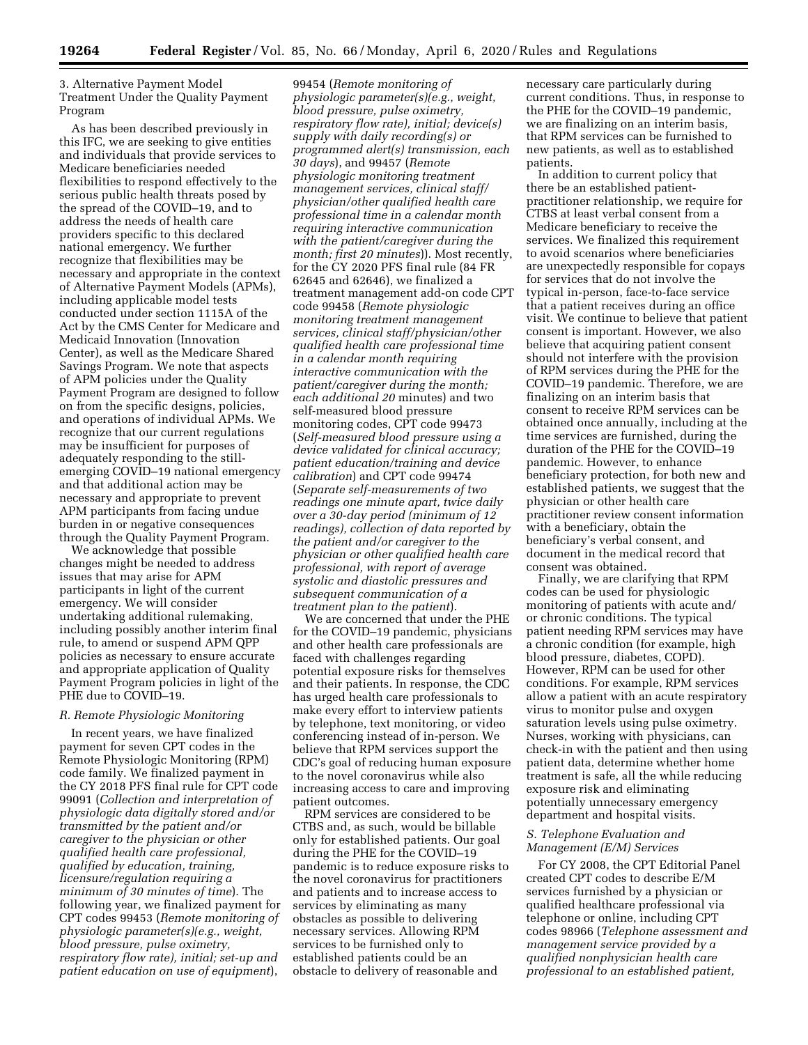3. Alternative Payment Model Treatment Under the Quality Payment Program

As has been described previously in this IFC, we are seeking to give entities and individuals that provide services to Medicare beneficiaries needed flexibilities to respond effectively to the serious public health threats posed by the spread of the COVID–19, and to address the needs of health care providers specific to this declared national emergency. We further recognize that flexibilities may be necessary and appropriate in the context of Alternative Payment Models (APMs), including applicable model tests conducted under section 1115A of the Act by the CMS Center for Medicare and Medicaid Innovation (Innovation Center), as well as the Medicare Shared Savings Program. We note that aspects of APM policies under the Quality Payment Program are designed to follow on from the specific designs, policies, and operations of individual APMs. We recognize that our current regulations may be insufficient for purposes of adequately responding to the still-emerging COVID–19 national emergency and that additional action may be necessary and appropriate to prevent APM participants from facing undue burden in or negative consequences through the Quality Payment Program.

We acknowledge that possible changes might be needed to address issues that may arise for APM participants in light of the current emergency. We will consider undertaking additional rulemaking, including possibly another interim final rule, to amend or suspend APM QPP policies as necessary to ensure accurate and appropriate application of Quality Payment Program policies in light of the PHE due to COVID–19.

### *R. Remote Physiologic Monitoring*

In recent years, we have finalized payment for seven CPT codes in the Remote Physiologic Monitoring (RPM) code family. We finalized payment in the CY 2018 PFS final rule for CPT code 99091 (*Collection and interpretation of physiologic data digitally stored and/or transmitted by the patient and/or caregiver to the physician or other qualified health care professional, qualified by education, training, licensure/regulation requiring a minimum of 30 minutes of time*). The following year, we finalized payment for CPT codes 99453 (*Remote monitoring of physiologic parameter(s)(e.g., weight, blood pressure, pulse oximetry, respiratory flow rate), initial; set-up and patient education on use of equipment*), 99454 (*Remote monitoring of physiologic parameter(s)(e.g., weight, blood pressure, pulse oximetry, respiratory flow rate), initial; device(s) supply with daily recording(s) or programmed alert(s) transmission, each 30 days*), and 99457 (*Remote physiologic monitoring treatment management services, clinical staff/physician/other qualified health care professional time in a calendar month requiring interactive communication with the patient/caregiver during the month; first 20 minutes*)). Most recently, for the CY 2020 PFS final rule (84 FR 62645 and 62646), we finalized a treatment management add-on code CPT code 99458 (*Remote physiologic monitoring treatment management services, clinical staff/physician/other qualified health care professional time in a calendar month requiring interactive communication with the patient/caregiver during the month; each additional 20* minutes) and two self-measured blood pressure monitoring codes, CPT code 99473 (*Self-measured blood pressure using a device validated for clinical accuracy; patient education/training and device calibration*) and CPT code 99474 (*Separate self-measurements of two readings one minute apart, twice daily over a 30-day period (minimum of 12 readings), collection of data reported by the patient and/or caregiver to the physician or other qualified health care professional, with report of average systolic and diastolic pressures and subsequent communication of a treatment plan to the patient*).

We are concerned that under the PHE for the COVID–19 pandemic, physicians and other health care professionals are faced with challenges regarding potential exposure risks for themselves and their patients. In response, the CDC has urged health care professionals to make every effort to interview patients by telephone, text monitoring, or video conferencing instead of in-person. We believe that RPM services support the CDC's goal of reducing human exposure to the novel coronavirus while also increasing access to care and improving patient outcomes.

RPM services are considered to be CTBS and, as such, would be billable only for established patients. Our goal during the PHE for the COVID–19 pandemic is to reduce exposure risks to the novel coronavirus for practitioners and patients and to increase access to services by eliminating as many obstacles as possible to delivering necessary services. Allowing RPM services to be furnished only to established patients could be an obstacle to delivery of reasonable and necessary care particularly during current conditions. Thus, in response to the PHE for the COVID–19 pandemic, we are finalizing on an interim basis, that RPM services can be furnished to new patients, as well as to established patients.

In addition to current policy that there be an established patient-practitioner relationship, we require for CTBS at least verbal consent from a Medicare beneficiary to receive the services. We finalized this requirement to avoid scenarios where beneficiaries are unexpectedly responsible for copays for services that do not involve the typical in-person, face-to-face service that a patient receives during an office visit. We continue to believe that patient consent is important. However, we also believe that acquiring patient consent should not interfere with the provision of RPM services during the PHE for the COVID–19 pandemic. Therefore, we are finalizing on an interim basis that consent to receive RPM services can be obtained once annually, including at the time services are furnished, during the duration of the PHE for the COVID–19 pandemic. However, to enhance beneficiary protection, for both new and established patients, we suggest that the physician or other health care practitioner review consent information with a beneficiary, obtain the beneficiary's verbal consent, and document in the medical record that consent was obtained.

Finally, we are clarifying that RPM codes can be used for physiologic monitoring of patients with acute and/or chronic conditions. The typical patient needing RPM services may have a chronic condition (for example, high blood pressure, diabetes, COPD). However, RPM can be used for other conditions. For example, RPM services allow a patient with an acute respiratory virus to monitor pulse and oxygen saturation levels using pulse oximetry. Nurses, working with physicians, can check-in with the patient and then using patient data, determine whether home treatment is safe, all the while reducing exposure risk and eliminating potentially unnecessary emergency department and hospital visits.

### *S. Telephone Evaluation and Management (E/M) Services*

For CY 2008, the CPT Editorial Panel created CPT codes to describe E/M services furnished by a physician or qualified healthcare professional via telephone or online, including CPT codes 98966 (*Telephone assessment and management service provided by a qualified nonphysician health care professional to an established patient,*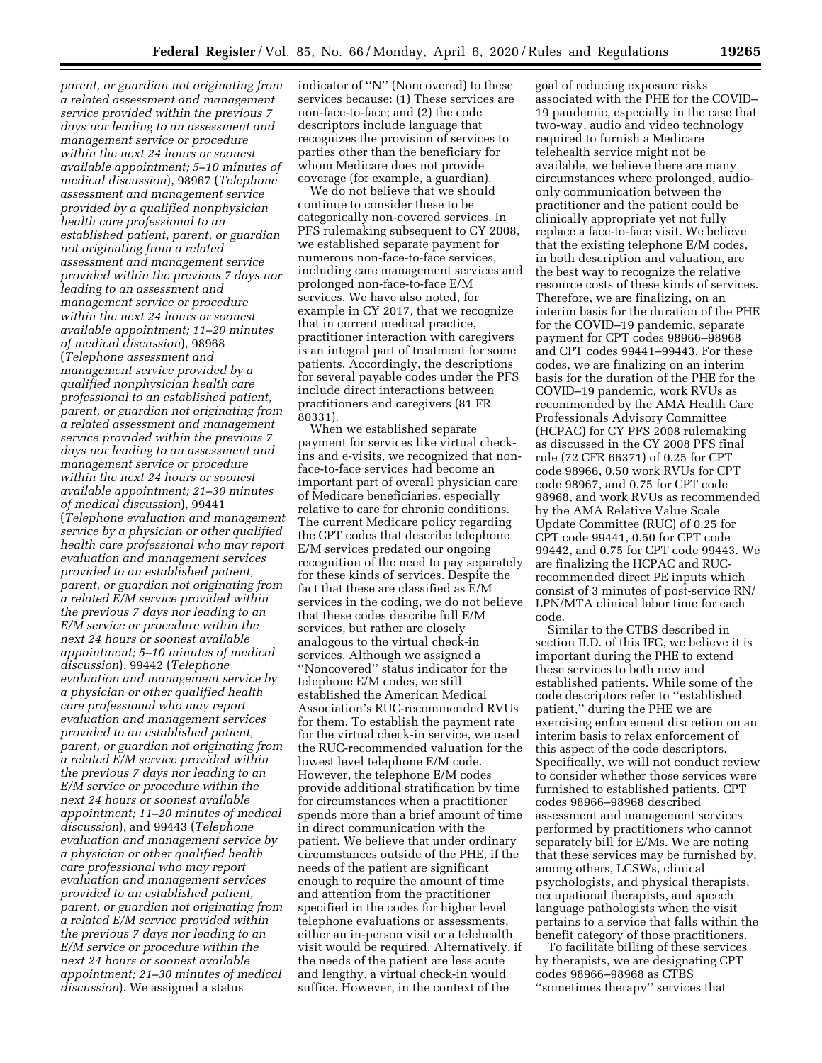parent, or guardian not originating from a related assessment and management service provided within the previous 7 days nor leading to an assessment and management service or procedure within the next 24 hours or soonest available appointment; 5–10 minutes of medical discussion*), 98967 (*Telephone assessment and management service provided by a qualified nonphysician health care professional to an established patient, parent, or guardian not originating from a related assessment and management service provided within the previous 7 days nor leading to an assessment and management service or procedure within the next 24 hours or soonest available appointment; 11–20 minutes of medical discussion*), 98968 (*Telephone assessment and management service provided by a qualified nonphysician health care professional to an established patient, parent, or guardian not originating from a related assessment and management service provided within the previous 7 days nor leading to an assessment and management service or procedure within the next 24 hours or soonest available appointment; 21–30 minutes of medical discussion*), 99441 (*Telephone evaluation and management service by a physician or other qualified health care professional who may report evaluation and management services provided to an established patient, parent, or guardian not originating from a related E/M service provided within the previous 7 days nor leading to an E/M service or procedure within the next 24 hours or soonest available appointment; 5–10 minutes of medical discussion*), 99442 (*Telephone evaluation and management service by a physician or other qualified health care professional who may report evaluation and management services provided to an established patient, parent, or guardian not originating from a related E/M service provided within the previous 7 days nor leading to an E/M service or procedure within the next 24 hours or soonest available appointment; 11–20 minutes of medical discussion*), and 99443 (*Telephone evaluation and management service by a physician or other qualified health care professional who may report evaluation and management services provided to an established patient, parent, or guardian not originating from a related E/M service provided within the previous 7 days nor leading to an E/M service or procedure within the next 24 hours or soonest available appointment; 21–30 minutes of medical discussion*). We assigned a status indicator of ''N'' (Noncovered) to these services because: (1) These services are non-face-to-face; and (2) the code descriptors include language that recognizes the provision of services to parties other than the beneficiary for whom Medicare does not provide coverage (for example, a guardian).

We do not believe that we should continue to consider these to be categorically non-covered services. In PFS rulemaking subsequent to CY 2008, we established separate payment for numerous non-face-to-face services, including care management services and prolonged non-face-to-face E/M services. We have also noted, for example in CY 2017, that we recognize that in current medical practice, practitioner interaction with caregivers is an integral part of treatment for some patients. Accordingly, the descriptions for several payable codes under the PFS include direct interactions between practitioners and caregivers (81 FR 80331).

When we established separate payment for services like virtual check-ins and e-visits, we recognized that non-face-to-face services had become an important part of overall physician care of Medicare beneficiaries, especially relative to care for chronic conditions. The current Medicare policy regarding the CPT codes that describe telephone E/M services predated our ongoing recognition of the need to pay separately for these kinds of services. Despite the fact that these are classified as E/M services in the coding, we do not believe that these codes describe full E/M services, but rather are closely analogous to the virtual check-in services. Although we assigned a ''Noncovered'' status indicator for the telephone E/M codes, we still established the American Medical Association's RUC-recommended RVUs for them. To establish the payment rate for the virtual check-in service, we used the RUC-recommended valuation for the lowest level telephone E/M code. However, the telephone E/M codes provide additional stratification by time for circumstances when a practitioner spends more than a brief amount of time in direct communication with the patient. We believe that under ordinary circumstances outside of the PHE, if the needs of the patient are significant enough to require the amount of time and attention from the practitioner specified in the codes for higher level telephone evaluations or assessments, either an in-person visit or a telehealth visit would be required. Alternatively, if the needs of the patient are less acute and lengthy, a virtual check-in would suffice. However, in the context of the goal of reducing exposure risks associated with the PHE for the COVID–19 pandemic, especially in the case that two-way, audio and video technology required to furnish a Medicare telehealth service might not be available, we believe there are many circumstances where prolonged, audio-only communication between the practitioner and the patient could be clinically appropriate yet not fully replace a face-to-face visit. We believe that the existing telephone E/M codes, in both description and valuation, are the best way to recognize the relative resource costs of these kinds of services. Therefore, we are finalizing, on an interim basis for the duration of the PHE for the COVID–19 pandemic, separate payment for CPT codes 98966–98968 and CPT codes 99441–99443. For these codes, we are finalizing on an interim basis for the duration of the PHE for the COVID–19 pandemic, work RVUs as recommended by the AMA Health Care Professionals Advisory Committee (HCPAC) for CY PFS 2008 rulemaking as discussed in the CY 2008 PFS final rule (72 CFR 66371) of 0.25 for CPT code 98966, 0.50 work RVUs for CPT code 98967, and 0.75 for CPT code 98968, and work RVUs as recommended by the AMA Relative Value Scale Update Committee (RUC) of 0.25 for CPT code 99441, 0.50 for CPT code 99442, and 0.75 for CPT code 99443. We are finalizing the HCPAC and RUC-recommended direct PE inputs which consist of 3 minutes of post-service RN/LPN/MTA clinical labor time for each code.

Similar to the CTBS described in section II.D. of this IFC, we believe it is important during the PHE to extend these services to both new and established patients. While some of the code descriptors refer to ''established patient,'' during the PHE we are exercising enforcement discretion on an interim basis to relax enforcement of this aspect of the code descriptors. Specifically, we will not conduct review to consider whether those services were furnished to established patients. CPT codes 98966–98968 described assessment and management services performed by practitioners who cannot separately bill for E/Ms. We are noting that these services may be furnished by, among others, LCSWs, clinical psychologists, and physical therapists, occupational therapists, and speech language pathologists when the visit pertains to a service that falls within the benefit category of those practitioners.

To facilitate billing of these services by therapists, we are designating CPT codes 98966–98968 as CTBS ''sometimes therapy'' services that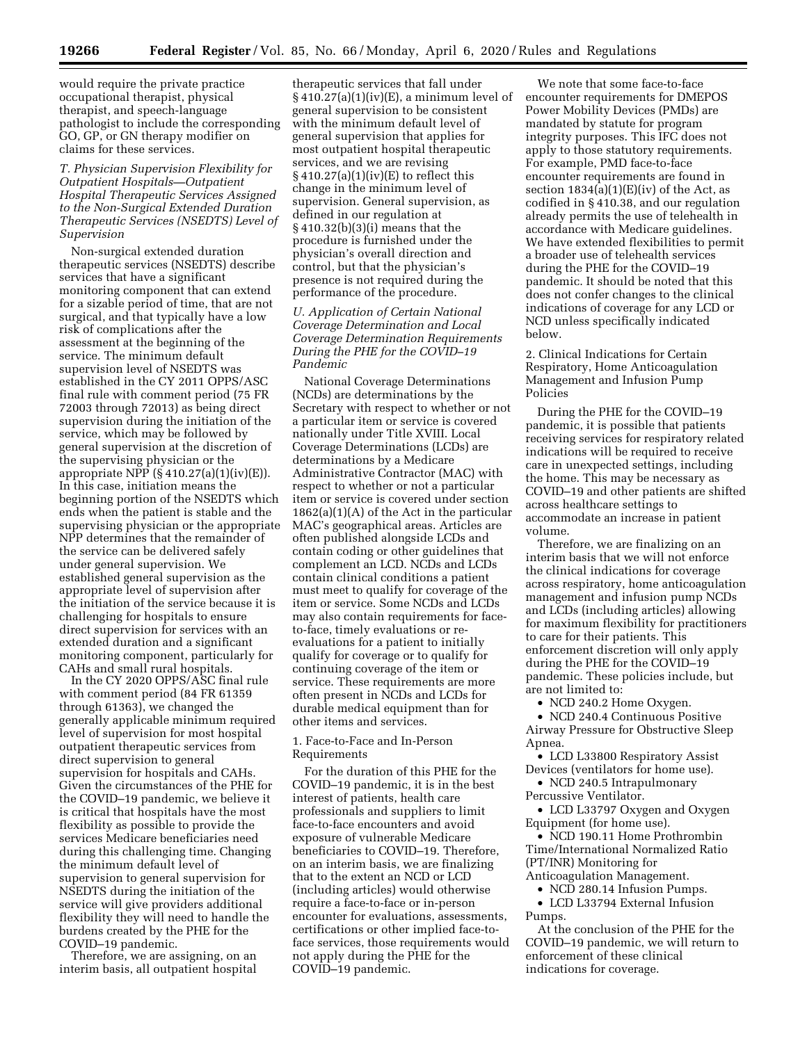would require the private practice occupational therapist, physical therapist, and speech-language pathologist to include the corresponding GO, GP, or GN therapy modifier on claims for these services.

### *T. Physician Supervision Flexibility for Outpatient Hospitals—Outpatient Hospital Therapeutic Services Assigned to the Non-Surgical Extended Duration Therapeutic Services (NSEDTS) Level of Supervision*

Non-surgical extended duration therapeutic services (NSEDTS) describe services that have a significant monitoring component that can extend for a sizable period of time, that are not surgical, and that typically have a low risk of complications after the assessment at the beginning of the service. The minimum default supervision level of NSEDTS was established in the CY 2011 OPPS/ASC final rule with comment period (75 FR 72003 through 72013) as being direct supervision during the initiation of the service, which may be followed by general supervision at the discretion of the supervising physician or the appropriate NPP (§ 410.27(a)(1)(iv)(E)). In this case, initiation means the beginning portion of the NSEDTS which ends when the patient is stable and the supervising physician or the appropriate NPP determines that the remainder of the service can be delivered safely under general supervision. We established general supervision as the appropriate level of supervision after the initiation of the service because it is challenging for hospitals to ensure direct supervision for services with an extended duration and a significant monitoring component, particularly for CAHs and small rural hospitals.

In the CY 2020 OPPS/ASC final rule with comment period (84 FR 61359 through 61363), we changed the generally applicable minimum required level of supervision for most hospital outpatient therapeutic services from direct supervision to general supervision for hospitals and CAHs. Given the circumstances of the PHE for the COVID–19 pandemic, we believe it is critical that hospitals have the most flexibility as possible to provide the services Medicare beneficiaries need during this challenging time. Changing the minimum default level of supervision to general supervision for NSEDTS during the initiation of the service will give providers additional flexibility they will need to handle the burdens created by the PHE for the COVID–19 pandemic.

Therefore, we are assigning, on an interim basis, all outpatient hospital therapeutic services that fall under § 410.27(a)(1)(iv)(E), a minimum level of general supervision to be consistent with the minimum default level of general supervision that applies for most outpatient hospital therapeutic services, and we are revising § 410.27(a)(1)(iv)(E) to reflect this change in the minimum level of supervision. General supervision, as defined in our regulation at § 410.32(b)(3)(i) means that the procedure is furnished under the physician's overall direction and control, but that the physician's presence is not required during the performance of the procedure.

### *U. Application of Certain National Coverage Determination and Local Coverage Determination Requirements During the PHE for the COVID–19 Pandemic*

National Coverage Determinations (NCDs) are determinations by the Secretary with respect to whether or not a particular item or service is covered nationally under Title XVIII. Local Coverage Determinations (LCDs) are determinations by a Medicare Administrative Contractor (MAC) with respect to whether or not a particular item or service is covered under section 1862(a)(1)(A) of the Act in the particular MAC's geographical areas. Articles are often published alongside LCDs and contain coding or other guidelines that complement an LCD. NCDs and LCDs contain clinical conditions a patient must meet to qualify for coverage of the item or service. Some NCDs and LCDs may also contain requirements for face-to-face, timely evaluations or re-evaluations for a patient to initially qualify for coverage or to qualify for continuing coverage of the item or service. These requirements are more often present in NCDs and LCDs for durable medical equipment than for other items and services.

#### 1. Face-to-Face and In-Person Requirements

For the duration of this PHE for the COVID–19 pandemic, it is in the best interest of patients, health care professionals and suppliers to limit face-to-face encounters and avoid exposure of vulnerable Medicare beneficiaries to COVID–19. Therefore, on an interim basis, we are finalizing that to the extent an NCD or LCD (including articles) would otherwise require a face-to-face or in-person encounter for evaluations, assessments, certifications or other implied face-to-face services, those requirements would not apply during the PHE for the COVID–19 pandemic.

We note that some face-to-face encounter requirements for DMEPOS Power Mobility Devices (PMDs) are mandated by statute for program integrity purposes. This IFC does not apply to those statutory requirements. For example, PMD face-to-face encounter requirements are found in section 1834(a)(1)(E)(iv) of the Act, as codified in § 410.38, and our regulation already permits the use of telehealth in accordance with Medicare guidelines. We have extended flexibilities to permit a broader use of telehealth services during the PHE for the COVID–19 pandemic. It should be noted that this does not confer changes to the clinical indications of coverage for any LCD or NCD unless specifically indicated below.

#### 2. Clinical Indications for Certain Respiratory, Home Anticoagulation Management and Infusion Pump Policies

During the PHE for the COVID–19 pandemic, it is possible that patients receiving services for respiratory related indications will be required to receive care in unexpected settings, including the home. This may be necessary as COVID–19 and other patients are shifted across healthcare settings to accommodate an increase in patient volume.

Therefore, we are finalizing on an interim basis that we will not enforce the clinical indications for coverage across respiratory, home anticoagulation management and infusion pump NCDs and LCDs (including articles) allowing for maximum flexibility for practitioners to care for their patients. This enforcement discretion will only apply during the PHE for the COVID–19 pandemic. These policies include, but are not limited to:

- NCD 240.2 Home Oxygen.
- NCD 240.4 Continuous Positive Airway Pressure for Obstructive Sleep Apnea.
- LCD L33800 Respiratory Assist Devices (ventilators for home use).
- NCD 240.5 Intrapulmonary Percussive Ventilator.
- LCD L33797 Oxygen and Oxygen Equipment (for home use).
- NCD 190.11 Home Prothrombin Time/International Normalized Ratio (PT/INR) Monitoring for Anticoagulation Management.
- NCD 280.14 Infusion Pumps.
- LCD L33794 External Infusion Pumps.

At the conclusion of the PHE for the COVID–19 pandemic, we will return to enforcement of these clinical indications for coverage.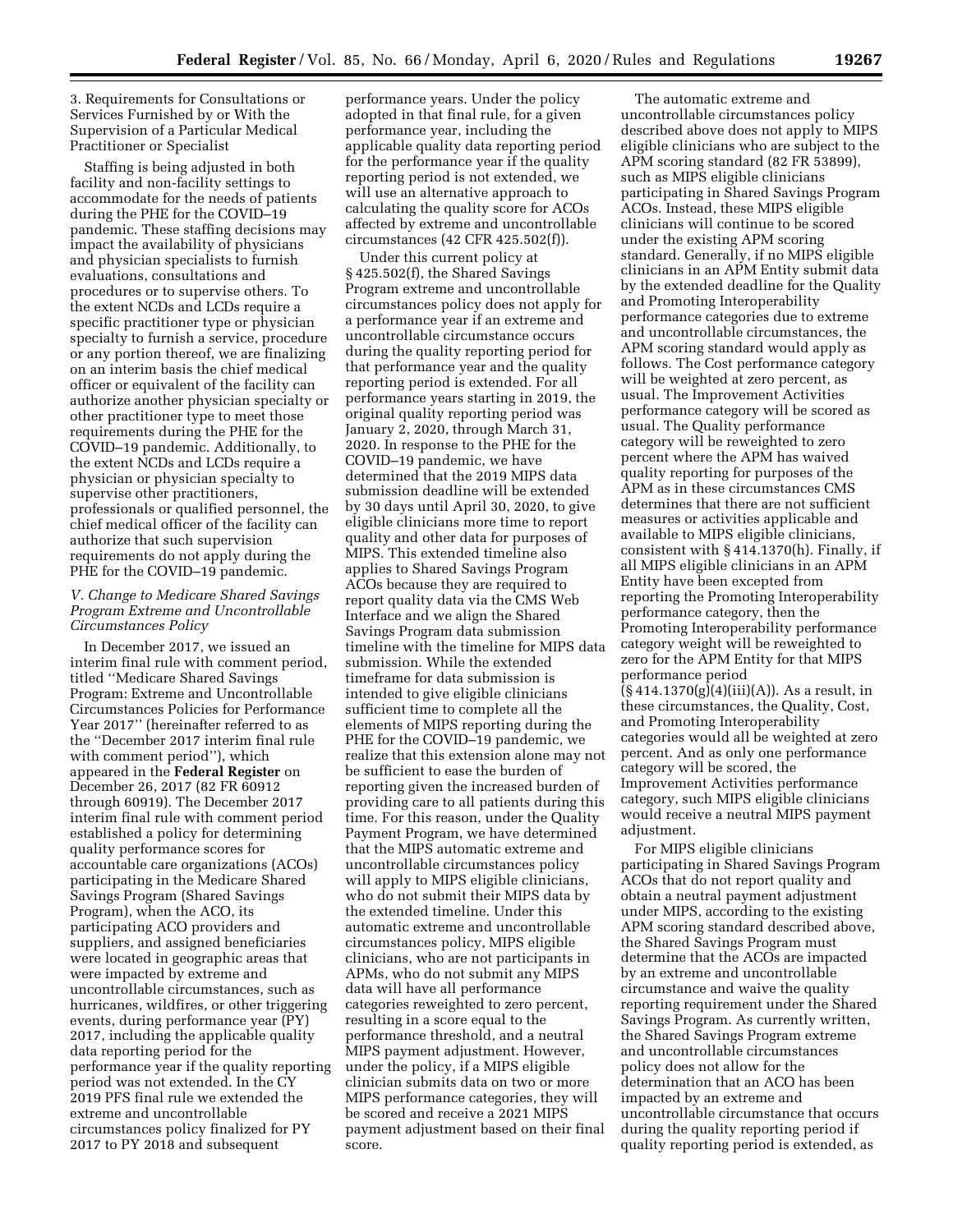3. Requirements for Consultations or Services Furnished by or With the Supervision of a Particular Medical Practitioner or Specialist

Staffing is being adjusted in both facility and non-facility settings to accommodate for the needs of patients during the PHE for the COVID–19 pandemic. These staffing decisions may impact the availability of physicians and physician specialists to furnish evaluations, consultations and procedures or to supervise others. To the extent NCDs and LCDs require a specific practitioner type or physician specialty to furnish a service, procedure or any portion thereof, we are finalizing on an interim basis the chief medical officer or equivalent of the facility can authorize another physician specialty or other practitioner type to meet those requirements during the PHE for the COVID–19 pandemic. Additionally, to the extent NCDs and LCDs require a physician or physician specialty to supervise other practitioners, professionals or qualified personnel, the chief medical officer of the facility can authorize that such supervision requirements do not apply during the PHE for the COVID–19 pandemic.

## *V. Change to Medicare Shared Savings Program Extreme and Uncontrollable Circumstances Policy*

In December 2017, we issued an interim final rule with comment period, titled ''Medicare Shared Savings Program: Extreme and Uncontrollable Circumstances Policies for Performance Year 2017'' (hereinafter referred to as the ''December 2017 interim final rule with comment period''), which appeared in the **Federal Register** on December 26, 2017 (82 FR 60912 through 60919). The December 2017 interim final rule with comment period established a policy for determining quality performance scores for accountable care organizations (ACOs) participating in the Medicare Shared Savings Program (Shared Savings Program), when the ACO, its participating ACO providers and suppliers, and assigned beneficiaries were located in geographic areas that were impacted by extreme and uncontrollable circumstances, such as hurricanes, wildfires, or other triggering events, during performance year (PY) 2017, including the applicable quality data reporting period for the performance year if the quality reporting period was not extended. In the CY 2019 PFS final rule we extended the extreme and uncontrollable circumstances policy finalized for PY 2017 to PY 2018 and subsequent performance years. Under the policy adopted in that final rule, for a given performance year, including the applicable quality data reporting period for the performance year if the quality reporting period is not extended, we will use an alternative approach to calculating the quality score for ACOs affected by extreme and uncontrollable circumstances (42 CFR 425.502(f)).

Under this current policy at § 425.502(f), the Shared Savings Program extreme and uncontrollable circumstances policy does not apply for a performance year if an extreme and uncontrollable circumstance occurs during the quality reporting period for that performance year and the quality reporting period is extended. For all performance years starting in 2019, the original quality reporting period was January 2, 2020, through March 31, 2020. In response to the PHE for the COVID–19 pandemic, we have determined that the 2019 MIPS data submission deadline will be extended by 30 days until April 30, 2020, to give eligible clinicians more time to report quality and other data for purposes of MIPS. This extended timeline also applies to Shared Savings Program ACOs because they are required to report quality data via the CMS Web Interface and we align the Shared Savings Program data submission timeline with the timeline for MIPS data submission. While the extended timeframe for data submission is intended to give eligible clinicians sufficient time to complete all the elements of MIPS reporting during the PHE for the COVID–19 pandemic, we realize that this extension alone may not be sufficient to ease the burden of reporting given the increased burden of providing care to all patients during this time. For this reason, under the Quality Payment Program, we have determined that the MIPS automatic extreme and uncontrollable circumstances policy will apply to MIPS eligible clinicians, who do not submit their MIPS data by the extended timeline. Under this automatic extreme and uncontrollable circumstances policy, MIPS eligible clinicians, who are not participants in APMs, who do not submit any MIPS data will have all performance categories reweighted to zero percent, resulting in a score equal to the performance threshold, and a neutral MIPS payment adjustment. However, under the policy, if a MIPS eligible clinician submits data on two or more MIPS performance categories, they will be scored and receive a 2021 MIPS payment adjustment based on their final score.

The automatic extreme and uncontrollable circumstances policy described above does not apply to MIPS eligible clinicians who are subject to the APM scoring standard (82 FR 53899), such as MIPS eligible clinicians participating in Shared Savings Program ACOs. Instead, these MIPS eligible clinicians will continue to be scored under the existing APM scoring standard. Generally, if no MIPS eligible clinicians in an APM Entity submit data by the extended deadline for the Quality and Promoting Interoperability performance categories due to extreme and uncontrollable circumstances, the APM scoring standard would apply as follows. The Cost performance category will be weighted at zero percent, as usual. The Improvement Activities performance category will be scored as usual. The Quality performance category will be reweighted to zero percent where the APM has waived quality reporting for purposes of the APM as in these circumstances CMS determines that there are not sufficient measures or activities applicable and available to MIPS eligible clinicians, consistent with § 414.1370(h). Finally, if all MIPS eligible clinicians in an APM Entity have been excepted from reporting the Promoting Interoperability performance category, then the Promoting Interoperability performance category weight will be reweighted to zero for the APM Entity for that MIPS performance period (§ 414.1370(g)(4)(iii)(A)). As a result, in these circumstances, the Quality, Cost, and Promoting Interoperability categories would all be weighted at zero percent. And as only one performance category will be scored, the Improvement Activities performance category, such MIPS eligible clinicians would receive a neutral MIPS payment adjustment.

For MIPS eligible clinicians participating in Shared Savings Program ACOs that do not report quality and obtain a neutral payment adjustment under MIPS, according to the existing APM scoring standard described above, the Shared Savings Program must determine that the ACOs are impacted by an extreme and uncontrollable circumstance and waive the quality reporting requirement under the Shared Savings Program. As currently written, the Shared Savings Program extreme and uncontrollable circumstances policy does not allow for the determination that an ACO has been impacted by an extreme and uncontrollable circumstance that occurs during the quality reporting period if quality reporting period is extended, as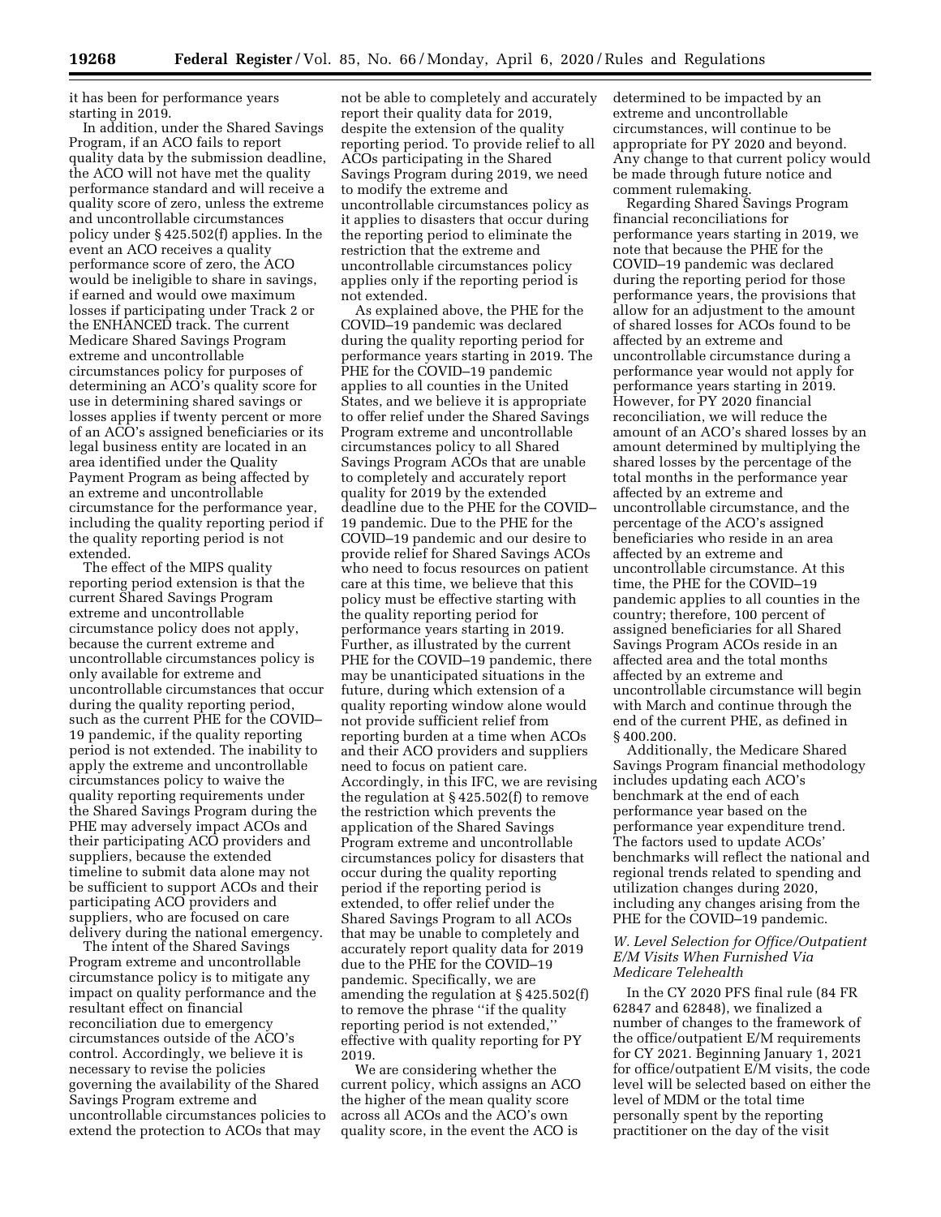it has been for performance years starting in 2019.

In addition, under the Shared Savings Program, if an ACO fails to report quality data by the submission deadline, the ACO will not have met the quality performance standard and will receive a quality score of zero, unless the extreme and uncontrollable circumstances policy under § 425.502(f) applies. In the event an ACO receives a quality performance score of zero, the ACO would be ineligible to share in savings, if earned and would owe maximum losses if participating under Track 2 or the ENHANCED track. The current Medicare Shared Savings Program extreme and uncontrollable circumstances policy for purposes of determining an ACO's quality score for use in determining shared savings or losses applies if twenty percent or more of an ACO's assigned beneficiaries or its legal business entity are located in an area identified under the Quality Payment Program as being affected by an extreme and uncontrollable circumstance for the performance year, including the quality reporting period if the quality reporting period is not extended.

The effect of the MIPS quality reporting period extension is that the current Shared Savings Program extreme and uncontrollable circumstance policy does not apply, because the current extreme and uncontrollable circumstances policy is only available for extreme and uncontrollable circumstances that occur during the quality reporting period, such as the current PHE for the COVID–19 pandemic, if the quality reporting period is not extended. The inability to apply the extreme and uncontrollable circumstances policy to waive the quality reporting requirements under the Shared Savings Program during the PHE may adversely impact ACOs and their participating ACO providers and suppliers, because the extended timeline to submit data alone may not be sufficient to support ACOs and their participating ACO providers and suppliers, who are focused on care delivery during the national emergency.

The intent of the Shared Savings Program extreme and uncontrollable circumstance policy is to mitigate any impact on quality performance and the resultant effect on financial reconciliation due to emergency circumstances outside of the ACO's control. Accordingly, we believe it is necessary to revise the policies governing the availability of the Shared Savings Program extreme and uncontrollable circumstances policies to extend the protection to ACOs that may not be able to completely and accurately report their quality data for 2019, despite the extension of the quality reporting period. To provide relief to all ACOs participating in the Shared Savings Program during 2019, we need to modify the extreme and uncontrollable circumstances policy as it applies to disasters that occur during the reporting period to eliminate the restriction that the extreme and uncontrollable circumstances policy applies only if the reporting period is not extended.

As explained above, the PHE for the COVID–19 pandemic was declared during the quality reporting period for performance years starting in 2019. The PHE for the COVID–19 pandemic applies to all counties in the United States, and we believe it is appropriate to offer relief under the Shared Savings Program extreme and uncontrollable circumstances policy to all Shared Savings Program ACOs that are unable to completely and accurately report quality for 2019 by the extended deadline due to the PHE for the COVID–19 pandemic. Due to the PHE for the COVID–19 pandemic and our desire to provide relief for Shared Savings ACOs who need to focus resources on patient care at this time, we believe that this policy must be effective starting with the quality reporting period for performance years starting in 2019. Further, as illustrated by the current PHE for the COVID–19 pandemic, there may be unanticipated situations in the future, during which extension of a quality reporting window alone would not provide sufficient relief from reporting burden at a time when ACOs and their ACO providers and suppliers need to focus on patient care. Accordingly, in this IFC, we are revising the regulation at § 425.502(f) to remove the restriction which prevents the application of the Shared Savings Program extreme and uncontrollable circumstances policy for disasters that occur during the quality reporting period if the reporting period is extended, to offer relief under the Shared Savings Program to all ACOs that may be unable to completely and accurately report quality data for 2019 due to the PHE for the COVID–19 pandemic. Specifically, we are amending the regulation at § 425.502(f) to remove the phrase "if the quality reporting period is not extended," effective with quality reporting for PY 2019.

We are considering whether the current policy, which assigns an ACO the higher of the mean quality score across all ACOs and the ACO's own quality score, in the event the ACO is determined to be impacted by an extreme and uncontrollable circumstances, will continue to be appropriate for PY 2020 and beyond. Any change to that current policy would be made through future notice and comment rulemaking.

Regarding Shared Savings Program financial reconciliations for performance years starting in 2019, we note that because the PHE for the COVID–19 pandemic was declared during the reporting period for those performance years, the provisions that allow for an adjustment to the amount of shared losses for ACOs found to be affected by an extreme and uncontrollable circumstance during a performance year would not apply for performance years starting in 2019. However, for PY 2020 financial reconciliation, we will reduce the amount of an ACO's shared losses by an amount determined by multiplying the shared losses by the percentage of the total months in the performance year affected by an extreme and uncontrollable circumstance, and the percentage of the ACO's assigned beneficiaries who reside in an area affected by an extreme and uncontrollable circumstance. At this time, the PHE for the COVID–19 pandemic applies to all counties in the country; therefore, 100 percent of assigned beneficiaries for all Shared Savings Program ACOs reside in an affected area and the total months affected by an extreme and uncontrollable circumstance will begin with March and continue through the end of the current PHE, as defined in § 400.200.

Additionally, the Medicare Shared Savings Program financial methodology includes updating each ACO's benchmark at the end of each performance year based on the performance year expenditure trend. The factors used to update ACOs' benchmarks will reflect the national and regional trends related to spending and utilization changes during 2020, including any changes arising from the PHE for the COVID–19 pandemic.

### *W. Level Selection for Office/Outpatient E/M Visits When Furnished Via Medicare Telehealth*

In the CY 2020 PFS final rule (84 FR 62847 and 62848), we finalized a number of changes to the framework of the office/outpatient E/M requirements for CY 2021. Beginning January 1, 2021 for office/outpatient E/M visits, the code level will be selected based on either the level of MDM or the total time personally spent by the reporting practitioner on the day of the visit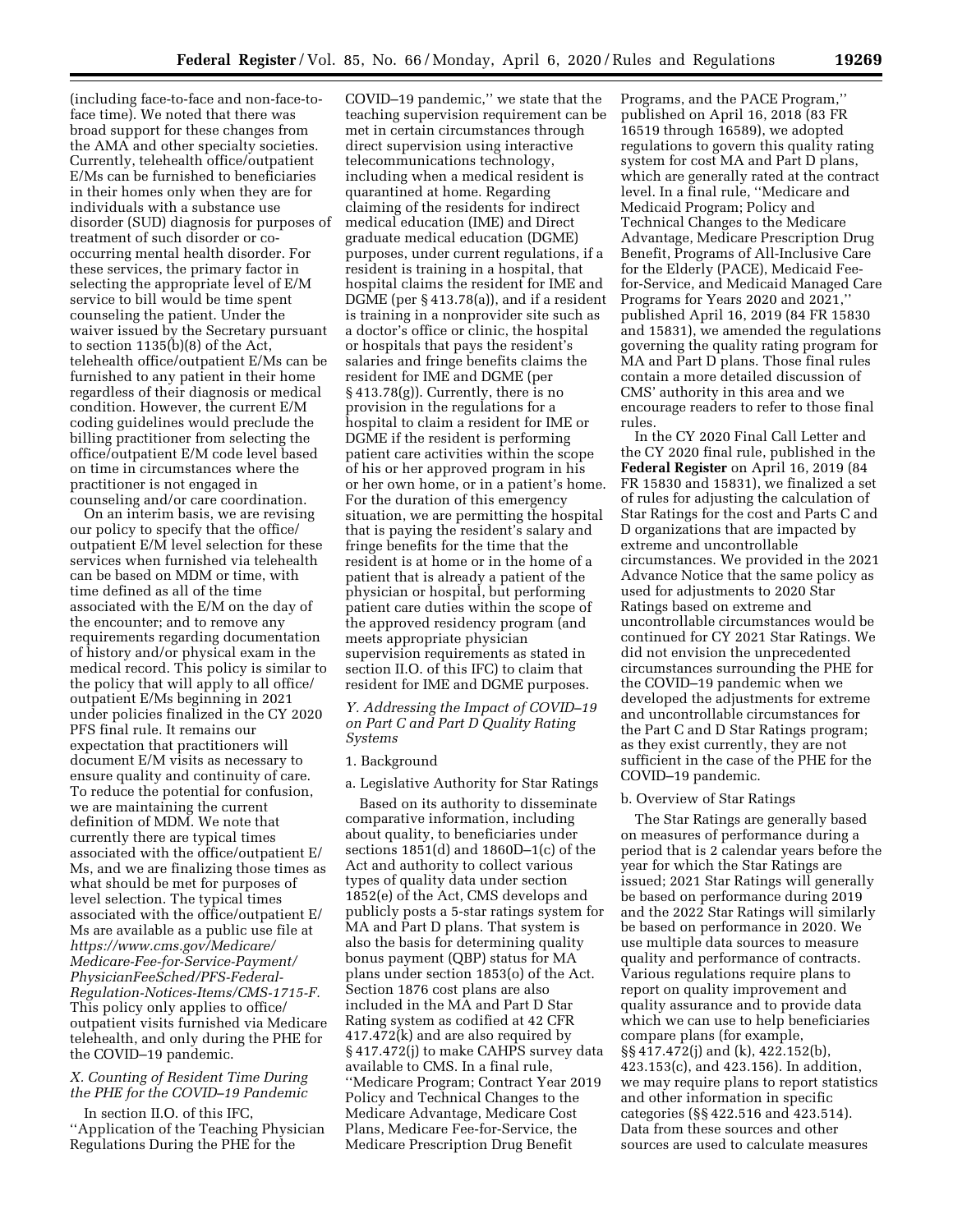(including face-to-face and non-face-to-face time). We noted that there was broad support for these changes from the AMA and other specialty societies. Currently, telehealth office/outpatient E/Ms can be furnished to beneficiaries in their homes only when they are for individuals with a substance use disorder (SUD) diagnosis for purposes of treatment of such disorder or co-occurring mental health disorder. For these services, the primary factor in selecting the appropriate level of E/M service to bill would be time spent counseling the patient. Under the waiver issued by the Secretary pursuant to section 1135(b)(8) of the Act, telehealth office/outpatient E/Ms can be furnished to any patient in their home regardless of their diagnosis or medical condition. However, the current E/M coding guidelines would preclude the billing practitioner from selecting the office/outpatient E/M code level based on time in circumstances where the practitioner is not engaged in counseling and/or care coordination.

On an interim basis, we are revising our policy to specify that the office/outpatient E/M level selection for these services when furnished via telehealth can be based on MDM or time, with time defined as all of the time associated with the E/M on the day of the encounter; and to remove any requirements regarding documentation of history and/or physical exam in the medical record. This policy is similar to the policy that will apply to all office/outpatient E/Ms beginning in 2021 under policies finalized in the CY 2020 PFS final rule. It remains our expectation that practitioners will document E/M visits as necessary to ensure quality and continuity of care. To reduce the potential for confusion, we are maintaining the current definition of MDM. We note that currently there are typical times associated with the office/outpatient E/Ms, and we are finalizing those times as what should be met for purposes of level selection. The typical times associated with the office/outpatient E/Ms are available as a public use file at *https://www.cms.gov/Medicare/Medicare-Fee-for-Service-Payment/PhysicianFeeSched/PFS-Federal-Regulation-Notices-Items/CMS-1715-F.* This policy only applies to office/outpatient visits furnished via Medicare telehealth, and only during the PHE for the COVID–19 pandemic.

### *X. Counting of Resident Time During the PHE for the COVID–19 Pandemic*

In section II.O. of this IFC, ''Application of the Teaching Physician Regulations During the PHE for the COVID–19 pandemic,'' we state that the teaching supervision requirement can be met in certain circumstances through direct supervision using interactive telecommunications technology, including when a medical resident is quarantined at home. Regarding claiming of the residents for indirect medical education (IME) and Direct graduate medical education (DGME) purposes, under current regulations, if a resident is training in a hospital, that hospital claims the resident for IME and DGME (per § 413.78(a)), and if a resident is training in a nonprovider site such as a doctor's office or clinic, the hospital or hospitals that pays the resident's salaries and fringe benefits claims the resident for IME and DGME (per § 413.78(g)). Currently, there is no provision in the regulations for a hospital to claim a resident for IME or DGME if the resident is performing patient care activities within the scope of his or her approved program in his or her own home, or in a patient's home. For the duration of this emergency situation, we are permitting the hospital that is paying the resident's salary and fringe benefits for the time that the resident is at home or in the home of a patient that is already a patient of the physician or hospital, but performing patient care duties within the scope of the approved residency program (and meets appropriate physician supervision requirements as stated in section II.O. of this IFC) to claim that resident for IME and DGME purposes.

### *Y. Addressing the Impact of COVID–19 on Part C and Part D Quality Rating Systems*

#### 1. Background

##### a. Legislative Authority for Star Ratings

Based on its authority to disseminate comparative information, including about quality, to beneficiaries under sections 1851(d) and 1860D–1(c) of the Act and authority to collect various types of quality data under section 1852(e) of the Act, CMS develops and publicly posts a 5-star ratings system for MA and Part D plans. That system is also the basis for determining quality bonus payment (QBP) status for MA plans under section 1853(o) of the Act. Section 1876 cost plans are also included in the MA and Part D Star Rating system as codified at 42 CFR 417.472(k) and are also required by § 417.472(j) to make CAHPS survey data available to CMS. In a final rule, ''Medicare Program; Contract Year 2019 Policy and Technical Changes to the Medicare Advantage, Medicare Cost Plans, Medicare Fee-for-Service, the Medicare Prescription Drug Benefit Programs, and the PACE Program,'' published on April 16, 2018 (83 FR 16519 through 16589), we adopted regulations to govern this quality rating system for cost MA and Part D plans, which are generally rated at the contract level. In a final rule, ''Medicare and Medicaid Program; Policy and Technical Changes to the Medicare Advantage, Medicare Prescription Drug Benefit, Programs of All-Inclusive Care for the Elderly (PACE), Medicaid Fee-for-Service, and Medicaid Managed Care Programs for Years 2020 and 2021,'' published April 16, 2019 (84 FR 15830 and 15831), we amended the regulations governing the quality rating program for MA and Part D plans. Those final rules contain a more detailed discussion of CMS' authority in this area and we encourage readers to refer to those final rules.

In the CY 2020 Final Call Letter and the CY 2020 final rule, published in the **Federal Register** on April 16, 2019 (84 FR 15830 and 15831), we finalized a set of rules for adjusting the calculation of Star Ratings for the cost and Parts C and D organizations that are impacted by extreme and uncontrollable circumstances. We provided in the 2021 Advance Notice that the same policy as used for adjustments to 2020 Star Ratings based on extreme and uncontrollable circumstances would be continued for CY 2021 Star Ratings. We did not envision the unprecedented circumstances surrounding the PHE for the COVID–19 pandemic when we developed the adjustments for extreme and uncontrollable circumstances for the Part C and D Star Ratings program; as they exist currently, they are not sufficient in the case of the PHE for the COVID–19 pandemic.

##### b. Overview of Star Ratings

The Star Ratings are generally based on measures of performance during a period that is 2 calendar years before the year for which the Star Ratings are issued; 2021 Star Ratings will generally be based on performance during 2019 and the 2022 Star Ratings will similarly be based on performance in 2020. We use multiple data sources to measure quality and performance of contracts. Various regulations require plans to report on quality improvement and quality assurance and to provide data which we can use to help beneficiaries compare plans (for example, §§ 417.472(j) and (k), 422.152(b), 423.153(c), and 423.156). In addition, we may require plans to report statistics and other information in specific categories (§§ 422.516 and 423.514). Data from these sources and other sources are used to calculate measures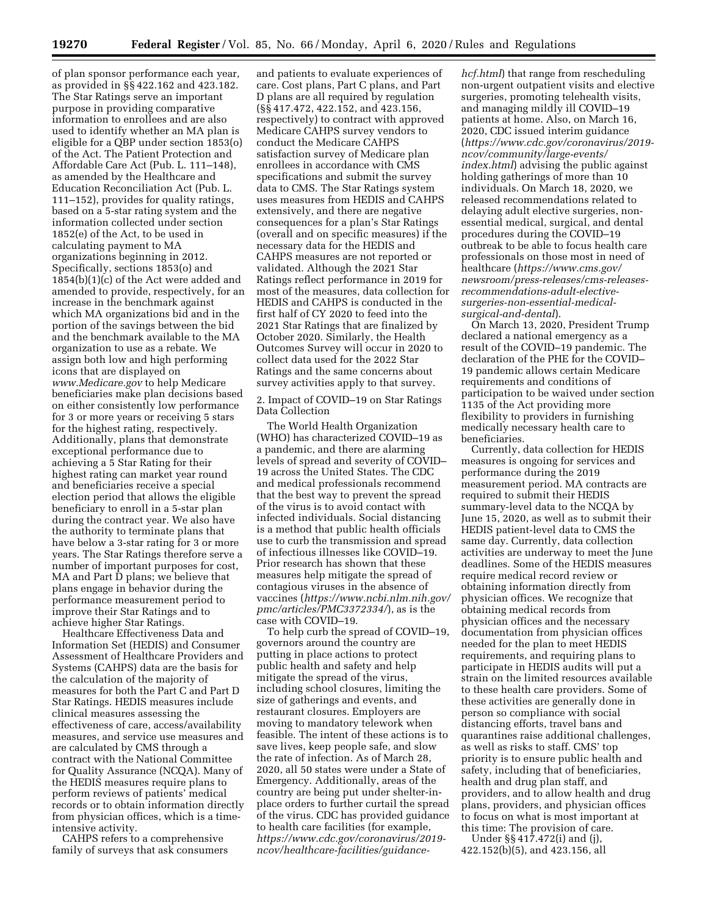of plan sponsor performance each year, as provided in §§ 422.162 and 423.182. The Star Ratings serve an important purpose in providing comparative information to enrollees and are also used to identify whether an MA plan is eligible for a QBP under section 1853(o) of the Act. The Patient Protection and Affordable Care Act (Pub. L. 111–148), as amended by the Healthcare and Education Reconciliation Act (Pub. L. 111–152), provides for quality ratings, based on a 5-star rating system and the information collected under section 1852(e) of the Act, to be used in calculating payment to MA organizations beginning in 2012. Specifically, sections 1853(o) and 1854(b)(1)(c) of the Act were added and amended to provide, respectively, for an increase in the benchmark against which MA organizations bid and in the portion of the savings between the bid and the benchmark available to the MA organization to use as a rebate. We assign both low and high performing icons that are displayed on *www.Medicare.gov* to help Medicare beneficiaries make plan decisions based on either consistently low performance for 3 or more years or receiving 5 stars for the highest rating, respectively. Additionally, plans that demonstrate exceptional performance due to achieving a 5 Star Rating for their highest rating can market year round and beneficiaries receive a special election period that allows the eligible beneficiary to enroll in a 5-star plan during the contract year. We also have the authority to terminate plans that have below a 3-star rating for 3 or more years. The Star Ratings therefore serve a number of important purposes for cost, MA and Part D plans; we believe that plans engage in behavior during the performance measurement period to improve their Star Ratings and to achieve higher Star Ratings.

Healthcare Effectiveness Data and Information Set (HEDIS) and Consumer Assessment of Healthcare Providers and Systems (CAHPS) data are the basis for the calculation of the majority of measures for both the Part C and Part D Star Ratings. HEDIS measures include clinical measures assessing the effectiveness of care, access/availability measures, and service use measures and are calculated by CMS through a contract with the National Committee for Quality Assurance (NCQA). Many of the HEDIS measures require plans to perform reviews of patients' medical records or to obtain information directly from physician offices, which is a time-intensive activity.

CAHPS refers to a comprehensive family of surveys that ask consumers and patients to evaluate experiences of care. Cost plans, Part C plans, and Part D plans are all required by regulation (§§ 417.472, 422.152, and 423.156, respectively) to contract with approved Medicare CAHPS survey vendors to conduct the Medicare CAHPS satisfaction survey of Medicare plan enrollees in accordance with CMS specifications and submit the survey data to CMS. The Star Ratings system uses measures from HEDIS and CAHPS extensively, and there are negative consequences for a plan's Star Ratings (overall and on specific measures) if the necessary data for the HEDIS and CAHPS measures are not reported or validated. Although the 2021 Star Ratings reflect performance in 2019 for most of the measures, data collection for HEDIS and CAHPS is conducted in the first half of CY 2020 to feed into the 2021 Star Ratings that are finalized by October 2020. Similarly, the Health Outcomes Survey will occur in 2020 to collect data used for the 2022 Star Ratings and the same concerns about survey activities apply to that survey.

2. Impact of COVID–19 on Star Ratings Data Collection

The World Health Organization (WHO) has characterized COVID–19 as a pandemic, and there are alarming levels of spread and severity of COVID–19 across the United States. The CDC and medical professionals recommend that the best way to prevent the spread of the virus is to avoid contact with infected individuals. Social distancing is a method that public health officials use to curb the transmission and spread of infectious illnesses like COVID–19. Prior research has shown that these measures help mitigate the spread of contagious viruses in the absence of vaccines (*https://www.ncbi.nlm.nih.gov/pmc/articles/PMC3372334/*), as is the case with COVID–19.

To help curb the spread of COVID–19, governors around the country are putting in place actions to protect public health and safety and help mitigate the spread of the virus, including school closures, limiting the size of gatherings and events, and restaurant closures. Employers are moving to mandatory telework when feasible. The intent of these actions is to save lives, keep people safe, and slow the rate of infection. As of March 28, 2020, all 50 states were under a State of Emergency. Additionally, areas of the country are being put under shelter-in-place orders to further curtail the spread of the virus. CDC has provided guidance to health care facilities (for example, *https://www.cdc.gov/coronavirus/2019-ncov/healthcare-facilities/guidance-hcf.html*) that range from rescheduling non-urgent outpatient visits and elective surgeries, promoting telehealth visits, and managing mildly ill COVID–19 patients at home. Also, on March 16, 2020, CDC issued interim guidance (*https://www.cdc.gov/coronavirus/2019-ncov/community/large-events/index.html*) advising the public against holding gatherings of more than 10 individuals. On March 18, 2020, we released recommendations related to delaying adult elective surgeries, non-essential medical, surgical, and dental procedures during the COVID–19 outbreak to be able to focus health care professionals on those most in need of healthcare (*https://www.cms.gov/newsroom/press-releases/cms-releases-recommendations-adult-elective-surgeries-non-essential-medical-surgical-and-dental*).

On March 13, 2020, President Trump declared a national emergency as a result of the COVID–19 pandemic. The declaration of the PHE for the COVID–19 pandemic allows certain Medicare requirements and conditions of participation to be waived under section 1135 of the Act providing more flexibility to providers in furnishing medically necessary health care to beneficiaries.

Currently, data collection for HEDIS measures is ongoing for services and performance during the 2019 measurement period. MA contracts are required to submit their HEDIS summary-level data to the NCQA by June 15, 2020, as well as to submit their HEDIS patient-level data to CMS the same day. Currently, data collection activities are underway to meet the June deadlines. Some of the HEDIS measures require medical record review or obtaining information directly from physician offices. We recognize that obtaining medical records from physician offices and the necessary documentation from physician offices needed for the plan to meet HEDIS requirements, and requiring plans to participate in HEDIS audits will put a strain on the limited resources available to these health care providers. Some of these activities are generally done in person so compliance with social distancing efforts, travel bans and quarantines raise additional challenges, as well as risks to staff. CMS' top priority is to ensure public health and safety, including that of beneficiaries, health and drug plan staff, and providers, and to allow health and drug plans, providers, and physician offices to focus on what is most important at this time: The provision of care.

Under §§ 417.472(i) and (j), 422.152(b)(5), and 423.156, all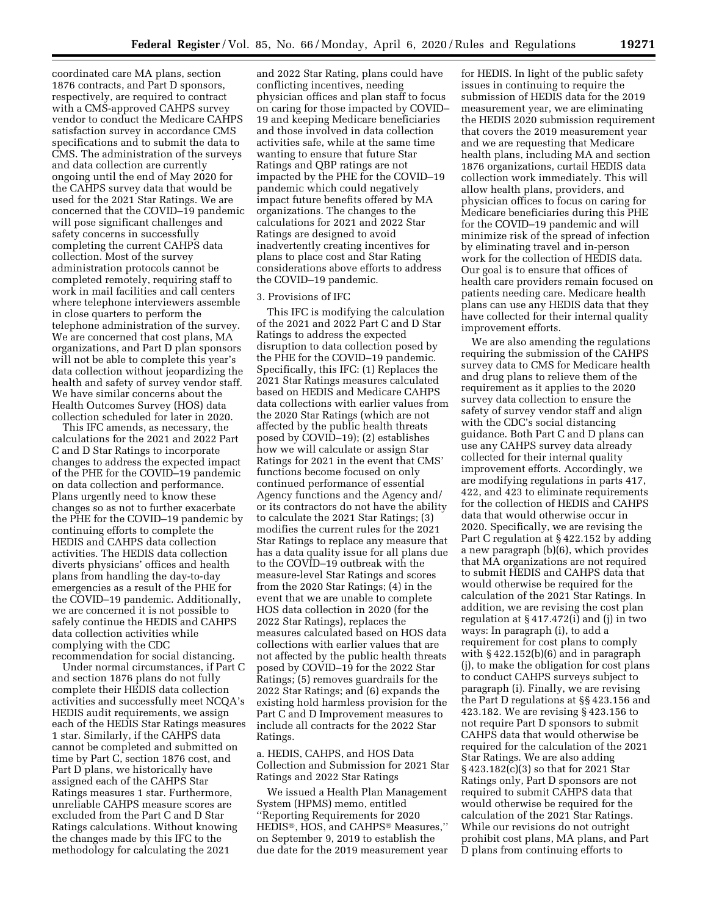coordinated care MA plans, section 1876 contracts, and Part D sponsors, respectively, are required to contract with a CMS-approved CAHPS survey vendor to conduct the Medicare CAHPS satisfaction survey in accordance CMS specifications and to submit the data to CMS. The administration of the surveys and data collection are currently ongoing until the end of May 2020 for the CAHPS survey data that would be used for the 2021 Star Ratings. We are concerned that the COVID–19 pandemic will pose significant challenges and safety concerns in successfully completing the current CAHPS data collection. Most of the survey administration protocols cannot be completed remotely, requiring staff to work in mail facilities and call centers where telephone interviewers assemble in close quarters to perform the telephone administration of the survey. We are concerned that cost plans, MA organizations, and Part D plan sponsors will not be able to complete this year's data collection without jeopardizing the health and safety of survey vendor staff. We have similar concerns about the Health Outcomes Survey (HOS) data collection scheduled for later in 2020.

This IFC amends, as necessary, the calculations for the 2021 and 2022 Part C and D Star Ratings to incorporate changes to address the expected impact of the PHE for the COVID–19 pandemic on data collection and performance. Plans urgently need to know these changes so as not to further exacerbate the PHE for the COVID–19 pandemic by continuing efforts to complete the HEDIS and CAHPS data collection activities. The HEDIS data collection diverts physicians' offices and health plans from handling the day-to-day emergencies as a result of the PHE for the COVID–19 pandemic. Additionally, we are concerned it is not possible to safely continue the HEDIS and CAHPS data collection activities while complying with the CDC recommendation for social distancing.

Under normal circumstances, if Part C and section 1876 plans do not fully complete their HEDIS data collection activities and successfully meet NCQA's HEDIS audit requirements, we assign each of the HEDIS Star Ratings measures 1 star. Similarly, if the CAHPS data cannot be completed and submitted on time by Part C, section 1876 cost, and Part D plans, we historically have assigned each of the CAHPS Star Ratings measures 1 star. Furthermore, unreliable CAHPS measure scores are excluded from the Part C and D Star Ratings calculations. Without knowing the changes made by this IFC to the methodology for calculating the 2021 and 2022 Star Rating, plans could have conflicting incentives, needing physician offices and plan staff to focus on caring for those impacted by COVID–19 and keeping Medicare beneficiaries and those involved in data collection activities safe, while at the same time wanting to ensure that future Star Ratings and QBP ratings are not impacted by the PHE for the COVID–19 pandemic which could negatively impact future benefits offered by MA organizations. The changes to the calculations for 2021 and 2022 Star Ratings are designed to avoid inadvertently creating incentives for plans to place cost and Star Rating considerations above efforts to address the COVID–19 pandemic.

### 3. Provisions of IFC

This IFC is modifying the calculation of the 2021 and 2022 Part C and D Star Ratings to address the expected disruption to data collection posed by the PHE for the COVID–19 pandemic. Specifically, this IFC: (1) Replaces the 2021 Star Ratings measures calculated based on HEDIS and Medicare CAHPS data collections with earlier values from the 2020 Star Ratings (which are not affected by the public health threats posed by COVID–19); (2) establishes how we will calculate or assign Star Ratings for 2021 in the event that CMS' functions become focused on only continued performance of essential Agency functions and the Agency and/or its contractors do not have the ability to calculate the 2021 Star Ratings; (3) modifies the current rules for the 2021 Star Ratings to replace any measure that has a data quality issue for all plans due to the COVID–19 outbreak with the measure-level Star Ratings and scores from the 2020 Star Ratings; (4) in the event that we are unable to complete HOS data collection in 2020 (for the 2022 Star Ratings), replaces the measures calculated based on HOS data collections with earlier values that are not affected by the public health threats posed by COVID–19 for the 2022 Star Ratings; (5) removes guardrails for the 2022 Star Ratings; and (6) expands the existing hold harmless provision for the Part C and D Improvement measures to include all contracts for the 2022 Star Ratings.

#### a. HEDIS, CAHPS, and HOS Data Collection and Submission for 2021 Star Ratings and 2022 Star Ratings

We issued a Health Plan Management System (HPMS) memo, entitled "Reporting Requirements for 2020 HEDIS®, HOS, and CAHPS® Measures," on September 9, 2019 to establish the due date for the 2019 measurement year for HEDIS. In light of the public safety issues in continuing to require the submission of HEDIS data for the 2019 measurement year, we are eliminating the HEDIS 2020 submission requirement that covers the 2019 measurement year and we are requesting that Medicare health plans, including MA and section 1876 organizations, curtail HEDIS data collection work immediately. This will allow health plans, providers, and physician offices to focus on caring for Medicare beneficiaries during this PHE for the COVID–19 pandemic and will minimize risk of the spread of infection by eliminating travel and in-person work for the collection of HEDIS data. Our goal is to ensure that offices of health care providers remain focused on patients needing care. Medicare health plans can use any HEDIS data that they have collected for their internal quality improvement efforts.

We are also amending the regulations requiring the submission of the CAHPS survey data to CMS for Medicare health and drug plans to relieve them of the requirement as it applies to the 2020 survey data collection to ensure the safety of survey vendor staff and align with the CDC's social distancing guidance. Both Part C and D plans can use any CAHPS survey data already collected for their internal quality improvement efforts. Accordingly, we are modifying regulations in parts 417, 422, and 423 to eliminate requirements for the collection of HEDIS and CAHPS data that would otherwise occur in 2020. Specifically, we are revising the Part C regulation at § 422.152 by adding a new paragraph (b)(6), which provides that MA organizations are not required to submit HEDIS and CAHPS data that would otherwise be required for the calculation of the 2021 Star Ratings. In addition, we are revising the cost plan regulation at § 417.472(i) and (j) in two ways: In paragraph (i), to add a requirement for cost plans to comply with § 422.152(b)(6) and in paragraph (j), to make the obligation for cost plans to conduct CAHPS surveys subject to paragraph (i). Finally, we are revising the Part D regulations at §§ 423.156 and 423.182. We are revising § 423.156 to not require Part D sponsors to submit CAHPS data that would otherwise be required for the calculation of the 2021 Star Ratings. We are also adding § 423.182(c)(3) so that for 2021 Star Ratings only, Part D sponsors are not required to submit CAHPS data that would otherwise be required for the calculation of the 2021 Star Ratings. While our revisions do not outright prohibit cost plans, MA plans, and Part D plans from continuing efforts to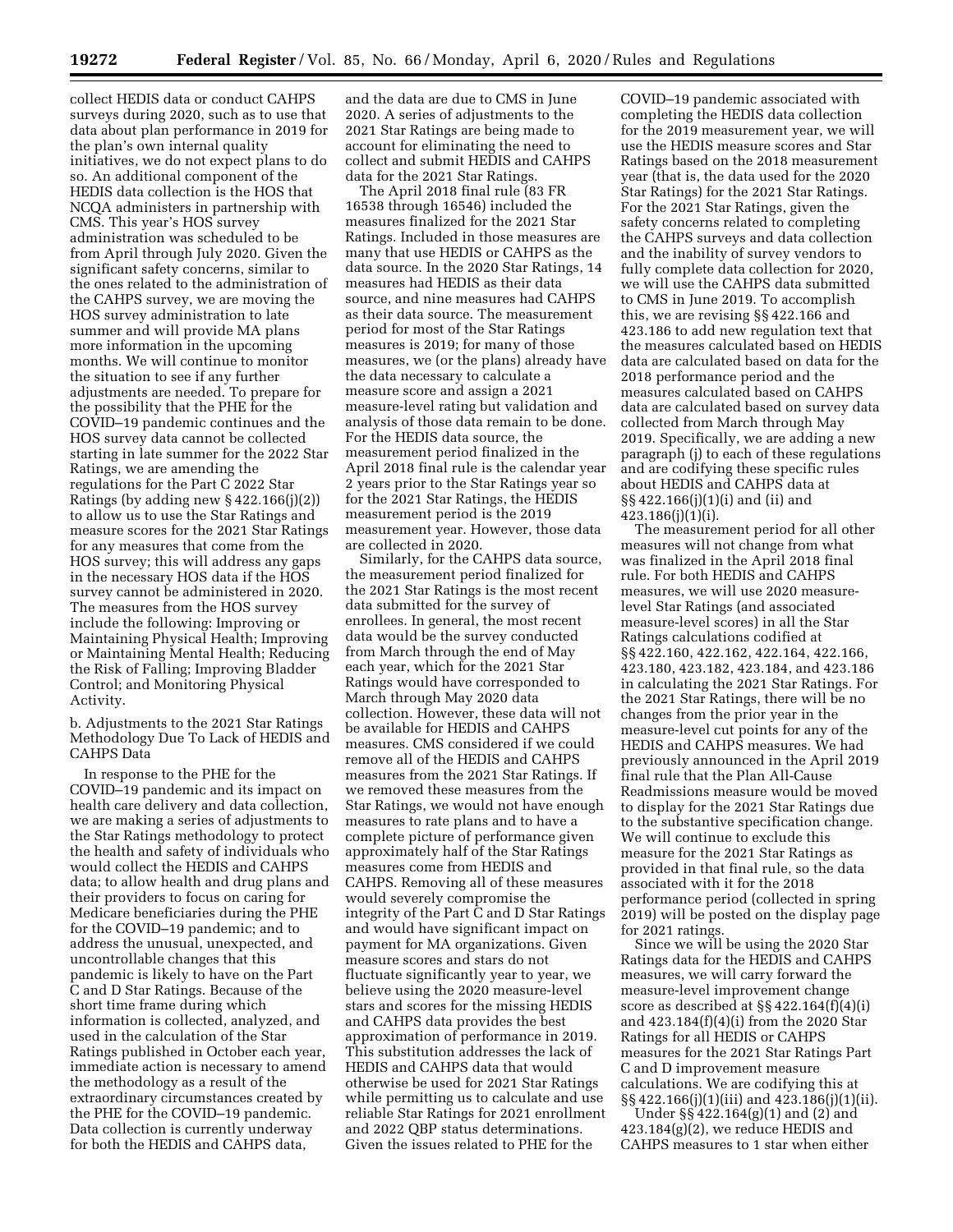collect HEDIS data or conduct CAHPS surveys during 2020, such as to use that data about plan performance in 2019 for the plan's own internal quality initiatives, we do not expect plans to do so. An additional component of the HEDIS data collection is the HOS that NCQA administers in partnership with CMS. This year's HOS survey administration was scheduled to be from April through July 2020. Given the significant safety concerns, similar to the ones related to the administration of the CAHPS survey, we are moving the HOS survey administration to late summer and will provide MA plans more information in the upcoming months. We will continue to monitor the situation to see if any further adjustments are needed. To prepare for the possibility that the PHE for the COVID–19 pandemic continues and the HOS survey data cannot be collected starting in late summer for the 2022 Star Ratings, we are amending the regulations for the Part C 2022 Star Ratings (by adding new § 422.166(j)(2)) to allow us to use the Star Ratings and measure scores for the 2021 Star Ratings for any measures that come from the HOS survey; this will address any gaps in the necessary HOS data if the HOS survey cannot be administered in 2020. The measures from the HOS survey include the following: Improving or Maintaining Physical Health; Improving or Maintaining Mental Health; Reducing the Risk of Falling; Improving Bladder Control; and Monitoring Physical Activity.

b. Adjustments to the 2021 Star Ratings Methodology Due To Lack of HEDIS and CAHPS Data

In response to the PHE for the COVID–19 pandemic and its impact on health care delivery and data collection, we are making a series of adjustments to the Star Ratings methodology to protect the health and safety of individuals who would collect the HEDIS and CAHPS data; to allow health and drug plans and their providers to focus on caring for Medicare beneficiaries during the PHE for the COVID–19 pandemic; and to address the unusual, unexpected, and uncontrollable changes that this pandemic is likely to have on the Part C and D Star Ratings. Because of the short time frame during which information is collected, analyzed, and used in the calculation of the Star Ratings published in October each year, immediate action is necessary to amend the methodology as a result of the extraordinary circumstances created by the PHE for the COVID–19 pandemic. Data collection is currently underway for both the HEDIS and CAHPS data, and the data are due to CMS in June 2020. A series of adjustments to the 2021 Star Ratings are being made to account for eliminating the need to collect and submit HEDIS and CAHPS data for the 2021 Star Ratings.

The April 2018 final rule (83 FR 16538 through 16546) included the measures finalized for the 2021 Star Ratings. Included in those measures are many that use HEDIS or CAHPS as the data source. In the 2020 Star Ratings, 14 measures had HEDIS as their data source, and nine measures had CAHPS as their data source. The measurement period for most of the Star Ratings measures is 2019; for many of those measures, we (or the plans) already have the data necessary to calculate a measure score and assign a 2021 measure-level rating but validation and analysis of those data remain to be done. For the HEDIS data source, the measurement period finalized in the April 2018 final rule is the calendar year 2 years prior to the Star Ratings year so for the 2021 Star Ratings, the HEDIS measurement period is the 2019 measurement year. However, those data are collected in 2020.

Similarly, for the CAHPS data source, the measurement period finalized for the 2021 Star Ratings is the most recent data submitted for the survey of enrollees. In general, the most recent data would be the survey conducted from March through the end of May each year, which for the 2021 Star Ratings would have corresponded to March through May 2020 data collection. However, these data will not be available for HEDIS and CAHPS measures. CMS considered if we could remove all of the HEDIS and CAHPS measures from the 2021 Star Ratings. If we removed these measures from the Star Ratings, we would not have enough measures to rate plans and to have a complete picture of performance given approximately half of the Star Ratings measures come from HEDIS and CAHPS. Removing all of these measures would severely compromise the integrity of the Part C and D Star Ratings and would have significant impact on payment for MA organizations. Given measure scores and stars do not fluctuate significantly year to year, we believe using the 2020 measure-level stars and scores for the missing HEDIS and CAHPS data provides the best approximation of performance in 2019. This substitution addresses the lack of HEDIS and CAHPS data that would otherwise be used for 2021 Star Ratings while permitting us to calculate and use reliable Star Ratings for 2021 enrollment and 2022 QBP status determinations. Given the issues related to PHE for the COVID–19 pandemic associated with completing the HEDIS data collection for the 2019 measurement year, we will use the HEDIS measure scores and Star Ratings based on the 2018 measurement year (that is, the data used for the 2020 Star Ratings) for the 2021 Star Ratings. For the 2021 Star Ratings, given the safety concerns related to completing the CAHPS surveys and data collection and the inability of survey vendors to fully complete data collection for 2020, we will use the CAHPS data submitted to CMS in June 2019. To accomplish this, we are revising §§ 422.166 and 423.186 to add new regulation text that the measures calculated based on HEDIS data are calculated based on data for the 2018 performance period and the measures calculated based on CAHPS data are calculated based on survey data collected from March through May 2019. Specifically, we are adding a new paragraph (j) to each of these regulations and are codifying these specific rules about HEDIS and CAHPS data at §§ 422.166(j)(1)(i) and (ii) and 423.186(j)(1)(i).

The measurement period for all other measures will not change from what was finalized in the April 2018 final rule. For both HEDIS and CAHPS measures, we will use 2020 measure-level Star Ratings (and associated measure-level scores) in all the Star Ratings calculations codified at §§ 422.160, 422.162, 422.164, 422.166, 423.180, 423.182, 423.184, and 423.186 in calculating the 2021 Star Ratings. For the 2021 Star Ratings, there will be no changes from the prior year in the measure-level cut points for any of the HEDIS and CAHPS measures. We had previously announced in the April 2019 final rule that the Plan All-Cause Readmissions measure would be moved to display for the 2021 Star Ratings due to the substantive specification change. We will continue to exclude this measure for the 2021 Star Ratings as provided in that final rule, so the data associated with it for the 2018 performance period (collected in spring 2019) will be posted on the display page for 2021 ratings.

Since we will be using the 2020 Star Ratings data for the HEDIS and CAHPS measures, we will carry forward the measure-level improvement change score as described at §§ 422.164(f)(4)(i) and 423.184(f)(4)(i) from the 2020 Star Ratings for all HEDIS or CAHPS measures for the 2021 Star Ratings Part C and D improvement measure calculations. We are codifying this at §§ 422.166(j)(1)(iii) and 423.186(j)(1)(ii).

Under §§ 422.164(g)(1) and (2) and 423.184(g)(2), we reduce HEDIS and CAHPS measures to 1 star when either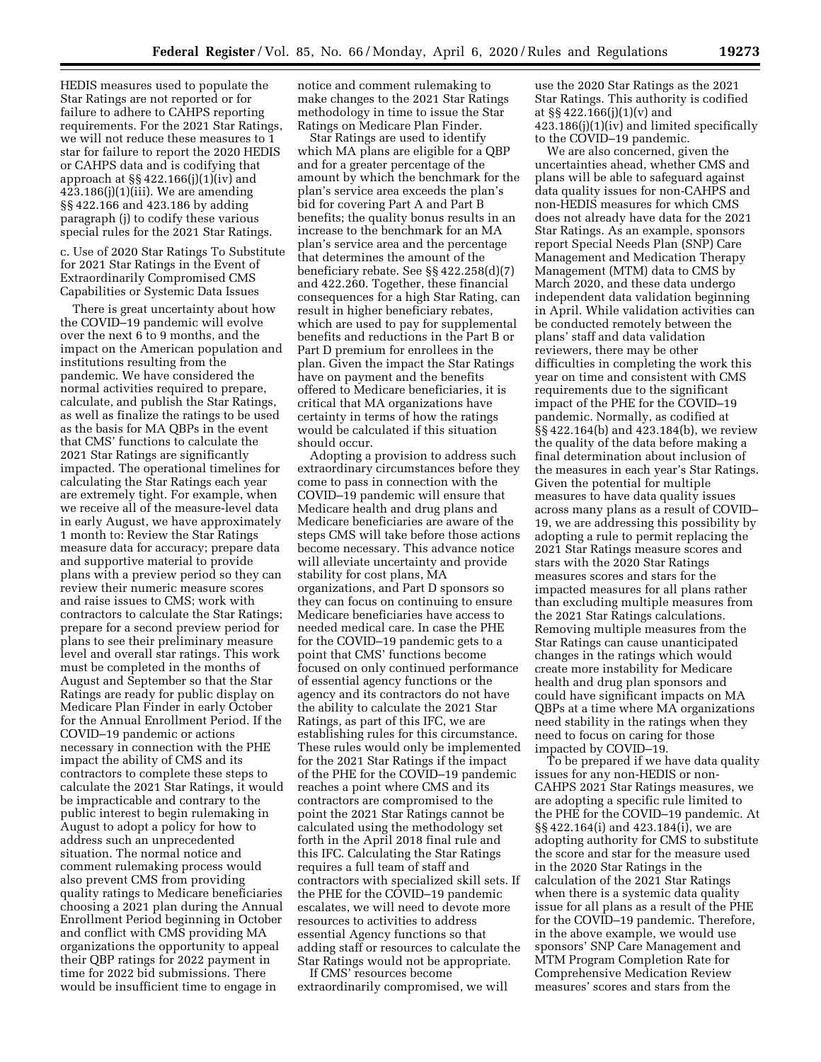HEDIS measures used to populate the Star Ratings are not reported or for failure to adhere to CAHPS reporting requirements. For the 2021 Star Ratings, we will not reduce these measures to 1 star for failure to report the 2020 HEDIS or CAHPS data and is codifying that approach at §§ 422.166(j)(1)(iv) and 423.186(j)(1)(iii). We are amending §§ 422.166 and 423.186 by adding paragraph (j) to codify these various special rules for the 2021 Star Ratings.

c. Use of 2020 Star Ratings To Substitute for 2021 Star Ratings in the Event of Extraordinarily Compromised CMS Capabilities or Systemic Data Issues

There is great uncertainty about how the COVID–19 pandemic will evolve over the next 6 to 9 months, and the impact on the American population and institutions resulting from the pandemic. We have considered the normal activities required to prepare, calculate, and publish the Star Ratings, as well as finalize the ratings to be used as the basis for MA QBPs in the event that CMS' functions to calculate the 2021 Star Ratings are significantly impacted. The operational timelines for calculating the Star Ratings each year are extremely tight. For example, when we receive all of the measure-level data in early August, we have approximately 1 month to: Review the Star Ratings measure data for accuracy; prepare data and supportive material to provide plans with a preview period so they can review their numeric measure scores and raise issues to CMS; work with contractors to calculate the Star Ratings; prepare for a second preview period for plans to see their preliminary measure level and overall star ratings. This work must be completed in the months of August and September so that the Star Ratings are ready for public display on Medicare Plan Finder in early October for the Annual Enrollment Period. If the COVID–19 pandemic or actions necessary in connection with the PHE impact the ability of CMS and its contractors to complete these steps to calculate the 2021 Star Ratings, it would be impracticable and contrary to the public interest to begin rulemaking in August to adopt a policy for how to address such an unprecedented situation. The normal notice and comment rulemaking process would also prevent CMS from providing quality ratings to Medicare beneficiaries choosing a 2021 plan during the Annual Enrollment Period beginning in October and conflict with CMS providing MA organizations the opportunity to appeal their QBP ratings for 2022 payment in time for 2022 bid submissions. There would be insufficient time to engage in notice and comment rulemaking to make changes to the 2021 Star Ratings methodology in time to issue the Star Ratings on Medicare Plan Finder.

Star Ratings are used to identify which MA plans are eligible for a QBP and for a greater percentage of the amount by which the benchmark for the plan's service area exceeds the plan's bid for covering Part A and Part B benefits; the quality bonus results in an increase to the benchmark for an MA plan's service area and the percentage that determines the amount of the beneficiary rebate. See §§ 422.258(d)(7) and 422.260. Together, these financial consequences for a high Star Rating, can result in higher beneficiary rebates, which are used to pay for supplemental benefits and reductions in the Part B or Part D premium for enrollees in the plan. Given the impact the Star Ratings have on payment and the benefits offered to Medicare beneficiaries, it is critical that MA organizations have certainty in terms of how the ratings would be calculated if this situation should occur.

Adopting a provision to address such extraordinary circumstances before they come to pass in connection with the COVID–19 pandemic will ensure that Medicare health and drug plans and Medicare beneficiaries are aware of the steps CMS will take before those actions become necessary. This advance notice will alleviate uncertainty and provide stability for cost plans, MA organizations, and Part D sponsors so they can focus on continuing to ensure Medicare beneficiaries have access to needed medical care. In case the PHE for the COVID–19 pandemic gets to a point that CMS' functions become focused on only continued performance of essential agency functions or the agency and its contractors do not have the ability to calculate the 2021 Star Ratings, as part of this IFC, we are establishing rules for this circumstance. These rules would only be implemented for the 2021 Star Ratings if the impact of the PHE for the COVID–19 pandemic reaches a point where CMS and its contractors are compromised to the point the 2021 Star Ratings cannot be calculated using the methodology set forth in the April 2018 final rule and this IFC. Calculating the Star Ratings requires a full team of staff and contractors with specialized skill sets. If the PHE for the COVID–19 pandemic escalates, we will need to devote more resources to activities to address essential Agency functions so that adding staff or resources to calculate the Star Ratings would not be appropriate.

If CMS' resources become extraordinarily compromised, we will use the 2020 Star Ratings as the 2021 Star Ratings. This authority is codified at §§ 422.166(j)(1)(v) and 423.186(j)(1)(iv) and limited specifically to the COVID–19 pandemic.

We are also concerned, given the uncertainties ahead, whether CMS and plans will be able to safeguard against data quality issues for non-CAHPS and non-HEDIS measures for which CMS does not already have data for the 2021 Star Ratings. As an example, sponsors report Special Needs Plan (SNP) Care Management and Medication Therapy Management (MTM) data to CMS by March 2020, and these data undergo independent data validation beginning in April. While validation activities can be conducted remotely between the plans' staff and data validation reviewers, there may be other difficulties in completing the work this year on time and consistent with CMS requirements due to the significant impact of the PHE for the COVID–19 pandemic. Normally, as codified at §§ 422.164(b) and 423.184(b), we review the quality of the data before making a final determination about inclusion of the measures in each year's Star Ratings. Given the potential for multiple measures to have data quality issues across many plans as a result of COVID–19, we are addressing this possibility by adopting a rule to permit replacing the 2021 Star Ratings measure scores and stars with the 2020 Star Ratings measures scores and stars for the impacted measures for all plans rather than excluding multiple measures from the 2021 Star Ratings calculations. Removing multiple measures from the Star Ratings can cause unanticipated changes in the ratings which would create more instability for Medicare health and drug plan sponsors and could have significant impacts on MA QBPs at a time where MA organizations need stability in the ratings when they need to focus on caring for those impacted by COVID–19.

To be prepared if we have data quality issues for any non-HEDIS or non-CAHPS 2021 Star Ratings measures, we are adopting a specific rule limited to the PHE for the COVID–19 pandemic. At §§ 422.164(i) and 423.184(i), we are adopting authority for CMS to substitute the score and star for the measure used in the 2020 Star Ratings in the calculation of the 2021 Star Ratings when there is a systemic data quality issue for all plans as a result of the PHE for the COVID–19 pandemic. Therefore, in the above example, we would use sponsors' SNP Care Management and MTM Program Completion Rate for Comprehensive Medication Review measures' scores and stars from the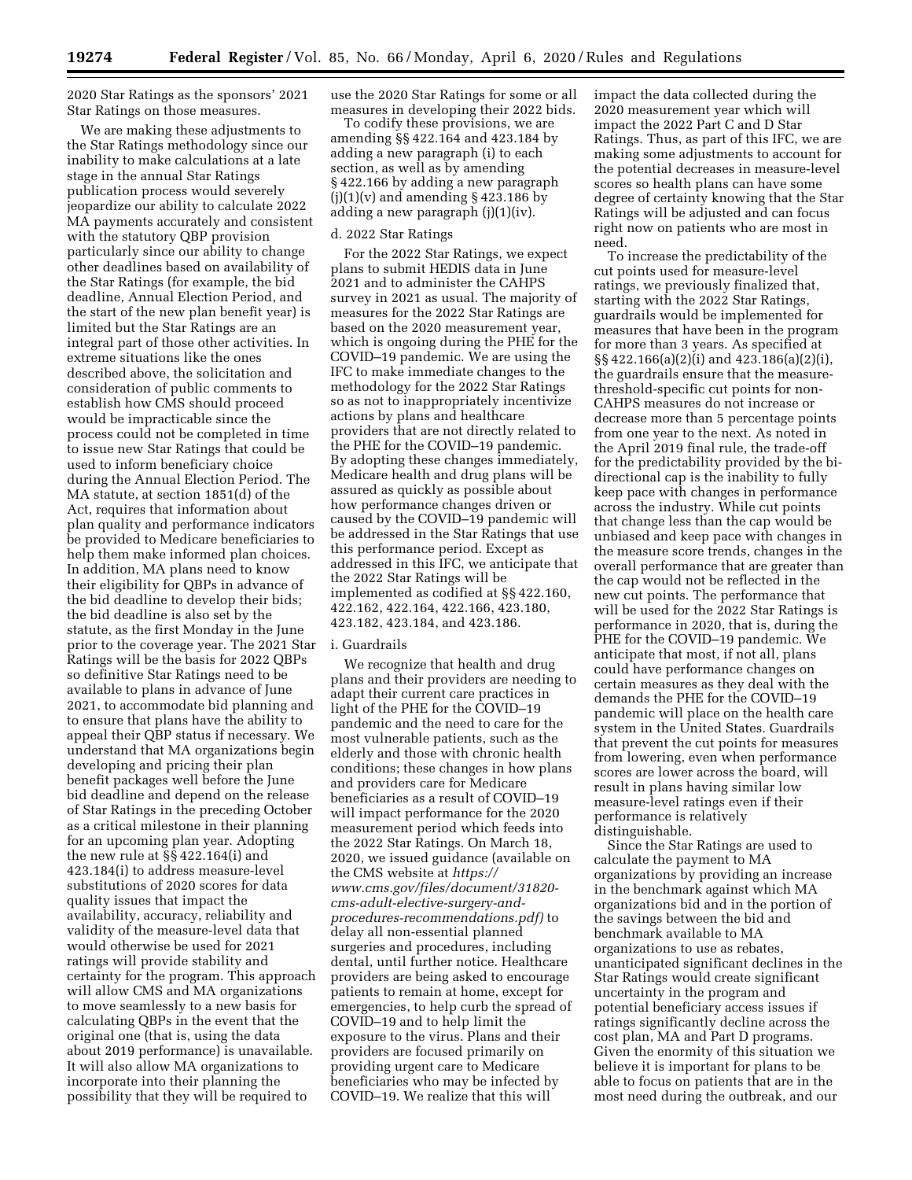2020 Star Ratings as the sponsors' 2021 Star Ratings on those measures.

We are making these adjustments to the Star Ratings methodology since our inability to make calculations at a late stage in the annual Star Ratings publication process would severely jeopardize our ability to calculate 2022 MA payments accurately and consistent with the statutory QBP provision particularly since our ability to change other deadlines based on availability of the Star Ratings (for example, the bid deadline, Annual Election Period, and the start of the new plan benefit year) is limited but the Star Ratings are an integral part of those other activities. In extreme situations like the ones described above, the solicitation and consideration of public comments to establish how CMS should proceed would be impracticable since the process could not be completed in time to issue new Star Ratings that could be used to inform beneficiary choice during the Annual Election Period. The MA statute, at section 1851(d) of the Act, requires that information about plan quality and performance indicators be provided to Medicare beneficiaries to help them make informed plan choices. In addition, MA plans need to know their eligibility for QBPs in advance of the bid deadline to develop their bids; the bid deadline is also set by the statute, as the first Monday in the June prior to the coverage year. The 2021 Star Ratings will be the basis for 2022 QBPs so definitive Star Ratings need to be available to plans in advance of June 2021, to accommodate bid planning and to ensure that plans have the ability to appeal their QBP status if necessary. We understand that MA organizations begin developing and pricing their plan benefit packages well before the June bid deadline and depend on the release of Star Ratings in the preceding October as a critical milestone in their planning for an upcoming plan year. Adopting the new rule at §§ 422.164(i) and 423.184(i) to address measure-level substitutions of 2020 scores for data quality issues that impact the availability, accuracy, reliability and validity of the measure-level data that would otherwise be used for 2021 ratings will provide stability and certainty for the program. This approach will allow CMS and MA organizations to move seamlessly to a new basis for calculating QBPs in the event that the original one (that is, using the data about 2019 performance) is unavailable. It will also allow MA organizations to incorporate into their planning the possibility that they will be required to use the 2020 Star Ratings for some or all measures in developing their 2022 bids.

To codify these provisions, we are amending §§ 422.164 and 423.184 by adding a new paragraph (i) to each section, as well as by amending § 422.166 by adding a new paragraph (j)(1)(v) and amending § 423.186 by adding a new paragraph (j)(1)(iv).

d. 2022 Star Ratings

For the 2022 Star Ratings, we expect plans to submit HEDIS data in June 2021 and to administer the CAHPS survey in 2021 as usual. The majority of measures for the 2022 Star Ratings are based on the 2020 measurement year, which is ongoing during the PHE for the COVID–19 pandemic. We are using the IFC to make immediate changes to the methodology for the 2022 Star Ratings so as not to inappropriately incentivize actions by plans and healthcare providers that are not directly related to the PHE for the COVID–19 pandemic. By adopting these changes immediately, Medicare health and drug plans will be assured as quickly as possible about how performance changes driven or caused by the COVID–19 pandemic will be addressed in the Star Ratings that use this performance period. Except as addressed in this IFC, we anticipate that the 2022 Star Ratings will be implemented as codified at §§ 422.160, 422.162, 422.164, 422.166, 423.180, 423.182, 423.184, and 423.186.

i. Guardrails

We recognize that health and drug plans and their providers are needing to adapt their current care practices in light of the PHE for the COVID–19 pandemic and the need to care for the most vulnerable patients, such as the elderly and those with chronic health conditions; these changes in how plans and providers care for Medicare beneficiaries as a result of COVID–19 will impact performance for the 2020 measurement period which feeds into the 2022 Star Ratings. On March 18, 2020, we issued guidance (available on the CMS website at *https://www.cms.gov/files/document/31820-cms-adult-elective-surgery-and-procedures-recommendations.pdf)* to delay all non-essential planned surgeries and procedures, including dental, until further notice. Healthcare providers are being asked to encourage patients to remain at home, except for emergencies, to help curb the spread of COVID–19 and to help limit the exposure to the virus. Plans and their providers are focused primarily on providing urgent care to Medicare beneficiaries who may be infected by COVID–19. We realize that this will impact the data collected during the 2020 measurement year which will impact the 2022 Part C and D Star Ratings. Thus, as part of this IFC, we are making some adjustments to account for the potential decreases in measure-level scores so health plans can have some degree of certainty knowing that the Star Ratings will be adjusted and can focus right now on patients who are most in need.

To increase the predictability of the cut points used for measure-level ratings, we previously finalized that, starting with the 2022 Star Ratings, guardrails would be implemented for measures that have been in the program for more than 3 years. As specified at §§ 422.166(a)(2)(i) and 423.186(a)(2)(i), the guardrails ensure that the measure-threshold-specific cut points for non-CAHPS measures do not increase or decrease more than 5 percentage points from one year to the next. As noted in the April 2019 final rule, the trade-off for the predictability provided by the bi-directional cap is the inability to fully keep pace with changes in performance across the industry. While cut points that change less than the cap would be unbiased and keep pace with changes in the measure score trends, changes in the overall performance that are greater than the cap would not be reflected in the new cut points. The performance that will be used for the 2022 Star Ratings is performance in 2020, that is, during the PHE for the COVID–19 pandemic. We anticipate that most, if not all, plans could have performance changes on certain measures as they deal with the demands the PHE for the COVID–19 pandemic will place on the health care system in the United States. Guardrails that prevent the cut points for measures from lowering, even when performance scores are lower across the board, will result in plans having similar low measure-level ratings even if their performance is relatively distinguishable.

Since the Star Ratings are used to calculate the payment to MA organizations by providing an increase in the benchmark against which MA organizations bid and in the portion of the savings between the bid and benchmark available to MA organizations to use as rebates, unanticipated significant declines in the Star Ratings would create significant uncertainty in the program and potential beneficiary access issues if ratings significantly decline across the cost plan, MA and Part D programs. Given the enormity of this situation we believe it is important for plans to be able to focus on patients that are in the most need during the outbreak, and our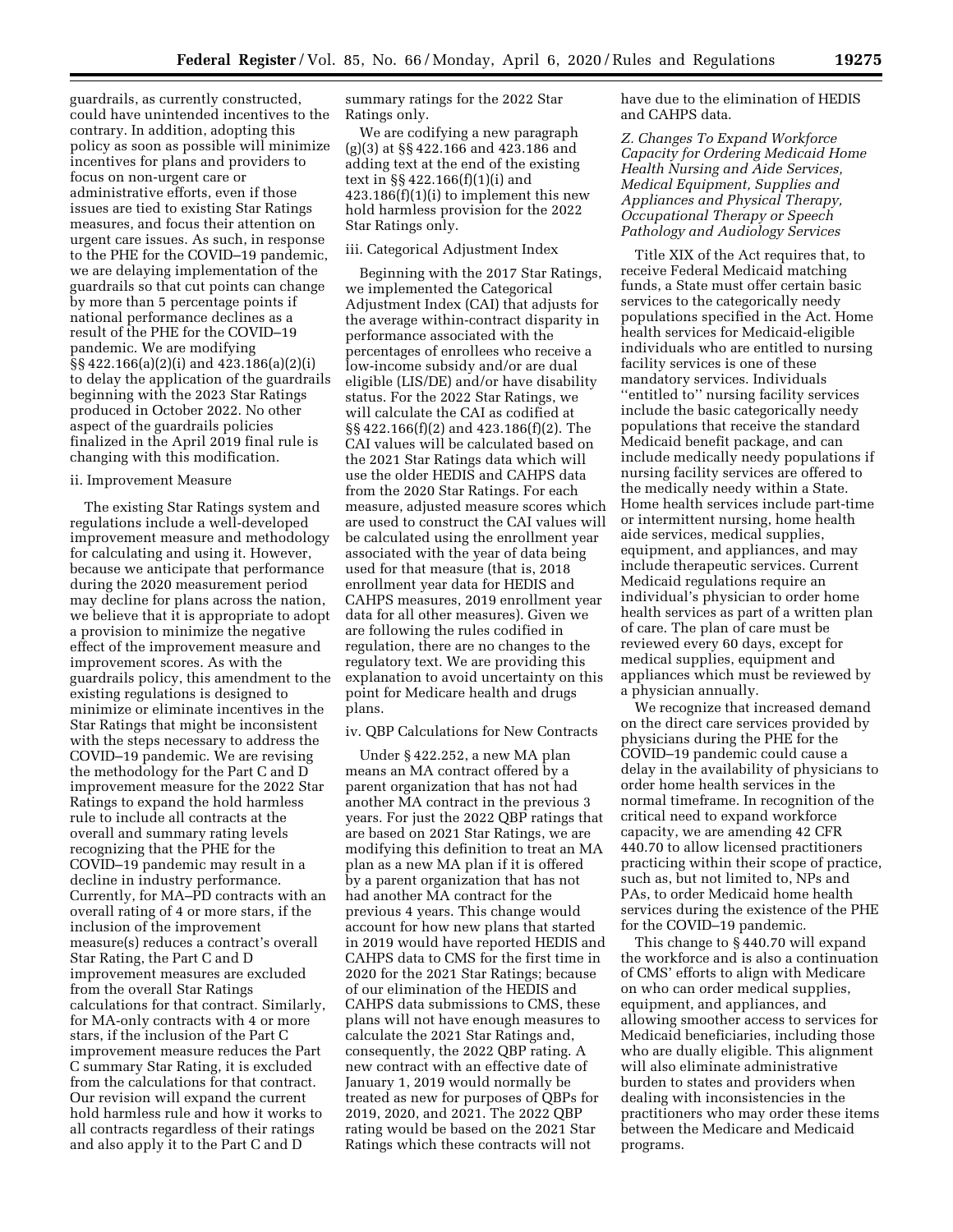guardrails, as currently constructed, could have unintended incentives to the contrary. In addition, adopting this policy as soon as possible will minimize incentives for plans and providers to focus on non-urgent care or administrative efforts, even if those issues are tied to existing Star Ratings measures, and focus their attention on urgent care issues. As such, in response to the PHE for the COVID–19 pandemic, we are delaying implementation of the guardrails so that cut points can change by more than 5 percentage points if national performance declines as a result of the PHE for the COVID–19 pandemic. We are modifying §§ 422.166(a)(2)(i) and 423.186(a)(2)(i) to delay the application of the guardrails beginning with the 2023 Star Ratings produced in October 2022. No other aspect of the guardrails policies finalized in the April 2019 final rule is changing with this modification.

ii. Improvement Measure

The existing Star Ratings system and regulations include a well-developed improvement measure and methodology for calculating and using it. However, because we anticipate that performance during the 2020 measurement period may decline for plans across the nation, we believe that it is appropriate to adopt a provision to minimize the negative effect of the improvement measure and improvement scores. As with the guardrails policy, this amendment to the existing regulations is designed to minimize or eliminate incentives in the Star Ratings that might be inconsistent with the steps necessary to address the COVID–19 pandemic. We are revising the methodology for the Part C and D improvement measure for the 2022 Star Ratings to expand the hold harmless rule to include all contracts at the overall and summary rating levels recognizing that the PHE for the COVID–19 pandemic may result in a decline in industry performance. Currently, for MA–PD contracts with an overall rating of 4 or more stars, if the inclusion of the improvement measure(s) reduces a contract's overall Star Rating, the Part C and D improvement measures are excluded from the overall Star Ratings calculations for that contract. Similarly, for MA-only contracts with 4 or more stars, if the inclusion of the Part C improvement measure reduces the Part C summary Star Rating, it is excluded from the calculations for that contract. Our revision will expand the current hold harmless rule and how it works to all contracts regardless of their ratings and also apply it to the Part C and D summary ratings for the 2022 Star Ratings only.

We are codifying a new paragraph (g)(3) at §§ 422.166 and 423.186 and adding text at the end of the existing text in §§ 422.166(f)(1)(i) and 423.186(f)(1)(i) to implement this new hold harmless provision for the 2022 Star Ratings only.

iii. Categorical Adjustment Index

Beginning with the 2017 Star Ratings, we implemented the Categorical Adjustment Index (CAI) that adjusts for the average within-contract disparity in performance associated with the percentages of enrollees who receive a low-income subsidy and/or are dual eligible (LIS/DE) and/or have disability status. For the 2022 Star Ratings, we will calculate the CAI as codified at §§ 422.166(f)(2) and 423.186(f)(2). The CAI values will be calculated based on the 2021 Star Ratings data which will use the older HEDIS and CAHPS data from the 2020 Star Ratings. For each measure, adjusted measure scores which are used to construct the CAI values will be calculated using the enrollment year associated with the year of data being used for that measure (that is, 2018 enrollment year data for HEDIS and CAHPS measures, 2019 enrollment year data for all other measures). Given we are following the rules codified in regulation, there are no changes to the regulatory text. We are providing this explanation to avoid uncertainty on this point for Medicare health and drugs plans.

iv. QBP Calculations for New Contracts

Under § 422.252, a new MA plan means an MA contract offered by a parent organization that has not had another MA contract in the previous 3 years. For just the 2022 QBP ratings that are based on 2021 Star Ratings, we are modifying this definition to treat an MA plan as a new MA plan if it is offered by a parent organization that has not had another MA contract for the previous 4 years. This change would account for how new plans that started in 2019 would have reported HEDIS and CAHPS data to CMS for the first time in 2020 for the 2021 Star Ratings; because of our elimination of the HEDIS and CAHPS data submissions to CMS, these plans will not have enough measures to calculate the 2021 Star Ratings and, consequently, the 2022 QBP rating. A new contract with an effective date of January 1, 2019 would normally be treated as new for purposes of QBPs for 2019, 2020, and 2021. The 2022 QBP rating would be based on the 2021 Star Ratings which these contracts will not have due to the elimination of HEDIS and CAHPS data.

*Z. Changes To Expand Workforce Capacity for Ordering Medicaid Home Health Nursing and Aide Services, Medical Equipment, Supplies and Appliances and Physical Therapy, Occupational Therapy or Speech Pathology and Audiology Services*

Title XIX of the Act requires that, to receive Federal Medicaid matching funds, a State must offer certain basic services to the categorically needy populations specified in the Act. Home health services for Medicaid-eligible individuals who are entitled to nursing facility services is one of these mandatory services. Individuals "entitled to" nursing facility services include the basic categorically needy populations that receive the standard Medicaid benefit package, and can include medically needy populations if nursing facility services are offered to the medically needy within a State. Home health services include part-time or intermittent nursing, home health aide services, medical supplies, equipment, and appliances, and may include therapeutic services. Current Medicaid regulations require an individual's physician to order home health services as part of a written plan of care. The plan of care must be reviewed every 60 days, except for medical supplies, equipment and appliances which must be reviewed by a physician annually.

We recognize that increased demand on the direct care services provided by physicians during the PHE for the COVID–19 pandemic could cause a delay in the availability of physicians to order home health services in the normal timeframe. In recognition of the critical need to expand workforce capacity, we are amending 42 CFR 440.70 to allow licensed practitioners practicing within their scope of practice, such as, but not limited to, NPs and PAs, to order Medicaid home health services during the existence of the PHE for the COVID–19 pandemic.

This change to § 440.70 will expand the workforce and is also a continuation of CMS' efforts to align with Medicare on who can order medical supplies, equipment, and appliances, and allowing smoother access to services for Medicaid beneficiaries, including those who are dually eligible. This alignment will also eliminate administrative burden to states and providers when dealing with inconsistencies in the practitioners who may order these items between the Medicare and Medicaid programs.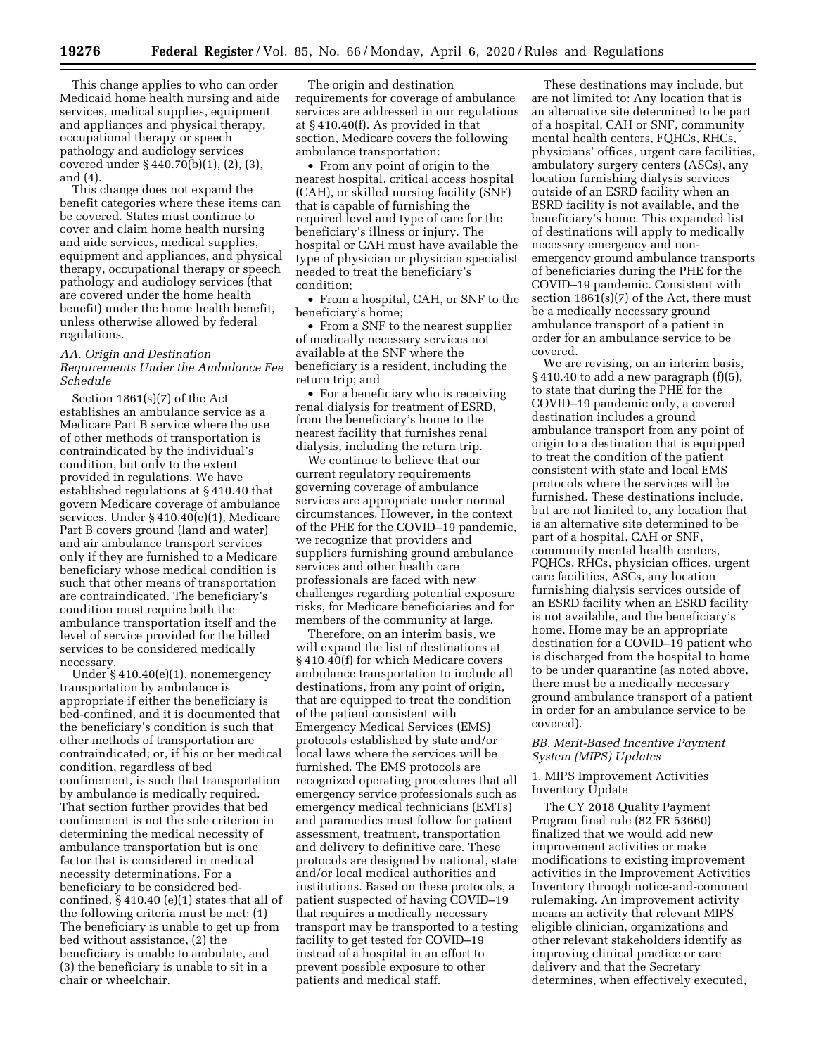This change applies to who can order Medicaid home health nursing and aide services, medical supplies, equipment and appliances and physical therapy, occupational therapy or speech pathology and audiology services covered under § 440.70(b)(1), (2), (3), and (4).

This change does not expand the benefit categories where these items can be covered. States must continue to cover and claim home health nursing and aide services, medical supplies, equipment and appliances, and physical therapy, occupational therapy or speech pathology and audiology services (that are covered under the home health benefit) under the home health benefit, unless otherwise allowed by federal regulations.

### *AA. Origin and Destination Requirements Under the Ambulance Fee Schedule*

Section 1861(s)(7) of the Act establishes an ambulance service as a Medicare Part B service where the use of other methods of transportation is contraindicated by the individual's condition, but only to the extent provided in regulations. We have established regulations at § 410.40 that govern Medicare coverage of ambulance services. Under § 410.40(e)(1), Medicare Part B covers ground (land and water) and air ambulance transport services only if they are furnished to a Medicare beneficiary whose medical condition is such that other means of transportation are contraindicated. The beneficiary's condition must require both the ambulance transportation itself and the level of service provided for the billed services to be considered medically necessary.

Under § 410.40(e)(1), nonemergency transportation by ambulance is appropriate if either the beneficiary is bed-confined, and it is documented that the beneficiary's condition is such that other methods of transportation are contraindicated; or, if his or her medical condition, regardless of bed confinement, is such that transportation by ambulance is medically required. That section further provides that bed confinement is not the sole criterion in determining the medical necessity of ambulance transportation but is one factor that is considered in medical necessity determinations. For a beneficiary to be considered bed-confined, § 410.40 (e)(1) states that all of the following criteria must be met: (1) The beneficiary is unable to get up from bed without assistance, (2) the beneficiary is unable to ambulate, and (3) the beneficiary is unable to sit in a chair or wheelchair.

The origin and destination requirements for coverage of ambulance services are addressed in our regulations at § 410.40(f). As provided in that section, Medicare covers the following ambulance transportation:

- From any point of origin to the nearest hospital, critical access hospital (CAH), or skilled nursing facility (SNF) that is capable of furnishing the required level and type of care for the beneficiary's illness or injury. The hospital or CAH must have available the type of physician or physician specialist needed to treat the beneficiary's condition;
- From a hospital, CAH, or SNF to the beneficiary's home;
- From a SNF to the nearest supplier of medically necessary services not available at the SNF where the beneficiary is a resident, including the return trip; and
- For a beneficiary who is receiving renal dialysis for treatment of ESRD, from the beneficiary's home to the nearest facility that furnishes renal dialysis, including the return trip.

We continue to believe that our current regulatory requirements governing coverage of ambulance services are appropriate under normal circumstances. However, in the context of the PHE for the COVID–19 pandemic, we recognize that providers and suppliers furnishing ground ambulance services and other health care professionals are faced with new challenges regarding potential exposure risks, for Medicare beneficiaries and for members of the community at large.

Therefore, on an interim basis, we will expand the list of destinations at § 410.40(f) for which Medicare covers ambulance transportation to include all destinations, from any point of origin, that are equipped to treat the condition of the patient consistent with Emergency Medical Services (EMS) protocols established by state and/or local laws where the services will be furnished. The EMS protocols are recognized operating procedures that all emergency service professionals such as emergency medical technicians (EMTs) and paramedics must follow for patient assessment, treatment, transportation and delivery to definitive care. These protocols are designed by national, state and/or local medical authorities and institutions. Based on these protocols, a patient suspected of having COVID–19 that requires a medically necessary transport may be transported to a testing facility to get tested for COVID–19 instead of a hospital in an effort to prevent possible exposure to other patients and medical staff.

These destinations may include, but are not limited to: Any location that is an alternative site determined to be part of a hospital, CAH or SNF, community mental health centers, FQHCs, RHCs, physicians' offices, urgent care facilities, ambulatory surgery centers (ASCs), any location furnishing dialysis services outside of an ESRD facility when an ESRD facility is not available, and the beneficiary's home. This expanded list of destinations will apply to medically necessary emergency and non-emergency ground ambulance transports of beneficiaries during the PHE for the COVID–19 pandemic. Consistent with section 1861(s)(7) of the Act, there must be a medically necessary ground ambulance transport of a patient in order for an ambulance service to be covered.

We are revising, on an interim basis, § 410.40 to add a new paragraph (f)(5), to state that during the PHE for the COVID–19 pandemic only, a covered destination includes a ground ambulance transport from any point of origin to a destination that is equipped to treat the condition of the patient consistent with state and local EMS protocols where the services will be furnished. These destinations include, but are not limited to, any location that is an alternative site determined to be part of a hospital, CAH or SNF, community mental health centers, FQHCs, RHCs, physician offices, urgent care facilities, ASCs, any location furnishing dialysis services outside of an ESRD facility when an ESRD facility is not available, and the beneficiary's home. Home may be an appropriate destination for a COVID–19 patient who is discharged from the hospital to home to be under quarantine (as noted above, there must be a medically necessary ground ambulance transport of a patient in order for an ambulance service to be covered).

### *BB. Merit-Based Incentive Payment System (MIPS) Updates*

1. MIPS Improvement Activities Inventory Update

The CY 2018 Quality Payment Program final rule (82 FR 53660) finalized that we would add new improvement activities or make modifications to existing improvement activities in the Improvement Activities Inventory through notice-and-comment rulemaking. An improvement activity means an activity that relevant MIPS eligible clinician, organizations and other relevant stakeholders identify as improving clinical practice or care delivery and that the Secretary determines, when effectively executed,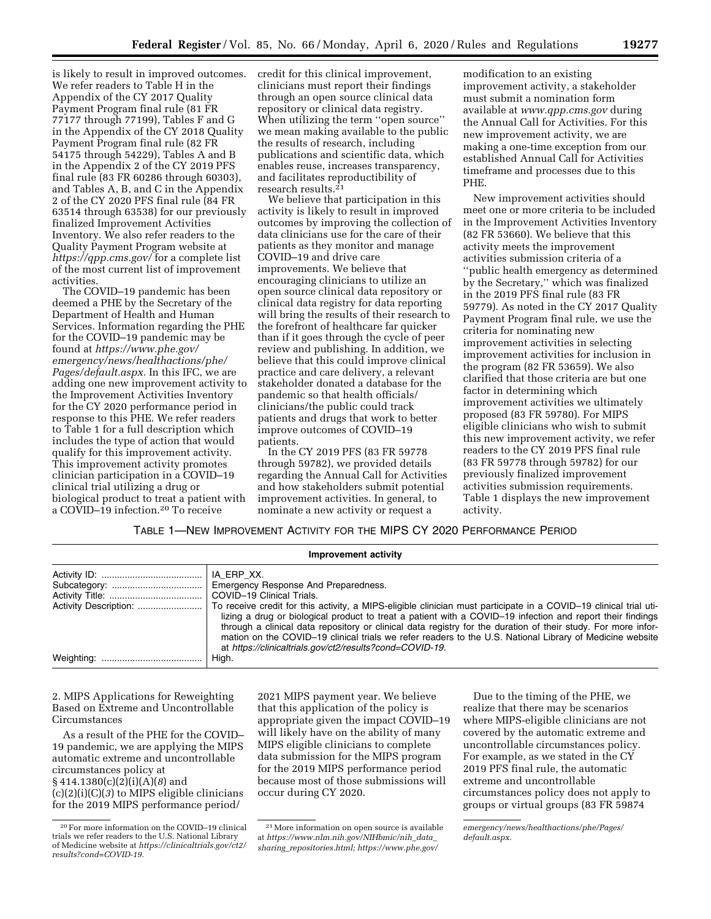is likely to result in improved outcomes. We refer readers to Table H in the Appendix of the CY 2017 Quality Payment Program final rule (81 FR 77177 through 77199), Tables F and G in the Appendix of the CY 2018 Quality Payment Program final rule (82 FR 54175 through 54229), Tables A and B in the Appendix 2 of the CY 2019 PFS final rule (83 FR 60286 through 60303), and Tables A, B, and C in the Appendix 2 of the CY 2020 PFS final rule (84 FR 63514 through 63538) for our previously finalized Improvement Activities Inventory. We also refer readers to the Quality Payment Program website at *https://qpp.cms.gov/* for a complete list of the most current list of improvement activities.

The COVID–19 pandemic has been deemed a PHE by the Secretary of the Department of Health and Human Services. Information regarding the PHE for the COVID–19 pandemic may be found at *https://www.phe.gov/emergency/news/healthactions/phe/Pages/default.aspx.* In this IFC, we are adding one new improvement activity to the Improvement Activities Inventory for the CY 2020 performance period in response to this PHE. We refer readers to Table 1 for a full description which includes the type of action that would qualify for this improvement activity. This improvement activity promotes clinician participation in a COVID–19 clinical trial utilizing a drug or biological product to treat a patient with a COVID–19 infection.[20] To receive credit for this clinical improvement, clinicians must report their findings through an open source clinical data repository or clinical data registry. When utilizing the term ''open source'' we mean making available to the public the results of research, including publications and scientific data, which enables reuse, increases transparency, and facilitates reproductibility of research results.[21]

We believe that participation in this activity is likely to result in improved outcomes by improving the collection of data clinicians use for the care of their patients as they monitor and manage COVID–19 and drive care improvements. We believe that encouraging clinicians to utilize an open source clinical data repository or clinical data registry for data reporting will bring the results of their research to the forefront of healthcare far quicker than if it goes through the cycle of peer review and publishing. In addition, we believe that this could improve clinical practice and care delivery, a relevant stakeholder donated a database for the pandemic so that health officials/clinicians/the public could track patients and drugs that work to better improve outcomes of COVID–19 patients.

In the CY 2019 PFS (83 FR 59778 through 59782), we provided details regarding the Annual Call for Activities and how stakeholders submit potential improvement activities. In general, to nominate a new activity or request a modification to an existing improvement activity, a stakeholder must submit a nomination form available at *www.qpp.cms.gov* during the Annual Call for Activities. For this new improvement activity, we are making a one-time exception from our established Annual Call for Activities timeframe and processes due to this PHE.

New improvement activities should meet one or more criteria to be included in the Improvement Activities Inventory (82 FR 53660). We believe that this activity meets the improvement activities submission criteria of a ''public health emergency as determined by the Secretary,'' which was finalized in the 2019 PFS final rule (83 FR 59779). As noted in the CY 2017 Quality Payment Program final rule, we use the criteria for nominating new improvement activities in selecting improvement activities for inclusion in the program (82 FR 53659). We also clarified that those criteria are but one factor in determining which improvement activities we ultimately proposed (83 FR 59780). For MIPS eligible clinicians who wish to submit this new improvement activity, we refer readers to the CY 2019 PFS final rule (83 FR 59778 through 59782) for our previously finalized improvement activities submission requirements. Table 1 displays the new improvement activity.

TABLE 1—NEW IMPROVEMENT ACTIVITY FOR THE MIPS CY 2020 PERFORMANCE PERIOD

| Improvement activity | |
|---|---|
| Activity ID: | IA_ERP_XX. |
| Subcategory: | Emergency Response And Preparedness. |
| Activity Title: | COVID–19 Clinical Trials. |
| Activity Description: | To receive credit for this activity, a MIPS-eligible clinician must participate in a COVID–19 clinical trial utilizing a drug or biological product to treat a patient with a COVID–19 infection and report their findings through a clinical data repository or clinical data registry for the duration of their study. For more information on the COVID–19 clinical trials we refer readers to the U.S. National Library of Medicine website at *https://clinicaltrials.gov/ct2/results?cond=COVID-19.* |
| Weighting: | High. |

2. MIPS Applications for Reweighting Based on Extreme and Uncontrollable Circumstances

As a result of the PHE for the COVID–19 pandemic, we are applying the MIPS automatic extreme and uncontrollable circumstances policy at § 414.1380(c)(2)(i)(A)(*8*) and (c)(2)(i)(C)(*3*) to MIPS eligible clinicians for the 2019 MIPS performance period/2021 MIPS payment year. We believe that this application of the policy is appropriate given the impact COVID–19 will likely have on the ability of many MIPS eligible clinicians to complete data submission for the MIPS program for the 2019 MIPS performance period because most of those submissions will occur during CY 2020.

Due to the timing of the PHE, we realize that there may be scenarios where MIPS-eligible clinicians are not covered by the automatic extreme and uncontrollable circumstances policy. For example, as we stated in the CY 2019 PFS final rule, the automatic extreme and uncontrollable circumstances policy does not apply to groups or virtual groups (83 FR 59874

[20] For more information on the COVID–19 clinical trials we refer readers to the U.S. National Library of Medicine website at *https://clinicaltrials.gov/ct2/results?cond=COVID-19.*

[21] More information on open source is available at *https://www.nlm.nih.gov/NIHbmic/nih_data_sharing_repositories.html; https://www.phe.gov/emergency/news/healthactions/phe/Pages/default.aspx.*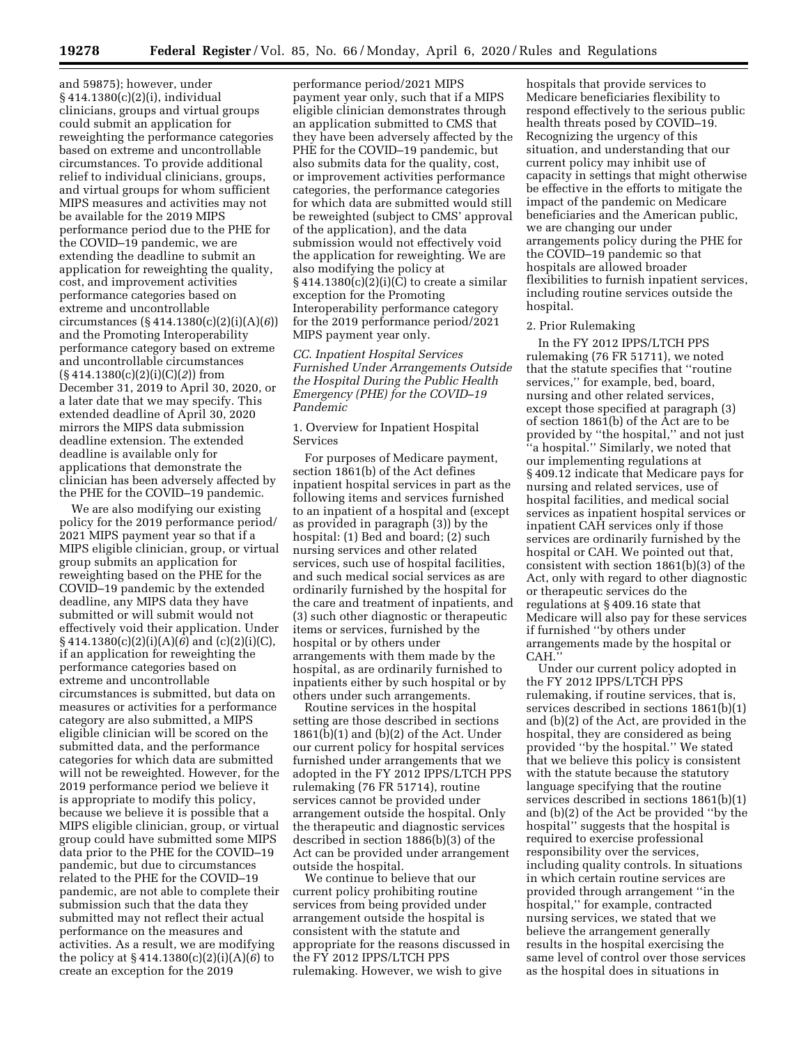and 59875); however, under § 414.1380(c)(2)(i), individual clinicians, groups and virtual groups could submit an application for reweighting the performance categories based on extreme and uncontrollable circumstances. To provide additional relief to individual clinicians, groups, and virtual groups for whom sufficient MIPS measures and activities may not be available for the 2019 MIPS performance period due to the PHE for the COVID–19 pandemic, we are extending the deadline to submit an application for reweighting the quality, cost, and improvement activities performance categories based on extreme and uncontrollable circumstances (§ 414.1380(c)(2)(i)(A)(*6*)) and the Promoting Interoperability performance category based on extreme and uncontrollable circumstances (§ 414.1380(c)(2)(i)(C)(*2*)) from December 31, 2019 to April 30, 2020, or a later date that we may specify. This extended deadline of April 30, 2020 mirrors the MIPS data submission deadline extension. The extended deadline is available only for applications that demonstrate the clinician has been adversely affected by the PHE for the COVID–19 pandemic.

We are also modifying our existing policy for the 2019 performance period/2021 MIPS payment year so that if a MIPS eligible clinician, group, or virtual group submits an application for reweighting based on the PHE for the COVID–19 pandemic by the extended deadline, any MIPS data they have submitted or will submit would not effectively void their application. Under § 414.1380(c)(2)(i)(A)(*6*) and (c)(2)(i)(C), if an application for reweighting the performance categories based on extreme and uncontrollable circumstances is submitted, but data on measures or activities for a performance category are also submitted, a MIPS eligible clinician will be scored on the submitted data, and the performance categories for which data are submitted will not be reweighted. However, for the 2019 performance period we believe it is appropriate to modify this policy, because we believe it is possible that a MIPS eligible clinician, group, or virtual group could have submitted some MIPS data prior to the PHE for the COVID–19 pandemic, but due to circumstances related to the PHE for the COVID–19 pandemic, are not able to complete their submission such that the data they submitted may not reflect their actual performance on the measures and activities. As a result, we are modifying the policy at § 414.1380(c)(2)(i)(A)(*6*) to create an exception for the 2019 performance period/2021 MIPS payment year only, such that if a MIPS eligible clinician demonstrates through an application submitted to CMS that they have been adversely affected by the PHE for the COVID–19 pandemic, but also submits data for the quality, cost, or improvement activities performance categories, the performance categories for which data are submitted would still be reweighted (subject to CMS' approval of the application), and the data submission would not effectively void the application for reweighting. We are also modifying the policy at § 414.1380(c)(2)(i)(C) to create a similar exception for the Promoting Interoperability performance category for the 2019 performance period/2021 MIPS payment year only.

### *CC. Inpatient Hospital Services Furnished Under Arrangements Outside the Hospital During the Public Health Emergency (PHE) for the COVID–19 Pandemic*

1. Overview for Inpatient Hospital Services

For purposes of Medicare payment, section 1861(b) of the Act defines inpatient hospital services in part as the following items and services furnished to an inpatient of a hospital and (except as provided in paragraph (3)) by the hospital: (1) Bed and board; (2) such nursing services and other related services, such use of hospital facilities, and such medical social services as are ordinarily furnished by the hospital for the care and treatment of inpatients, and (3) such other diagnostic or therapeutic items or services, furnished by the hospital or by others under arrangements with them made by the hospital, as are ordinarily furnished to inpatients either by such hospital or by others under such arrangements.

Routine services in the hospital setting are those described in sections 1861(b)(1) and (b)(2) of the Act. Under our current policy for hospital services furnished under arrangements that we adopted in the FY 2012 IPPS/LTCH PPS rulemaking (76 FR 51714), routine services cannot be provided under arrangement outside the hospital. Only the therapeutic and diagnostic services described in section 1886(b)(3) of the Act can be provided under arrangement outside the hospital.

We continue to believe that our current policy prohibiting routine services from being provided under arrangement outside the hospital is consistent with the statute and appropriate for the reasons discussed in the FY 2012 IPPS/LTCH PPS rulemaking. However, we wish to give hospitals that provide services to Medicare beneficiaries flexibility to respond effectively to the serious public health threats posed by COVID–19. Recognizing the urgency of this situation, and understanding that our current policy may inhibit use of capacity in settings that might otherwise be effective in the efforts to mitigate the impact of the pandemic on Medicare beneficiaries and the American public, we are changing our under arrangements policy during the PHE for the COVID–19 pandemic so that hospitals are allowed broader flexibilities to furnish inpatient services, including routine services outside the hospital.

2. Prior Rulemaking

In the FY 2012 IPPS/LTCH PPS rulemaking (76 FR 51711), we noted that the statute specifies that "routine services," for example, bed, board, nursing and other related services, except those specified at paragraph (3) of section 1861(b) of the Act are to be provided by "the hospital," and not just "a hospital." Similarly, we noted that our implementing regulations at § 409.12 indicate that Medicare pays for nursing and related services, use of hospital facilities, and medical social services as inpatient hospital services or inpatient CAH services only if those services are ordinarily furnished by the hospital or CAH. We pointed out that, consistent with section 1861(b)(3) of the Act, only with regard to other diagnostic or therapeutic services do the regulations at § 409.16 state that Medicare will also pay for these services if furnished "by others under arrangements made by the hospital or CAH."

Under our current policy adopted in the FY 2012 IPPS/LTCH PPS rulemaking, if routine services, that is, services described in sections 1861(b)(1) and (b)(2) of the Act, are provided in the hospital, they are considered as being provided "by the hospital." We stated that we believe this policy is consistent with the statute because the statutory language specifying that the routine services described in sections 1861(b)(1) and (b)(2) of the Act be provided "by the hospital" suggests that the hospital is required to exercise professional responsibility over the services, including quality controls. In situations in which certain routine services are provided through arrangement "in the hospital," for example, contracted nursing services, we stated that we believe the arrangement generally results in the hospital exercising the same level of control over those services as the hospital does in situations in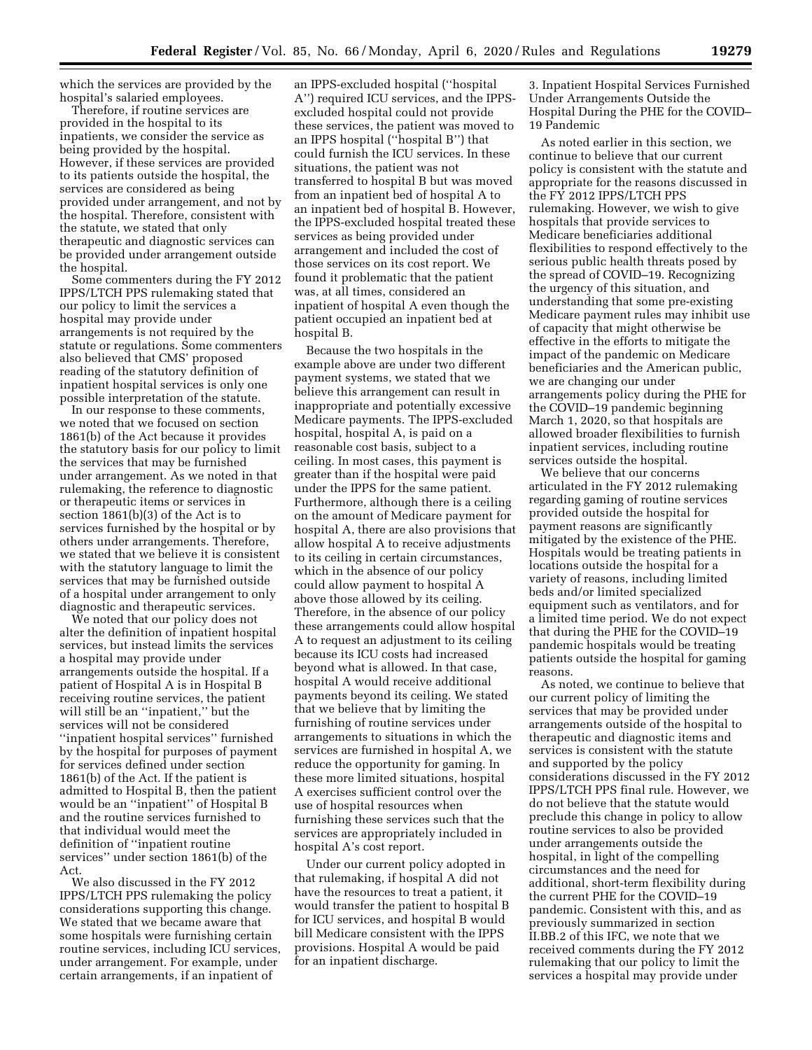which the services are provided by the hospital's salaried employees.

Therefore, if routine services are provided in the hospital to its inpatients, we consider the service as being provided by the hospital. However, if these services are provided to its patients outside the hospital, the services are considered as being provided under arrangement, and not by the hospital. Therefore, consistent with the statute, we stated that only therapeutic and diagnostic services can be provided under arrangement outside the hospital.

Some commenters during the FY 2012 IPPS/LTCH PPS rulemaking stated that our policy to limit the services a hospital may provide under arrangements is not required by the statute or regulations. Some commenters also believed that CMS' proposed reading of the statutory definition of inpatient hospital services is only one possible interpretation of the statute.

In our response to these comments, we noted that we focused on section 1861(b) of the Act because it provides the statutory basis for our policy to limit the services that may be furnished under arrangement. As we noted in that rulemaking, the reference to diagnostic or therapeutic items or services in section 1861(b)(3) of the Act is to services furnished by the hospital or by others under arrangements. Therefore, we stated that we believe it is consistent with the statutory language to limit the services that may be furnished outside of a hospital under arrangement to only diagnostic and therapeutic services.

We noted that our policy does not alter the definition of inpatient hospital services, but instead limits the services a hospital may provide under arrangements outside the hospital. If a patient of Hospital A is in Hospital B receiving routine services, the patient will still be an ''inpatient,'' but the services will not be considered ''inpatient hospital services'' furnished by the hospital for purposes of payment for services defined under section 1861(b) of the Act. If the patient is admitted to Hospital B, then the patient would be an ''inpatient'' of Hospital B and the routine services furnished to that individual would meet the definition of ''inpatient routine services'' under section 1861(b) of the Act.

We also discussed in the FY 2012 IPPS/LTCH PPS rulemaking the policy considerations supporting this change. We stated that we became aware that some hospitals were furnishing certain routine services, including ICU services, under arrangement. For example, under certain arrangements, if an inpatient of an IPPS-excluded hospital (''hospital A'') required ICU services, and the IPPS-excluded hospital could not provide these services, the patient was moved to an IPPS hospital (''hospital B'') that could furnish the ICU services. In these situations, the patient was not transferred to hospital B but was moved from an inpatient bed of hospital A to an inpatient bed of hospital B. However, the IPPS-excluded hospital treated these services as being provided under arrangement and included the cost of those services on its cost report. We found it problematic that the patient was, at all times, considered an inpatient of hospital A even though the patient occupied an inpatient bed at hospital B.

Because the two hospitals in the example above are under two different payment systems, we stated that we believe this arrangement can result in inappropriate and potentially excessive Medicare payments. The IPPS-excluded hospital, hospital A, is paid on a reasonable cost basis, subject to a ceiling. In most cases, this payment is greater than if the hospital were paid under the IPPS for the same patient. Furthermore, although there is a ceiling on the amount of Medicare payment for hospital A, there are also provisions that allow hospital A to receive adjustments to its ceiling in certain circumstances, which in the absence of our policy could allow payment to hospital A above those allowed by its ceiling. Therefore, in the absence of our policy these arrangements could allow hospital A to request an adjustment to its ceiling because its ICU costs had increased beyond what is allowed. In that case, hospital A would receive additional payments beyond its ceiling. We stated that we believe that by limiting the furnishing of routine services under arrangements to situations in which the services are furnished in hospital A, we reduce the opportunity for gaming. In these more limited situations, hospital A exercises sufficient control over the use of hospital resources when furnishing these services such that the services are appropriately included in hospital A's cost report.

Under our current policy adopted in that rulemaking, if hospital A did not have the resources to treat a patient, it would transfer the patient to hospital B for ICU services, and hospital B would bill Medicare consistent with the IPPS provisions. Hospital A would be paid for an inpatient discharge.

### 3. Inpatient Hospital Services Furnished Under Arrangements Outside the Hospital During the PHE for the COVID–19 Pandemic

As noted earlier in this section, we continue to believe that our current policy is consistent with the statute and appropriate for the reasons discussed in the FY 2012 IPPS/LTCH PPS rulemaking. However, we wish to give hospitals that provide services to Medicare beneficiaries additional flexibilities to respond effectively to the serious public health threats posed by the spread of COVID–19. Recognizing the urgency of this situation, and understanding that some pre-existing Medicare payment rules may inhibit use of capacity that might otherwise be effective in the efforts to mitigate the impact of the pandemic on Medicare beneficiaries and the American public, we are changing our under arrangements policy during the PHE for the COVID–19 pandemic beginning March 1, 2020, so that hospitals are allowed broader flexibilities to furnish inpatient services, including routine services outside the hospital.

We believe that our concerns articulated in the FY 2012 rulemaking regarding gaming of routine services provided outside the hospital for payment reasons are significantly mitigated by the existence of the PHE. Hospitals would be treating patients in locations outside the hospital for a variety of reasons, including limited beds and/or limited specialized equipment such as ventilators, and for a limited time period. We do not expect that during the PHE for the COVID–19 pandemic hospitals would be treating patients outside the hospital for gaming reasons.

As noted, we continue to believe that our current policy of limiting the services that may be provided under arrangements outside of the hospital to therapeutic and diagnostic items and services is consistent with the statute and supported by the policy considerations discussed in the FY 2012 IPPS/LTCH PPS final rule. However, we do not believe that the statute would preclude this change in policy to allow routine services to also be provided under arrangements outside the hospital, in light of the compelling circumstances and the need for additional, short-term flexibility during the current PHE for the COVID–19 pandemic. Consistent with this, and as previously summarized in section II.BB.2 of this IFC, we note that we received comments during the FY 2012 rulemaking that our policy to limit the services a hospital may provide under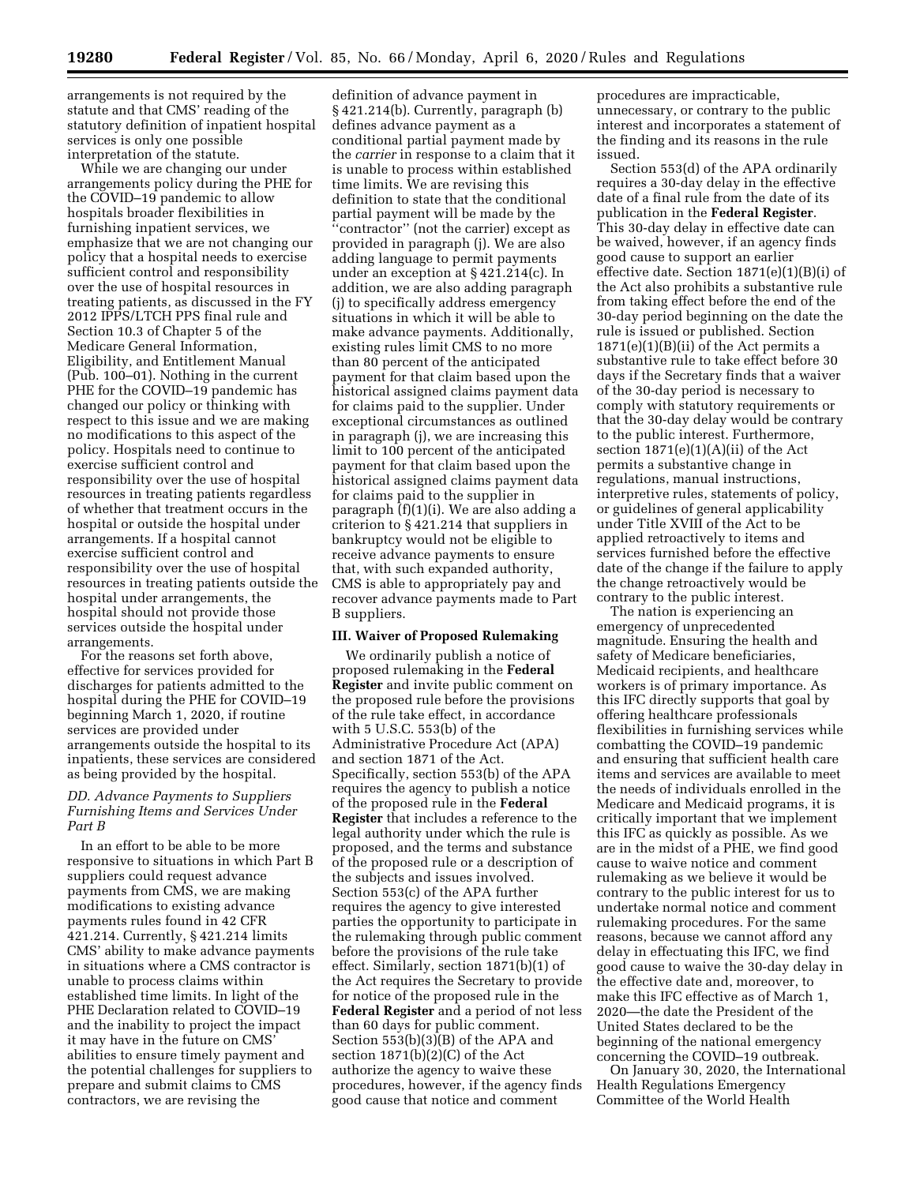arrangements is not required by the statute and that CMS' reading of the statutory definition of inpatient hospital services is only one possible interpretation of the statute.

While we are changing our under arrangements policy during the PHE for the COVID–19 pandemic to allow hospitals broader flexibilities in furnishing inpatient services, we emphasize that we are not changing our policy that a hospital needs to exercise sufficient control and responsibility over the use of hospital resources in treating patients, as discussed in the FY 2012 IPPS/LTCH PPS final rule and Section 10.3 of Chapter 5 of the Medicare General Information, Eligibility, and Entitlement Manual (Pub. 100–01). Nothing in the current PHE for the COVID–19 pandemic has changed our policy or thinking with respect to this issue and we are making no modifications to this aspect of the policy. Hospitals need to continue to exercise sufficient control and responsibility over the use of hospital resources in treating patients regardless of whether that treatment occurs in the hospital or outside the hospital under arrangements. If a hospital cannot exercise sufficient control and responsibility over the use of hospital resources in treating patients outside the hospital under arrangements, the hospital should not provide those services outside the hospital under arrangements.

For the reasons set forth above, effective for services provided for discharges for patients admitted to the hospital during the PHE for COVID–19 beginning March 1, 2020, if routine services are provided under arrangements outside the hospital to its inpatients, these services are considered as being provided by the hospital.

### *DD. Advance Payments to Suppliers Furnishing Items and Services Under Part B*

In an effort to be able to be more responsive to situations in which Part B suppliers could request advance payments from CMS, we are making modifications to existing advance payments rules found in 42 CFR 421.214. Currently, § 421.214 limits CMS' ability to make advance payments in situations where a CMS contractor is unable to process claims within established time limits. In light of the PHE Declaration related to COVID–19 and the inability to project the impact it may have in the future on CMS' abilities to ensure timely payment and the potential challenges for suppliers to prepare and submit claims to CMS contractors, we are revising the definition of advance payment in § 421.214(b). Currently, paragraph (b) defines advance payment as a conditional partial payment made by the *carrier* in response to a claim that it is unable to process within established time limits. We are revising this definition to state that the conditional partial payment will be made by the "contractor" (not the carrier) except as provided in paragraph (j). We are also adding language to permit payments under an exception at § 421.214(c). In addition, we are also adding paragraph (j) to specifically address emergency situations in which it will be able to make advance payments. Additionally, existing rules limit CMS to no more than 80 percent of the anticipated payment for that claim based upon the historical assigned claims payment data for claims paid to the supplier. Under exceptional circumstances as outlined in paragraph (j), we are increasing this limit to 100 percent of the anticipated payment for that claim based upon the historical assigned claims payment data for claims paid to the supplier in paragraph (f)(1)(i). We are also adding a criterion to § 421.214 that suppliers in bankruptcy would not be eligible to receive advance payments to ensure that, with such expanded authority, CMS is able to appropriately pay and recover advance payments made to Part B suppliers.

## III. Waiver of Proposed Rulemaking

We ordinarily publish a notice of proposed rulemaking in the **Federal Register** and invite public comment on the proposed rule before the provisions of the rule take effect, in accordance with 5 U.S.C. 553(b) of the Administrative Procedure Act (APA) and section 1871 of the Act. Specifically, section 553(b) of the APA requires the agency to publish a notice of the proposed rule in the **Federal Register** that includes a reference to the legal authority under which the rule is proposed, and the terms and substance of the proposed rule or a description of the subjects and issues involved. Section 553(c) of the APA further requires the agency to give interested parties the opportunity to participate in the rulemaking through public comment before the provisions of the rule take effect. Similarly, section 1871(b)(1) of the Act requires the Secretary to provide for notice of the proposed rule in the **Federal Register** and a period of not less than 60 days for public comment. Section 553(b)(3)(B) of the APA and section 1871(b)(2)(C) of the Act authorize the agency to waive these procedures, however, if the agency finds good cause that notice and comment procedures are impracticable, unnecessary, or contrary to the public interest and incorporates a statement of the finding and its reasons in the rule issued.

Section 553(d) of the APA ordinarily requires a 30-day delay in the effective date of a final rule from the date of its publication in the **Federal Register**. This 30-day delay in effective date can be waived, however, if an agency finds good cause to support an earlier effective date. Section 1871(e)(1)(B)(i) of the Act also prohibits a substantive rule from taking effect before the end of the 30-day period beginning on the date the rule is issued or published. Section 1871(e)(1)(B)(ii) of the Act permits a substantive rule to take effect before 30 days if the Secretary finds that a waiver of the 30-day period is necessary to comply with statutory requirements or that the 30-day delay would be contrary to the public interest. Furthermore, section 1871(e)(1)(A)(ii) of the Act permits a substantive change in regulations, manual instructions, interpretive rules, statements of policy, or guidelines of general applicability under Title XVIII of the Act to be applied retroactively to items and services furnished before the effective date of the change if the failure to apply the change retroactively would be contrary to the public interest.

The nation is experiencing an emergency of unprecedented magnitude. Ensuring the health and safety of Medicare beneficiaries, Medicaid recipients, and healthcare workers is of primary importance. As this IFC directly supports that goal by offering healthcare professionals flexibilities in furnishing services while combatting the COVID–19 pandemic and ensuring that sufficient health care items and services are available to meet the needs of individuals enrolled in the Medicare and Medicaid programs, it is critically important that we implement this IFC as quickly as possible. As we are in the midst of a PHE, we find good cause to waive notice and comment rulemaking as we believe it would be contrary to the public interest for us to undertake normal notice and comment rulemaking procedures. For the same reasons, because we cannot afford any delay in effectuating this IFC, we find good cause to waive the 30-day delay in the effective date and, moreover, to make this IFC effective as of March 1, 2020—the date the President of the United States declared to be the beginning of the national emergency concerning the COVID–19 outbreak.

On January 30, 2020, the International Health Regulations Emergency Committee of the World Health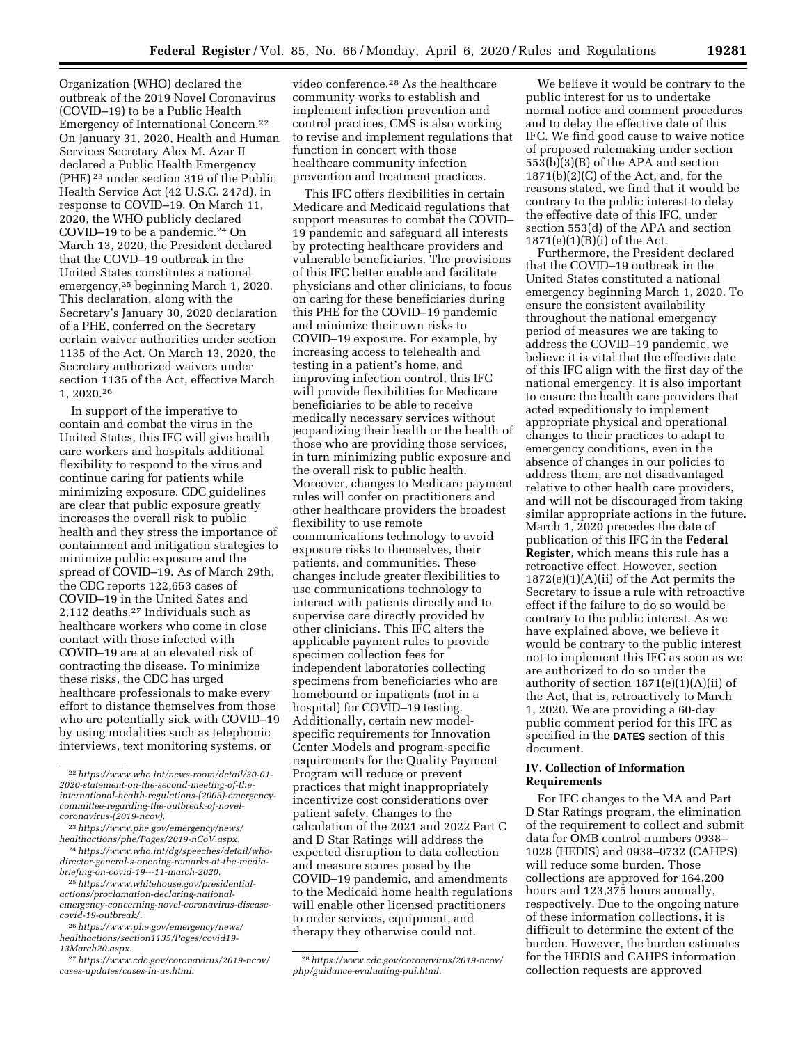Organization (WHO) declared the outbreak of the 2019 Novel Coronavirus (COVID–19) to be a Public Health Emergency of International Concern.[22] On January 31, 2020, Health and Human Services Secretary Alex M. Azar II declared a Public Health Emergency (PHE) [23] under section 319 of the Public Health Service Act (42 U.S.C. 247d), in response to COVID–19. On March 11, 2020, the WHO publicly declared COVID–19 to be a pandemic.[24] On March 13, 2020, the President declared that the COVD–19 outbreak in the United States constitutes a national emergency,[25] beginning March 1, 2020. This declaration, along with the Secretary's January 30, 2020 declaration of a PHE, conferred on the Secretary certain waiver authorities under section 1135 of the Act. On March 13, 2020, the Secretary authorized waivers under section 1135 of the Act, effective March 1, 2020.[26]

In support of the imperative to contain and combat the virus in the United States, this IFC will give health care workers and hospitals additional flexibility to respond to the virus and continue caring for patients while minimizing exposure. CDC guidelines are clear that public exposure greatly increases the overall risk to public health and they stress the importance of containment and mitigation strategies to minimize public exposure and the spread of COVID–19. As of March 29th, the CDC reports 122,653 cases of COVID–19 in the United Sates and 2,112 deaths.[27] Individuals such as healthcare workers who come in close contact with those infected with COVID–19 are at an elevated risk of contracting the disease. To minimize these risks, the CDC has urged healthcare professionals to make every effort to distance themselves from those who are potentially sick with COVID–19 by using modalities such as telephonic interviews, text monitoring systems, or video conference.[28] As the healthcare community works to establish and implement infection prevention and control practices, CMS is also working to revise and implement regulations that function in concert with those healthcare community infection prevention and treatment practices.

This IFC offers flexibilities in certain Medicare and Medicaid regulations that support measures to combat the COVID–19 pandemic and safeguard all interests by protecting healthcare providers and vulnerable beneficiaries. The provisions of this IFC better enable and facilitate physicians and other clinicians, to focus on caring for these beneficiaries during this PHE for the COVID–19 pandemic and minimize their own risks to COVID–19 exposure. For example, by increasing access to telehealth and testing in a patient's home, and improving infection control, this IFC will provide flexibilities for Medicare beneficiaries to be able to receive medically necessary services without jeopardizing their health or the health of those who are providing those services, in turn minimizing public exposure and the overall risk to public health. Moreover, changes to Medicare payment rules will confer on practitioners and other healthcare providers the broadest flexibility to use remote communications technology to avoid exposure risks to themselves, their patients, and communities. These changes include greater flexibilities to use communications technology to interact with patients directly and to supervise care directly provided by other clinicians. This IFC alters the applicable payment rules to provide specimen collection fees for independent laboratories collecting specimens from beneficiaries who are homebound or inpatients (not in a hospital) for COVID–19 testing. Additionally, certain new model-specific requirements for Innovation Center Models and program-specific requirements for the Quality Payment Program will reduce or prevent practices that might inappropriately incentivize cost considerations over patient safety. Changes to the calculation of the 2021 and 2022 Part C and D Star Ratings will address the expected disruption to data collection and measure scores posed by the COVID–19 pandemic, and amendments to the Medicaid home health regulations will enable other licensed practitioners to order services, equipment, and therapy they otherwise could not.

We believe it would be contrary to the public interest for us to undertake normal notice and comment procedures and to delay the effective date of this IFC. We find good cause to waive notice of proposed rulemaking under section 553(b)(3)(B) of the APA and section 1871(b)(2)(C) of the Act, and, for the reasons stated, we find that it would be contrary to the public interest to delay the effective date of this IFC, under section 553(d) of the APA and section 1871(e)(1)(B)(i) of the Act.

Furthermore, the President declared that the COVID–19 outbreak in the United States constituted a national emergency beginning March 1, 2020. To ensure the consistent availability throughout the national emergency period of measures we are taking to address the COVID–19 pandemic, we believe it is vital that the effective date of this IFC align with the first day of the national emergency. It is also important to ensure the health care providers that acted expeditiously to implement appropriate physical and operational changes to their practices to adapt to emergency conditions, even in the absence of changes in our policies to address them, are not disadvantaged relative to other health care providers, and will not be discouraged from taking similar appropriate actions in the future. March 1, 2020 precedes the date of publication of this IFC in the **Federal Register**, which means this rule has a retroactive effect. However, section 1872(e)(1)(A)(ii) of the Act permits the Secretary to issue a rule with retroactive effect if the failure to do so would be contrary to the public interest. As we have explained above, we believe it would be contrary to the public interest not to implement this IFC as soon as we are authorized to do so under the authority of section 1871(e)(1)(A)(ii) of the Act, that is, retroactively to March 1, 2020. We are providing a 60-day public comment period for this IFC as specified in the **DATES** section of this document.

## IV. Collection of Information Requirements

For IFC changes to the MA and Part D Star Ratings program, the elimination of the requirement to collect and submit data for OMB control numbers 0938–1028 (HEDIS) and 0938–0732 (CAHPS) will reduce some burden. Those collections are approved for 164,200 hours and 123,375 hours annually, respectively. Due to the ongoing nature of these information collections, it is difficult to determine the extent of the burden. However, the burden estimates for the HEDIS and CAHPS information collection requests are approved

---

[22] *https://www.who.int/news-room/detail/30-01-2020-statement-on-the-second-meeting-of-the-international-health-regulations-(2005)-emergency-committee-regarding-the-outbreak-of-novel-coronavirus-(2019-ncov).*

[23] *https://www.phe.gov/emergency/news/healthactions/phe/Pages/2019-nCoV.aspx.*

[24] *https://www.who.int/dg/speeches/detail/who-director-general-s-opening-remarks-at-the-media-briefing-on-covid-19---11-march-2020.*

[25] *https://www.whitehouse.gov/presidential-actions/proclamation-declaring-national-emergency-concerning-novel-coronavirus-disease-covid-19-outbreak/.*

[26] *https://www.phe.gov/emergency/news/healthactions/section1135/Pages/covid19-13March20.aspx.*

[27] *https://www.cdc.gov/coronavirus/2019-ncov/cases-updates/cases-in-us.html.*

[28] *https://www.cdc.gov/coronavirus/2019-ncov/php/guidance-evaluating-pui.html.*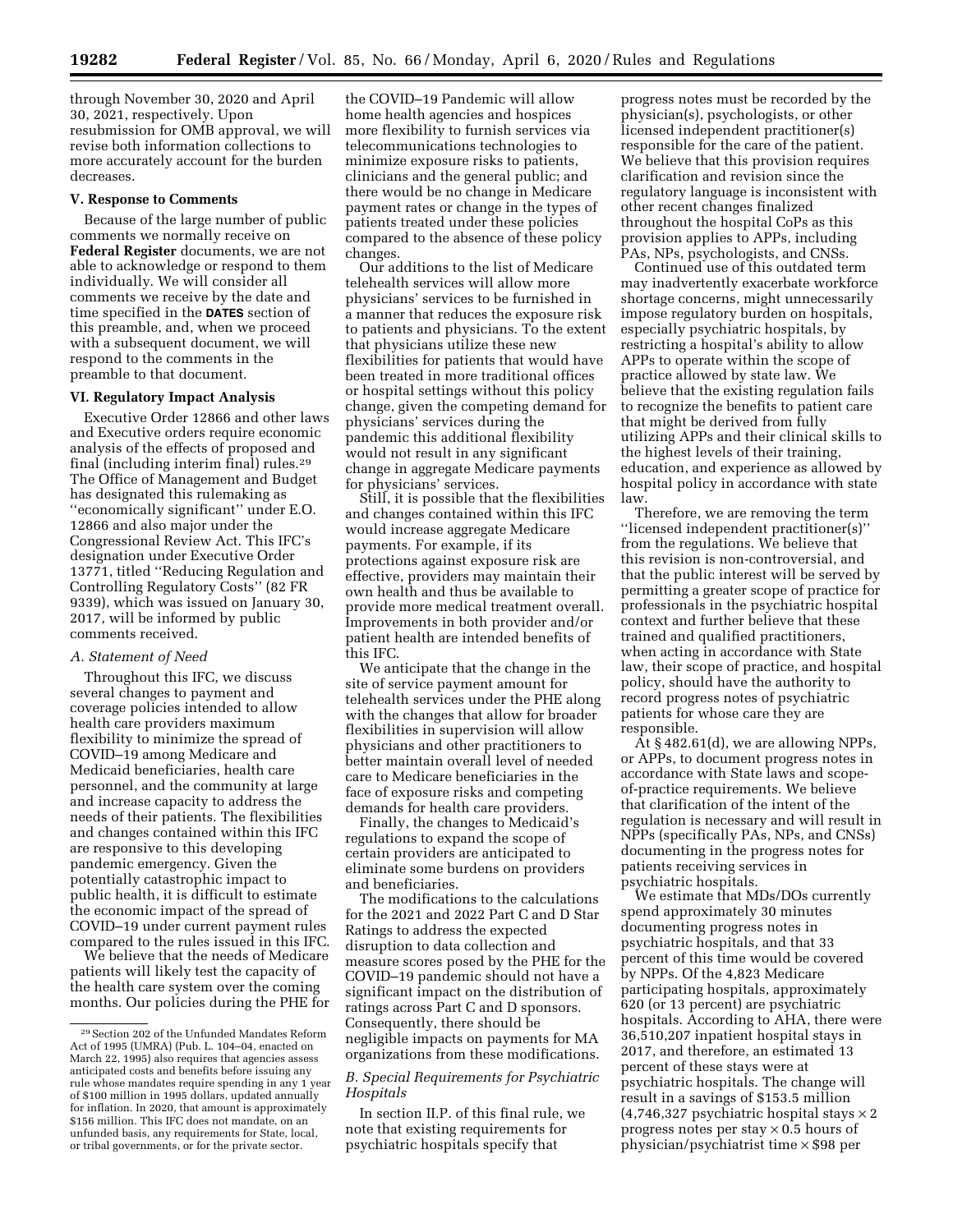through November 30, 2020 and April 30, 2021, respectively. Upon resubmission for OMB approval, we will revise both information collections to more accurately account for the burden decreases.

## V. Response to Comments

Because of the large number of public comments we normally receive on **Federal Register** documents, we are not able to acknowledge or respond to them individually. We will consider all comments we receive by the date and time specified in the **DATES** section of this preamble, and, when we proceed with a subsequent document, we will respond to the comments in the preamble to that document.

## VI. Regulatory Impact Analysis

Executive Order 12866 and other laws and Executive orders require economic analysis of the effects of proposed and final (including interim final) rules.[29] The Office of Management and Budget has designated this rulemaking as ''economically significant'' under E.O. 12866 and also major under the Congressional Review Act. This IFC's designation under Executive Order 13771, titled ''Reducing Regulation and Controlling Regulatory Costs'' (82 FR 9339), which was issued on January 30, 2017, will be informed by public comments received.

### *A. Statement of Need*

Throughout this IFC, we discuss several changes to payment and coverage policies intended to allow health care providers maximum flexibility to minimize the spread of COVID–19 among Medicare and Medicaid beneficiaries, health care personnel, and the community at large and increase capacity to address the needs of their patients. The flexibilities and changes contained within this IFC are responsive to this developing pandemic emergency. Given the potentially catastrophic impact to public health, it is difficult to estimate the economic impact of the spread of COVID–19 under current payment rules compared to the rules issued in this IFC.

We believe that the needs of Medicare patients will likely test the capacity of the health care system over the coming months. Our policies during the PHE for the COVID–19 Pandemic will allow home health agencies and hospices more flexibility to furnish services via telecommunications technologies to minimize exposure risks to patients, clinicians and the general public; and there would be no change in Medicare payment rates or change in the types of patients treated under these policies compared to the absence of these policy changes.

Our additions to the list of Medicare telehealth services will allow more physicians' services to be furnished in a manner that reduces the exposure risk to patients and physicians. To the extent that physicians utilize these new flexibilities for patients that would have been treated in more traditional offices or hospital settings without this policy change, given the competing demand for physicians' services during the pandemic this additional flexibility would not result in any significant change in aggregate Medicare payments for physicians' services.

Still, it is possible that the flexibilities and changes contained within this IFC would increase aggregate Medicare payments. For example, if its protections against exposure risk are effective, providers may maintain their own health and thus be available to provide more medical treatment overall. Improvements in both provider and/or patient health are intended benefits of this IFC.

We anticipate that the change in the site of service payment amount for telehealth services under the PHE along with the changes that allow for broader flexibilities in supervision will allow physicians and other practitioners to better maintain overall level of needed care to Medicare beneficiaries in the face of exposure risks and competing demands for health care providers.

Finally, the changes to Medicaid's regulations to expand the scope of certain providers are anticipated to eliminate some burdens on providers and beneficiaries.

The modifications to the calculations for the 2021 and 2022 Part C and D Star Ratings to address the expected disruption to data collection and measure scores posed by the PHE for the COVID–19 pandemic should not have a significant impact on the distribution of ratings across Part C and D sponsors. Consequently, there should be negligible impacts on payments for MA organizations from these modifications.

### *B. Special Requirements for Psychiatric Hospitals*

In section II.P. of this final rule, we note that existing requirements for psychiatric hospitals specify that progress notes must be recorded by the physician(s), psychologists, or other licensed independent practitioner(s) responsible for the care of the patient. We believe that this provision requires clarification and revision since the regulatory language is inconsistent with other recent changes finalized throughout the hospital CoPs as this provision applies to APPs, including PAs, NPs, psychologists, and CNSs.

Continued use of this outdated term may inadvertently exacerbate workforce shortage concerns, might unnecessarily impose regulatory burden on hospitals, especially psychiatric hospitals, by restricting a hospital's ability to allow APPs to operate within the scope of practice allowed by state law. We believe that the existing regulation fails to recognize the benefits to patient care that might be derived from fully utilizing APPs and their clinical skills to the highest levels of their training, education, and experience as allowed by hospital policy in accordance with state law.

Therefore, we are removing the term ''licensed independent practitioner(s)'' from the regulations. We believe that this revision is non-controversial, and that the public interest will be served by permitting a greater scope of practice for professionals in the psychiatric hospital context and further believe that these trained and qualified practitioners, when acting in accordance with State law, their scope of practice, and hospital policy, should have the authority to record progress notes of psychiatric patients for whose care they are responsible.

At § 482.61(d), we are allowing NPPs, or APPs, to document progress notes in accordance with State laws and scope-of-practice requirements. We believe that clarification of the intent of the regulation is necessary and will result in NPPs (specifically PAs, NPs, and CNSs) documenting in the progress notes for patients receiving services in psychiatric hospitals.

We estimate that MDs/DOs currently spend approximately 30 minutes documenting progress notes in psychiatric hospitals, and that 33 percent of this time would be covered by NPPs. Of the 4,823 Medicare participating hospitals, approximately 620 (or 13 percent) are psychiatric hospitals. According to AHA, there were 36,510,207 inpatient hospital stays in 2017, and therefore, an estimated 13 percent of these stays were at psychiatric hospitals. The change will result in a savings of $153.5 million (4,746,327 psychiatric hospital stays × 2 progress notes per stay × 0.5 hours of physician/psychiatrist time × $98 per

---

[29] Section 202 of the Unfunded Mandates Reform Act of 1995 (UMRA) (Pub. L. 104–04, enacted on March 22, 1995) also requires that agencies assess anticipated costs and benefits before issuing any rule whose mandates require spending in any 1 year of $100 million in 1995 dollars, updated annually for inflation. In 2020, that amount is approximately $156 million. This IFC does not mandate, on an unfunded basis, any requirements for State, local, or tribal governments, or for the private sector.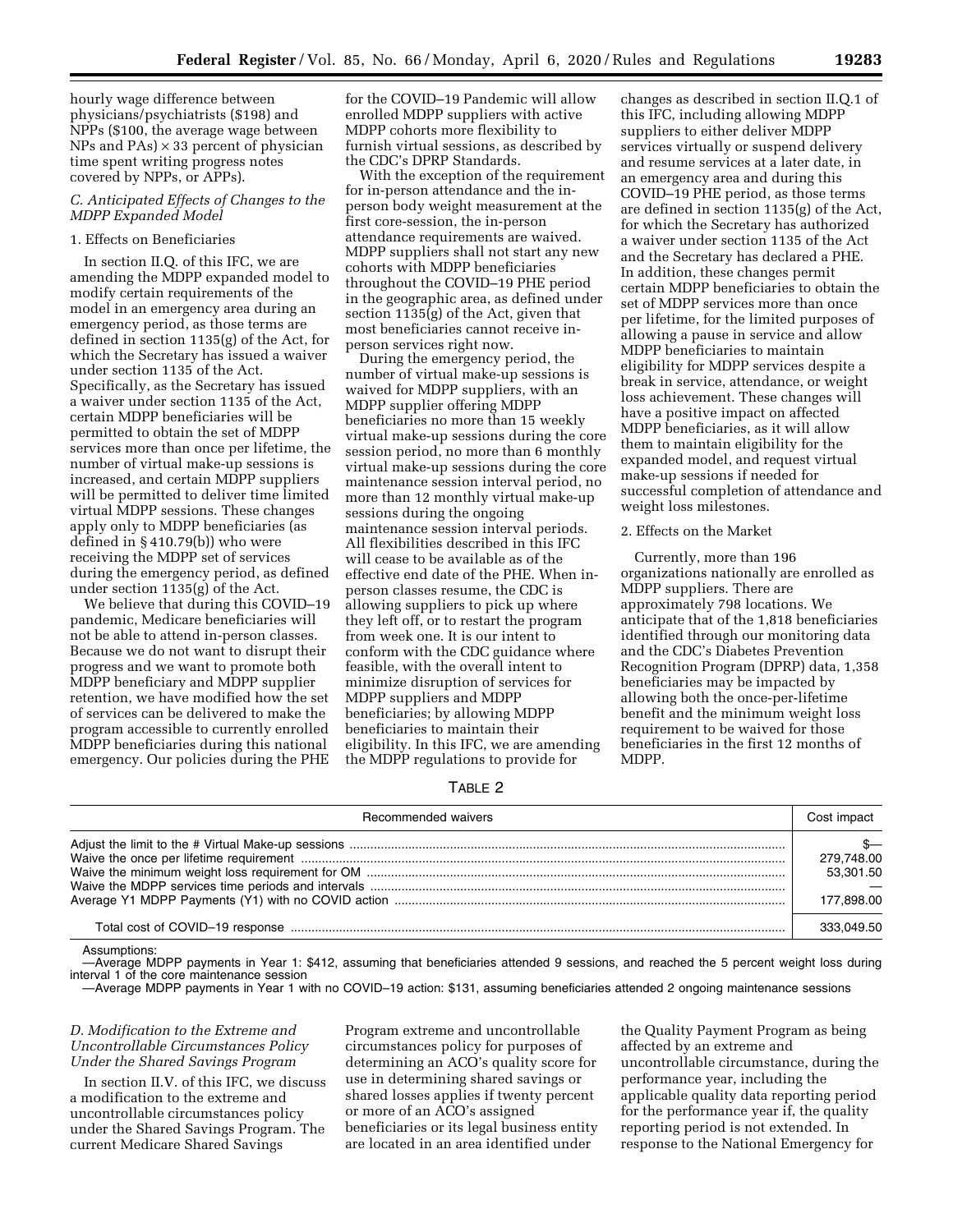hourly wage difference between physicians/psychiatrists ($198) and NPPs ($100, the average wage between NPs and PAs) × 33 percent of physician time spent writing progress notes covered by NPPs, or APPs).

### C. Anticipated Effects of Changes to the MDPP Expanded Model

#### 1. Effects on Beneficiaries

In section II.Q. of this IFC, we are amending the MDPP expanded model to modify certain requirements of the model in an emergency area during an emergency period, as those terms are defined in section 1135(g) of the Act, for which the Secretary has issued a waiver under section 1135 of the Act. Specifically, as the Secretary has issued a waiver under section 1135 of the Act, certain MDPP beneficiaries will be permitted to obtain the set of MDPP services more than once per lifetime, the number of virtual make-up sessions is increased, and certain MDPP suppliers will be permitted to deliver time limited virtual MDPP sessions. These changes apply only to MDPP beneficiaries (as defined in § 410.79(b)) who were receiving the MDPP set of services during the emergency period, as defined under section 1135(g) of the Act.

We believe that during this COVID–19 pandemic, Medicare beneficiaries will not be able to attend in-person classes. Because we do not want to disrupt their progress and we want to promote both MDPP beneficiary and MDPP supplier retention, we have modified how the set of services can be delivered to make the program accessible to currently enrolled MDPP beneficiaries during this national emergency. Our policies during the PHE for the COVID–19 Pandemic will allow enrolled MDPP suppliers with active MDPP cohorts more flexibility to furnish virtual sessions, as described by the CDC's DPRP Standards.

With the exception of the requirement for in-person attendance and the in-person body weight measurement at the first core-session, the in-person attendance requirements are waived. MDPP suppliers shall not start any new cohorts with MDPP beneficiaries throughout the COVID–19 PHE period in the geographic area, as defined under section 1135(g) of the Act, given that most beneficiaries cannot receive in-person services right now.

During the emergency period, the number of virtual make-up sessions is waived for MDPP suppliers, with an MDPP supplier offering MDPP beneficiaries no more than 15 weekly virtual make-up sessions during the core session period, no more than 6 monthly virtual make-up sessions during the core maintenance session interval period, no more than 12 monthly virtual make-up sessions during the ongoing maintenance session interval periods. All flexibilities described in this IFC will cease to be available as of the effective end date of the PHE. When in-person classes resume, the CDC is allowing suppliers to pick up where they left off, or to restart the program from week one. It is our intent to conform with the CDC guidance where feasible, with the overall intent to minimize disruption of services for MDPP suppliers and MDPP beneficiaries; by allowing MDPP beneficiaries to maintain their eligibility. In this IFC, we are amending the MDPP regulations to provide for changes as described in section II.Q.1 of this IFC, including allowing MDPP suppliers to either deliver MDPP services virtually or suspend delivery and resume services at a later date, in an emergency area and during this COVID–19 PHE period, as those terms are defined in section 1135(g) of the Act, for which the Secretary has authorized a waiver under section 1135 of the Act and the Secretary has declared a PHE. In addition, these changes permit certain MDPP beneficiaries to obtain the set of MDPP services more than once per lifetime, for the limited purposes of allowing a pause in service and allow MDPP beneficiaries to maintain eligibility for MDPP services despite a break in service, attendance, or weight loss achievement. These changes will have a positive impact on affected MDPP beneficiaries, as it will allow them to maintain eligibility for the expanded model, and request virtual make-up sessions if needed for successful completion of attendance and weight loss milestones.

#### 2. Effects on the Market

Currently, more than 196 organizations nationally are enrolled as MDPP suppliers. There are approximately 798 locations. We anticipate that of the 1,818 beneficiaries identified through our monitoring data and the CDC's Diabetes Prevention Recognition Program (DPRP) data, 1,358 beneficiaries may be impacted by allowing both the once-per-lifetime benefit and the minimum weight loss requirement to be waived for those beneficiaries in the first 12 months of MDPP.

TABLE 2

| Recommended waivers | Cost impact |
|---|---|
| Adjust the limit to the # Virtual Make-up sessions | $— |
| Waive the once per lifetime requirement | 279,748.00 |
| Waive the minimum weight loss requirement for OM | 53,301.50 |
| Waive the MDPP services time periods and intervals | — |
| Average Y1 MDPP Payments (Y1) with no COVID action | 177,898.00 |
| Total cost of COVID–19 response | 333,049.50 |

Assumptions:
—Average MDPP payments in Year 1: $412, assuming that beneficiaries attended 9 sessions, and reached the 5 percent weight loss during interval 1 of the core maintenance session
—Average MDPP payments in Year 1 with no COVID–19 action: $131, assuming beneficiaries attended 2 ongoing maintenance sessions

### D. Modification to the Extreme and Uncontrollable Circumstances Policy Under the Shared Savings Program

In section II.V. of this IFC, we discuss a modification to the extreme and uncontrollable circumstances policy under the Shared Savings Program. The current Medicare Shared Savings Program extreme and uncontrollable circumstances policy for purposes of determining an ACO's quality score for use in determining shared savings or shared losses applies if twenty percent or more of an ACO's assigned beneficiaries or its legal business entity are located in an area identified under the Quality Payment Program as being affected by an extreme and uncontrollable circumstance, during the performance year, including the applicable quality data reporting period for the performance year if, the quality reporting period is not extended. In response to the National Emergency for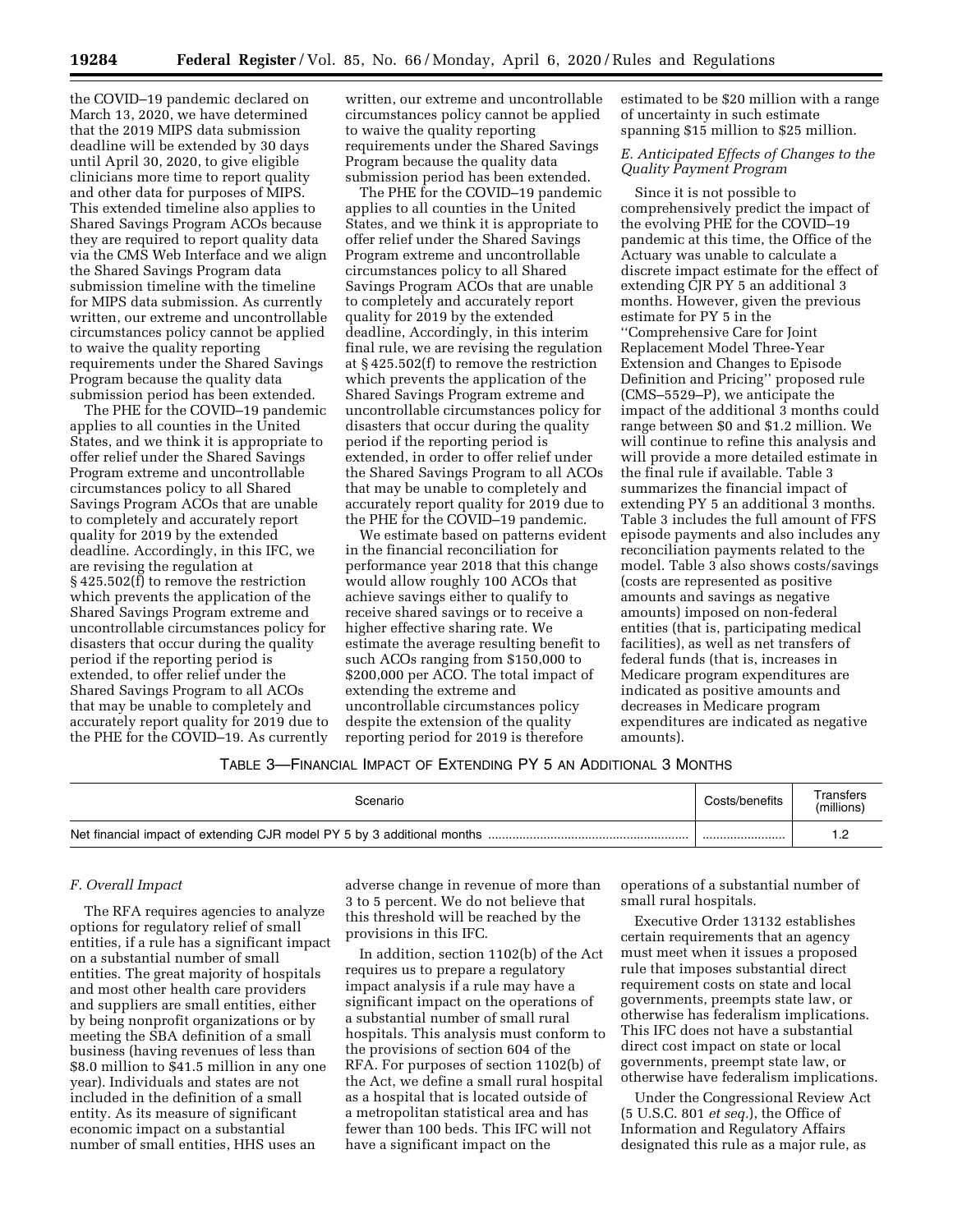the COVID–19 pandemic declared on March 13, 2020, we have determined that the 2019 MIPS data submission deadline will be extended by 30 days until April 30, 2020, to give eligible clinicians more time to report quality and other data for purposes of MIPS. This extended timeline also applies to Shared Savings Program ACOs because they are required to report quality data via the CMS Web Interface and we align the Shared Savings Program data submission timeline with the timeline for MIPS data submission. As currently written, our extreme and uncontrollable circumstances policy cannot be applied to waive the quality reporting requirements under the Shared Savings Program because the quality data submission period has been extended.

The PHE for the COVID–19 pandemic applies to all counties in the United States, and we think it is appropriate to offer relief under the Shared Savings Program extreme and uncontrollable circumstances policy to all Shared Savings Program ACOs that are unable to completely and accurately report quality for 2019 by the extended deadline. Accordingly, in this IFC, we are revising the regulation at § 425.502(f) to remove the restriction which prevents the application of the Shared Savings Program extreme and uncontrollable circumstances policy for disasters that occur during the quality period if the reporting period is extended, to offer relief under the Shared Savings Program to all ACOs that may be unable to completely and accurately report quality for 2019 due to the PHE for the COVID–19. As currently written, our extreme and uncontrollable circumstances policy cannot be applied to waive the quality reporting requirements under the Shared Savings Program because the quality data submission period has been extended.

The PHE for the COVID–19 pandemic applies to all counties in the United States, and we think it is appropriate to offer relief under the Shared Savings Program extreme and uncontrollable circumstances policy to all Shared Savings Program ACOs that are unable to completely and accurately report quality for 2019 by the extended deadline, Accordingly, in this interim final rule, we are revising the regulation at § 425.502(f) to remove the restriction which prevents the application of the Shared Savings Program extreme and uncontrollable circumstances policy for disasters that occur during the quality period if the reporting period is extended, in order to offer relief under the Shared Savings Program to all ACOs that may be unable to completely and accurately report quality for 2019 due to the PHE for the COVID–19 pandemic.

We estimate based on patterns evident in the financial reconciliation for performance year 2018 that this change would allow roughly 100 ACOs that achieve savings either to qualify to receive shared savings or to receive a higher effective sharing rate. We estimate the average resulting benefit to such ACOs ranging from $150,000 to $200,000 per ACO. The total impact of extending the extreme and uncontrollable circumstances policy despite the extension of the quality reporting period for 2019 is therefore estimated to be $20 million with a range of uncertainty in such estimate spanning $15 million to $25 million.

### *E. Anticipated Effects of Changes to the Quality Payment Program*

Since it is not possible to comprehensively predict the impact of the evolving PHE for the COVID–19 pandemic at this time, the Office of the Actuary was unable to calculate a discrete impact estimate for the effect of extending CJR PY 5 an additional 3 months. However, given the previous estimate for PY 5 in the ''Comprehensive Care for Joint Replacement Model Three-Year Extension and Changes to Episode Definition and Pricing'' proposed rule (CMS–5529–P), we anticipate the impact of the additional 3 months could range between $0 and $1.2 million. We will continue to refine this analysis and will provide a more detailed estimate in the final rule if available. Table 3 summarizes the financial impact of extending PY 5 an additional 3 months. Table 3 includes the full amount of FFS episode payments and also includes any reconciliation payments related to the model. Table 3 also shows costs/savings (costs are represented as positive amounts and savings as negative amounts) imposed on non-federal entities (that is, participating medical facilities), as well as net transfers of federal funds (that is, increases in Medicare program expenditures are indicated as positive amounts and decreases in Medicare program expenditures are indicated as negative amounts).

TABLE 3—FINANCIAL IMPACT OF EXTENDING PY 5 AN ADDITIONAL 3 MONTHS

| Scenario | Costs/benefits | Transfers (millions) |
|---|---|---|
| Net financial impact of extending CJR model PY 5 by 3 additional months | ........................ | 1.2 |

### *F. Overall Impact*

The RFA requires agencies to analyze options for regulatory relief of small entities, if a rule has a significant impact on a substantial number of small entities. The great majority of hospitals and most other health care providers and suppliers are small entities, either by being nonprofit organizations or by meeting the SBA definition of a small business (having revenues of less than $8.0 million to $41.5 million in any one year). Individuals and states are not included in the definition of a small entity. As its measure of significant economic impact on a substantial number of small entities, HHS uses an adverse change in revenue of more than 3 to 5 percent. We do not believe that this threshold will be reached by the provisions in this IFC.

In addition, section 1102(b) of the Act requires us to prepare a regulatory impact analysis if a rule may have a significant impact on the operations of a substantial number of small rural hospitals. This analysis must conform to the provisions of section 604 of the RFA. For purposes of section 1102(b) of the Act, we define a small rural hospital as a hospital that is located outside of a metropolitan statistical area and has fewer than 100 beds. This IFC will not have a significant impact on the operations of a substantial number of small rural hospitals.

Executive Order 13132 establishes certain requirements that an agency must meet when it issues a proposed rule that imposes substantial direct requirement costs on state and local governments, preempts state law, or otherwise has federalism implications. This IFC does not have a substantial direct cost impact on state or local governments, preempt state law, or otherwise have federalism implications.

Under the Congressional Review Act (5 U.S.C. 801 *et seq.*), the Office of Information and Regulatory Affairs designated this rule as a major rule, as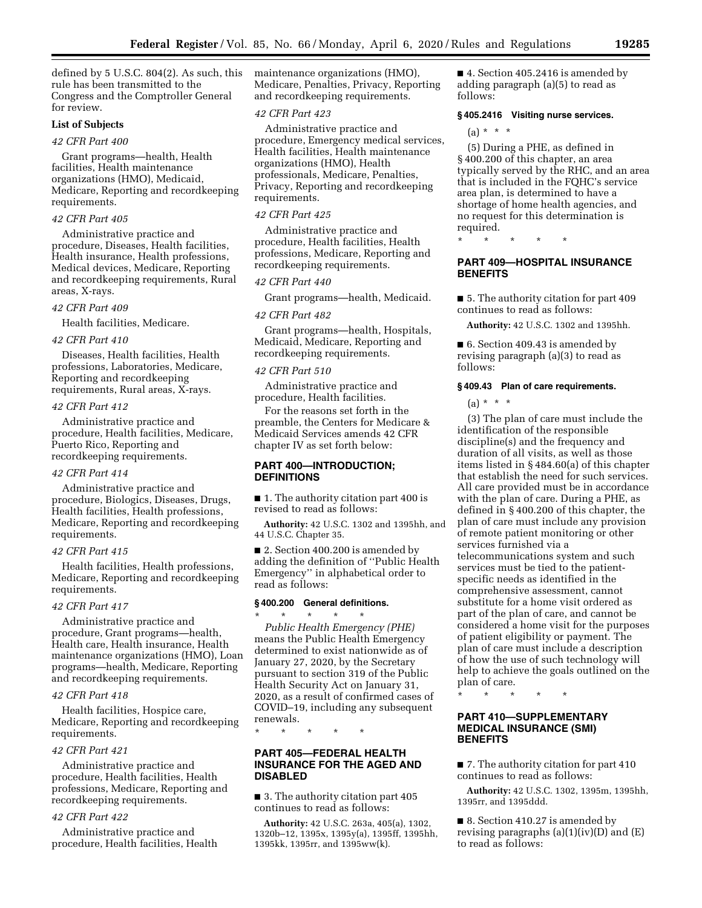defined by 5 U.S.C. 804(2). As such, this rule has been transmitted to the Congress and the Comptroller General for review.

**List of Subjects**

*42 CFR Part 400*

Grant programs—health, Health facilities, Health maintenance organizations (HMO), Medicaid, Medicare, Reporting and recordkeeping requirements.

*42 CFR Part 405*

Administrative practice and procedure, Diseases, Health facilities, Health insurance, Health professions, Medical devices, Medicare, Reporting and recordkeeping requirements, Rural areas, X-rays.

*42 CFR Part 409*

Health facilities, Medicare.

*42 CFR Part 410*

Diseases, Health facilities, Health professions, Laboratories, Medicare, Reporting and recordkeeping requirements, Rural areas, X-rays.

*42 CFR Part 412*

Administrative practice and procedure, Health facilities, Medicare, Puerto Rico, Reporting and recordkeeping requirements.

*42 CFR Part 414*

Administrative practice and procedure, Biologics, Diseases, Drugs, Health facilities, Health professions, Medicare, Reporting and recordkeeping requirements.

*42 CFR Part 415*

Health facilities, Health professions, Medicare, Reporting and recordkeeping requirements.

*42 CFR Part 417*

Administrative practice and procedure, Grant programs—health, Health care, Health insurance, Health maintenance organizations (HMO), Loan programs—health, Medicare, Reporting and recordkeeping requirements.

*42 CFR Part 418*

Health facilities, Hospice care, Medicare, Reporting and recordkeeping requirements.

*42 CFR Part 421*

Administrative practice and procedure, Health facilities, Health professions, Medicare, Reporting and recordkeeping requirements.

*42 CFR Part 422*

Administrative practice and procedure, Health facilities, Health maintenance organizations (HMO), Medicare, Penalties, Privacy, Reporting and recordkeeping requirements.

*42 CFR Part 423*

Administrative practice and procedure, Emergency medical services, Health facilities, Health maintenance organizations (HMO), Health professionals, Medicare, Penalties, Privacy, Reporting and recordkeeping requirements.

*42 CFR Part 425*

Administrative practice and procedure, Health facilities, Health professions, Medicare, Reporting and recordkeeping requirements.

*42 CFR Part 440*

Grant programs—health, Medicaid.

*42 CFR Part 482*

Grant programs—health, Hospitals, Medicaid, Medicare, Reporting and recordkeeping requirements.

*42 CFR Part 510*

Administrative practice and procedure, Health facilities.

For the reasons set forth in the preamble, the Centers for Medicare & Medicaid Services amends 42 CFR chapter IV as set forth below:

## PART 400—INTRODUCTION; DEFINITIONS

■ 1. The authority citation part 400 is revised to read as follows:

**Authority:** 42 U.S.C. 1302 and 1395hh, and 44 U.S.C. Chapter 35.

■ 2. Section 400.200 is amended by adding the definition of ''Public Health Emergency'' in alphabetical order to read as follows:

### § 400.200 General definitions.

\* \* \* \* \*

*Public Health Emergency (PHE)* means the Public Health Emergency determined to exist nationwide as of January 27, 2020, by the Secretary pursuant to section 319 of the Public Health Security Act on January 31, 2020, as a result of confirmed cases of COVID–19, including any subsequent renewals.

\* \* \* \* \*

## PART 405—FEDERAL HEALTH INSURANCE FOR THE AGED AND DISABLED

■ 3. The authority citation part 405 continues to read as follows:

**Authority:** 42 U.S.C. 263a, 405(a), 1302, 1320b–12, 1395x, 1395y(a), 1395ff, 1395hh, 1395kk, 1395rr, and 1395ww(k).

■ 4. Section 405.2416 is amended by adding paragraph (a)(5) to read as follows:

### § 405.2416 Visiting nurse services.

(a) \* \* \*

(5) During a PHE, as defined in § 400.200 of this chapter, an area typically served by the RHC, and an area that is included in the FQHC's service area plan, is determined to have a shortage of home health agencies, and no request for this determination is required.

\* \* \* \* \*

## PART 409—HOSPITAL INSURANCE BENEFITS

■ 5. The authority citation for part 409 continues to read as follows:

**Authority:** 42 U.S.C. 1302 and 1395hh.

■ 6. Section 409.43 is amended by revising paragraph (a)(3) to read as follows:

### § 409.43 Plan of care requirements.

(a) \* \* \*

(3) The plan of care must include the identification of the responsible discipline(s) and the frequency and duration of all visits, as well as those items listed in § 484.60(a) of this chapter that establish the need for such services. All care provided must be in accordance with the plan of care. During a PHE, as defined in § 400.200 of this chapter, the plan of care must include any provision of remote patient monitoring or other services furnished via a telecommunications system and such services must be tied to the patient-specific needs as identified in the comprehensive assessment, cannot substitute for a home visit ordered as part of the plan of care, and cannot be considered a home visit for the purposes of patient eligibility or payment. The plan of care must include a description of how the use of such technology will help to achieve the goals outlined on the plan of care.

\* \* \* \* \*

## PART 410—SUPPLEMENTARY MEDICAL INSURANCE (SMI) BENEFITS

■ 7. The authority citation for part 410 continues to read as follows:

**Authority:** 42 U.S.C. 1302, 1395m, 1395hh, 1395rr, and 1395ddd.

■ 8. Section 410.27 is amended by revising paragraphs (a)(1)(iv)(D) and (E) to read as follows: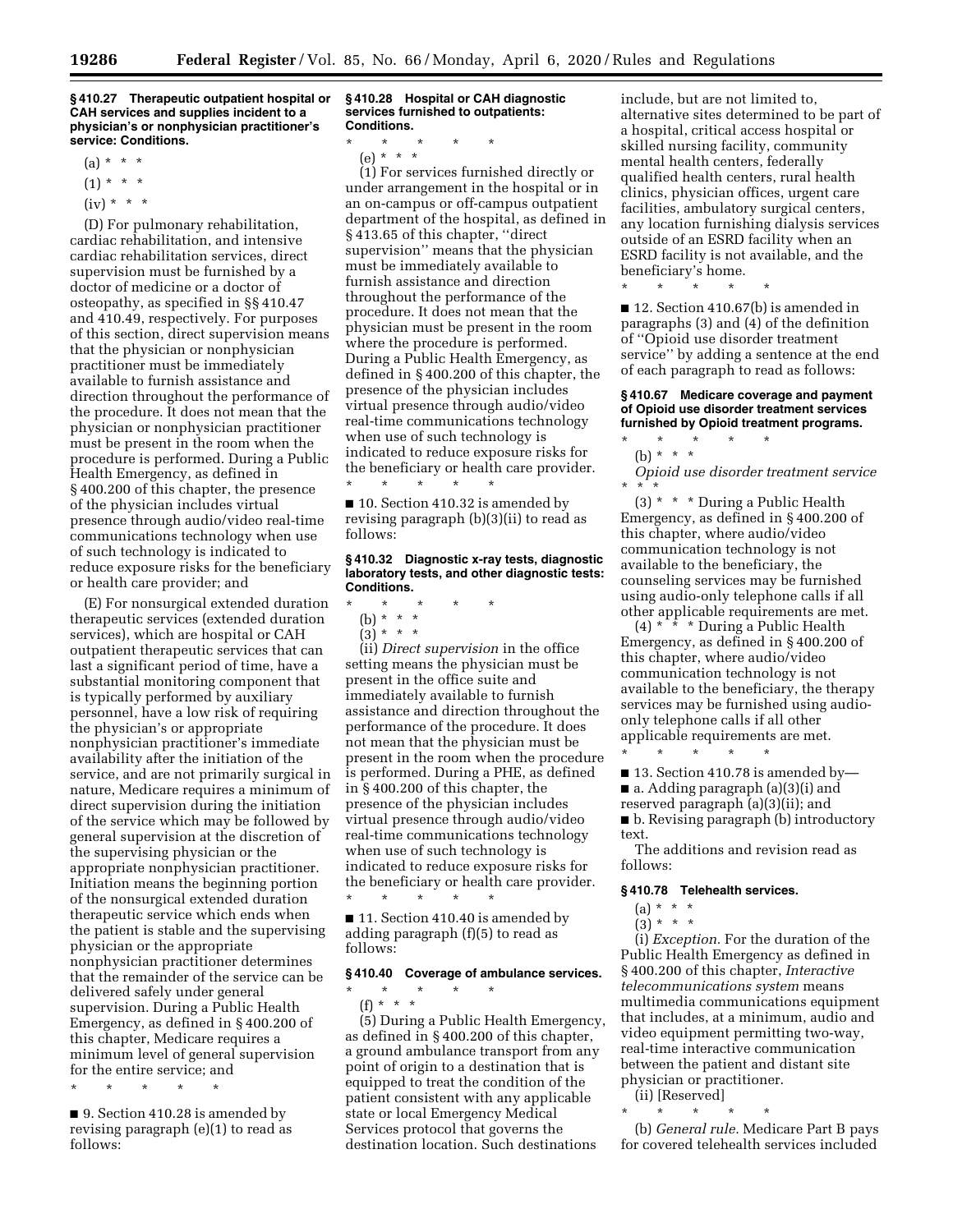**§ 410.27 Therapeutic outpatient hospital or CAH services and supplies incident to a physician's or nonphysician practitioner's service: Conditions.**

(a) * * *

(1) * * *

(iv) * * *

(D) For pulmonary rehabilitation, cardiac rehabilitation, and intensive cardiac rehabilitation services, direct supervision must be furnished by a doctor of medicine or a doctor of osteopathy, as specified in §§ 410.47 and 410.49, respectively. For purposes of this section, direct supervision means that the physician or nonphysician practitioner must be immediately available to furnish assistance and direction throughout the performance of the procedure. It does not mean that the physician or nonphysician practitioner must be present in the room when the procedure is performed. During a Public Health Emergency, as defined in § 400.200 of this chapter, the presence of the physician includes virtual presence through audio/video real-time communications technology when use of such technology is indicated to reduce exposure risks for the beneficiary or health care provider; and

(E) For nonsurgical extended duration therapeutic services (extended duration services), which are hospital or CAH outpatient therapeutic services that can last a significant period of time, have a substantial monitoring component that is typically performed by auxiliary personnel, have a low risk of requiring the physician's or appropriate nonphysician practitioner's immediate availability after the initiation of the service, and are not primarily surgical in nature, Medicare requires a minimum of direct supervision during the initiation of the service which may be followed by general supervision at the discretion of the supervising physician or the appropriate nonphysician practitioner. Initiation means the beginning portion of the nonsurgical extended duration therapeutic service which ends when the patient is stable and the supervising physician or the appropriate nonphysician practitioner determines that the remainder of the service can be delivered safely under general supervision. During a Public Health Emergency, as defined in § 400.200 of this chapter, Medicare requires a minimum level of general supervision for the entire service; and

\* \* \* \* \*

■ 9. Section 410.28 is amended by revising paragraph (e)(1) to read as follows:

**§ 410.28 Hospital or CAH diagnostic services furnished to outpatients: Conditions.**

\* \* \* \* \*

(e) * * *

(1) For services furnished directly or under arrangement in the hospital or in an on-campus or off-campus outpatient department of the hospital, as defined in § 413.65 of this chapter, "direct supervision" means that the physician must be immediately available to furnish assistance and direction throughout the performance of the procedure. It does not mean that the physician must be present in the room where the procedure is performed. During a Public Health Emergency, as defined in § 400.200 of this chapter, the presence of the physician includes virtual presence through audio/video real-time communications technology when use of such technology is indicated to reduce exposure risks for the beneficiary or health care provider.

\* \* \* \* \*

■ 10. Section 410.32 is amended by revising paragraph (b)(3)(ii) to read as follows:

**§ 410.32 Diagnostic x-ray tests, diagnostic laboratory tests, and other diagnostic tests: Conditions.**

\* \* \* \* \*

(b) * * *

(3) * * *

(ii) *Direct supervision* in the office setting means the physician must be present in the office suite and immediately available to furnish assistance and direction throughout the performance of the procedure. It does not mean that the physician must be present in the room when the procedure is performed. During a PHE, as defined in § 400.200 of this chapter, the presence of the physician includes virtual presence through audio/video real-time communications technology when use of such technology is indicated to reduce exposure risks for the beneficiary or health care provider.

\* \* \* \* \*

■ 11. Section 410.40 is amended by adding paragraph (f)(5) to read as follows:

**§ 410.40 Coverage of ambulance services.**

\* \* \* \* \*

(f) * * *

(5) During a Public Health Emergency, as defined in § 400.200 of this chapter, a ground ambulance transport from any point of origin to a destination that is equipped to treat the condition of the patient consistent with any applicable state or local Emergency Medical Services protocol that governs the destination location. Such destinations include, but are not limited to, alternative sites determined to be part of a hospital, critical access hospital or skilled nursing facility, community mental health centers, federally qualified health centers, rural health clinics, physician offices, urgent care facilities, ambulatory surgical centers, any location furnishing dialysis services outside of an ESRD facility when an ESRD facility is not available, and the beneficiary's home.

\* \* \* \* \*

■ 12. Section 410.67(b) is amended in paragraphs (3) and (4) of the definition of "Opioid use disorder treatment service" by adding a sentence at the end of each paragraph to read as follows:

**§ 410.67 Medicare coverage and payment of Opioid use disorder treatment services furnished by Opioid treatment programs.**

\* \* \* \* \*

(b) * * *

*Opioid use disorder treatment service*

\* \* \*

(3) * * * During a Public Health Emergency, as defined in § 400.200 of this chapter, where audio/video communication technology is not available to the beneficiary, the counseling services may be furnished using audio-only telephone calls if all other applicable requirements are met.

(4) * * * During a Public Health Emergency, as defined in § 400.200 of this chapter, where audio/video communication technology is not available to the beneficiary, the therapy services may be furnished using audio-only telephone calls if all other applicable requirements are met.

\* \* \* \* \*

■ 13. Section 410.78 is amended by—

■ a. Adding paragraph (a)(3)(i) and reserved paragraph (a)(3)(ii); and

■ b. Revising paragraph (b) introductory text.

The additions and revision read as follows:

**§ 410.78 Telehealth services.**

(a) * * *

(3) * * *

(i) *Exception.* For the duration of the Public Health Emergency as defined in § 400.200 of this chapter, *Interactive telecommunications system* means multimedia communications equipment that includes, at a minimum, audio and video equipment permitting two-way, real-time interactive communication between the patient and distant site physician or practitioner.

(ii) [Reserved]

\* \* \* \* \*

(b) *General rule.* Medicare Part B pays for covered telehealth services included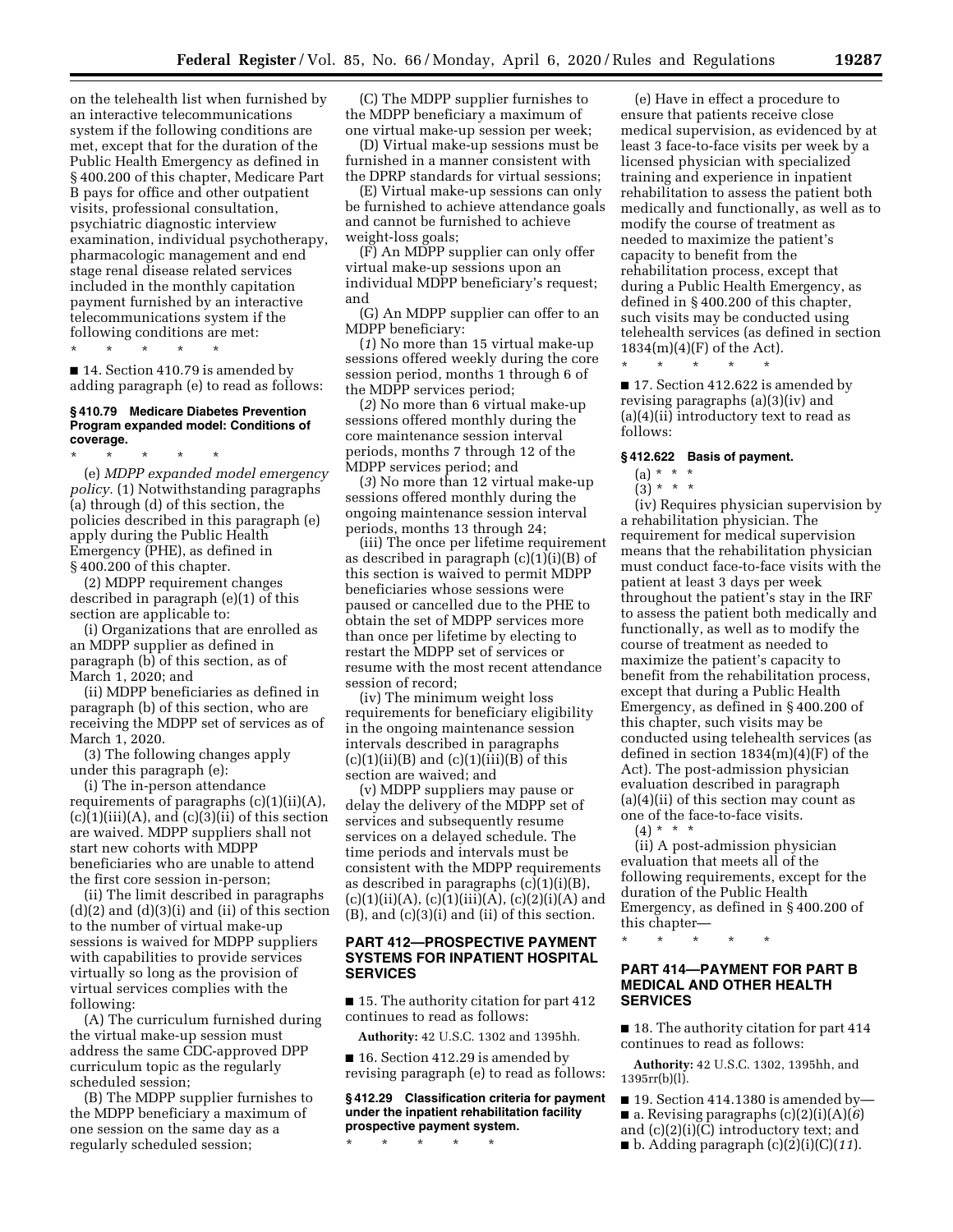on the telehealth list when furnished by an interactive telecommunications system if the following conditions are met, except that for the duration of the Public Health Emergency as defined in § 400.200 of this chapter, Medicare Part B pays for office and other outpatient visits, professional consultation, psychiatric diagnostic interview examination, individual psychotherapy, pharmacologic management and end stage renal disease related services included in the monthly capitation payment furnished by an interactive telecommunications system if the following conditions are met:

\* \* \* \* \*

■ 14. Section 410.79 is amended by adding paragraph (e) to read as follows:

**§ 410.79 Medicare Diabetes Prevention Program expanded model: Conditions of coverage.**

\* \* \* \* \*

(e) *MDPP expanded model emergency policy.* (1) Notwithstanding paragraphs (a) through (d) of this section, the policies described in this paragraph (e) apply during the Public Health Emergency (PHE), as defined in § 400.200 of this chapter.

(2) MDPP requirement changes described in paragraph (e)(1) of this section are applicable to:

(i) Organizations that are enrolled as an MDPP supplier as defined in paragraph (b) of this section, as of March 1, 2020; and

(ii) MDPP beneficiaries as defined in paragraph (b) of this section, who are receiving the MDPP set of services as of March 1, 2020.

(3) The following changes apply under this paragraph (e):

(i) The in-person attendance requirements of paragraphs (c)(1)(ii)(A), (c)(1)(iii)(A), and (c)(3)(ii) of this section are waived. MDPP suppliers shall not start new cohorts with MDPP beneficiaries who are unable to attend the first core session in-person;

(ii) The limit described in paragraphs (d)(2) and (d)(3)(i) and (ii) of this section to the number of virtual make-up sessions is waived for MDPP suppliers with capabilities to provide services virtually so long as the provision of virtual services complies with the following:

(A) The curriculum furnished during the virtual make-up session must address the same CDC-approved DPP curriculum topic as the regularly scheduled session;

(B) The MDPP supplier furnishes to the MDPP beneficiary a maximum of one session on the same day as a regularly scheduled session;

(C) The MDPP supplier furnishes to the MDPP beneficiary a maximum of one virtual make-up sessions per week;

(D) Virtual make-up sessions must be furnished in a manner consistent with the DPRP standards for virtual sessions;

(E) Virtual make-up sessions can only be furnished to achieve attendance goals and cannot be furnished to achieve weight-loss goals;

(F) An MDPP supplier can only offer virtual make-up sessions upon an individual MDPP beneficiary's request; and

(G) An MDPP supplier can offer to an MDPP beneficiary:

(*1*) No more than 15 virtual make-up sessions offered weekly during the core session period, months 1 through 6 of the MDPP services period;

(*2*) No more than 6 virtual make-up sessions offered monthly during the core maintenance session interval periods, months 7 through 12 of the MDPP services period; and

(*3*) No more than 12 virtual make-up sessions offered monthly during the ongoing maintenance session interval periods, months 13 through 24;

(iii) The once per lifetime requirement as described in paragraph (c)(1)(i)(B) of this section is waived to permit MDPP beneficiaries whose sessions were paused or cancelled due to the PHE to obtain the set of MDPP services more than once per lifetime by electing to restart the MDPP set of services or resume with the most recent attendance session of record;

(iv) The minimum weight loss requirements for beneficiary eligibility in the ongoing maintenance session intervals described in paragraphs (c)(1)(ii)(B) and (c)(1)(iii)(B) of this section are waived; and

(v) MDPP suppliers may pause or delay the delivery of the MDPP set of services and subsequently resume services on a delayed schedule. The time periods and intervals must be consistent with the MDPP requirements as described in paragraphs (c)(1)(i)(B), (c)(1)(ii)(A), (c)(1)(iii)(A), (c)(2)(i)(A) and (B), and (c)(3)(i) and (ii) of this section.

## PART 412—PROSPECTIVE PAYMENT SYSTEMS FOR INPATIENT HOSPITAL SERVICES

■ 15. The authority citation for part 412 continues to read as follows:

**Authority:** 42 U.S.C. 1302 and 1395hh.

■ 16. Section 412.29 is amended by revising paragraph (e) to read as follows:

**§ 412.29 Classification criteria for payment under the inpatient rehabilitation facility prospective payment system.**

\* \* \* \* \*

(e) Have in effect a procedure to ensure that patients receive close medical supervision, as evidenced by at least 3 face-to-face visits per week by a licensed physician with specialized training and experience in inpatient rehabilitation to assess the patient both medically and functionally, as well as to modify the course of treatment as needed to maximize the patient's capacity to benefit from the rehabilitation process, except that during a Public Health Emergency, as defined in § 400.200 of this chapter, such visits may be conducted using telehealth services (as defined in section 1834(m)(4)(F) of the Act).

\* \* \* \* \*

■ 17. Section 412.622 is amended by revising paragraphs (a)(3)(iv) and (a)(4)(ii) introductory text to read as follows:

**§ 412.622 Basis of payment.**

(a) \* \* \*

(3) \* \* \*

(iv) Requires physician supervision by a rehabilitation physician. The requirement for medical supervision means that the rehabilitation physician must conduct face-to-face visits with the patient at least 3 days per week throughout the patient's stay in the IRF to assess the patient both medically and functionally, as well as to modify the course of treatment as needed to maximize the patient's capacity to benefit from the rehabilitation process, except that during a Public Health Emergency, as defined in § 400.200 of this chapter, such visits may be conducted using telehealth services (as defined in section 1834(m)(4)(F) of the Act). The post-admission physician evaluation described in paragraph (a)(4)(ii) of this section may count as one of the face-to-face visits.

(4) \* \* \*

(ii) A post-admission physician evaluation that meets all of the following requirements, except for the duration of the Public Health Emergency, as defined in § 400.200 of this chapter—

\* \* \* \* \*

## PART 414—PAYMENT FOR PART B MEDICAL AND OTHER HEALTH SERVICES

■ 18. The authority citation for part 414 continues to read as follows:

**Authority:** 42 U.S.C. 1302, 1395hh, and 1395rr(b)(l).

■ 19. Section 414.1380 is amended by—

■ a. Revising paragraphs (c)(2)(i)(A)(*6*) and (c)(2)(i)(C) introductory text; and

■ b. Adding paragraph (c)(2)(i)(C)(*11*).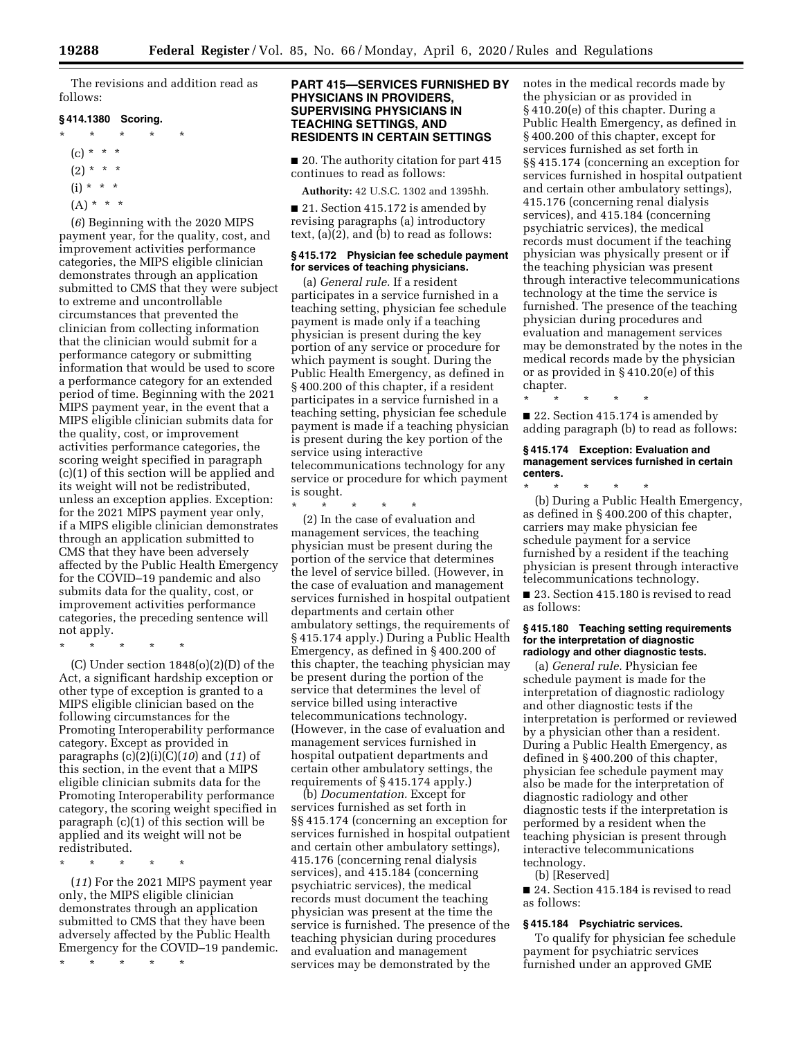The revisions and addition read as follows:

### § 414.1380 Scoring.

\* \* \* \* \*

(c) \* \* \*

(2) \* \* \*

(i) \* \* \*

(A) \* \* \*

(*6*) Beginning with the 2020 MIPS payment year, for the quality, cost, and improvement activities performance categories, the MIPS eligible clinician demonstrates through an application submitted to CMS that they were subject to extreme and uncontrollable circumstances that prevented the clinician from collecting information that the clinician would submit for a performance category or submitting information that would be used to score a performance category for an extended period of time. Beginning with the 2021 MIPS payment year, in the event that a MIPS eligible clinician submits data for the quality, cost, or improvement activities performance categories, the scoring weight specified in paragraph (c)(1) of this section will be applied and its weight will not be redistributed, unless an exception applies. Exception: for the 2021 MIPS payment year only, if a MIPS eligible clinician demonstrates through an application submitted to CMS that they have been adversely affected by the Public Health Emergency for the COVID–19 pandemic and also submits data for the quality, cost, or improvement activities performance categories, the preceding sentence will not apply.

\* \* \* \* \*

(C) Under section 1848(o)(2)(D) of the Act, a significant hardship exception or other type of exception is granted to a MIPS eligible clinician based on the following circumstances for the Promoting Interoperability performance category. Except as provided in paragraphs (c)(2)(i)(C)(*10*) and (*11*) of this section, in the event that a MIPS eligible clinician submits data for the Promoting Interoperability performance category, the scoring weight specified in paragraph (c)(1) of this section will be applied and its weight will not be redistributed.

\* \* \* \* \*

(*11*) For the 2021 MIPS payment year only, the MIPS eligible clinician demonstrates through an application submitted to CMS that they have been adversely affected by the Public Health Emergency for the COVID–19 pandemic.

\* \* \* \* \*

## PART 415—SERVICES FURNISHED BY PHYSICIANS IN PROVIDERS, SUPERVISING PHYSICIANS IN TEACHING SETTINGS, AND RESIDENTS IN CERTAIN SETTINGS

■ 20. The authority citation for part 415 continues to read as follows:

**Authority:** 42 U.S.C. 1302 and 1395hh.

■ 21. Section 415.172 is amended by revising paragraphs (a) introductory text, (a)(2), and (b) to read as follows:

### § 415.172 Physician fee schedule payment for services of teaching physicians.

(a) *General rule.* If a resident participates in a service furnished in a teaching setting, physician fee schedule payment is made only if a teaching physician is present during the key portion of any service or procedure for which payment is sought. During the Public Health Emergency, as defined in § 400.200 of this chapter, if a resident participates in a service furnished in a teaching setting, physician fee schedule payment is made if a teaching physician is present during the key portion of the service using interactive telecommunications technology for any service or procedure for which payment is sought.

\* \* \* \* \*

(2) In the case of evaluation and management services, the teaching physician must be present during the portion of the service that determines the level of service billed. (However, in the case of evaluation and management services furnished in hospital outpatient departments and certain other ambulatory settings, the requirements of § 415.174 apply.) During a Public Health Emergency, as defined in § 400.200 of this chapter, the teaching physician may be present during the portion of the service that determines the level of service billed using interactive telecommunications technology. (However, in the case of evaluation and management services furnished in hospital outpatient departments and certain other ambulatory settings, the requirements of § 415.174 apply.)

(b) *Documentation.* Except for services furnished as set forth in §§ 415.174 (concerning an exception for services furnished in hospital outpatient and certain other ambulatory settings), 415.176 (concerning renal dialysis services), and 415.184 (concerning psychiatric services), the medical records must document the teaching physician was present at the time the service is furnished. The presence of the teaching physician during procedures and evaluation and management services may be demonstrated by the notes in the medical records made by the physician or as provided in § 410.20(e) of this chapter. During a Public Health Emergency, as defined in § 400.200 of this chapter, except for services furnished as set forth in §§ 415.174 (concerning an exception for services furnished in hospital outpatient and certain other ambulatory settings), 415.176 (concerning renal dialysis services), and 415.184 (concerning psychiatric services), the medical records must document if the teaching physician was physically present or if the teaching physician was present through interactive telecommunications technology at the time the service is furnished. The presence of the teaching physician during procedures and evaluation and management services may be demonstrated by the notes in the medical records made by the physician or as provided in § 410.20(e) of this chapter.

\* \* \* \* \*

■ 22. Section 415.174 is amended by adding paragraph (b) to read as follows:

### § 415.174 Exception: Evaluation and management services furnished in certain centers.

\* \* \* \* \*

(b) During a Public Health Emergency, as defined in § 400.200 of this chapter, carriers may make physician fee schedule payment for a service furnished by a resident if the teaching physician is present through interactive telecommunications technology.

■ 23. Section 415.180 is revised to read as follows:

### § 415.180 Teaching setting requirements for the interpretation of diagnostic radiology and other diagnostic tests.

(a) *General rule.* Physician fee schedule payment is made for the interpretation of diagnostic radiology and other diagnostic tests if the interpretation is performed or reviewed by a physician other than a resident. During a Public Health Emergency, as defined in § 400.200 of this chapter, physician fee schedule payment may also be made for the interpretation of diagnostic radiology and other diagnostic tests if the interpretation is performed by a resident when the teaching physician is present through interactive telecommunications technology.

(b) [Reserved]

■ 24. Section 415.184 is revised to read as follows:

### § 415.184 Psychiatric services.

To qualify for physician fee schedule payment for psychiatric services furnished under an approved GME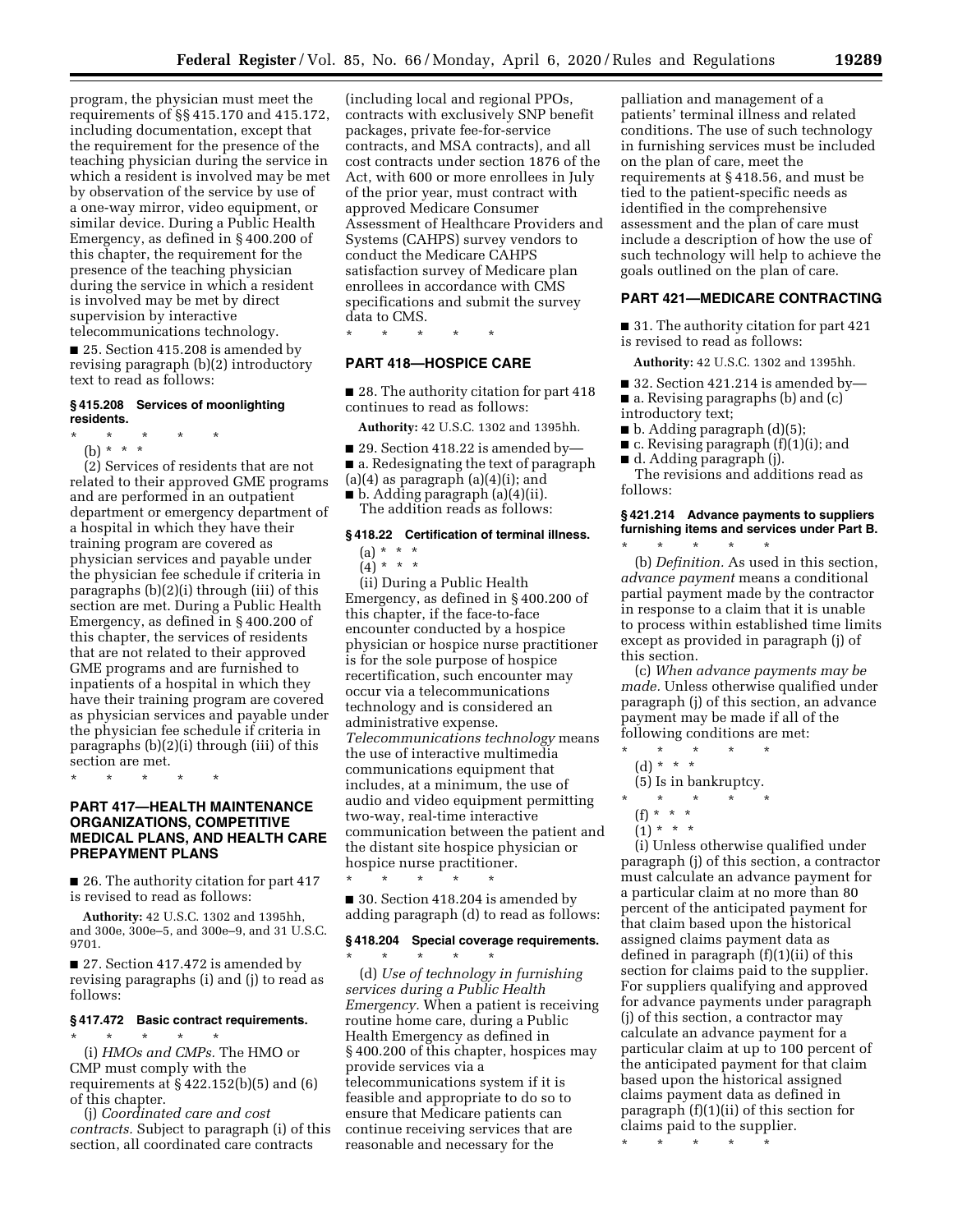program, the physician must meet the requirements of §§ 415.170 and 415.172, including documentation, except that the requirement for the presence of the teaching physician during the service in which a resident is involved may be met by observation of the service by use of a one-way mirror, video equipment, or similar device. During a Public Health Emergency, as defined in § 400.200 of this chapter, the requirement for the presence of the teaching physician during the service in which a resident is involved may be met by direct supervision by interactive telecommunications technology.

■ 25. Section 415.208 is amended by revising paragraph (b)(2) introductory text to read as follows:

#### § 415.208 Services of moonlighting residents.

\* \* \* \* \*

(b) \* \* \*

(2) Services of residents that are not related to their approved GME programs and are performed in an outpatient department or emergency department of a hospital in which they have their training program are covered as physician services and payable under the physician fee schedule if criteria in paragraphs (b)(2)(i) through (iii) of this section are met. During a Public Health Emergency, as defined in § 400.200 of this chapter, the services of residents that are not related to their approved GME programs and are furnished to inpatients of a hospital in which they have their training program are covered as physician services and payable under the physician fee schedule if criteria in paragraphs (b)(2)(i) through (iii) of this section are met.

\* \* \* \* \*

## PART 417—HEALTH MAINTENANCE ORGANIZATIONS, COMPETITIVE MEDICAL PLANS, AND HEALTH CARE PREPAYMENT PLANS

■ 26. The authority citation for part 417 is revised to read as follows:

**Authority:** 42 U.S.C. 1302 and 1395hh, and 300e, 300e–5, and 300e–9, and 31 U.S.C. 9701.

■ 27. Section 417.472 is amended by revising paragraphs (i) and (j) to read as follows:

#### § 417.472 Basic contract requirements.

\* \* \* \* \*

(i) *HMOs and CMPs.* The HMO or CMP must comply with the requirements at § 422.152(b)(5) and (6) of this chapter.

(j) *Coordinated care and cost contracts.* Subject to paragraph (i) of this section, all coordinated care contracts (including local and regional PPOs, contracts with exclusively SNP benefit packages, private fee-for-service contracts, and MSA contracts), and all cost contracts under section 1876 of the Act, with 600 or more enrollees in July of the prior year, must contract with approved Medicare Consumer Assessment of Healthcare Providers and Systems (CAHPS) survey vendors to conduct the Medicare CAHPS satisfaction survey of Medicare plan enrollees in accordance with CMS specifications and submit the survey data to CMS.

\* \* \* \* \*

## PART 418—HOSPICE CARE

■ 28. The authority citation for part 418 continues to read as follows:

**Authority:** 42 U.S.C. 1302 and 1395hh.

■ 29. Section 418.22 is amended by—

■ a. Redesignating the text of paragraph (a)(4) as paragraph (a)(4)(i); and

■ b. Adding paragraph (a)(4)(ii).

The addition reads as follows:

#### § 418.22 Certification of terminal illness.

(a) \* \* \*

(4) \* \* \*

(ii) During a Public Health Emergency, as defined in § 400.200 of this chapter, if the face-to-face encounter conducted by a hospice physician or hospice nurse practitioner is for the sole purpose of hospice recertification, such encounter may occur via a telecommunications technology and is considered an administrative expense. *Telecommunications technology* means the use of interactive multimedia communications equipment that includes, at a minimum, the use of audio and video equipment permitting two-way, real-time interactive communication between the patient and the distant site hospice physician or hospice nurse practitioner.

\* \* \* \* \*

■ 30. Section 418.204 is amended by adding paragraph (d) to read as follows:

#### § 418.204 Special coverage requirements.

\* \* \* \* \*

(d) *Use of technology in furnishing services during a Public Health Emergency.* When a patient is receiving routine home care, during a Public Health Emergency as defined in § 400.200 of this chapter, hospices may provide services via a telecommunications system if it is feasible and appropriate to do so to ensure that Medicare patients can continue receiving services that are reasonable and necessary for the palliation and management of a patients' terminal illness and related conditions. The use of such technology in furnishing services must be included on the plan of care, meet the requirements at § 418.56, and must be tied to the patient-specific needs as identified in the comprehensive assessment and the plan of care must include a description of how the use of such technology will help to achieve the goals outlined on the plan of care.

## PART 421—MEDICARE CONTRACTING

■ 31. The authority citation for part 421 is revised to read as follows:

**Authority:** 42 U.S.C. 1302 and 1395hh.

■ 32. Section 421.214 is amended by—

■ a. Revising paragraphs (b) and (c) introductory text;

■ b. Adding paragraph (d)(5);

■ c. Revising paragraph (f)(1)(i); and

■ d. Adding paragraph (j).

The revisions and additions read as follows:

#### § 421.214 Advance payments to suppliers furnishing items and services under Part B.

\* \* \* \* \*

(b) *Definition.* As used in this section, *advance payment* means a conditional partial payment made by the contractor in response to a claim that it is unable to process within established time limits except as provided in paragraph (j) of this section.

(c) *When advance payments may be made.* Unless otherwise qualified under paragraph (j) of this section, an advance payment may be made if all of the following conditions are met:

\* \* \* \* \*

(d) \* \* \*

(5) Is in bankruptcy.

\* \* \* \* \*

(f) \* \* \*

(1) \* \* \*

(i) Unless otherwise qualified under paragraph (j) of this section, a contractor must calculate an advance payment for a particular claim at no more than 80 percent of the anticipated payment for that claim based upon the historical assigned claims payment data as defined in paragraph (f)(1)(ii) of this section for claims paid to the supplier. For suppliers qualifying and approved for advance payments under paragraph (j) of this section, a contractor may calculate an advance payment for a particular claim at up to 100 percent of the anticipated payment for that claim based upon the historical assigned claims payment data as defined in paragraph (f)(1)(ii) of this section for claims paid to the supplier.

\* \* \* \* \*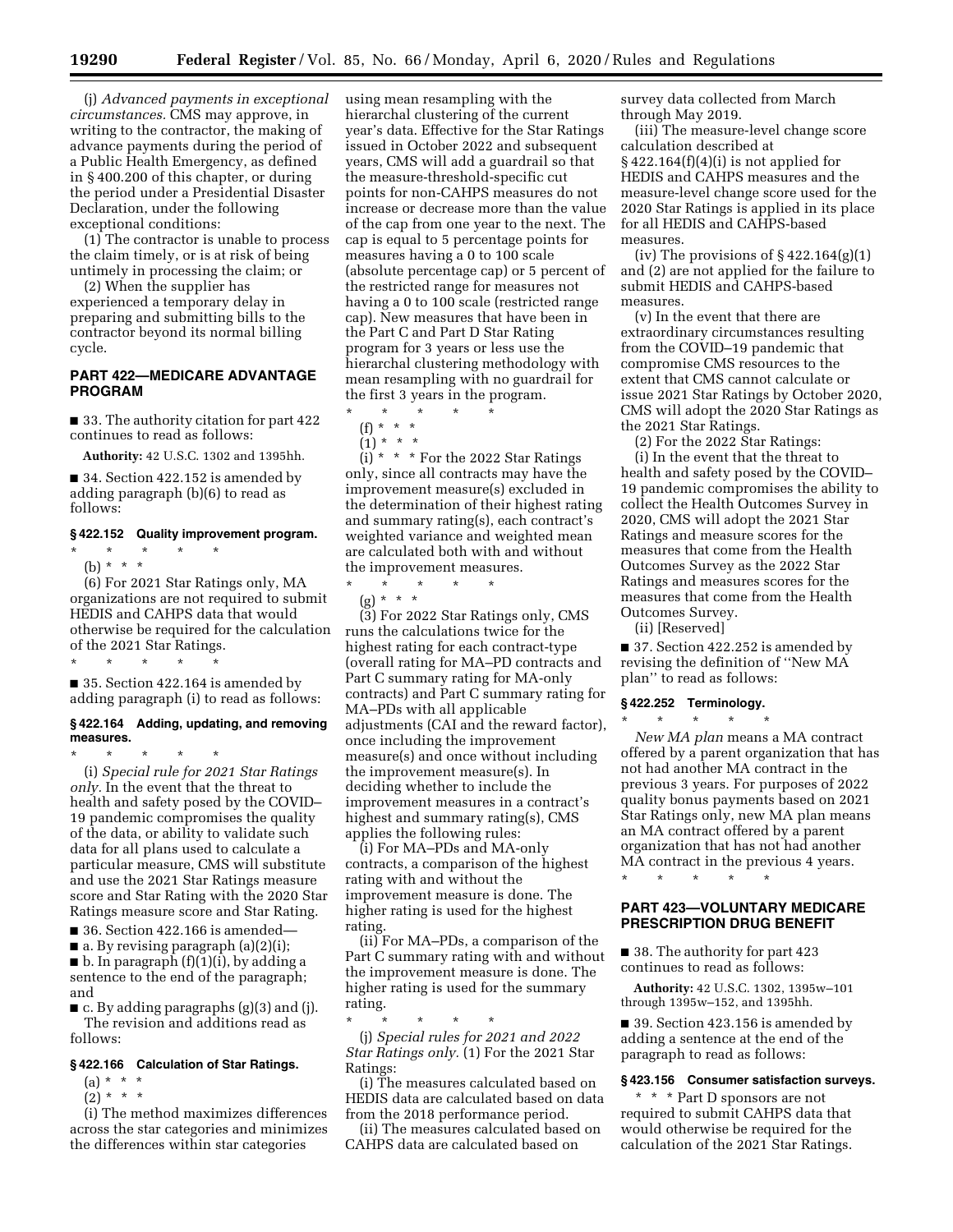(j) *Advanced payments in exceptional circumstances.* CMS may approve, in writing to the contractor, the making of advance payments during the period of a Public Health Emergency, as defined in § 400.200 of this chapter, or during the period under a Presidential Disaster Declaration, under the following exceptional conditions:

(1) The contractor is unable to process the claim timely, or is at risk of being untimely in processing the claim; or

(2) When the supplier has experienced a temporary delay in preparing and submitting bills to the contractor beyond its normal billing cycle.

## PART 422—MEDICARE ADVANTAGE PROGRAM

■ 33. The authority citation for part 422 continues to read as follows:

**Authority:** 42 U.S.C. 1302 and 1395hh.

■ 34. Section 422.152 is amended by adding paragraph (b)(6) to read as follows:

### § 422.152 Quality improvement program.

\* \* \* \* \*

(b) \* \* \*

(6) For 2021 Star Ratings only, MA organizations are not required to submit HEDIS and CAHPS data that would otherwise be required for the calculation of the 2021 Star Ratings.

\* \* \* \* \*

■ 35. Section 422.164 is amended by adding paragraph (i) to read as follows:

### § 422.164 Adding, updating, and removing measures.

\* \* \* \* \*

(i) *Special rule for 2021 Star Ratings only.* In the event that the threat to health and safety posed by the COVID–19 pandemic compromises the quality of the data, or ability to validate such data for all plans used to calculate a particular measure, CMS will substitute and use the 2021 Star Ratings measure score and Star Rating with the 2020 Star Ratings measure score and Star Rating.

■ 36. Section 422.166 is amended—

■ a. By revising paragraph (a)(2)(i);

■ b. In paragraph (f)(1)(i), by adding a sentence to the end of the paragraph; and

■ c. By adding paragraphs (g)(3) and (j).

The revision and additions read as follows:

### § 422.166 Calculation of Star Ratings.

(a) \* \* \*

(2) \* \* \*

(i) The method maximizes differences across the star categories and minimizes the differences within star categories using mean resampling with the hierarchal clustering of the current year's data. Effective for the Star Ratings issued in October 2022 and subsequent years, CMS will add a guardrail so that the measure-threshold-specific cut points for non-CAHPS measures do not increase or decrease more than the value of the cap from one year to the next. The cap is equal to 5 percentage points for measures having a 0 to 100 scale (absolute percentage cap) or 5 percent of the restricted range for measures not having a 0 to 100 scale (restricted range cap). New measures that have been in the Part C and Part D Star Rating program for 3 years or less use the hierarchal clustering methodology with mean resampling with no guardrail for the first 3 years in the program.

\* \* \* \* \*

(f) \* \* \*

(1) \* \* \*

(i) \* \* \* For the 2022 Star Ratings only, since all contracts may have the improvement measure(s) excluded in the determination of their highest rating and summary rating(s), each contract's weighted variance and weighted mean are calculated both with and without the improvement measures.

\* \* \* \* \*

(g) \* \* \*

(3) For 2022 Star Ratings only, CMS runs the calculations twice for the highest rating for each contract-type (overall rating for MA–PD contracts and Part C summary rating for MA-only contracts) and Part C summary rating for MA–PDs with all applicable adjustments (CAI and the reward factor), once including the improvement measure(s) and once without including the improvement measure(s). In deciding whether to include the improvement measures in a contract's highest and summary rating(s), CMS applies the following rules:

(i) For MA–PDs and MA-only contracts, a comparison of the highest rating with and without the improvement measure is done. The higher rating is used for the highest rating.

(ii) For MA–PDs, a comparison of the Part C summary rating with and without the improvement measure is done. The higher rating is used for the summary rating.

\* \* \* \* \*

(j) *Special rules for 2021 and 2022 Star Ratings only.* (1) For the 2021 Star Ratings:

(i) The measures calculated based on HEDIS data are calculated based on data from the 2018 performance period.

(ii) The measures calculated based on CAHPS data are calculated based on survey data collected from March through May 2019.

(iii) The measure-level change score calculation described at § 422.164(f)(4)(i) is not applied for HEDIS and CAHPS measures and the measure-level change score used for the 2020 Star Ratings is applied in its place for all HEDIS and CAHPS-based measures.

(iv) The provisions of § 422.164(g)(1) and (2) are not applied for the failure to submit HEDIS and CAHPS-based measures.

(v) In the event that there are extraordinary circumstances resulting from the COVID–19 pandemic that compromise CMS resources to the extent that CMS cannot calculate or issue 2021 Star Ratings by October 2020, CMS will adopt the 2020 Star Ratings as the 2021 Star Ratings.

(2) For the 2022 Star Ratings:

(i) In the event that the threat to health and safety posed by the COVID–19 pandemic compromises the ability to collect the Health Outcomes Survey in 2020, CMS will adopt the 2021 Star Ratings and measure scores for the measures that come from the Health Outcomes Survey as the 2022 Star Ratings and measures scores for the measures that come from the Health Outcomes Survey.

(ii) [Reserved]

■ 37. Section 422.252 is amended by revising the definition of "New MA plan" to read as follows:

### § 422.252 Terminology.

\* \* \* \* \*

*New MA plan* means a MA contract offered by a parent organization that has not had another MA contract in the previous 3 years. For purposes of 2022 quality bonus payments based on 2021 Star Ratings only, new MA plan means an MA contract offered by a parent organization that has not had another MA contract in the previous 4 years.

\* \* \* \* \*

## PART 423—VOLUNTARY MEDICARE PRESCRIPTION DRUG BENEFIT

■ 38. The authority for part 423 continues to read as follows:

**Authority:** 42 U.S.C. 1302, 1395w–101 through 1395w–152, and 1395hh.

■ 39. Section 423.156 is amended by adding a sentence at the end of the paragraph to read as follows:

### § 423.156 Consumer satisfaction surveys.

\* \* \* Part D sponsors are not required to submit CAHPS data that would otherwise be required for the calculation of the 2021 Star Ratings.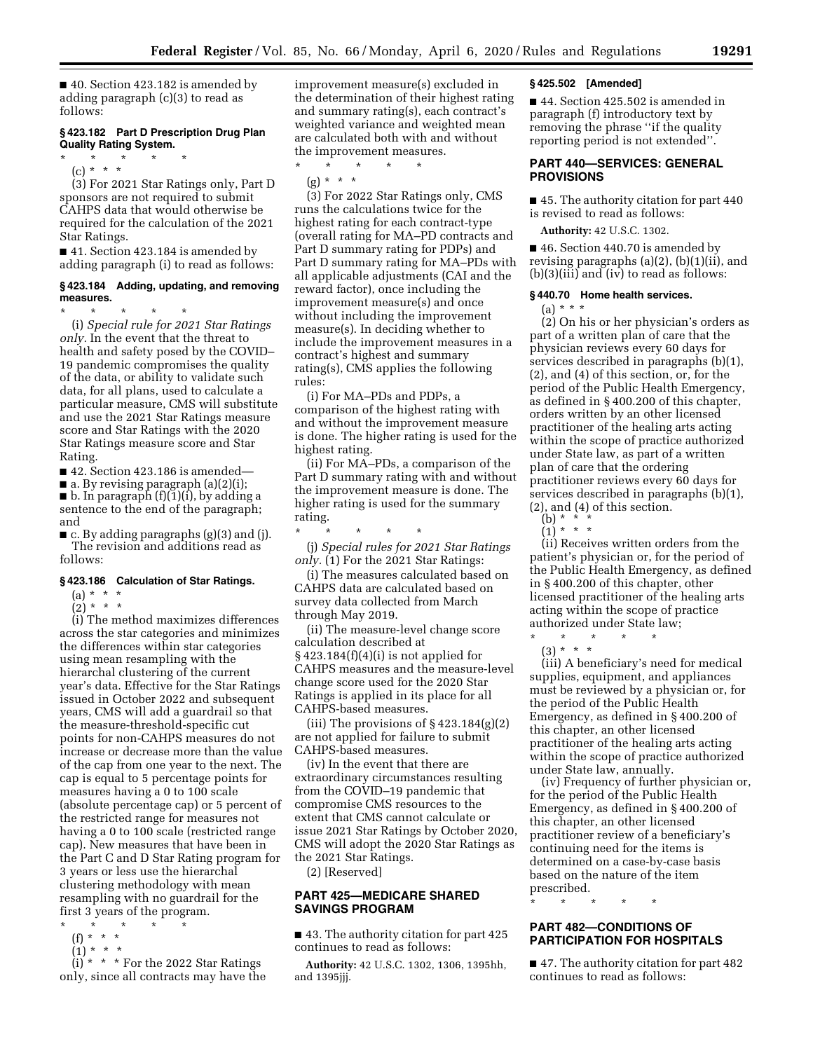■ 40. Section 423.182 is amended by adding paragraph (c)(3) to read as follows:

### § 423.182 Part D Prescription Drug Plan Quality Rating System.

\* \* \* \* \*

(c) \* \* \*

(3) For 2021 Star Ratings only, Part D sponsors are not required to submit CAHPS data that would otherwise be required for the calculation of the 2021 Star Ratings.

■ 41. Section 423.184 is amended by adding paragraph (i) to read as follows:

### § 423.184 Adding, updating, and removing measures.

\* \* \* \* \*

(i) *Special rule for 2021 Star Ratings only.* In the event that the threat to health and safety posed by the COVID–19 pandemic compromises the quality of the data, or ability to validate such data, for all plans, used to calculate a particular measure, CMS will substitute and use the 2021 Star Ratings measure score and Star Ratings with the 2020 Star Ratings measure score and Star Rating.

■ 42. Section 423.186 is amended—

■ a. By revising paragraph (a)(2)(i);

■ b. In paragraph (f)(1)(i), by adding a sentence to the end of the paragraph; and

■ c. By adding paragraphs (g)(3) and (j).

The revision and additions read as follows:

### § 423.186 Calculation of Star Ratings.

(a) \* \* \*

(2) \* \* \*

(i) The method maximizes differences across the star categories and minimizes the differences within star categories using mean resampling with the hierarchal clustering of the current year's data. Effective for the Star Ratings issued in October 2022 and subsequent years, CMS will add a guardrail so that the measure-threshold-specific cut points for non-CAHPS measures do not increase or decrease more than the value of the cap from one year to the next. The cap is equal to 5 percentage points for measures having a 0 to 100 scale (absolute percentage cap) or 5 percent of the restricted range for measures not having a 0 to 100 scale (restricted range cap). New measures that have been in the Part C and D Star Rating program for 3 years or less use the hierarchal clustering methodology with mean resampling with no guardrail for the first 3 years of the program.

\* \* \* \* \*

(f) \* \* \*

(1) \* \* \*

(i) \* \* \* For the 2022 Star Ratings only, since all contracts may have the improvement measure(s) excluded in the determination of their highest rating and summary rating(s), each contract's weighted variance and weighted mean are calculated both with and without the improvement measures.

\* \* \* \* \*

(g) \* \* \*

(3) For 2022 Star Ratings only, CMS runs the calculations twice for the highest rating for each contract-type (overall rating for MA–PD contracts and Part D summary rating for PDPs) and Part D summary rating for MA–PDs with all applicable adjustments (CAI and the reward factor), once including the improvement measure(s) and once without including the improvement measure(s). In deciding whether to include the improvement measures in a contract's highest and summary rating(s), CMS applies the following rules:

(i) For MA–PDs and PDPs, a comparison of the highest rating with and without the improvement measure is done. The higher rating is used for the highest rating.

(ii) For MA–PDs, a comparison of the Part D summary rating with and without the improvement measure is done. The higher rating is used for the summary rating.

\* \* \* \* \*

(j) *Special rules for 2021 Star Ratings only.* (1) For the 2021 Star Ratings:

(i) The measures calculated based on CAHPS data are calculated based on survey data collected from March through May 2019.

(ii) The measure-level change score calculation described at § 423.184(f)(4)(i) is not applied for CAHPS measures and the measure-level change score used for the 2020 Star Ratings is applied in its place for all CAHPS-based measures.

(iii) The provisions of § 423.184(g)(2) are not applied for failure to submit CAHPS-based measures.

(iv) In the event that there are extraordinary circumstances resulting from the COVID–19 pandemic that compromise CMS resources to the extent that CMS cannot calculate or issue 2021 Star Ratings by October 2020, CMS will adopt the 2020 Star Ratings as the 2021 Star Ratings.

(2) [Reserved]

## PART 425—MEDICARE SHARED SAVINGS PROGRAM

■ 43. The authority citation for part 425 continues to read as follows:

**Authority:** 42 U.S.C. 1302, 1306, 1395hh, and 1395jjj.

### § 425.502 [Amended]

■ 44. Section 425.502 is amended in paragraph (f) introductory text by removing the phrase ''if the quality reporting period is not extended''.

## PART 440—SERVICES: GENERAL PROVISIONS

■ 45. The authority citation for part 440 is revised to read as follows:

**Authority:** 42 U.S.C. 1302.

■ 46. Section 440.70 is amended by revising paragraphs (a)(2), (b)(1)(ii), and (b)(3)(iii) and (iv) to read as follows:

### § 440.70 Home health services.

(a) \* \* \*

(2) On his or her physician's orders as part of a written plan of care that the physician reviews every 60 days for services described in paragraphs (b)(1), (2), and (4) of this section, or, for the period of the Public Health Emergency, as defined in § 400.200 of this chapter, orders written by an other licensed practitioner of the healing arts acting within the scope of practice authorized under State law, as part of a written plan of care that the ordering practitioner reviews every 60 days for services described in paragraphs (b)(1), (2), and (4) of this section.

(b) \* \* \*

(1) \* \* \*

(ii) Receives written orders from the patient's physician or, for the period of the Public Health Emergency, as defined in § 400.200 of this chapter, other licensed practitioner of the healing arts acting within the scope of practice authorized under State law;

\* \* \* \* \*

(3) \* \* \*

(iii) A beneficiary's need for medical supplies, equipment, and appliances must be reviewed by a physician or, for the period of the Public Health Emergency, as defined in § 400.200 of this chapter, an other licensed practitioner of the healing arts acting within the scope of practice authorized under State law, annually.

(iv) Frequency of further physician or, for the period of the Public Health Emergency, as defined in § 400.200 of this chapter, an other licensed practitioner review of a beneficiary's continuing need for the items is determined on a case-by-case basis based on the nature of the item prescribed.

\* \* \* \* \*

## PART 482—CONDITIONS OF PARTICIPATION FOR HOSPITALS

■ 47. The authority citation for part 482 continues to read as follows: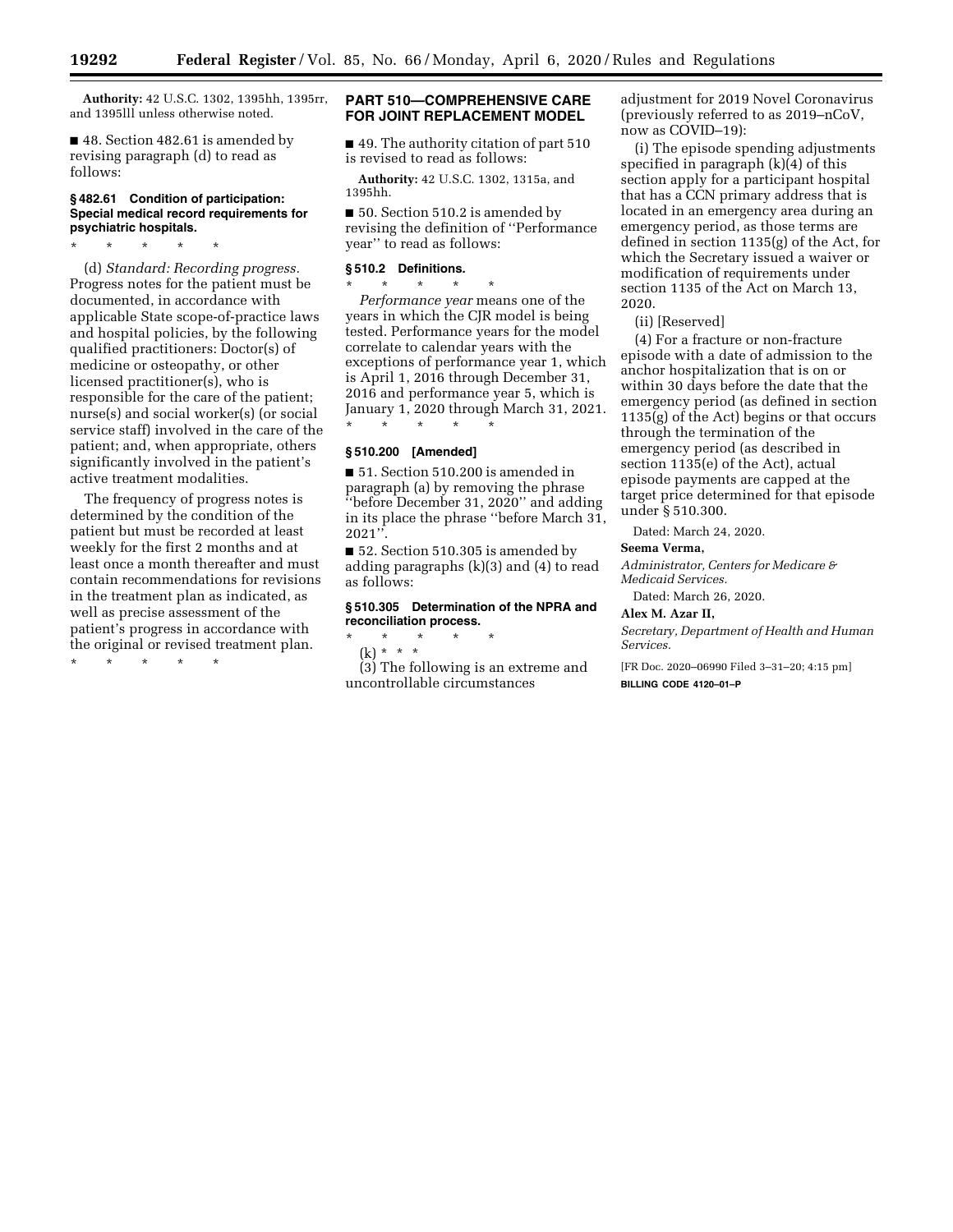**Authority:** 42 U.S.C. 1302, 1395hh, 1395rr, and 1395lll unless otherwise noted.

■ 48. Section 482.61 is amended by revising paragraph (d) to read as follows:

**§ 482.61 Condition of participation: Special medical record requirements for psychiatric hospitals.**

\* \* \* \* \*

(d) *Standard: Recording progress.* Progress notes for the patient must be documented, in accordance with applicable State scope-of-practice laws and hospital policies, by the following qualified practitioners: Doctor(s) of medicine or osteopathy, or other licensed practitioner(s), who is responsible for the care of the patient; nurse(s) and social worker(s) (or social service staff) involved in the care of the patient; and, when appropriate, others significantly involved in the patient's active treatment modalities.

The frequency of progress notes is determined by the condition of the patient but must be recorded at least weekly for the first 2 months and at least once a month thereafter and must contain recommendations for revisions in the treatment plan as indicated, as well as precise assessment of the patient's progress in accordance with the original or revised treatment plan.

\* \* \* \* \*

## PART 510—COMPREHENSIVE CARE FOR JOINT REPLACEMENT MODEL

■ 49. The authority citation of part 510 is revised to read as follows:

**Authority:** 42 U.S.C. 1302, 1315a, and 1395hh.

■ 50. Section 510.2 is amended by revising the definition of "Performance year" to read as follows:

**§ 510.2 Definitions.**

\* \* \* \* \*

*Performance year* means one of the years in which the CJR model is being tested. Performance years for the model correlate to calendar years with the exceptions of performance year 1, which is April 1, 2016 through December 31, 2016 and performance year 5, which is January 1, 2020 through March 31, 2021.

\* \* \* \* \*

**§ 510.200 [Amended]**

■ 51. Section 510.200 is amended in paragraph (a) by removing the phrase "before December 31, 2020" and adding in its place the phrase "before March 31, 2021".

■ 52. Section 510.305 is amended by adding paragraphs (k)(3) and (4) to read as follows:

**§ 510.305 Determination of the NPRA and reconciliation process.**

\* \* \* \* \*

(k) \* \* \*

(3) The following is an extreme and uncontrollable circumstances adjustment for 2019 Novel Coronavirus (previously referred to as 2019–nCoV, now as COVID–19):

(i) The episode spending adjustments specified in paragraph (k)(4) of this section apply for a participant hospital that has a CCN primary address that is located in an emergency area during an emergency period, as those terms are defined in section 1135(g) of the Act, for which the Secretary issued a waiver or modification of requirements under section 1135 of the Act on March 13, 2020.

(ii) [Reserved]

(4) For a fracture or non-fracture episode with a date of admission to the anchor hospitalization that is on or within 30 days before the date that the emergency period (as defined in section 1135(g) of the Act) begins or that occurs through the termination of the emergency period (as described in section 1135(e) of the Act), actual episode payments are capped at the target price determined for that episode under § 510.300.

Dated: March 24, 2020.

**Seema Verma,**

*Administrator, Centers for Medicare & Medicaid Services.*

Dated: March 26, 2020.

**Alex M. Azar II,**

*Secretary, Department of Health and Human Services.*

[FR Doc. 2020–06990 Filed 3–31–20; 4:15 pm]

**BILLING CODE 4120–01–P**